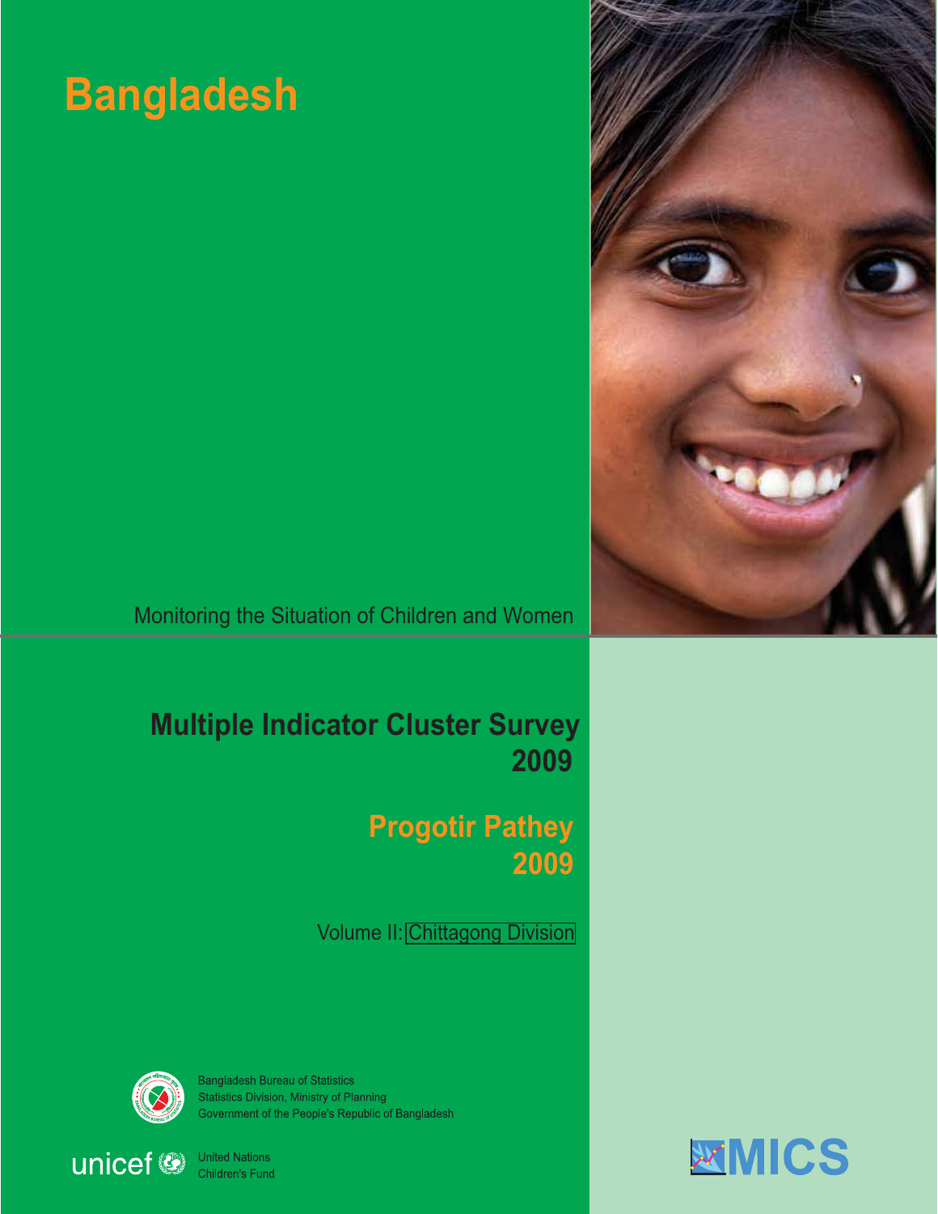# Bangladesh

Monitoring the Situation of Children and Women

## Multiple Indicator Cluster Survey 2009

## Progotir Pathey 2009

Volume II: Chittagong Division

Bangladesh Bureau of Statistics
Statistics Division, Ministry of Planning
Government of the People's Republic of Bangladesh

unicef
United Nations
Children's Fund

MICS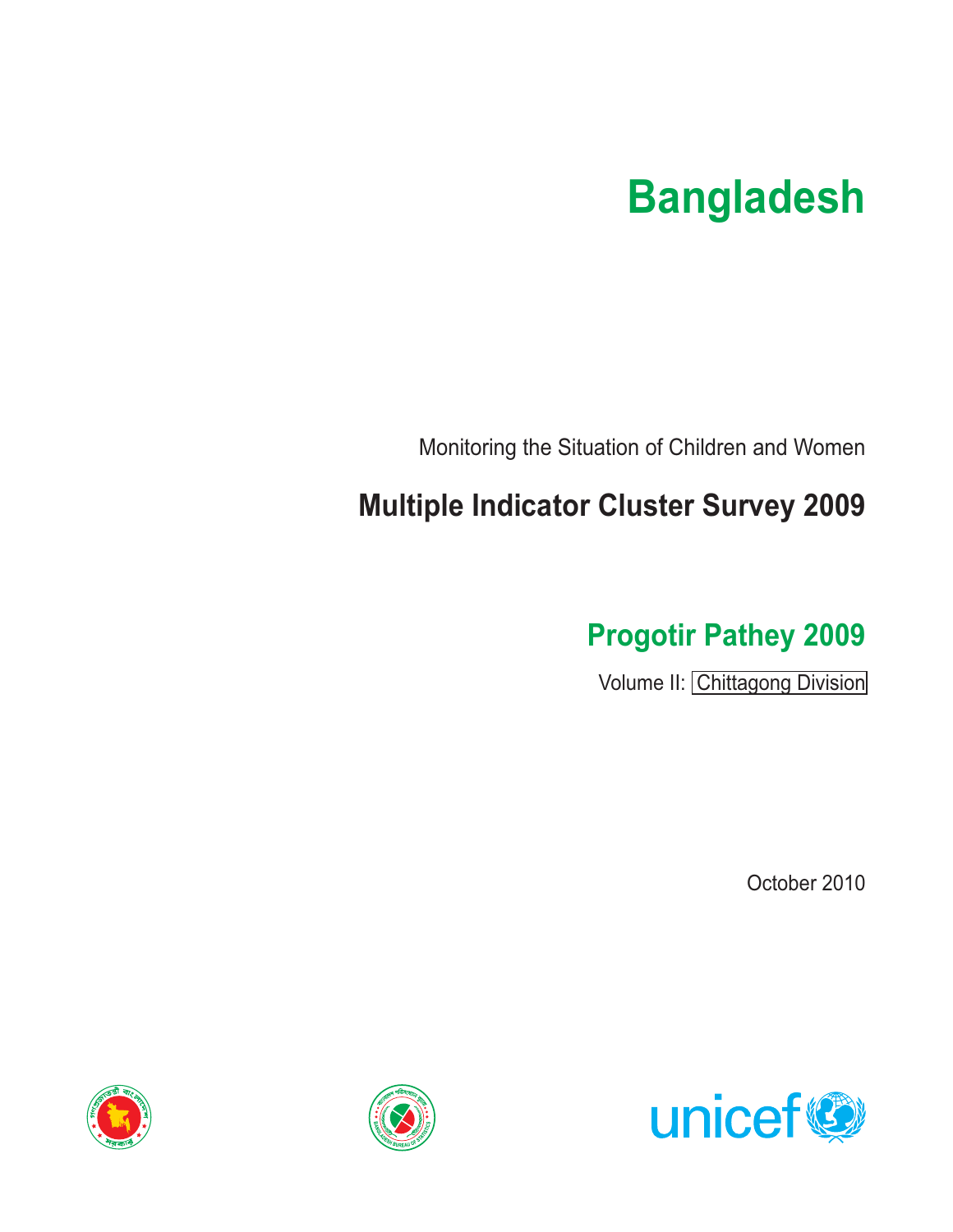# Bangladesh

Monitoring the Situation of Children and Women

## Multiple Indicator Cluster Survey 2009

## Progotir Pathey 2009

Volume II: Chittagong Division

October 2010

unicef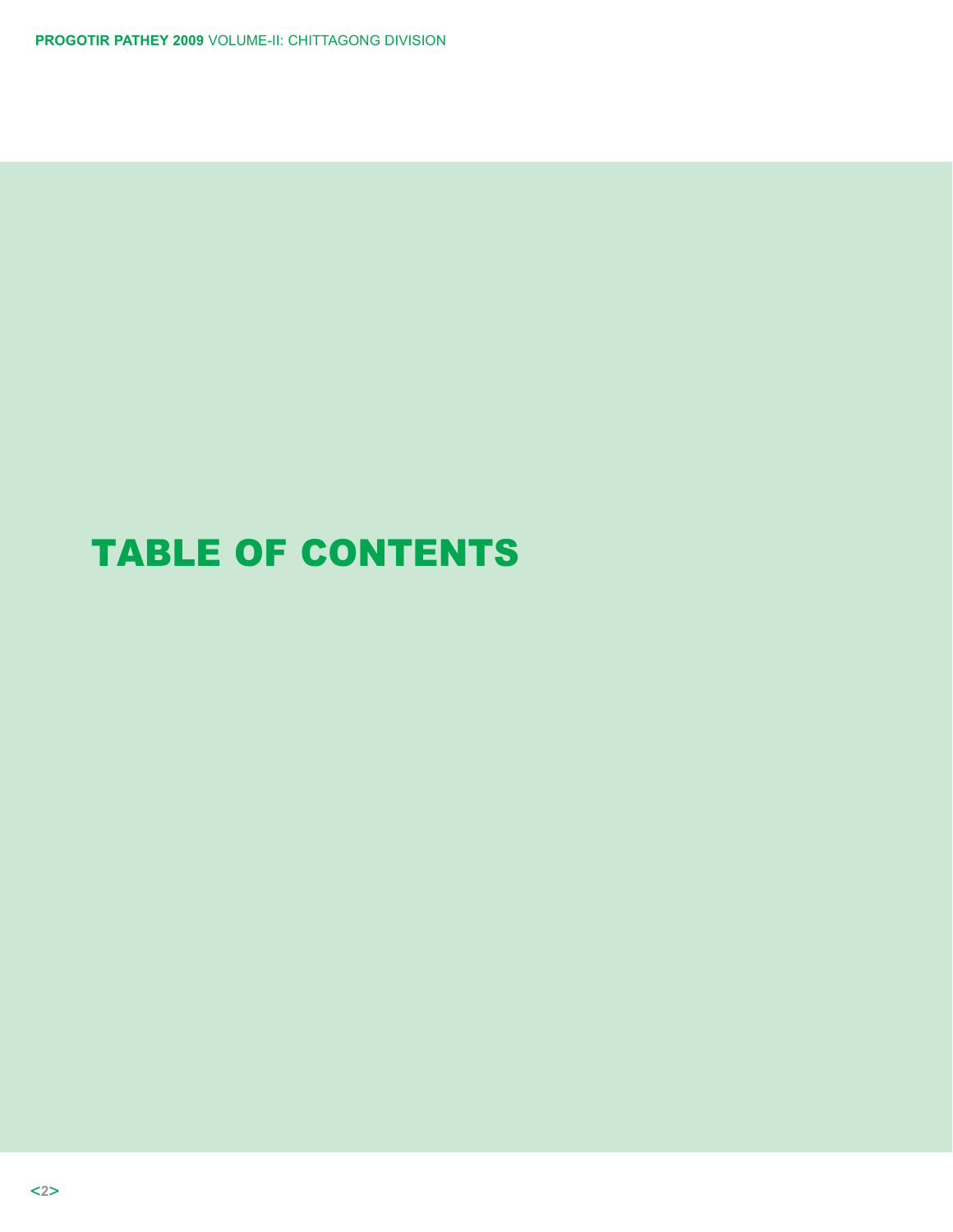# TABLE OF CONTENTS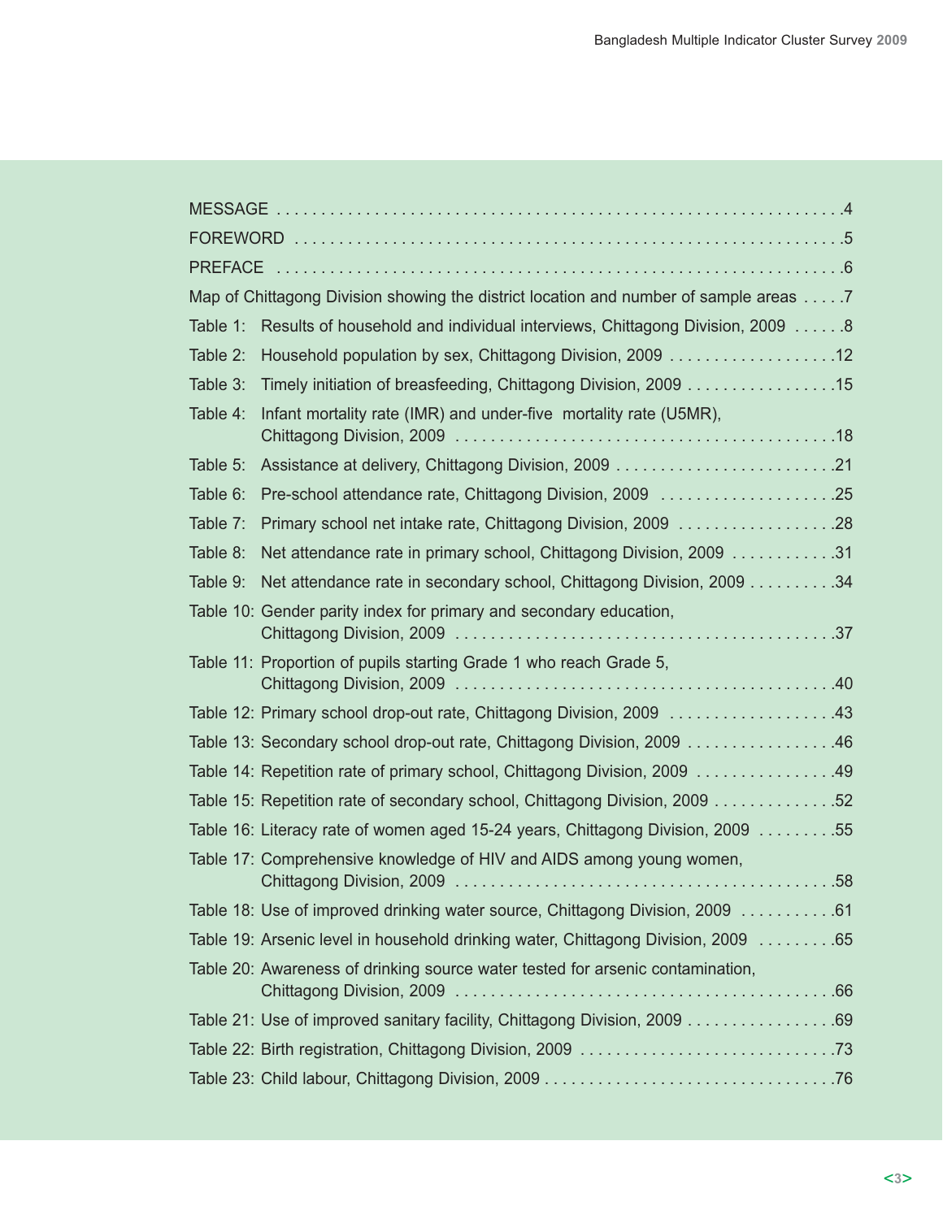MESSAGE .....4

FOREWORD .....5

PREFACE .....6

Map of Chittagong Division showing the district location and number of sample areas .....7

Table 1: Results of household and individual interviews, Chittagong Division, 2009 .....8

Table 2: Household population by sex, Chittagong Division, 2009 .....12

Table 3: Timely initiation of breasfeeding, Chittagong Division, 2009 .....15

Table 4: Infant mortality rate (IMR) and under-five mortality rate (U5MR), Chittagong Division, 2009 .....18

Table 5: Assistance at delivery, Chittagong Division, 2009 .....21

Table 6: Pre-school attendance rate, Chittagong Division, 2009 .....25

Table 7: Primary school net intake rate, Chittagong Division, 2009 .....28

Table 8: Net attendance rate in primary school, Chittagong Division, 2009 .....31

Table 9: Net attendance rate in secondary school, Chittagong Division, 2009 .....34

Table 10: Gender parity index for primary and secondary education, Chittagong Division, 2009 .....37

Table 11: Proportion of pupils starting Grade 1 who reach Grade 5, Chittagong Division, 2009 .....40

Table 12: Primary school drop-out rate, Chittagong Division, 2009 .....43

Table 13: Secondary school drop-out rate, Chittagong Division, 2009 .....46

Table 14: Repetition rate of primary school, Chittagong Division, 2009 .....49

Table 15: Repetition rate of secondary school, Chittagong Division, 2009 .....52

Table 16: Literacy rate of women aged 15-24 years, Chittagong Division, 2009 .....55

Table 17: Comprehensive knowledge of HIV and AIDS among young women, Chittagong Division, 2009 .....58

Table 18: Use of improved drinking water source, Chittagong Division, 2009 .....61

Table 19: Arsenic level in household drinking water, Chittagong Division, 2009 .....65

Table 20: Awareness of drinking source water tested for arsenic contamination, Chittagong Division, 2009 .....66

Table 21: Use of improved sanitary facility, Chittagong Division, 2009 .....69

Table 22: Birth registration, Chittagong Division, 2009 .....73

Table 23: Child labour, Chittagong Division, 2009 .....76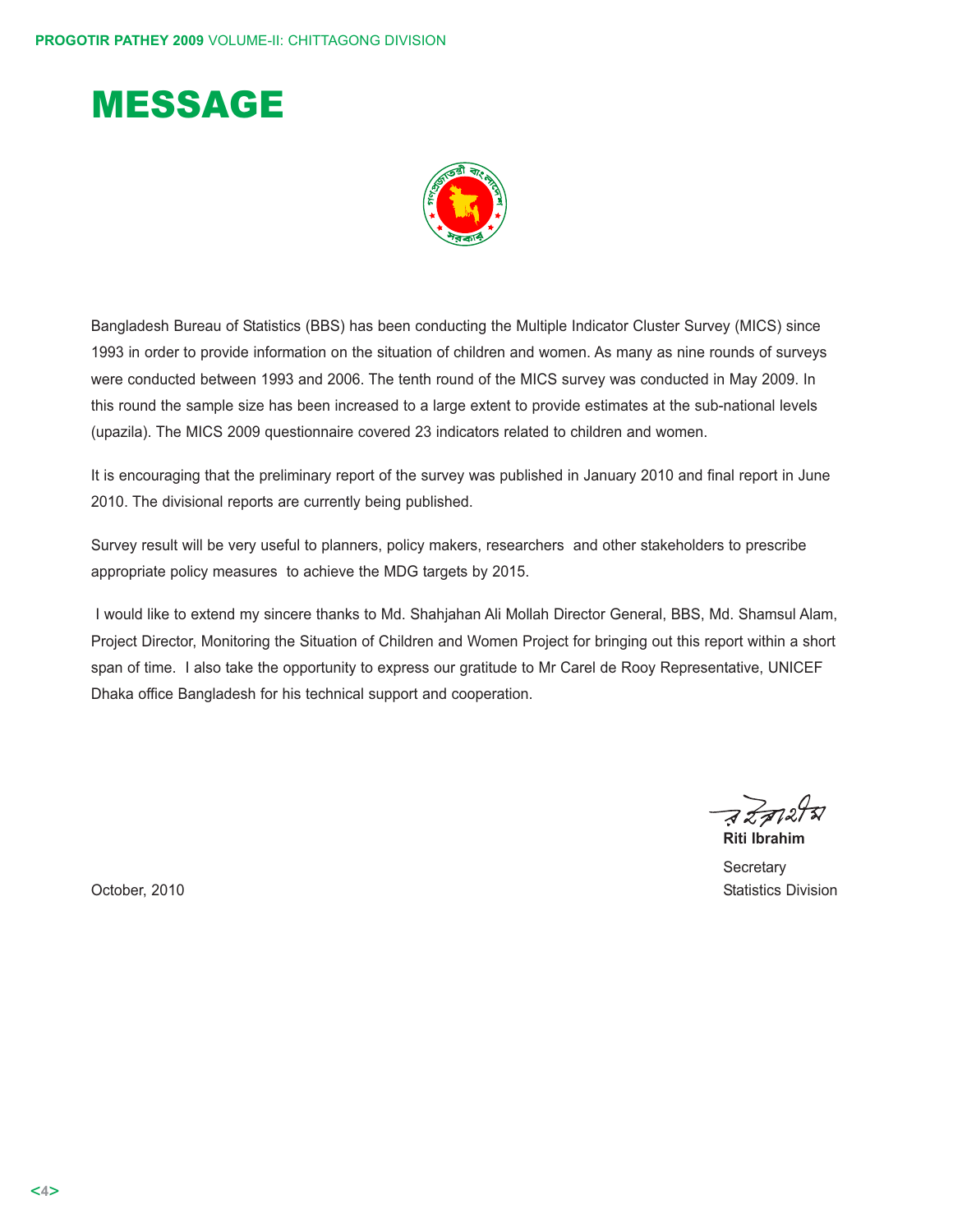# MESSAGE

Bangladesh Bureau of Statistics (BBS) has been conducting the Multiple Indicator Cluster Survey (MICS) since 1993 in order to provide information on the situation of children and women. As many as nine rounds of surveys were conducted between 1993 and 2006. The tenth round of the MICS survey was conducted in May 2009. In this round the sample size has been increased to a large extent to provide estimates at the sub-national levels (upazila). The MICS 2009 questionnaire covered 23 indicators related to children and women.

It is encouraging that the preliminary report of the survey was published in January 2010 and final report in June 2010. The divisional reports are currently being published.

Survey result will be very useful to planners, policy makers, researchers and other stakeholders to prescribe appropriate policy measures to achieve the MDG targets by 2015.

I would like to extend my sincere thanks to Md. Shahjahan Ali Mollah Director General, BBS, Md. Shamsul Alam, Project Director, Monitoring the Situation of Children and Women Project for bringing out this report within a short span of time. I also take the opportunity to express our gratitude to Mr Carel de Rooy Representative, UNICEF Dhaka office Bangladesh for his technical support and cooperation.

**Riti Ibrahim**

Secretary

Statistics Division

October, 2010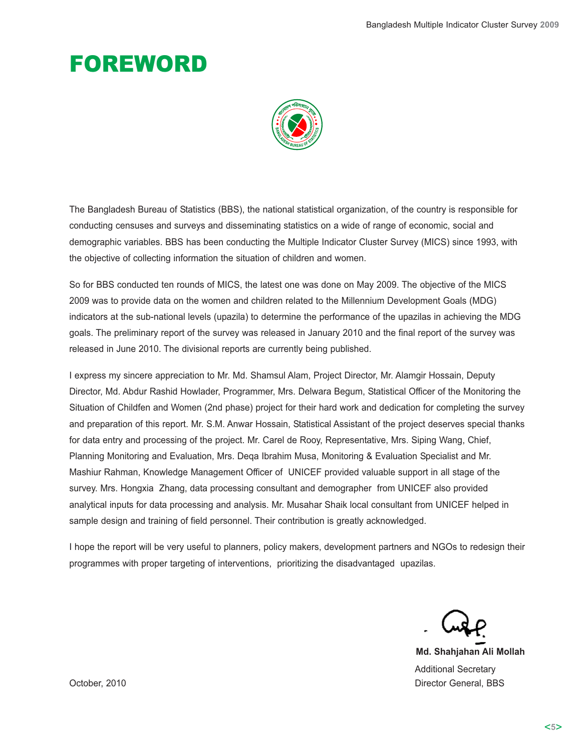# FOREWORD

The Bangladesh Bureau of Statistics (BBS), the national statistical organization, of the country is responsible for conducting censuses and surveys and disseminating statistics on a wide of range of economic, social and demographic variables. BBS has been conducting the Multiple Indicator Cluster Survey (MICS) since 1993, with the objective of collecting information the situation of children and women.

So for BBS conducted ten rounds of MICS, the latest one was done on May 2009. The objective of the MICS 2009 was to provide data on the women and children related to the Millennium Development Goals (MDG) indicators at the sub-national levels (upazila) to determine the performance of the upazilas in achieving the MDG goals. The preliminary report of the survey was released in January 2010 and the final report of the survey was released in June 2010. The divisional reports are currently being published.

I express my sincere appreciation to Mr. Md. Shamsul Alam, Project Director, Mr. Alamgir Hossain, Deputy Director, Md. Abdur Rashid Howlader, Programmer, Mrs. Delwara Begum, Statistical Officer of the Monitoring the Situation of Childfen and Women (2nd phase) project for their hard work and dedication for completing the survey and preparation of this report. Mr. S.M. Anwar Hossain, Statistical Assistant of the project deserves special thanks for data entry and processing of the project. Mr. Carel de Rooy, Representative, Mrs. Siping Wang, Chief, Planning Monitoring and Evaluation, Mrs. Deqa Ibrahim Musa, Monitoring & Evaluation Specialist and Mr. Mashiur Rahman, Knowledge Management Officer of UNICEF provided valuable support in all stage of the survey. Mrs. Hongxia Zhang, data processing consultant and demographer from UNICEF also provided analytical inputs for data processing and analysis. Mr. Musahar Shaik local consultant from UNICEF helped in sample design and training of field personnel. Their contribution is greatly acknowledged.

I hope the report will be very useful to planners, policy makers, development partners and NGOs to redesign their programmes with proper targeting of interventions, prioritizing the disadvantaged upazilas.

**Md. Shahjahan Ali Mollah**
Additional Secretary
Director General, BBS

October, 2010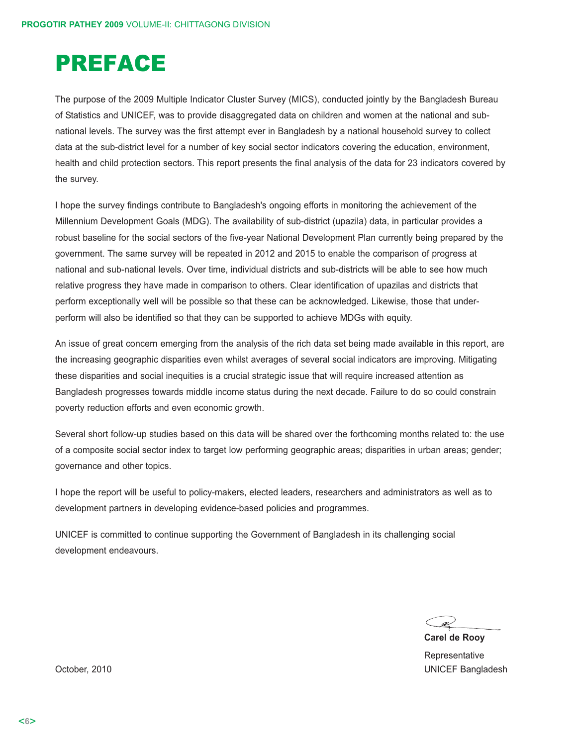# PREFACE

The purpose of the 2009 Multiple Indicator Cluster Survey (MICS), conducted jointly by the Bangladesh Bureau of Statistics and UNICEF, was to provide disaggregated data on children and women at the national and sub-national levels. The survey was the first attempt ever in Bangladesh by a national household survey to collect data at the sub-district level for a number of key social sector indicators covering the education, environment, health and child protection sectors. This report presents the final analysis of the data for 23 indicators covered by the survey.

I hope the survey findings contribute to Bangladesh's ongoing efforts in monitoring the achievement of the Millennium Development Goals (MDG). The availability of sub-district (upazila) data, in particular provides a robust baseline for the social sectors of the five-year National Development Plan currently being prepared by the government. The same survey will be repeated in 2012 and 2015 to enable the comparison of progress at national and sub-national levels. Over time, individual districts and sub-districts will be able to see how much relative progress they have made in comparison to others. Clear identification of upazilas and districts that perform exceptionally well will be possible so that these can be acknowledged. Likewise, those that under-perform will also be identified so that they can be supported to achieve MDGs with equity.

An issue of great concern emerging from the analysis of the rich data set being made available in this report, are the increasing geographic disparities even whilst averages of several social indicators are improving. Mitigating these disparities and social inequities is a crucial strategic issue that will require increased attention as Bangladesh progresses towards middle income status during the next decade. Failure to do so could constrain poverty reduction efforts and even economic growth.

Several short follow-up studies based on this data will be shared over the forthcoming months related to: the use of a composite social sector index to target low performing geographic areas; disparities in urban areas; gender; governance and other topics.

I hope the report will be useful to policy-makers, elected leaders, researchers and administrators as well as to development partners in developing evidence-based policies and programmes.

UNICEF is committed to continue supporting the Government of Bangladesh in its challenging social development endeavours.

**Carel de Rooy**
Representative
UNICEF Bangladesh

October, 2010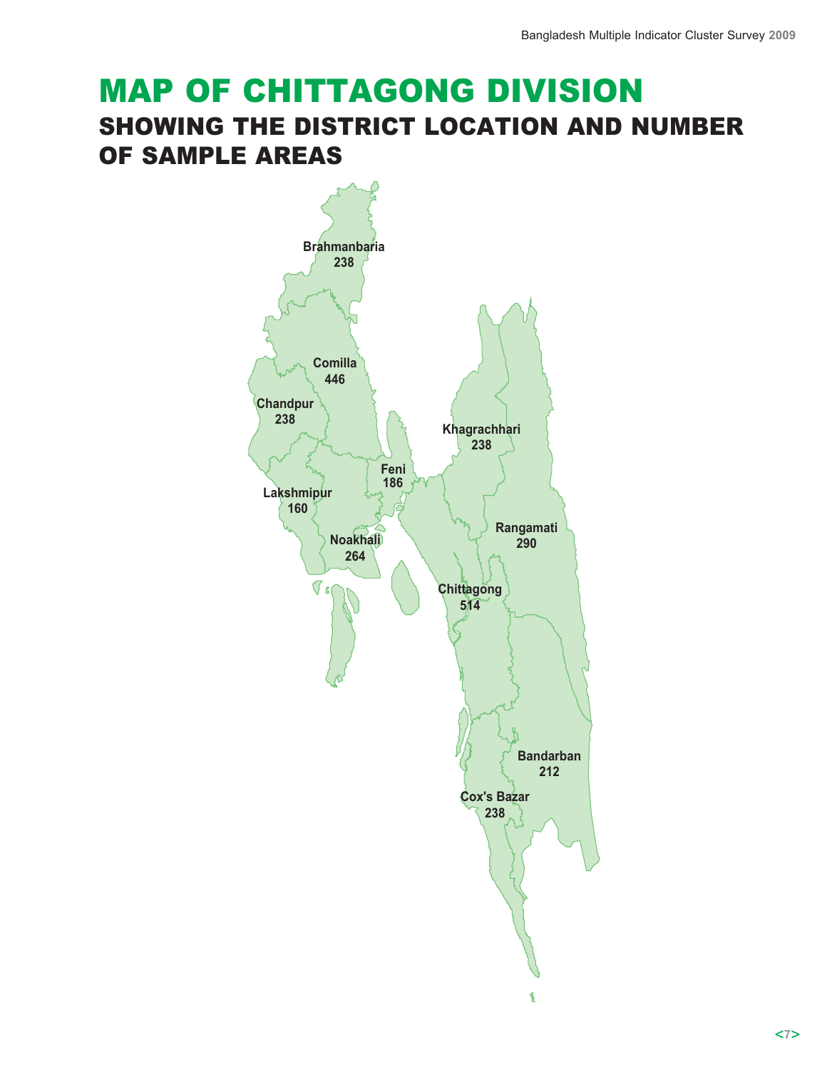# MAP OF CHITTAGONG DIVISION

## SHOWING THE DISTRICT LOCATION AND NUMBER OF SAMPLE AREAS

Brahmanbaria 238

Comilla 446

Chandpur 238

Khagrachhari 238

Feni 186

Lakshmipur 160

Rangamati 290

Noakhali 264

Chittagong 514

Bandarban 212

Cox's Bazar 238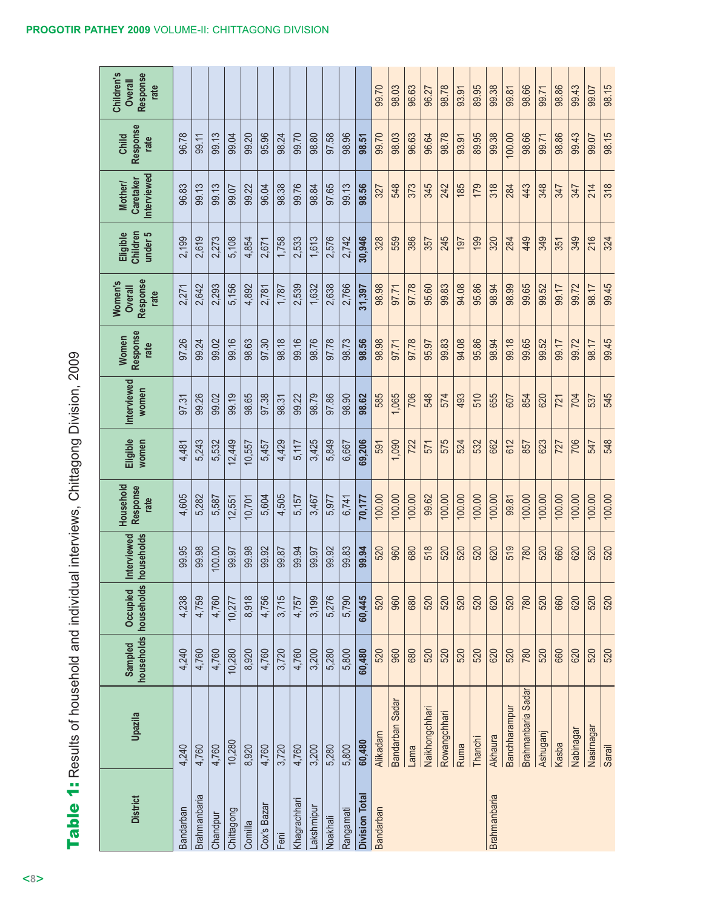# Table 1: Results of household and individual interviews, Chittagong Division, 2009

| District | Upazila | Sampled households | Occupied households | Interviewed households | Household Response rate | Eligible women | Interviewed women | Women Response rate | Women's Overall Response rate | Eligible Children under 5 | Mother/ Caretaker Interviewed | Child Response rate | Children's Overall Response rate |
|---|---|---|---|---|---|---|---|---|---|---|---|---|---|
| Bandarban | 4,240 | 4,240 | 4,238 | 99.95 | 4,605 | 4,481 | 97.31 | 97.26 | 2,271 | 2,199 | 96.83 | 96.78 | |
| Brahmanbaria | 4,760 | 4,760 | 4,759 | 99.98 | 5,282 | 5,243 | 99.26 | 99.24 | 2,642 | 2,619 | 99.13 | 99.11 | |
| Chandpur | 4,760 | 4,760 | 4,760 | 100.00 | 5,587 | 5,532 | 99.02 | 99.02 | 2,293 | 2,273 | 99.13 | 99.13 | |
| Chittagong | 10,280 | 10,280 | 10,277 | 99.97 | 12,551 | 12,449 | 99.19 | 99.16 | 5,156 | 5,108 | 99.07 | 99.04 | |
| Comilla | 8,920 | 8,920 | 8,918 | 99.98 | 10,701 | 10,557 | 98.65 | 98.63 | 4,892 | 4,854 | 99.22 | 99.20 | |
| Cox's Bazar | 4,760 | 4,760 | 4,756 | 99.92 | 5,604 | 5,457 | 97.38 | 97.30 | 2,781 | 2,671 | 96.04 | 95.96 | |
| Feni | 3,720 | 3,720 | 3,715 | 99.87 | 4,505 | 4,429 | 98.31 | 98.18 | 1,787 | 1,758 | 98.38 | 98.24 | |
| Khagrachhari | 4,760 | 4,760 | 4,757 | 99.94 | 5,157 | 5,117 | 99.22 | 99.16 | 2,539 | 2,533 | 99.76 | 99.70 | |
| Lakshmipur | 3,200 | 3,200 | 3,199 | 99.97 | 3,467 | 3,425 | 98.79 | 98.76 | 1,632 | 1,613 | 98.84 | 98.80 | |
| Noakhali | 5,280 | 5,280 | 5,276 | 99.92 | 5,977 | 5,849 | 97.86 | 97.78 | 2,638 | 2,576 | 97.65 | 97.58 | |
| Rangamati | 5,800 | 5,800 | 5,790 | 99.83 | 6,741 | 6,667 | 98.90 | 98.73 | 2,766 | 2,742 | 99.13 | 98.96 | |
| **Division Total** | **60,480** | **60,480** | **60,445** | **99.94** | **70,177** | **69,206** | **98.62** | **98.56** | **31,397** | **30,946** | **98.56** | **98.51** | |
| Bandarban | Alikadam | 520 | 520 | 520 | 100.00 | 591 | 585 | 98.98 | 98.98 | 328 | 327 | 99.70 | 99.70 |
| | Bandarban Sadar | 960 | 960 | 960 | 100.00 | 1,090 | 1,065 | 97.71 | 97.71 | 559 | 548 | 98.03 | 98.03 |
| | Lama | 680 | 680 | 680 | 100.00 | 722 | 706 | 97.78 | 97.78 | 386 | 373 | 96.63 | 96.63 |
| | Naikhongchhari | 520 | 520 | 518 | 99.62 | 571 | 548 | 95.97 | 95.60 | 357 | 345 | 96.64 | 96.27 |
| | Rowangchhari | 520 | 520 | 520 | 100.00 | 575 | 574 | 99.83 | 99.83 | 245 | 242 | 98.78 | 98.78 |
| | Ruma | 520 | 520 | 520 | 100.00 | 524 | 493 | 94.08 | 94.08 | 197 | 185 | 93.91 | 93.91 |
| | Thanchi | 520 | 520 | 520 | 100.00 | 532 | 510 | 95.86 | 95.86 | 199 | 179 | 89.95 | 89.95 |
| Brahmanbaria | Akhaura | 620 | 620 | 620 | 100.00 | 662 | 655 | 98.94 | 98.94 | 320 | 318 | 99.38 | 99.38 |
| | Banchharampur | 520 | 520 | 519 | 99.81 | 612 | 607 | 99.18 | 98.99 | 284 | 284 | 100.00 | 99.81 |
| | Brahmanbaria Sadar | 780 | 780 | 780 | 100.00 | 857 | 854 | 99.65 | 99.65 | 449 | 443 | 98.66 | 98.66 |
| | Ashuganj | 520 | 520 | 520 | 100.00 | 623 | 620 | 99.52 | 99.52 | 349 | 348 | 99.71 | 99.71 |
| | Kasba | 660 | 660 | 660 | 100.00 | 727 | 721 | 99.17 | 99.17 | 351 | 347 | 98.86 | 98.86 |
| | Nabinagar | 620 | 620 | 620 | 100.00 | 706 | 704 | 99.72 | 99.72 | 349 | 347 | 99.43 | 99.43 |
| | Nasirnagar | 520 | 520 | 520 | 100.00 | 547 | 537 | 98.17 | 98.17 | 216 | 214 | 99.07 | 99.07 |
| | Sarail | 520 | 520 | 520 | 100.00 | 548 | 545 | 99.45 | 99.45 | 324 | 318 | 98.15 | 98.15 |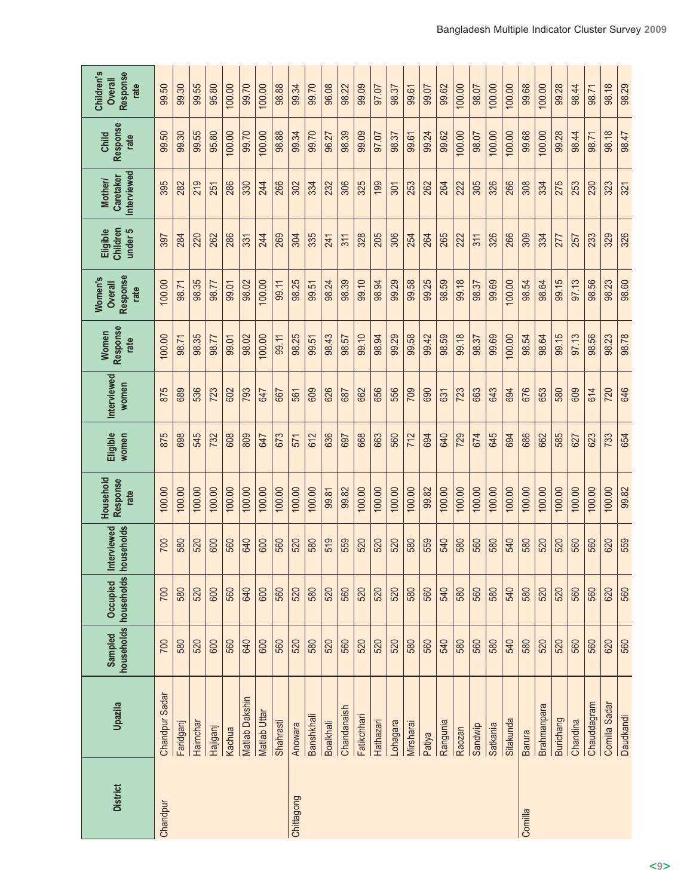| District | Upazila | Sampled households | Occupied households | Interviewed households | Household Response rate | Eligible women | Interviewed women | Women Response rate | Women's Overall Response rate | Eligible Children under 5 | Mother/ Caretaker Interviewed | Child Response rate | Children's Overall Response rate |
|---|---|---|---|---|---|---|---|---|---|---|---|---|---|
| Chandpur | Chandpur Sadar | 700 | 700 | 700 | 100.00 | 875 | 875 | 100.00 | 100.00 | 397 | 395 | 99.50 | 99.50 |
| | Faridganj | 580 | 580 | 580 | 100.00 | 698 | 689 | 98.71 | 98.71 | 284 | 282 | 99.30 | 99.30 |
| | Haimchar | 520 | 520 | 520 | 100.00 | 545 | 536 | 98.35 | 98.35 | 220 | 219 | 99.55 | 99.55 |
| | Hajiganj | 600 | 600 | 600 | 100.00 | 732 | 723 | 98.77 | 98.77 | 262 | 251 | 95.80 | 95.80 |
| | Kachua | 560 | 560 | 560 | 100.00 | 608 | 602 | 99.01 | 99.01 | 286 | 286 | 100.00 | 100.00 |
| | Matlab Dakshin | 640 | 640 | 640 | 100.00 | 809 | 793 | 98.02 | 98.02 | 331 | 330 | 99.70 | 99.70 |
| | Matlab Uttar | 600 | 600 | 600 | 100.00 | 647 | 647 | 100.00 | 100.00 | 244 | 244 | 100.00 | 100.00 |
| | Shahrasti | 560 | 560 | 560 | 100.00 | 673 | 667 | 99.11 | 99.11 | 269 | 266 | 98.88 | 98.88 |
| Chittagong | Anowara | 520 | 520 | 520 | 100.00 | 571 | 561 | 98.25 | 98.25 | 304 | 302 | 99.34 | 99.34 |
| | Banshkhali | 580 | 580 | 580 | 100.00 | 612 | 609 | 99.51 | 99.51 | 335 | 334 | 99.70 | 99.70 |
| | Boalkhali | 520 | 520 | 519 | 99.81 | 636 | 626 | 98.43 | 98.24 | 241 | 232 | 96.27 | 96.08 |
| | Chandanaish | 560 | 560 | 559 | 99.82 | 697 | 687 | 98.57 | 98.39 | 311 | 306 | 98.39 | 98.22 |
| | Fatikchhari | 520 | 520 | 520 | 100.00 | 668 | 662 | 99.10 | 99.10 | 328 | 325 | 99.09 | 99.09 |
| | Hathazari | 520 | 520 | 520 | 100.00 | 663 | 656 | 98.94 | 98.94 | 205 | 199 | 97.07 | 97.07 |
| | Lohagara | 520 | 520 | 520 | 100.00 | 560 | 556 | 99.29 | 99.29 | 306 | 301 | 98.37 | 98.37 |
| | Mirsharai | 580 | 580 | 580 | 100.00 | 712 | 709 | 99.58 | 99.58 | 254 | 253 | 99.61 | 99.61 |
| | Patiya | 560 | 560 | 559 | 99.82 | 694 | 690 | 99.42 | 99.25 | 264 | 262 | 99.24 | 99.07 |
| | Rangunia | 540 | 540 | 540 | 100.00 | 640 | 631 | 98.59 | 98.59 | 265 | 264 | 99.62 | 99.62 |
| | Raozan | 580 | 580 | 580 | 100.00 | 729 | 723 | 99.18 | 99.18 | 222 | 222 | 100.00 | 100.00 |
| | Sandwip | 560 | 560 | 560 | 100.00 | 674 | 663 | 98.37 | 98.37 | 311 | 305 | 98.07 | 98.07 |
| | Satkania | 580 | 580 | 580 | 100.00 | 645 | 643 | 99.69 | 99.69 | 326 | 326 | 100.00 | 100.00 |
| | Sitakunda | 540 | 540 | 540 | 100.00 | 694 | 694 | 100.00 | 100.00 | 266 | 266 | 100.00 | 100.00 |
| Comilla | Barura | 580 | 580 | 580 | 100.00 | 686 | 676 | 98.54 | 98.54 | 309 | 308 | 99.68 | 99.68 |
| | Brahmanpara | 520 | 520 | 520 | 100.00 | 662 | 653 | 98.64 | 98.64 | 334 | 334 | 100.00 | 100.00 |
| | Burichang | 520 | 520 | 520 | 100.00 | 585 | 580 | 99.15 | 99.15 | 277 | 275 | 99.28 | 99.28 |
| | Chandina | 560 | 560 | 560 | 100.00 | 627 | 609 | 97.13 | 97.13 | 257 | 253 | 98.44 | 98.44 |
| | Chauddagram | 560 | 560 | 560 | 100.00 | 623 | 614 | 98.56 | 98.56 | 233 | 230 | 98.71 | 98.71 |
| | Comilla Sadar | 620 | 620 | 620 | 100.00 | 733 | 720 | 98.23 | 98.23 | 329 | 323 | 98.18 | 98.18 |
| | Daudkandi | 560 | 560 | 559 | 99.82 | 654 | 646 | 98.78 | 98.60 | 326 | 321 | 98.47 | 98.29 |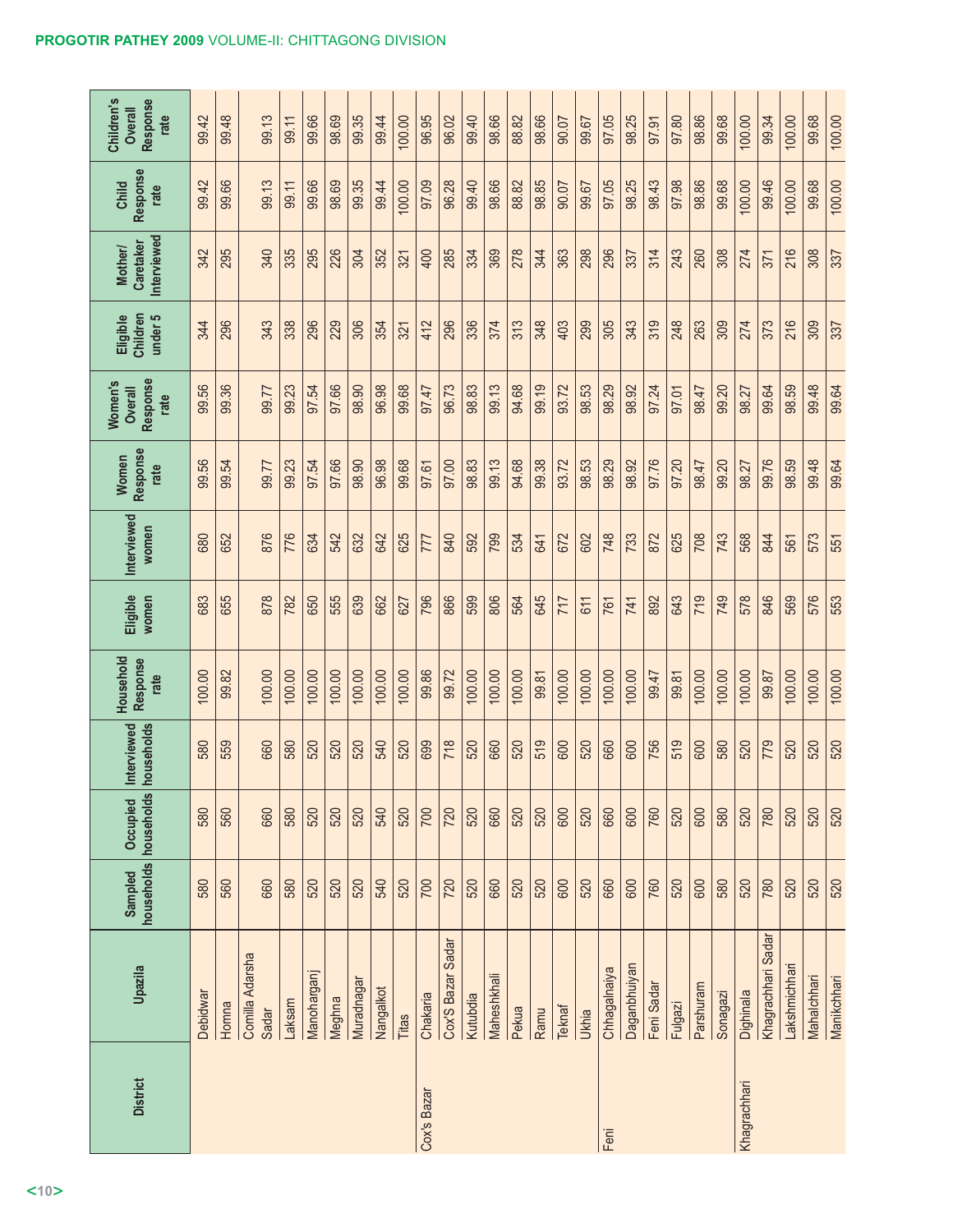| District | Upazila | Sampled households | Occupied households | Interviewed households | Household Response rate | Eligible women | Interviewed women | Women Response rate | Women's Overall Response rate | Eligible Children under 5 | Mother/ Caretaker Interviewed | Child Response rate | Children's Overall Response rate |
|---|---|---|---|---|---|---|---|---|---|---|---|---|---|
| | Debidwar | 580 | 580 | 580 | 100.00 | 683 | 680 | 99.56 | 99.56 | 344 | 342 | 99.42 | 99.42 |
| | Homna | 560 | 560 | 559 | 99.82 | 655 | 652 | 99.54 | 99.36 | 296 | 295 | 99.66 | 99.48 |
| | Comilla Adarsha Sadar | 660 | 660 | 660 | 100.00 | 878 | 876 | 99.77 | 99.77 | 343 | 340 | 99.13 | 99.13 |
| | Laksam | 580 | 580 | 580 | 100.00 | 782 | 776 | 99.23 | 99.23 | 338 | 335 | 99.11 | 99.11 |
| | Manoharganj | 520 | 520 | 520 | 100.00 | 650 | 634 | 97.54 | 97.54 | 296 | 295 | 99.66 | 99.66 |
| | Meghna | 520 | 520 | 520 | 100.00 | 555 | 542 | 97.66 | 97.66 | 229 | 226 | 98.69 | 98.69 |
| | Muradnagar | 520 | 520 | 520 | 100.00 | 639 | 632 | 98.90 | 98.90 | 306 | 304 | 99.35 | 99.35 |
| | Nangalkot | 540 | 540 | 540 | 100.00 | 662 | 642 | 96.98 | 96.98 | 354 | 352 | 99.44 | 99.44 |
| | Titas | 520 | 520 | 520 | 100.00 | 627 | 625 | 99.68 | 99.68 | 321 | 321 | 100.00 | 100.00 |
| Cox's Bazar | Chakaria | 700 | 700 | 699 | 99.86 | 796 | 777 | 97.61 | 97.47 | 412 | 400 | 97.09 | 96.95 |
| | Cox'S Bazar Sadar | 720 | 720 | 718 | 99.72 | 866 | 840 | 97.00 | 96.73 | 296 | 285 | 96.28 | 96.02 |
| | Kutubdia | 520 | 520 | 520 | 100.00 | 599 | 592 | 98.83 | 98.83 | 336 | 334 | 99.40 | 99.40 |
| | Maheshkhali | 660 | 660 | 660 | 100.00 | 806 | 799 | 99.13 | 99.13 | 374 | 369 | 98.66 | 98.66 |
| | Pekua | 520 | 520 | 520 | 100.00 | 564 | 534 | 94.68 | 94.68 | 313 | 278 | 88.82 | 88.82 |
| | Ramu | 520 | 520 | 519 | 99.81 | 645 | 641 | 99.38 | 99.19 | 348 | 344 | 98.85 | 98.66 |
| | Teknaf | 600 | 600 | 600 | 100.00 | 717 | 672 | 93.72 | 93.72 | 403 | 363 | 90.07 | 90.07 |
| | Ukhia | 520 | 520 | 520 | 100.00 | 611 | 602 | 98.53 | 98.53 | 299 | 298 | 99.67 | 99.67 |
| Feni | Chhagalnaiya | 660 | 660 | 660 | 100.00 | 761 | 748 | 98.29 | 98.29 | 305 | 296 | 97.05 | 97.05 |
| | Daganbhuiyan | 600 | 600 | 600 | 100.00 | 741 | 733 | 98.92 | 98.92 | 343 | 337 | 98.25 | 98.25 |
| | Feni Sadar | 760 | 760 | 756 | 99.47 | 892 | 872 | 97.76 | 97.24 | 319 | 314 | 98.43 | 97.91 |
| | Fulgazi | 520 | 520 | 519 | 99.81 | 643 | 625 | 97.20 | 97.01 | 248 | 243 | 97.98 | 97.80 |
| | Parshuram | 600 | 600 | 600 | 100.00 | 719 | 708 | 98.47 | 98.47 | 263 | 260 | 98.86 | 98.86 |
| | Sonagazi | 580 | 580 | 580 | 100.00 | 749 | 743 | 99.20 | 99.20 | 309 | 308 | 99.68 | 99.68 |
| Khagrachhari | Dighinala | 520 | 520 | 520 | 100.00 | 578 | 568 | 98.27 | 98.27 | 274 | 274 | 100.00 | 100.00 |
| | Khagrachhari Sadar | 780 | 780 | 779 | 99.87 | 846 | 844 | 99.76 | 99.64 | 373 | 371 | 99.46 | 99.34 |
| | Lakshmichhari | 520 | 520 | 520 | 100.00 | 569 | 561 | 98.59 | 98.59 | 216 | 216 | 100.00 | 100.00 |
| | Mahalchhari | 520 | 520 | 520 | 100.00 | 576 | 573 | 99.48 | 99.48 | 309 | 308 | 99.68 | 99.68 |
| | Manikchhari | 520 | 520 | 520 | 100.00 | 553 | 551 | 99.64 | 99.64 | 337 | 337 | 100.00 | 100.00 |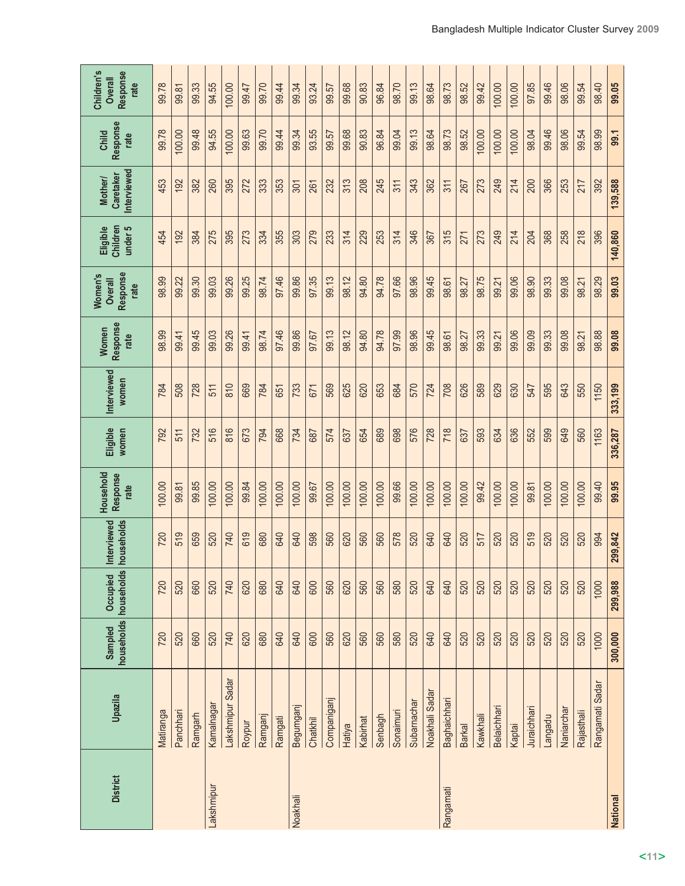| District | Upazila | Sampled households | Occupied households | Interviewed households | Household Response rate | Eligible women | Interviewed women | Women Response rate | Women's Overall Response rate | Eligible Children under 5 | Mother/ Caretaker Interviewed | Child Response rate | Children's Overall Response rate |
|---|---|---|---|---|---|---|---|---|---|---|---|---|---|
| | Matiranga | 720 | 720 | 720 | 100.00 | 792 | 784 | 98.99 | 98.99 | 454 | 453 | 99.78 | 99.78 |
| | Panchhari | 520 | 520 | 519 | 99.81 | 511 | 508 | 99.41 | 99.22 | 192 | 192 | 100.00 | 99.81 |
| | Ramgarh | 660 | 660 | 659 | 99.85 | 732 | 728 | 99.45 | 99.30 | 384 | 382 | 99.48 | 99.33 |
| Lakshmipur | Kamalnagar | 520 | 520 | 520 | 100.00 | 516 | 511 | 99.03 | 99.03 | 275 | 260 | 94.55 | 94.55 |
| | Lakshmipur Sadar | 740 | 740 | 740 | 100.00 | 816 | 810 | 99.26 | 99.26 | 395 | 395 | 100.00 | 100.00 |
| | Roypur | 620 | 620 | 619 | 99.84 | 673 | 669 | 99.41 | 99.25 | 273 | 272 | 99.63 | 99.47 |
| | Ramganj | 680 | 680 | 680 | 100.00 | 794 | 784 | 98.74 | 98.74 | 334 | 333 | 99.70 | 99.70 |
| | Ramgati | 640 | 640 | 640 | 100.00 | 668 | 651 | 97.46 | 97.46 | 355 | 353 | 99.44 | 99.44 |
| Noakhali | Begumganj | 640 | 640 | 640 | 100.00 | 734 | 733 | 99.86 | 99.86 | 303 | 301 | 99.34 | 99.34 |
| | Chatkhil | 600 | 600 | 598 | 99.67 | 687 | 671 | 97.67 | 97.35 | 279 | 261 | 93.55 | 93.24 |
| | Companiganj | 560 | 560 | 560 | 100.00 | 574 | 569 | 99.13 | 99.13 | 233 | 232 | 99.57 | 99.57 |
| | Hatiya | 620 | 620 | 620 | 100.00 | 637 | 625 | 98.12 | 98.12 | 314 | 313 | 99.68 | 99.68 |
| | Kabirhat | 560 | 560 | 560 | 100.00 | 654 | 620 | 94.80 | 94.80 | 229 | 208 | 90.83 | 90.83 |
| | Senbagh | 560 | 560 | 560 | 100.00 | 689 | 653 | 94.78 | 94.78 | 253 | 245 | 96.84 | 96.84 |
| | Sonaimuri | 580 | 580 | 578 | 99.66 | 698 | 684 | 97.99 | 97.66 | 314 | 311 | 99.04 | 98.70 |
| | Subarnachar | 520 | 520 | 520 | 100.00 | 576 | 570 | 98.96 | 98.96 | 346 | 343 | 99.13 | 99.13 |
| | Noakhali Sadar | 640 | 640 | 640 | 100.00 | 728 | 724 | 99.45 | 99.45 | 367 | 362 | 98.64 | 98.64 |
| Rangamati | Baghaichhari | 640 | 640 | 640 | 100.00 | 718 | 708 | 98.61 | 98.61 | 315 | 311 | 98.73 | 98.73 |
| | Barkal | 520 | 520 | 520 | 100.00 | 637 | 626 | 98.27 | 98.27 | 271 | 267 | 98.52 | 98.52 |
| | Kawkhali | 520 | 520 | 517 | 99.42 | 593 | 589 | 99.33 | 98.75 | 273 | 273 | 100.00 | 99.42 |
| | Belaichhari | 520 | 520 | 520 | 100.00 | 634 | 629 | 99.21 | 99.21 | 249 | 249 | 100.00 | 100.00 |
| | Kaptai | 520 | 520 | 520 | 100.00 | 636 | 630 | 99.06 | 99.06 | 214 | 214 | 100.00 | 100.00 |
| | Juraichhari | 520 | 520 | 519 | 99.81 | 552 | 547 | 99.09 | 98.90 | 204 | 200 | 98.04 | 97.85 |
| | Langadu | 520 | 520 | 520 | 100.00 | 599 | 595 | 99.33 | 99.33 | 368 | 366 | 99.46 | 99.46 |
| | Naniarchar | 520 | 520 | 520 | 100.00 | 649 | 643 | 99.08 | 99.08 | 258 | 253 | 98.06 | 98.06 |
| | Rajasthali | 520 | 520 | 520 | 100.00 | 560 | 550 | 98.21 | 98.21 | 218 | 217 | 99.54 | 99.54 |
| | Rangamati Sadar | 1000 | 1000 | 994 | 99.40 | 1163 | 1150 | 98.88 | 98.29 | 396 | 392 | 98.99 | 98.40 |
| **National** | | **300,000** | **299,988** | **299,842** | **99.95** | **336,287** | **333,199** | **99.08** | **99.03** | **140,860** | **139,588** | **99.1** | **99.05** |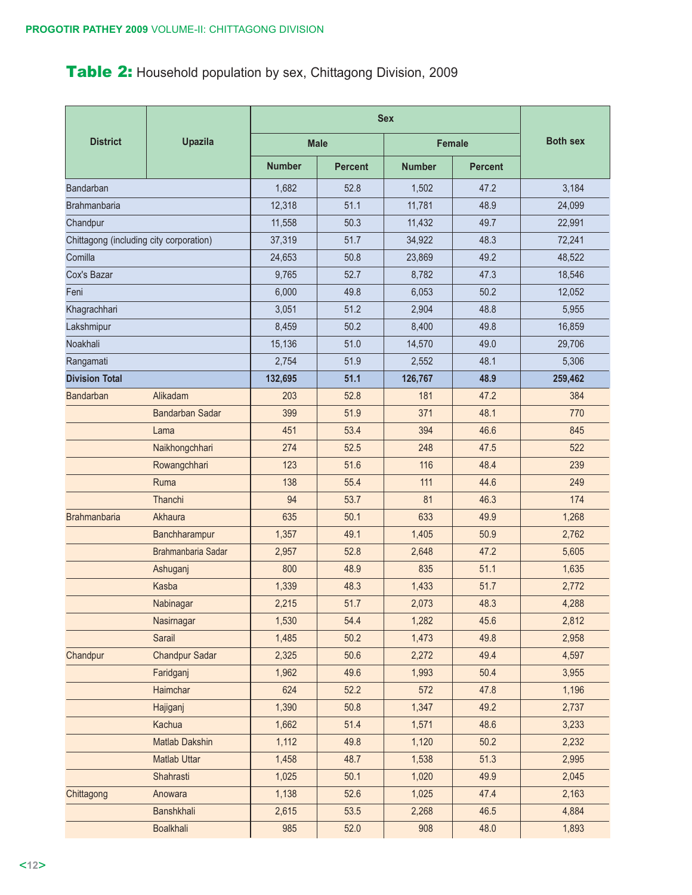## Table 2: Household population by sex, Chittagong Division, 2009

| District | Upazila | Sex | | | | Both sex |
|---|---|---|---|---|---|---|
| | | Male | | Female | | |
| | | Number | Percent | Number | Percent | |
| Bandarban | | 1,682 | 52.8 | 1,502 | 47.2 | 3,184 |
| Brahmanbaria | | 12,318 | 51.1 | 11,781 | 48.9 | 24,099 |
| Chandpur | | 11,558 | 50.3 | 11,432 | 49.7 | 22,991 |
| Chittagong (including city corporation) | | 37,319 | 51.7 | 34,922 | 48.3 | 72,241 |
| Comilla | | 24,653 | 50.8 | 23,869 | 49.2 | 48,522 |
| Cox's Bazar | | 9,765 | 52.7 | 8,782 | 47.3 | 18,546 |
| Feni | | 6,000 | 49.8 | 6,053 | 50.2 | 12,052 |
| Khagrachhari | | 3,051 | 51.2 | 2,904 | 48.8 | 5,955 |
| Lakshmipur | | 8,459 | 50.2 | 8,400 | 49.8 | 16,859 |
| Noakhali | | 15,136 | 51.0 | 14,570 | 49.0 | 29,706 |
| Rangamati | | 2,754 | 51.9 | 2,552 | 48.1 | 5,306 |
| **Division Total** | | **132,695** | **51.1** | **126,767** | **48.9** | **259,462** |
| Bandarban | Alikadam | 203 | 52.8 | 181 | 47.2 | 384 |
| | Bandarban Sadar | 399 | 51.9 | 371 | 48.1 | 770 |
| | Lama | 451 | 53.4 | 394 | 46.6 | 845 |
| | Naikhongchhari | 274 | 52.5 | 248 | 47.5 | 522 |
| | Rowangchhari | 123 | 51.6 | 116 | 48.4 | 239 |
| | Ruma | 138 | 55.4 | 111 | 44.6 | 249 |
| | Thanchi | 94 | 53.7 | 81 | 46.3 | 174 |
| Brahmanbaria | Akhaura | 635 | 50.1 | 633 | 49.9 | 1,268 |
| | Banchharampur | 1,357 | 49.1 | 1,405 | 50.9 | 2,762 |
| | Brahmanbaria Sadar | 2,957 | 52.8 | 2,648 | 47.2 | 5,605 |
| | Ashuganj | 800 | 48.9 | 835 | 51.1 | 1,635 |
| | Kasba | 1,339 | 48.3 | 1,433 | 51.7 | 2,772 |
| | Nabinagar | 2,215 | 51.7 | 2,073 | 48.3 | 4,288 |
| | Nasirnagar | 1,530 | 54.4 | 1,282 | 45.6 | 2,812 |
| | Sarail | 1,485 | 50.2 | 1,473 | 49.8 | 2,958 |
| Chandpur | Chandpur Sadar | 2,325 | 50.6 | 2,272 | 49.4 | 4,597 |
| | Faridganj | 1,962 | 49.6 | 1,993 | 50.4 | 3,955 |
| | Haimchar | 624 | 52.2 | 572 | 47.8 | 1,196 |
| | Hajiganj | 1,390 | 50.8 | 1,347 | 49.2 | 2,737 |
| | Kachua | 1,662 | 51.4 | 1,571 | 48.6 | 3,233 |
| | Matlab Dakshin | 1,112 | 49.8 | 1,120 | 50.2 | 2,232 |
| | Matlab Uttar | 1,458 | 48.7 | 1,538 | 51.3 | 2,995 |
| | Shahrasti | 1,025 | 50.1 | 1,020 | 49.9 | 2,045 |
| Chittagong | Anowara | 1,138 | 52.6 | 1,025 | 47.4 | 2,163 |
| | Banshkhali | 2,615 | 53.5 | 2,268 | 46.5 | 4,884 |
| | Boalkhali | 985 | 52.0 | 908 | 48.0 | 1,893 |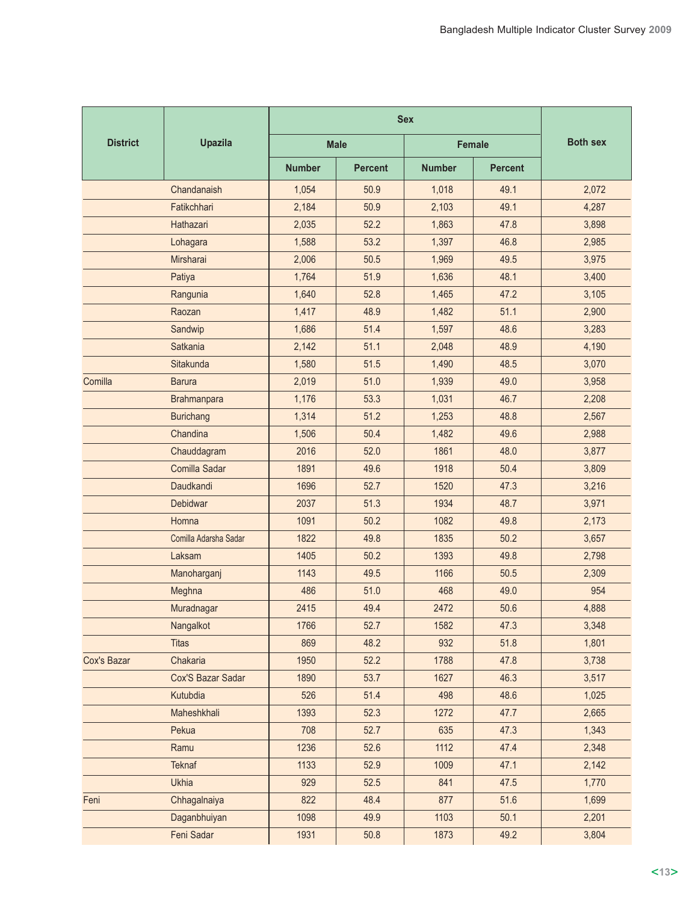| District | Upazila | Sex | | | | Both sex |
|---|---|---|---|---|---|---|
| | | Male | | Female | | |
| | | Number | Percent | Number | Percent | |
| | Chandanaish | 1,054 | 50.9 | 1,018 | 49.1 | 2,072 |
| | Fatikchhari | 2,184 | 50.9 | 2,103 | 49.1 | 4,287 |
| | Hathazari | 2,035 | 52.2 | 1,863 | 47.8 | 3,898 |
| | Lohagara | 1,588 | 53.2 | 1,397 | 46.8 | 2,985 |
| | Mirsharai | 2,006 | 50.5 | 1,969 | 49.5 | 3,975 |
| | Patiya | 1,764 | 51.9 | 1,636 | 48.1 | 3,400 |
| | Rangunia | 1,640 | 52.8 | 1,465 | 47.2 | 3,105 |
| | Raozan | 1,417 | 48.9 | 1,482 | 51.1 | 2,900 |
| | Sandwip | 1,686 | 51.4 | 1,597 | 48.6 | 3,283 |
| | Satkania | 2,142 | 51.1 | 2,048 | 48.9 | 4,190 |
| | Sitakunda | 1,580 | 51.5 | 1,490 | 48.5 | 3,070 |
| Comilla | Barura | 2,019 | 51.0 | 1,939 | 49.0 | 3,958 |
| | Brahmanpara | 1,176 | 53.3 | 1,031 | 46.7 | 2,208 |
| | Burichang | 1,314 | 51.2 | 1,253 | 48.8 | 2,567 |
| | Chandina | 1,506 | 50.4 | 1,482 | 49.6 | 2,988 |
| | Chauddagram | 2016 | 52.0 | 1861 | 48.0 | 3,877 |
| | Comilla Sadar | 1891 | 49.6 | 1918 | 50.4 | 3,809 |
| | Daudkandi | 1696 | 52.7 | 1520 | 47.3 | 3,216 |
| | Debidwar | 2037 | 51.3 | 1934 | 48.7 | 3,971 |
| | Homna | 1091 | 50.2 | 1082 | 49.8 | 2,173 |
| | Comilla Adarsha Sadar | 1822 | 49.8 | 1835 | 50.2 | 3,657 |
| | Laksam | 1405 | 50.2 | 1393 | 49.8 | 2,798 |
| | Manoharganj | 1143 | 49.5 | 1166 | 50.5 | 2,309 |
| | Meghna | 486 | 51.0 | 468 | 49.0 | 954 |
| | Muradnagar | 2415 | 49.4 | 2472 | 50.6 | 4,888 |
| | Nangalkot | 1766 | 52.7 | 1582 | 47.3 | 3,348 |
| | Titas | 869 | 48.2 | 932 | 51.8 | 1,801 |
| Cox's Bazar | Chakaria | 1950 | 52.2 | 1788 | 47.8 | 3,738 |
| | Cox'S Bazar Sadar | 1890 | 53.7 | 1627 | 46.3 | 3,517 |
| | Kutubdia | 526 | 51.4 | 498 | 48.6 | 1,025 |
| | Maheshkhali | 1393 | 52.3 | 1272 | 47.7 | 2,665 |
| | Pekua | 708 | 52.7 | 635 | 47.3 | 1,343 |
| | Ramu | 1236 | 52.6 | 1112 | 47.4 | 2,348 |
| | Teknaf | 1133 | 52.9 | 1009 | 47.1 | 2,142 |
| | Ukhia | 929 | 52.5 | 841 | 47.5 | 1,770 |
| Feni | Chhagalnaiya | 822 | 48.4 | 877 | 51.6 | 1,699 |
| | Daganbhuiyan | 1098 | 49.9 | 1103 | 50.1 | 2,201 |
| | Feni Sadar | 1931 | 50.8 | 1873 | 49.2 | 3,804 |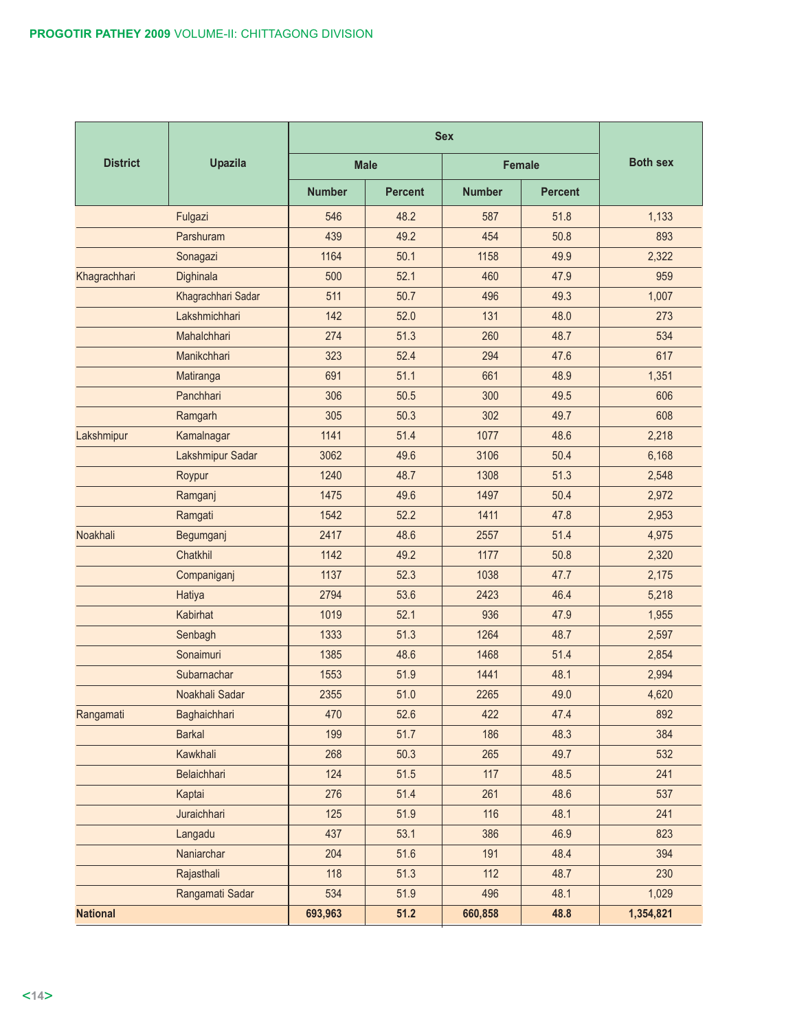| District | Upazila | Sex | | | | Both sex |
|---|---|---|---|---|---|---|
| | | Male | | Female | | |
| | | Number | Percent | Number | Percent | |
| | Fulgazi | 546 | 48.2 | 587 | 51.8 | 1,133 |
| | Parshuram | 439 | 49.2 | 454 | 50.8 | 893 |
| | Sonagazi | 1164 | 50.1 | 1158 | 49.9 | 2,322 |
| Khagrachhari | Dighinala | 500 | 52.1 | 460 | 47.9 | 959 |
| | Khagrachhari Sadar | 511 | 50.7 | 496 | 49.3 | 1,007 |
| | Lakshmichhari | 142 | 52.0 | 131 | 48.0 | 273 |
| | Mahalchhari | 274 | 51.3 | 260 | 48.7 | 534 |
| | Manikchhari | 323 | 52.4 | 294 | 47.6 | 617 |
| | Matiranga | 691 | 51.1 | 661 | 48.9 | 1,351 |
| | Panchhari | 306 | 50.5 | 300 | 49.5 | 606 |
| | Ramgarh | 305 | 50.3 | 302 | 49.7 | 608 |
| Lakshmipur | Kamalnagar | 1141 | 51.4 | 1077 | 48.6 | 2,218 |
| | Lakshmipur Sadar | 3062 | 49.6 | 3106 | 50.4 | 6,168 |
| | Roypur | 1240 | 48.7 | 1308 | 51.3 | 2,548 |
| | Ramganj | 1475 | 49.6 | 1497 | 50.4 | 2,972 |
| | Ramgati | 1542 | 52.2 | 1411 | 47.8 | 2,953 |
| Noakhali | Begumganj | 2417 | 48.6 | 2557 | 51.4 | 4,975 |
| | Chatkhil | 1142 | 49.2 | 1177 | 50.8 | 2,320 |
| | Companiganj | 1137 | 52.3 | 1038 | 47.7 | 2,175 |
| | Hatiya | 2794 | 53.6 | 2423 | 46.4 | 5,218 |
| | Kabirhat | 1019 | 52.1 | 936 | 47.9 | 1,955 |
| | Senbagh | 1333 | 51.3 | 1264 | 48.7 | 2,597 |
| | Sonaimuri | 1385 | 48.6 | 1468 | 51.4 | 2,854 |
| | Subarnachar | 1553 | 51.9 | 1441 | 48.1 | 2,994 |
| | Noakhali Sadar | 2355 | 51.0 | 2265 | 49.0 | 4,620 |
| Rangamati | Baghaichhari | 470 | 52.6 | 422 | 47.4 | 892 |
| | Barkal | 199 | 51.7 | 186 | 48.3 | 384 |
| | Kawkhali | 268 | 50.3 | 265 | 49.7 | 532 |
| | Belaichhari | 124 | 51.5 | 117 | 48.5 | 241 |
| | Kaptai | 276 | 51.4 | 261 | 48.6 | 537 |
| | Juraichhari | 125 | 51.9 | 116 | 48.1 | 241 |
| | Langadu | 437 | 53.1 | 386 | 46.9 | 823 |
| | Naniarchar | 204 | 51.6 | 191 | 48.4 | 394 |
| | Rajasthali | 118 | 51.3 | 112 | 48.7 | 230 |
| | Rangamati Sadar | 534 | 51.9 | 496 | 48.1 | 1,029 |
| **National** | | **693,963** | **51.2** | **660,858** | **48.8** | **1,354,821** |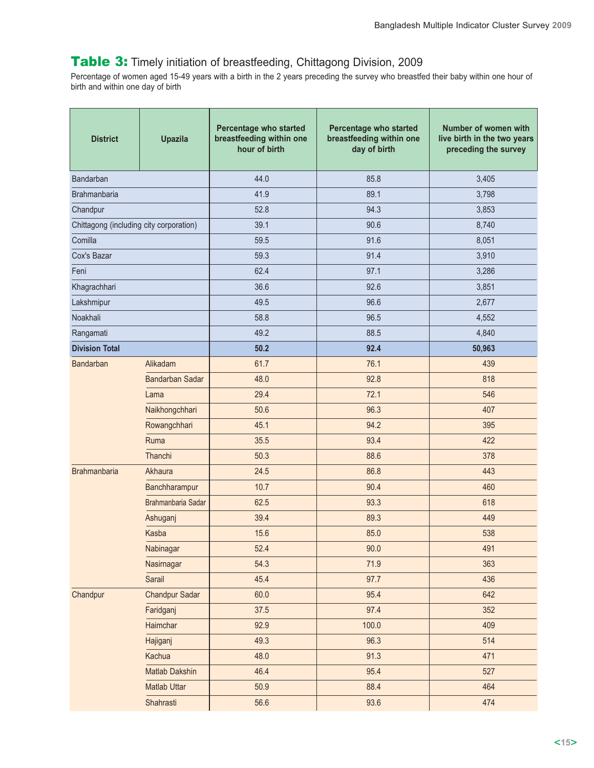## Table 3: Timely initiation of breastfeeding, Chittagong Division, 2009

Percentage of women aged 15-49 years with a birth in the 2 years preceding the survey who breastfed their baby within one hour of birth and within one day of birth

| District | Upazila | Percentage who started breastfeeding within one hour of birth | Percentage who started breastfeeding within one day of birth | Number of women with live birth in the two years preceding the survey |
|---|---|---|---|---|
| Bandarban | | 44.0 | 85.8 | 3,405 |
| Brahmanbaria | | 41.9 | 89.1 | 3,798 |
| Chandpur | | 52.8 | 94.3 | 3,853 |
| Chittagong (including city corporation) | | 39.1 | 90.6 | 8,740 |
| Comilla | | 59.5 | 91.6 | 8,051 |
| Cox's Bazar | | 59.3 | 91.4 | 3,910 |
| Feni | | 62.4 | 97.1 | 3,286 |
| Khagrachhari | | 36.6 | 92.6 | 3,851 |
| Lakshmipur | | 49.5 | 96.6 | 2,677 |
| Noakhali | | 58.8 | 96.5 | 4,552 |
| Rangamati | | 49.2 | 88.5 | 4,840 |
| **Division Total** | | **50.2** | **92.4** | **50,963** |
| Bandarban | Alikadam | 61.7 | 76.1 | 439 |
| | Bandarban Sadar | 48.0 | 92.8 | 818 |
| | Lama | 29.4 | 72.1 | 546 |
| | Naikhongchhari | 50.6 | 96.3 | 407 |
| | Rowangchhari | 45.1 | 94.2 | 395 |
| | Ruma | 35.5 | 93.4 | 422 |
| | Thanchi | 50.3 | 88.6 | 378 |
| Brahmanbaria | Akhaura | 24.5 | 86.8 | 443 |
| | Banchharampur | 10.7 | 90.4 | 460 |
| | Brahmanbaria Sadar | 62.5 | 93.3 | 618 |
| | Ashuganj | 39.4 | 89.3 | 449 |
| | Kasba | 15.6 | 85.0 | 538 |
| | Nabinagar | 52.4 | 90.0 | 491 |
| | Nasirnagar | 54.3 | 71.9 | 363 |
| | Sarail | 45.4 | 97.7 | 436 |
| Chandpur | Chandpur Sadar | 60.0 | 95.4 | 642 |
| | Faridganj | 37.5 | 97.4 | 352 |
| | Haimchar | 92.9 | 100.0 | 409 |
| | Hajiganj | 49.3 | 96.3 | 514 |
| | Kachua | 48.0 | 91.3 | 471 |
| | Matlab Dakshin | 46.4 | 95.4 | 527 |
| | Matlab Uttar | 50.9 | 88.4 | 464 |
| | Shahrasti | 56.6 | 93.6 | 474 |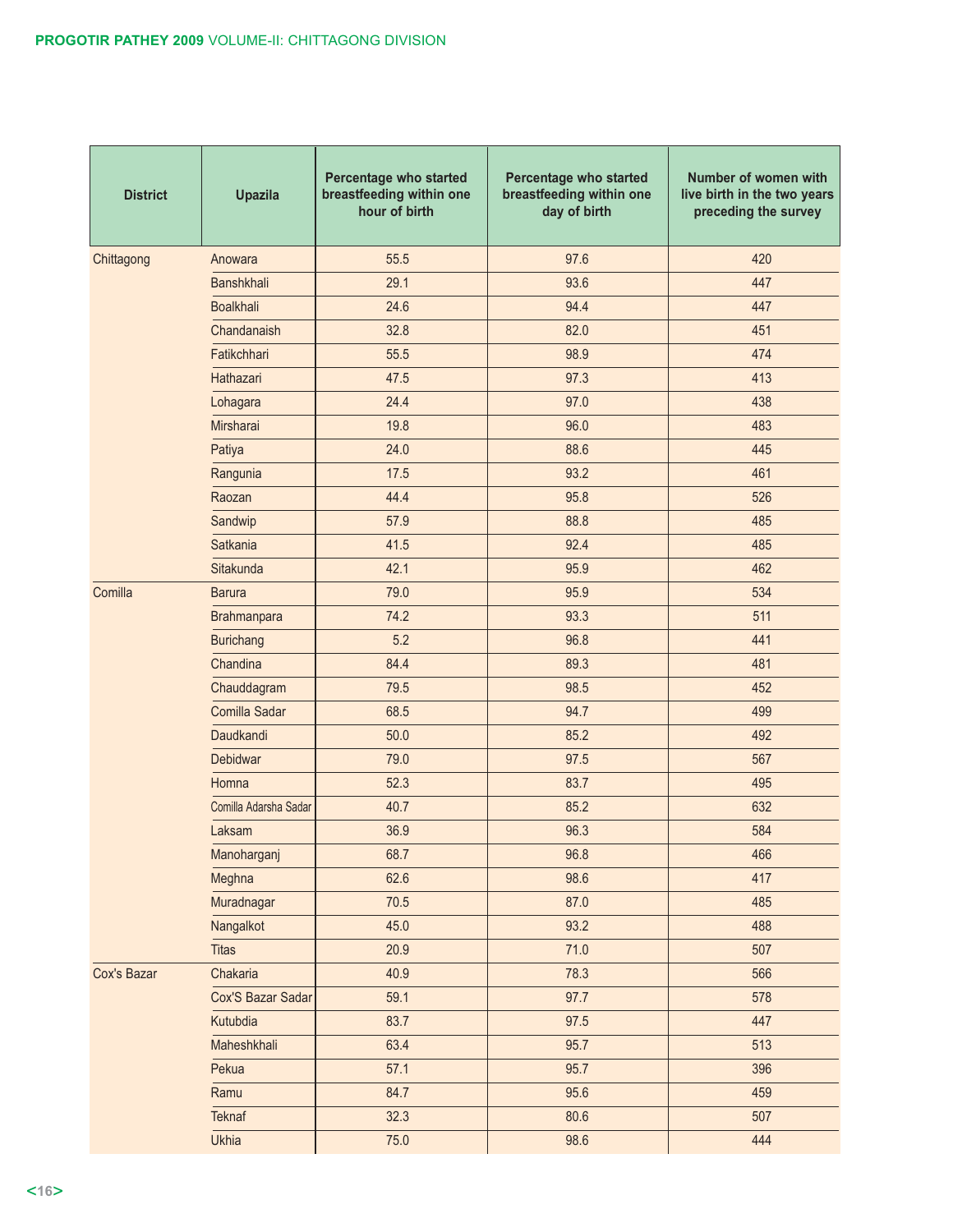| District | Upazila | Percentage who started breastfeeding within one hour of birth | Percentage who started breastfeeding within one day of birth | Number of women with live birth in the two years preceding the survey |
|---|---|---|---|---|
| Chittagong | Anowara | 55.5 | 97.6 | 420 |
| | Banshkhali | 29.1 | 93.6 | 447 |
| | Boalkhali | 24.6 | 94.4 | 447 |
| | Chandanaish | 32.8 | 82.0 | 451 |
| | Fatikchhari | 55.5 | 98.9 | 474 |
| | Hathazari | 47.5 | 97.3 | 413 |
| | Lohagara | 24.4 | 97.0 | 438 |
| | Mirsharai | 19.8 | 96.0 | 483 |
| | Patiya | 24.0 | 88.6 | 445 |
| | Rangunia | 17.5 | 93.2 | 461 |
| | Raozan | 44.4 | 95.8 | 526 |
| | Sandwip | 57.9 | 88.8 | 485 |
| | Satkania | 41.5 | 92.4 | 485 |
| | Sitakunda | 42.1 | 95.9 | 462 |
| Comilla | Barura | 79.0 | 95.9 | 534 |
| | Brahmanpara | 74.2 | 93.3 | 511 |
| | Burichang | 5.2 | 96.8 | 441 |
| | Chandina | 84.4 | 89.3 | 481 |
| | Chauddagram | 79.5 | 98.5 | 452 |
| | Comilla Sadar | 68.5 | 94.7 | 499 |
| | Daudkandi | 50.0 | 85.2 | 492 |
| | Debidwar | 79.0 | 97.5 | 567 |
| | Homna | 52.3 | 83.7 | 495 |
| | Comilla Adarsha Sadar | 40.7 | 85.2 | 632 |
| | Laksam | 36.9 | 96.3 | 584 |
| | Manoharganj | 68.7 | 96.8 | 466 |
| | Meghna | 62.6 | 98.6 | 417 |
| | Muradnagar | 70.5 | 87.0 | 485 |
| | Nangalkot | 45.0 | 93.2 | 488 |
| | Titas | 20.9 | 71.0 | 507 |
| Cox's Bazar | Chakaria | 40.9 | 78.3 | 566 |
| | Cox'S Bazar Sadar | 59.1 | 97.7 | 578 |
| | Kutubdia | 83.7 | 97.5 | 447 |
| | Maheshkhali | 63.4 | 95.7 | 513 |
| | Pekua | 57.1 | 95.7 | 396 |
| | Ramu | 84.7 | 95.6 | 459 |
| | Teknaf | 32.3 | 80.6 | 507 |
| | Ukhia | 75.0 | 98.6 | 444 |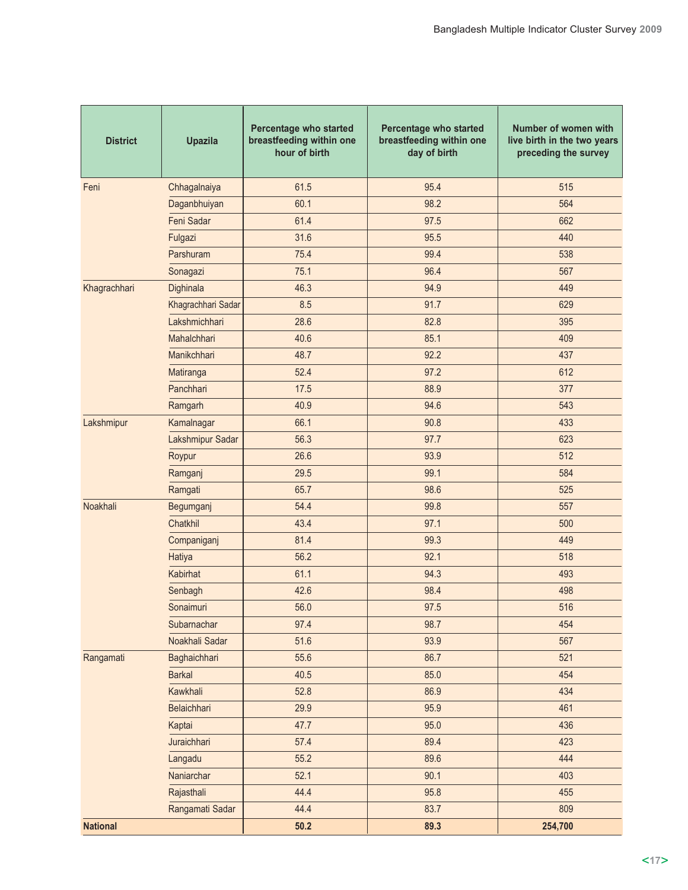| District | Upazila | Percentage who started breastfeeding within one hour of birth | Percentage who started breastfeeding within one day of birth | Number of women with live birth in the two years preceding the survey |
|---|---|---|---|---|
| Feni | Chhagalnaiya | 61.5 | 95.4 | 515 |
| | Daganbhuiyan | 60.1 | 98.2 | 564 |
| | Feni Sadar | 61.4 | 97.5 | 662 |
| | Fulgazi | 31.6 | 95.5 | 440 |
| | Parshuram | 75.4 | 99.4 | 538 |
| | Sonagazi | 75.1 | 96.4 | 567 |
| Khagrachhari | Dighinala | 46.3 | 94.9 | 449 |
| | Khagrachhari Sadar | 8.5 | 91.7 | 629 |
| | Lakshmichhari | 28.6 | 82.8 | 395 |
| | Mahalchhari | 40.6 | 85.1 | 409 |
| | Manikchhari | 48.7 | 92.2 | 437 |
| | Matiranga | 52.4 | 97.2 | 612 |
| | Panchhari | 17.5 | 88.9 | 377 |
| | Ramgarh | 40.9 | 94.6 | 543 |
| Lakshmipur | Kamalnagar | 66.1 | 90.8 | 433 |
| | Lakshmipur Sadar | 56.3 | 97.7 | 623 |
| | Roypur | 26.6 | 93.9 | 512 |
| | Ramganj | 29.5 | 99.1 | 584 |
| | Ramgati | 65.7 | 98.6 | 525 |
| Noakhali | Begumganj | 54.4 | 99.8 | 557 |
| | Chatkhil | 43.4 | 97.1 | 500 |
| | Companiganj | 81.4 | 99.3 | 449 |
| | Hatiya | 56.2 | 92.1 | 518 |
| | Kabirhat | 61.1 | 94.3 | 493 |
| | Senbagh | 42.6 | 98.4 | 498 |
| | Sonaimuri | 56.0 | 97.5 | 516 |
| | Subarnachar | 97.4 | 98.7 | 454 |
| | Noakhali Sadar | 51.6 | 93.9 | 567 |
| Rangamati | Baghaichhari | 55.6 | 86.7 | 521 |
| | Barkal | 40.5 | 85.0 | 454 |
| | Kawkhali | 52.8 | 86.9 | 434 |
| | Belaichhari | 29.9 | 95.9 | 461 |
| | Kaptai | 47.7 | 95.0 | 436 |
| | Juraichhari | 57.4 | 89.4 | 423 |
| | Langadu | 55.2 | 89.6 | 444 |
| | Naniarchar | 52.1 | 90.1 | 403 |
| | Rajasthali | 44.4 | 95.8 | 455 |
| | Rangamati Sadar | 44.4 | 83.7 | 809 |
| **National** | | **50.2** | **89.3** | **254,700** |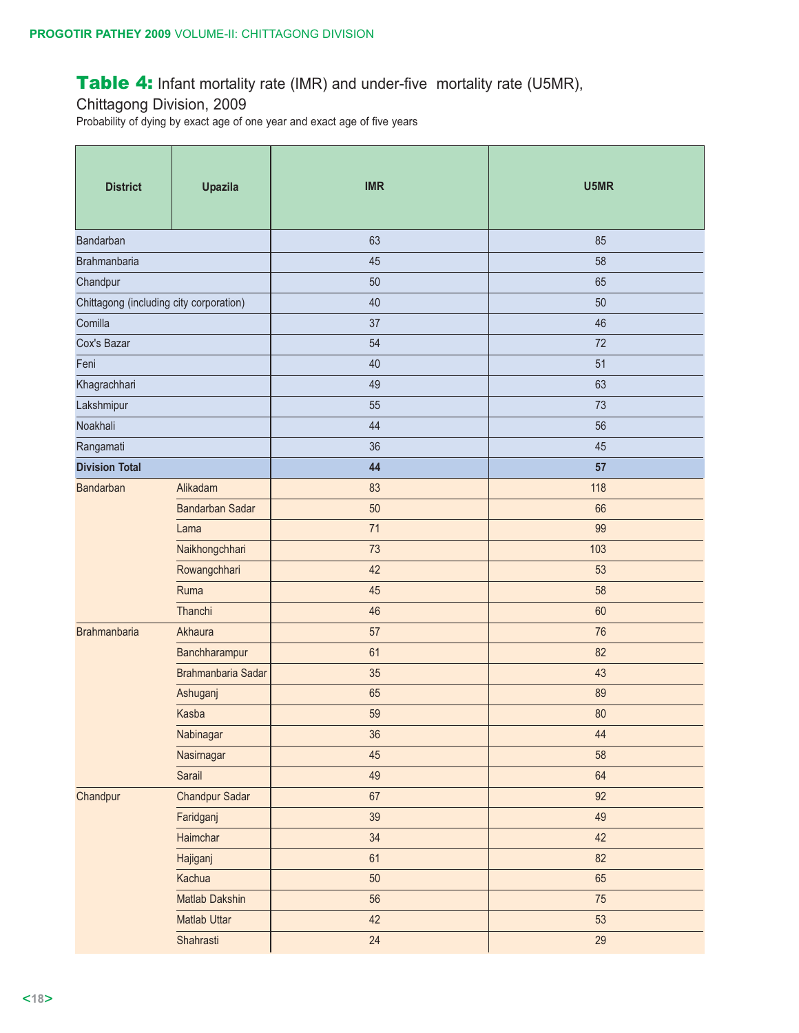## Table 4: Infant mortality rate (IMR) and under-five mortality rate (U5MR), Chittagong Division, 2009

Probability of dying by exact age of one year and exact age of five years

| District | Upazila | IMR | U5MR |
|---|---|---|---|
| Bandarban | | 63 | 85 |
| Brahmanbaria | | 45 | 58 |
| Chandpur | | 50 | 65 |
| Chittagong (including city corporation) | | 40 | 50 |
| Comilla | | 37 | 46 |
| Cox's Bazar | | 54 | 72 |
| Feni | | 40 | 51 |
| Khagrachhari | | 49 | 63 |
| Lakshmipur | | 55 | 73 |
| Noakhali | | 44 | 56 |
| Rangamati | | 36 | 45 |
| **Division Total** | | **44** | **57** |
| Bandarban | Alikadam | 83 | 118 |
| | Bandarban Sadar | 50 | 66 |
| | Lama | 71 | 99 |
| | Naikhongchhari | 73 | 103 |
| | Rowangchhari | 42 | 53 |
| | Ruma | 45 | 58 |
| | Thanchi | 46 | 60 |
| Brahmanbaria | Akhaura | 57 | 76 |
| | Banchharampur | 61 | 82 |
| | Brahmanbaria Sadar | 35 | 43 |
| | Ashuganj | 65 | 89 |
| | Kasba | 59 | 80 |
| | Nabinagar | 36 | 44 |
| | Nasirnagar | 45 | 58 |
| | Sarail | 49 | 64 |
| Chandpur | Chandpur Sadar | 67 | 92 |
| | Faridganj | 39 | 49 |
| | Haimchar | 34 | 42 |
| | Hajiganj | 61 | 82 |
| | Kachua | 50 | 65 |
| | Matlab Dakshin | 56 | 75 |
| | Matlab Uttar | 42 | 53 |
| | Shahrasti | 24 | 29 |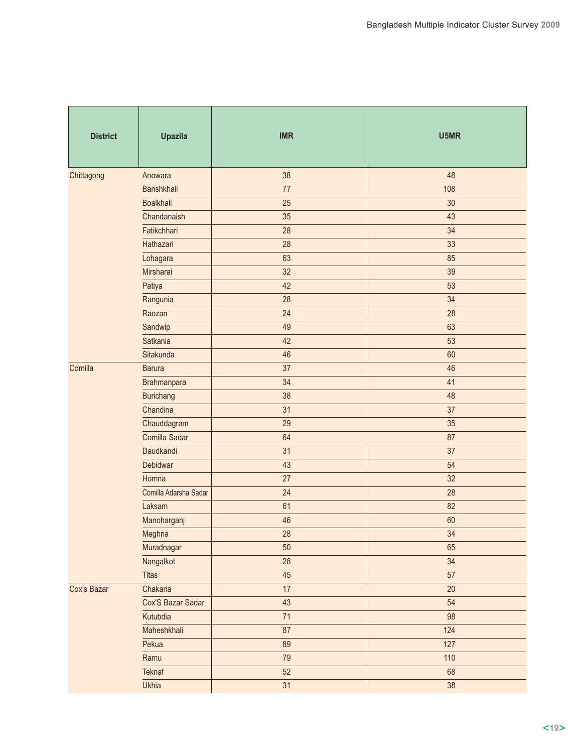| District | Upazila | IMR | U5MR |
|---|---|---|---|
| Chittagong | Anowara | 38 | 48 |
| | Banshkhali | 77 | 108 |
| | Boalkhali | 25 | 30 |
| | Chandanaish | 35 | 43 |
| | Fatikchhari | 28 | 34 |
| | Hathazari | 28 | 33 |
| | Lohagara | 63 | 85 |
| | Mirsharai | 32 | 39 |
| | Patiya | 42 | 53 |
| | Rangunia | 28 | 34 |
| | Raozan | 24 | 28 |
| | Sandwip | 49 | 63 |
| | Satkania | 42 | 53 |
| | Sitakunda | 46 | 60 |
| Comilla | Barura | 37 | 46 |
| | Brahmanpara | 34 | 41 |
| | Burichang | 38 | 48 |
| | Chandina | 31 | 37 |
| | Chauddagram | 29 | 35 |
| | Comilla Sadar | 64 | 87 |
| | Daudkandi | 31 | 37 |
| | Debidwar | 43 | 54 |
| | Homna | 27 | 32 |
| | Comilla Adarsha Sadar | 24 | 28 |
| | Laksam | 61 | 82 |
| | Manoharganj | 46 | 60 |
| | Meghna | 28 | 34 |
| | Muradnagar | 50 | 65 |
| | Nangalkot | 28 | 34 |
| | Titas | 45 | 57 |
| Cox's Bazar | Chakaria | 17 | 20 |
| | Cox'S Bazar Sadar | 43 | 54 |
| | Kutubdia | 71 | 98 |
| | Maheshkhali | 87 | 124 |
| | Pekua | 89 | 127 |
| | Ramu | 79 | 110 |
| | Teknaf | 52 | 68 |
| | Ukhia | 31 | 38 |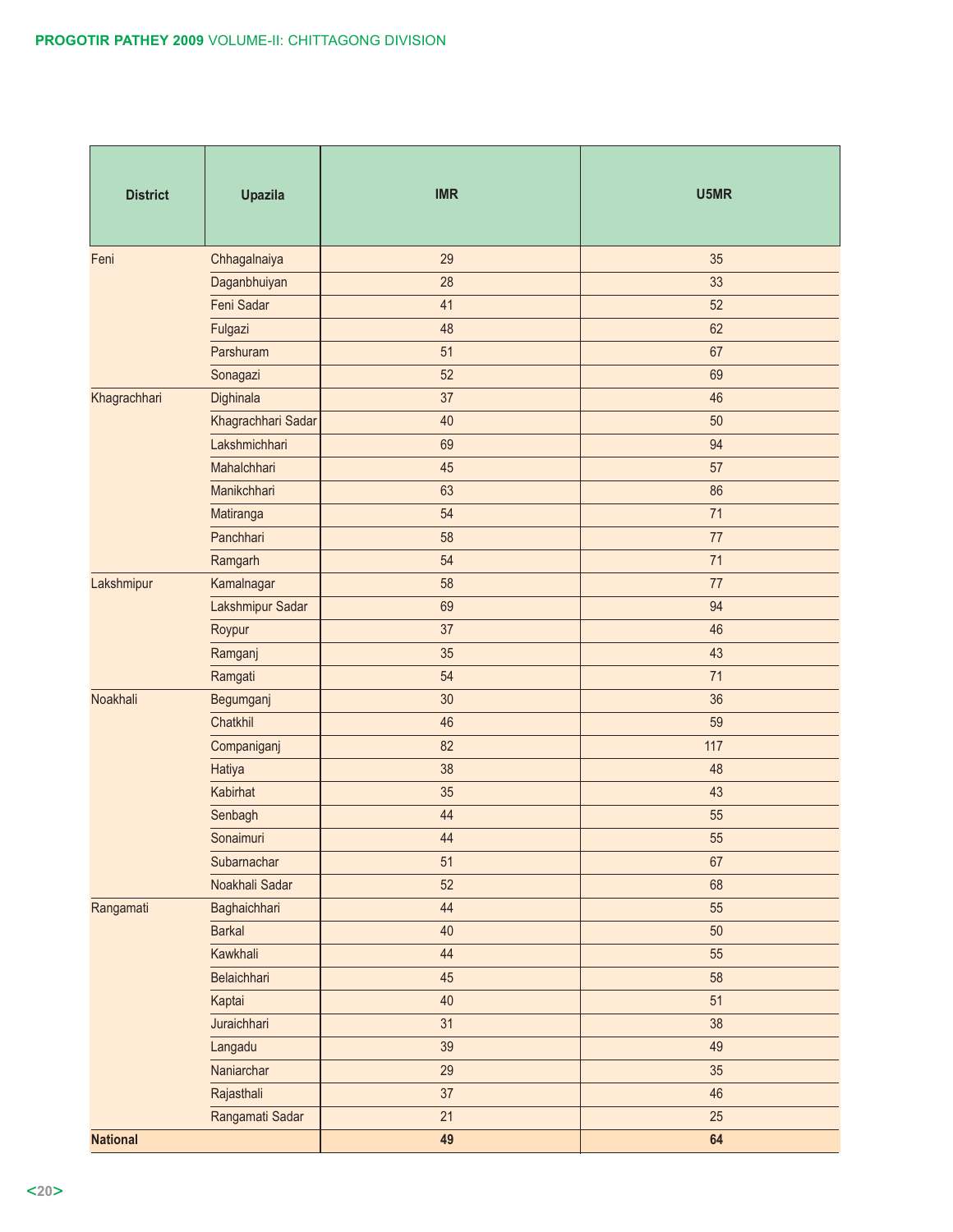| District | Upazila | IMR | U5MR |
|---|---|---|---|
| Feni | Chhagalnaiya | 29 | 35 |
| | Daganbhuiyan | 28 | 33 |
| | Feni Sadar | 41 | 52 |
| | Fulgazi | 48 | 62 |
| | Parshuram | 51 | 67 |
| | Sonagazi | 52 | 69 |
| Khagrachhari | Dighinala | 37 | 46 |
| | Khagrachhari Sadar | 40 | 50 |
| | Lakshmichhari | 69 | 94 |
| | Mahalchhari | 45 | 57 |
| | Manikchhari | 63 | 86 |
| | Matiranga | 54 | 71 |
| | Panchhari | 58 | 77 |
| | Ramgarh | 54 | 71 |
| Lakshmipur | Kamalnagar | 58 | 77 |
| | Lakshmipur Sadar | 69 | 94 |
| | Roypur | 37 | 46 |
| | Ramganj | 35 | 43 |
| | Ramgati | 54 | 71 |
| Noakhali | Begumganj | 30 | 36 |
| | Chatkhil | 46 | 59 |
| | Companiganj | 82 | 117 |
| | Hatiya | 38 | 48 |
| | Kabirhat | 35 | 43 |
| | Senbagh | 44 | 55 |
| | Sonaimuri | 44 | 55 |
| | Subarnachar | 51 | 67 |
| | Noakhali Sadar | 52 | 68 |
| Rangamati | Baghaichhari | 44 | 55 |
| | Barkal | 40 | 50 |
| | Kawkhali | 44 | 55 |
| | Belaichhari | 45 | 58 |
| | Kaptai | 40 | 51 |
| | Juraichhari | 31 | 38 |
| | Langadu | 39 | 49 |
| | Naniarchar | 29 | 35 |
| | Rajasthali | 37 | 46 |
| | Rangamati Sadar | 21 | 25 |
| **National** | | **49** | **64** |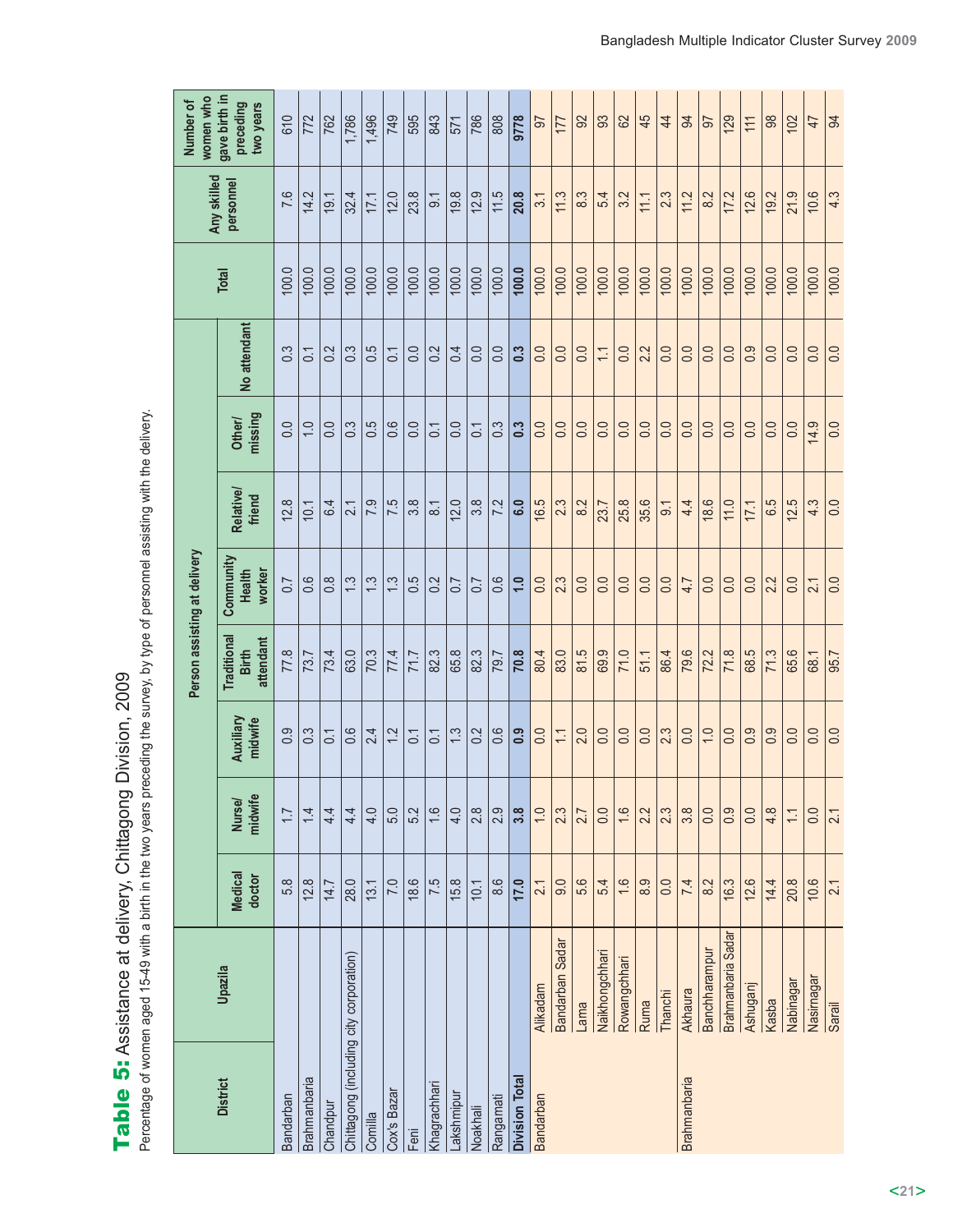# Table 5: Assistance at delivery, Chittagong Division, 2009

Percentage of women aged 15-49 with a birth in the two years preceding the survey, by type of personnel assisting with the delivery.

| District | Upazila | Person assisting at delivery | | | | | | | | Total | Any skilled personnel | Number of women who gave birth in preceding two years |
|---|---|---|---|---|---|---|---|---|---|---|---|---|
| | | Medical doctor | Nurse/ midwife | Auxiliary midwife | Traditional Birth attendant | Community Health worker | Relative/ friend | Other/ missing | No attendant | | | |
| Bandarban | | 5.8 | 1.7 | 0.9 | 77.8 | 0.7 | 12.8 | 0.0 | 0.3 | 100.0 | 7.6 | 610 |
| Brahmanbaria | | 12.8 | 1.4 | 0.3 | 73.7 | 0.6 | 10.1 | 1.0 | 0.1 | 100.0 | 14.2 | 772 |
| Chandpur | | 14.7 | 4.4 | 0.1 | 73.4 | 0.8 | 6.4 | 0.0 | 0.2 | 100.0 | 19.1 | 762 |
| Chittagong (including city corporation) | | 28.0 | 4.4 | 0.6 | 63.0 | 1.3 | 2.1 | 0.3 | 0.3 | 100.0 | 32.4 | 1,786 |
| Comilla | | 13.1 | 4.0 | 2.4 | 70.3 | 1.3 | 7.9 | 0.5 | 0.5 | 100.0 | 17.1 | 1,496 |
| Cox's Bazar | | 7.0 | 5.0 | 1.2 | 77.4 | 1.3 | 7.5 | 0.6 | 0.1 | 100.0 | 12.0 | 749 |
| Feni | | 18.6 | 5.2 | 0.1 | 71.7 | 0.5 | 3.8 | 0.0 | 0.0 | 100.0 | 23.8 | 595 |
| Khagrachhari | | 7.5 | 1.6 | 0.1 | 82.3 | 0.2 | 8.1 | 0.1 | 0.2 | 100.0 | 9.1 | 843 |
| Lakshmipur | | 15.8 | 4.0 | 1.3 | 65.8 | 0.7 | 12.0 | 0.0 | 0.4 | 100.0 | 19.8 | 571 |
| Noakhali | | 10.1 | 2.8 | 0.2 | 82.3 | 0.7 | 3.8 | 0.1 | 0.0 | 100.0 | 12.9 | 786 |
| Rangamati | | 8.6 | 2.9 | 0.6 | 79.7 | 0.6 | 7.2 | 0.3 | 0.0 | 100.0 | 11.5 | 808 |
| **Division Total** | | **17.0** | **3.8** | **0.9** | **70.8** | **1.0** | **6.0** | **0.3** | **0.3** | **100.0** | **20.8** | **9778** |
| Bandarban | Alikadam | 2.1 | 1.0 | 0.0 | 80.4 | 0.0 | 16.5 | 0.0 | 0.0 | 100.0 | 3.1 | 97 |
| | Bandarban Sadar | 9.0 | 2.3 | 1.1 | 83.0 | 2.3 | 2.3 | 0.0 | 0.0 | 100.0 | 11.3 | 177 |
| | Lama | 5.6 | 2.7 | 2.0 | 81.5 | 0.0 | 8.2 | 0.0 | 0.0 | 100.0 | 8.3 | 92 |
| | Naikhongchhari | 5.4 | 0.0 | 0.0 | 69.9 | 0.0 | 23.7 | 0.0 | 1.1 | 100.0 | 5.4 | 93 |
| | Rowangchhari | 1.6 | 1.6 | 0.0 | 71.0 | 0.0 | 25.8 | 0.0 | 0.0 | 100.0 | 3.2 | 62 |
| | Ruma | 8.9 | 2.2 | 0.0 | 51.1 | 0.0 | 35.6 | 0.0 | 2.2 | 100.0 | 11.1 | 45 |
| | Thanchi | 0.0 | 2.3 | 2.3 | 86.4 | 0.0 | 9.1 | 0.0 | 0.0 | 100.0 | 2.3 | 44 |
| Brahmanbaria | Akhaura | 7.4 | 3.8 | 0.0 | 79.6 | 4.7 | 4.4 | 0.0 | 0.0 | 100.0 | 11.2 | 94 |
| | Banchharampur | 8.2 | 0.0 | 1.0 | 72.2 | 0.0 | 18.6 | 0.0 | 0.0 | 100.0 | 8.2 | 97 |
| | Brahmanbaria Sadar | 16.3 | 0.9 | 0.0 | 71.8 | 0.0 | 11.0 | 0.0 | 0.0 | 100.0 | 17.2 | 129 |
| | Ashuganj | 12.6 | 0.0 | 0.9 | 68.5 | 0.0 | 17.1 | 0.0 | 0.9 | 100.0 | 12.6 | 111 |
| | Kasba | 14.4 | 4.8 | 0.9 | 71.3 | 2.2 | 6.5 | 0.0 | 0.0 | 100.0 | 19.2 | 98 |
| | Nabinagar | 20.8 | 1.1 | 0.0 | 65.6 | 0.0 | 12.5 | 0.0 | 0.0 | 100.0 | 21.9 | 102 |
| | Nasirnagar | 10.6 | 0.0 | 0.0 | 68.1 | 2.1 | 4.3 | 14.9 | 0.0 | 100.0 | 10.6 | 47 |
| | Sarail | 2.1 | 2.1 | 0.0 | 95.7 | 0.0 | 0.0 | 0.0 | 0.0 | 100.0 | 4.3 | 94 |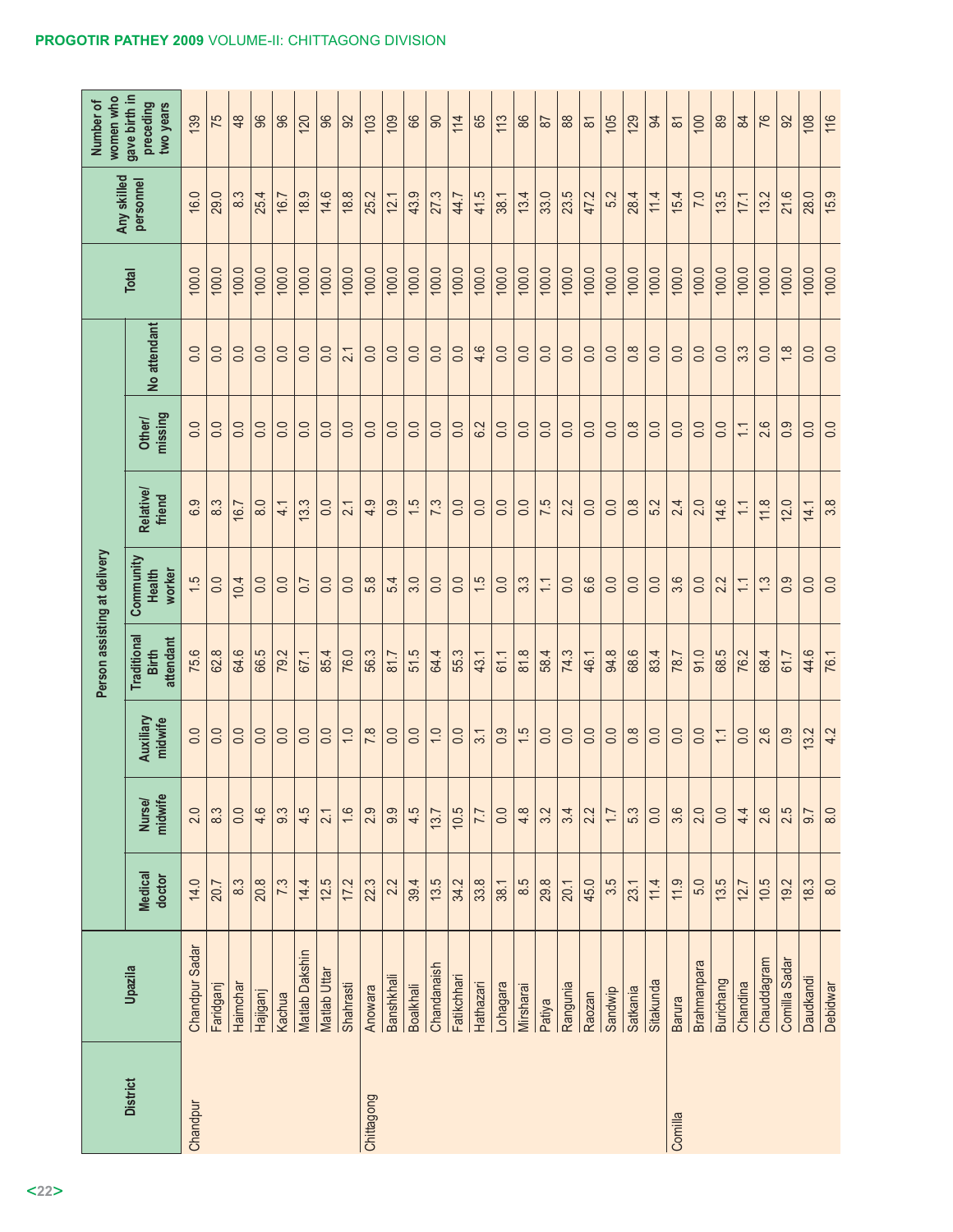| District | Upazila | Person assisting at delivery | | | | | | | | Total | Any skilled personnel | Number of women who gave birth in preceding two years |
|---|---|---|---|---|---|---|---|---|---|---|---|---|
| | | Medical doctor | Nurse/ midwife | Auxiliary midwife | Traditional Birth attendant | Community Health worker | Relative/ friend | Other/ missing | No attendant | | | |
| Chandpur | Chandpur Sadar | 14.0 | 2.0 | 0.0 | 75.6 | 1.5 | 6.9 | 0.0 | 0.0 | 100.0 | 16.0 | 139 |
| | Faridganj | 20.7 | 8.3 | 0.0 | 62.8 | 0.0 | 8.3 | 0.0 | 0.0 | 100.0 | 29.0 | 75 |
| | Haimchar | 8.3 | 0.0 | 0.0 | 64.6 | 10.4 | 16.7 | 0.0 | 0.0 | 100.0 | 8.3 | 48 |
| | Hajiganj | 20.8 | 4.6 | 0.0 | 66.5 | 0.0 | 8.0 | 0.0 | 0.0 | 100.0 | 25.4 | 96 |
| | Kachua | 7.3 | 9.3 | 0.0 | 79.2 | 0.0 | 4.1 | 0.0 | 0.0 | 100.0 | 16.7 | 96 |
| | Matlab Dakshin | 14.4 | 4.5 | 0.0 | 67.1 | 0.7 | 13.3 | 0.0 | 0.0 | 100.0 | 18.9 | 120 |
| | Matlab Uttar | 12.5 | 2.1 | 0.0 | 85.4 | 0.0 | 0.0 | 0.0 | 0.0 | 100.0 | 14.6 | 96 |
| | Shahrasti | 17.2 | 1.6 | 1.0 | 76.0 | 0.0 | 2.1 | 0.0 | 2.1 | 100.0 | 18.8 | 92 |
| Chittagong | Anowara | 22.3 | 2.9 | 7.8 | 56.3 | 5.8 | 4.9 | 0.0 | 0.0 | 100.0 | 25.2 | 103 |
| | Banshkhali | 2.2 | 9.9 | 0.0 | 81.7 | 5.4 | 0.9 | 0.0 | 0.0 | 100.0 | 12.1 | 109 |
| | Boalkhali | 39.4 | 4.5 | 0.0 | 51.5 | 3.0 | 1.5 | 0.0 | 0.0 | 100.0 | 43.9 | 66 |
| | Chandanaish | 13.5 | 13.7 | 1.0 | 64.4 | 0.0 | 7.3 | 0.0 | 0.0 | 100.0 | 27.3 | 90 |
| | Fatikchhari | 34.2 | 10.5 | 0.0 | 55.3 | 0.0 | 0.0 | 0.0 | 0.0 | 100.0 | 44.7 | 114 |
| | Hathazari | 33.8 | 7.7 | 3.1 | 43.1 | 1.5 | 0.0 | 6.2 | 4.6 | 100.0 | 41.5 | 65 |
| | Lohagara | 38.1 | 0.0 | 0.9 | 61.1 | 0.0 | 0.0 | 0.0 | 0.0 | 100.0 | 38.1 | 113 |
| | Mirsharai | 8.5 | 4.8 | 1.5 | 81.8 | 3.3 | 0.0 | 0.0 | 0.0 | 100.0 | 13.4 | 86 |
| | Patiya | 29.8 | 3.2 | 0.0 | 58.4 | 1.1 | 7.5 | 0.0 | 0.0 | 100.0 | 33.0 | 87 |
| | Rangunia | 20.1 | 3.4 | 0.0 | 74.3 | 0.0 | 2.2 | 0.0 | 0.0 | 100.0 | 23.5 | 88 |
| | Raozan | 45.0 | 2.2 | 0.0 | 46.1 | 6.6 | 0.0 | 0.0 | 0.0 | 100.0 | 47.2 | 81 |
| | Sandwip | 3.5 | 1.7 | 0.0 | 94.8 | 0.0 | 0.0 | 0.0 | 0.0 | 100.0 | 5.2 | 105 |
| | Satkania | 23.1 | 5.3 | 0.8 | 68.6 | 0.0 | 0.8 | 0.8 | 0.8 | 100.0 | 28.4 | 129 |
| | Sitakunda | 11.4 | 0.0 | 0.0 | 83.4 | 0.0 | 5.2 | 0.0 | 0.0 | 100.0 | 11.4 | 94 |
| Comilla | Barura | 11.9 | 3.6 | 0.0 | 78.7 | 3.6 | 2.4 | 0.0 | 0.0 | 100.0 | 15.4 | 81 |
| | Brahmanpara | 5.0 | 2.0 | 0.0 | 91.0 | 0.0 | 2.0 | 0.0 | 0.0 | 100.0 | 7.0 | 100 |
| | Burichang | 13.5 | 0.0 | 1.1 | 68.5 | 2.2 | 14.6 | 0.0 | 0.0 | 100.0 | 13.5 | 89 |
| | Chandina | 12.7 | 4.4 | 0.0 | 76.2 | 1.1 | 1.1 | 1.1 | 3.3 | 100.0 | 17.1 | 84 |
| | Chauddagram | 10.5 | 2.6 | 2.6 | 68.4 | 1.3 | 11.8 | 2.6 | 0.0 | 100.0 | 13.2 | 76 |
| | Comilla Sadar | 19.2 | 2.5 | 0.9 | 61.7 | 0.9 | 12.0 | 0.9 | 1.8 | 100.0 | 21.6 | 92 |
| | Daudkandi | 18.3 | 9.7 | 13.2 | 44.6 | 0.0 | 14.1 | 0.0 | 0.0 | 100.0 | 28.0 | 108 |
| | Debidwar | 8.0 | 8.0 | 4.2 | 76.1 | 0.0 | 3.8 | 0.0 | 0.0 | 100.0 | 15.9 | 116 |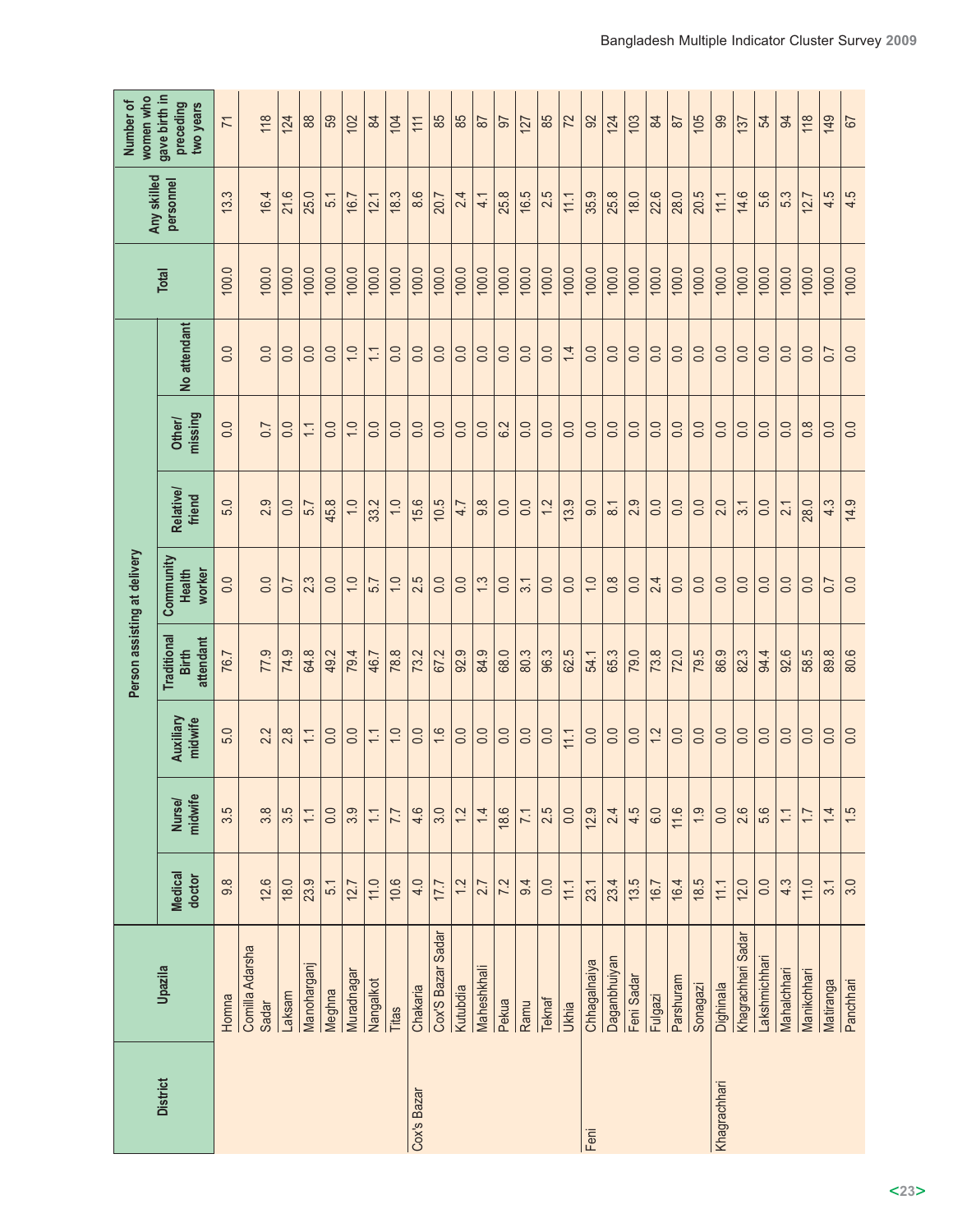| District | Upazila | Person assisting at delivery | | | | | | | | Total | Any skilled personnel | Number of women who gave birth in preceding two years |
|---|---|---|---|---|---|---|---|---|---|---|---|---|
| | | Medical doctor | Nurse/ midwife | Auxiliary midwife | Traditional Birth attendant | Community Health worker | Relative/ friend | Other/ missing | No attendant | | | |
| | Homna | 9.8 | 3.5 | 5.0 | 76.7 | 0.0 | 5.0 | 0.0 | 0.0 | 100.0 | 13.3 | 71 |
| | Comilla Adarsha Sadar | 12.6 | 3.8 | 2.2 | 77.9 | 0.0 | 2.9 | 0.7 | 0.0 | 100.0 | 16.4 | 118 |
| | Laksam | 18.0 | 3.5 | 2.8 | 74.9 | 0.7 | 0.0 | 0.0 | 0.0 | 100.0 | 21.6 | 124 |
| | Manoharganj | 23.9 | 1.1 | 1.1 | 64.8 | 2.3 | 5.7 | 1.1 | 0.0 | 100.0 | 25.0 | 88 |
| | Meghna | 5.1 | 0.0 | 0.0 | 49.2 | 0.0 | 45.8 | 0.0 | 0.0 | 100.0 | 5.1 | 59 |
| | Muradnagar | 12.7 | 3.9 | 0.0 | 79.4 | 1.0 | 1.0 | 1.0 | 1.0 | 100.0 | 16.7 | 102 |
| | Nangalkot | 11.0 | 1.1 | 1.1 | 46.7 | 5.7 | 33.2 | 0.0 | 1.1 | 100.0 | 12.1 | 84 |
| | Titas | 10.6 | 7.7 | 1.0 | 78.8 | 1.0 | 1.0 | 0.0 | 0.0 | 100.0 | 18.3 | 104 |
| Cox's Bazar | Chakaria | 4.0 | 4.6 | 0.0 | 73.2 | 2.5 | 15.6 | 0.0 | 0.0 | 100.0 | 8.6 | 111 |
| | Cox'S Bazar Sadar | 17.7 | 3.0 | 1.6 | 67.2 | 0.0 | 10.5 | 0.0 | 0.0 | 100.0 | 20.7 | 85 |
| | Kutubdia | 1.2 | 1.2 | 0.0 | 92.9 | 0.0 | 4.7 | 0.0 | 0.0 | 100.0 | 2.4 | 85 |
| | Maheshkhali | 2.7 | 1.4 | 0.0 | 84.9 | 1.3 | 9.8 | 0.0 | 0.0 | 100.0 | 4.1 | 87 |
| | Pekua | 7.2 | 18.6 | 0.0 | 68.0 | 0.0 | 0.0 | 6.2 | 0.0 | 100.0 | 25.8 | 97 |
| | Ramu | 9.4 | 7.1 | 0.0 | 80.3 | 3.1 | 0.0 | 0.0 | 0.0 | 100.0 | 16.5 | 127 |
| | Teknaf | 0.0 | 2.5 | 0.0 | 96.3 | 0.0 | 1.2 | 0.0 | 0.0 | 100.0 | 2.5 | 85 |
| | Ukhia | 11.1 | 0.0 | 11.1 | 62.5 | 0.0 | 13.9 | 0.0 | 1.4 | 100.0 | 11.1 | 72 |
| Feni | Chhagalnaiya | 23.1 | 12.9 | 0.0 | 54.1 | 1.0 | 9.0 | 0.0 | 0.0 | 100.0 | 35.9 | 92 |
| | Daganbhuiyan | 23.4 | 2.4 | 0.0 | 65.3 | 0.8 | 8.1 | 0.0 | 0.0 | 100.0 | 25.8 | 124 |
| | Feni Sadar | 13.5 | 4.5 | 0.0 | 79.0 | 0.0 | 2.9 | 0.0 | 0.0 | 100.0 | 18.0 | 103 |
| | Fulgazi | 16.7 | 6.0 | 1.2 | 73.8 | 2.4 | 0.0 | 0.0 | 0.0 | 100.0 | 22.6 | 84 |
| | Parshuram | 16.4 | 11.6 | 0.0 | 72.0 | 0.0 | 0.0 | 0.0 | 0.0 | 100.0 | 28.0 | 87 |
| | Sonagazi | 18.5 | 1.9 | 0.0 | 79.5 | 0.0 | 0.0 | 0.0 | 0.0 | 100.0 | 20.5 | 105 |
| Khagrachhari | Dighinala | 11.1 | 0.0 | 0.0 | 86.9 | 0.0 | 2.0 | 0.0 | 0.0 | 100.0 | 11.1 | 99 |
| | Khagrachhari Sadar | 12.0 | 2.6 | 0.0 | 82.3 | 0.0 | 3.1 | 0.0 | 0.0 | 100.0 | 14.6 | 137 |
| | Lakshmichhari | 0.0 | 5.6 | 0.0 | 94.4 | 0.0 | 0.0 | 0.0 | 0.0 | 100.0 | 5.6 | 54 |
| | Mahalchhari | 4.3 | 1.1 | 0.0 | 92.6 | 0.0 | 2.1 | 0.0 | 0.0 | 100.0 | 5.3 | 94 |
| | Manikchhari | 11.0 | 1.7 | 0.0 | 58.5 | 0.0 | 28.0 | 0.8 | 0.0 | 100.0 | 12.7 | 118 |
| | Matiranga | 3.1 | 1.4 | 0.0 | 89.8 | 0.7 | 4.3 | 0.0 | 0.7 | 100.0 | 4.5 | 149 |
| | Panchhari | 3.0 | 1.5 | 0.0 | 80.6 | 0.0 | 14.9 | 0.0 | 0.0 | 100.0 | 4.5 | 67 |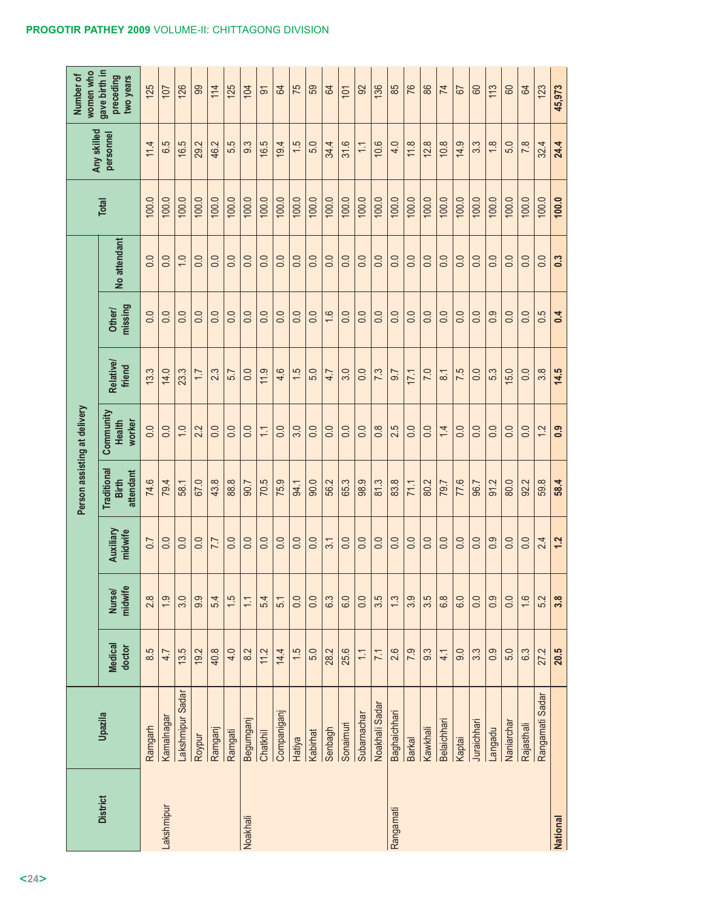| District | Upazila | Person assisting at delivery | | | | | | | | | Any skilled personnel | Number of women who gave birth in preceding two years |
|---|---|---|---|---|---|---|---|---|---|---|---|---|
| | | Medical doctor | Nurse/ midwife | Auxiliary midwife | Traditional Birth attendant | Community Health worker | Relative/ friend | Other/ missing | No attendant | Total | | |
| | Ramgarh | 8.5 | 2.8 | 0.7 | 74.6 | 0.0 | 13.3 | 0.0 | 0.0 | 100.0 | 11.4 | 125 |
| Lakshmipur | Kamalnagar | 4.7 | 1.9 | 0.0 | 79.4 | 0.0 | 14.0 | 0.0 | 0.0 | 100.0 | 6.5 | 107 |
| | Lakshmipur Sadar | 13.5 | 3.0 | 0.0 | 58.1 | 1.0 | 23.3 | 0.0 | 1.0 | 100.0 | 16.5 | 126 |
| | Roypur | 19.2 | 9.9 | 0.0 | 67.0 | 2.2 | 1.7 | 0.0 | 0.0 | 100.0 | 29.2 | 99 |
| | Ramganj | 40.8 | 5.4 | 7.7 | 43.8 | 0.0 | 2.3 | 0.0 | 0.0 | 100.0 | 46.2 | 114 |
| | Ramgati | 4.0 | 1.5 | 0.0 | 88.8 | 0.0 | 5.7 | 0.0 | 0.0 | 100.0 | 5.5 | 125 |
| Noakhali | Begumganj | 8.2 | 1.1 | 0.0 | 90.7 | 0.0 | 0.0 | 0.0 | 0.0 | 100.0 | 9.3 | 104 |
| | Chatkhil | 11.2 | 5.4 | 0.0 | 70.5 | 1.1 | 11.9 | 0.0 | 0.0 | 100.0 | 16.5 | 91 |
| | Companiganj | 14.4 | 5.1 | 0.0 | 75.9 | 0.0 | 4.6 | 0.0 | 0.0 | 100.0 | 19.4 | 64 |
| | Hatiya | 1.5 | 0.0 | 0.0 | 94.1 | 3.0 | 1.5 | 0.0 | 0.0 | 100.0 | 1.5 | 75 |
| | Kabirhat | 5.0 | 0.0 | 0.0 | 90.0 | 0.0 | 5.0 | 0.0 | 0.0 | 100.0 | 5.0 | 59 |
| | Senbagh | 28.2 | 6.3 | 3.1 | 56.2 | 0.0 | 4.7 | 1.6 | 0.0 | 100.0 | 34.4 | 64 |
| | Sonaimuri | 25.6 | 6.0 | 0.0 | 65.3 | 0.0 | 3.0 | 0.0 | 0.0 | 100.0 | 31.6 | 101 |
| | Subarnachar | 1.1 | 0.0 | 0.0 | 98.9 | 0.0 | 0.0 | 0.0 | 0.0 | 100.0 | 1.1 | 92 |
| | Noakhali Sadar | 7.1 | 3.5 | 0.0 | 81.3 | 0.8 | 7.3 | 0.0 | 0.0 | 100.0 | 10.6 | 136 |
| Rangamati | Baghaichhari | 2.6 | 1.3 | 0.0 | 83.8 | 2.5 | 9.7 | 0.0 | 0.0 | 100.0 | 4.0 | 85 |
| | Barkal | 7.9 | 3.9 | 0.0 | 71.1 | 0.0 | 17.1 | 0.0 | 0.0 | 100.0 | 11.8 | 76 |
| | Kawkhali | 9.3 | 3.5 | 0.0 | 80.2 | 0.0 | 7.0 | 0.0 | 0.0 | 100.0 | 12.8 | 86 |
| | Belaichhari | 4.1 | 6.8 | 0.0 | 79.7 | 1.4 | 8.1 | 0.0 | 0.0 | 100.0 | 10.8 | 74 |
| | Kaptai | 9.0 | 6.0 | 0.0 | 77.6 | 0.0 | 7.5 | 0.0 | 0.0 | 100.0 | 14.9 | 67 |
| | Juraichhari | 3.3 | 0.0 | 0.0 | 96.7 | 0.0 | 0.0 | 0.0 | 0.0 | 100.0 | 3.3 | 60 |
| | Langadu | 0.9 | 0.9 | 0.9 | 91.2 | 0.0 | 5.3 | 0.9 | 0.0 | 100.0 | 1.8 | 113 |
| | Naniarchar | 5.0 | 0.0 | 0.0 | 80.0 | 0.0 | 15.0 | 0.0 | 0.0 | 100.0 | 5.0 | 60 |
| | Rajasthali | 6.3 | 1.6 | 0.0 | 92.2 | 0.0 | 0.0 | 0.0 | 0.0 | 100.0 | 7.8 | 64 |
| | Rangamati Sadar | 27.2 | 5.2 | 2.4 | 59.8 | 1.2 | 3.8 | 0.5 | 0.0 | 100.0 | 32.4 | 123 |
| **National** | | **20.5** | **3.8** | **1.2** | **58.4** | **0.9** | **14.5** | **0.4** | **0.3** | **100.0** | **24.4** | **45,973** |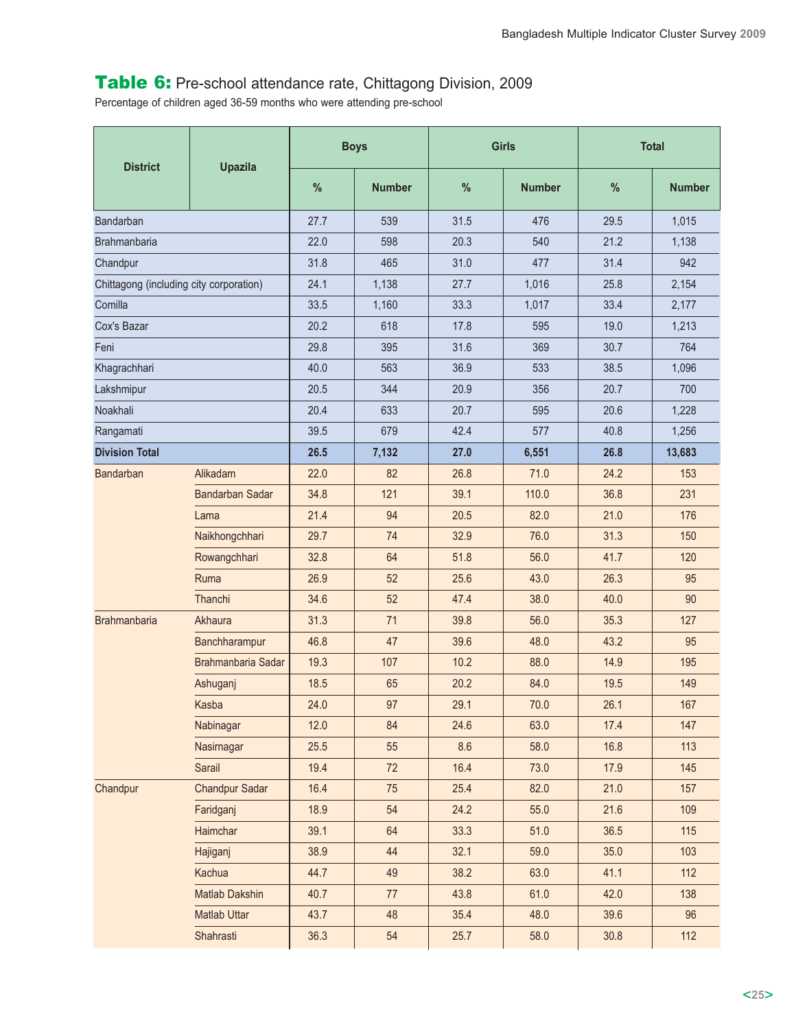## Table 6: Pre-school attendance rate, Chittagong Division, 2009

Percentage of children aged 36-59 months who were attending pre-school

| District | Upazila | Boys | | Girls | | Total | |
|---|---|---|---|---|---|---|---|
| | | % | Number | % | Number | % | Number |
| Bandarban | | 27.7 | 539 | 31.5 | 476 | 29.5 | 1,015 |
| Brahmanbaria | | 22.0 | 598 | 20.3 | 540 | 21.2 | 1,138 |
| Chandpur | | 31.8 | 465 | 31.0 | 477 | 31.4 | 942 |
| Chittagong (including city corporation) | | 24.1 | 1,138 | 27.7 | 1,016 | 25.8 | 2,154 |
| Comilla | | 33.5 | 1,160 | 33.3 | 1,017 | 33.4 | 2,177 |
| Cox's Bazar | | 20.2 | 618 | 17.8 | 595 | 19.0 | 1,213 |
| Feni | | 29.8 | 395 | 31.6 | 369 | 30.7 | 764 |
| Khagrachhari | | 40.0 | 563 | 36.9 | 533 | 38.5 | 1,096 |
| Lakshmipur | | 20.5 | 344 | 20.9 | 356 | 20.7 | 700 |
| Noakhali | | 20.4 | 633 | 20.7 | 595 | 20.6 | 1,228 |
| Rangamati | | 39.5 | 679 | 42.4 | 577 | 40.8 | 1,256 |
| **Division Total** | | **26.5** | **7,132** | **27.0** | **6,551** | **26.8** | **13,683** |
| Bandarban | Alikadam | 22.0 | 82 | 26.8 | 71.0 | 24.2 | 153 |
| | Bandarban Sadar | 34.8 | 121 | 39.1 | 110.0 | 36.8 | 231 |
| | Lama | 21.4 | 94 | 20.5 | 82.0 | 21.0 | 176 |
| | Naikhongchhari | 29.7 | 74 | 32.9 | 76.0 | 31.3 | 150 |
| | Rowangchhari | 32.8 | 64 | 51.8 | 56.0 | 41.7 | 120 |
| | Ruma | 26.9 | 52 | 25.6 | 43.0 | 26.3 | 95 |
| | Thanchi | 34.6 | 52 | 47.4 | 38.0 | 40.0 | 90 |
| Brahmanbaria | Akhaura | 31.3 | 71 | 39.8 | 56.0 | 35.3 | 127 |
| | Banchharampur | 46.8 | 47 | 39.6 | 48.0 | 43.2 | 95 |
| | Brahmanbaria Sadar | 19.3 | 107 | 10.2 | 88.0 | 14.9 | 195 |
| | Ashuganj | 18.5 | 65 | 20.2 | 84.0 | 19.5 | 149 |
| | Kasba | 24.0 | 97 | 29.1 | 70.0 | 26.1 | 167 |
| | Nabinagar | 12.0 | 84 | 24.6 | 63.0 | 17.4 | 147 |
| | Nasirnagar | 25.5 | 55 | 8.6 | 58.0 | 16.8 | 113 |
| | Sarail | 19.4 | 72 | 16.4 | 73.0 | 17.9 | 145 |
| Chandpur | Chandpur Sadar | 16.4 | 75 | 25.4 | 82.0 | 21.0 | 157 |
| | Faridganj | 18.9 | 54 | 24.2 | 55.0 | 21.6 | 109 |
| | Haimchar | 39.1 | 64 | 33.3 | 51.0 | 36.5 | 115 |
| | Hajiganj | 38.9 | 44 | 32.1 | 59.0 | 35.0 | 103 |
| | Kachua | 44.7 | 49 | 38.2 | 63.0 | 41.1 | 112 |
| | Matlab Dakshin | 40.7 | 77 | 43.8 | 61.0 | 42.0 | 138 |
| | Matlab Uttar | 43.7 | 48 | 35.4 | 48.0 | 39.6 | 96 |
| | Shahrasti | 36.3 | 54 | 25.7 | 58.0 | 30.8 | 112 |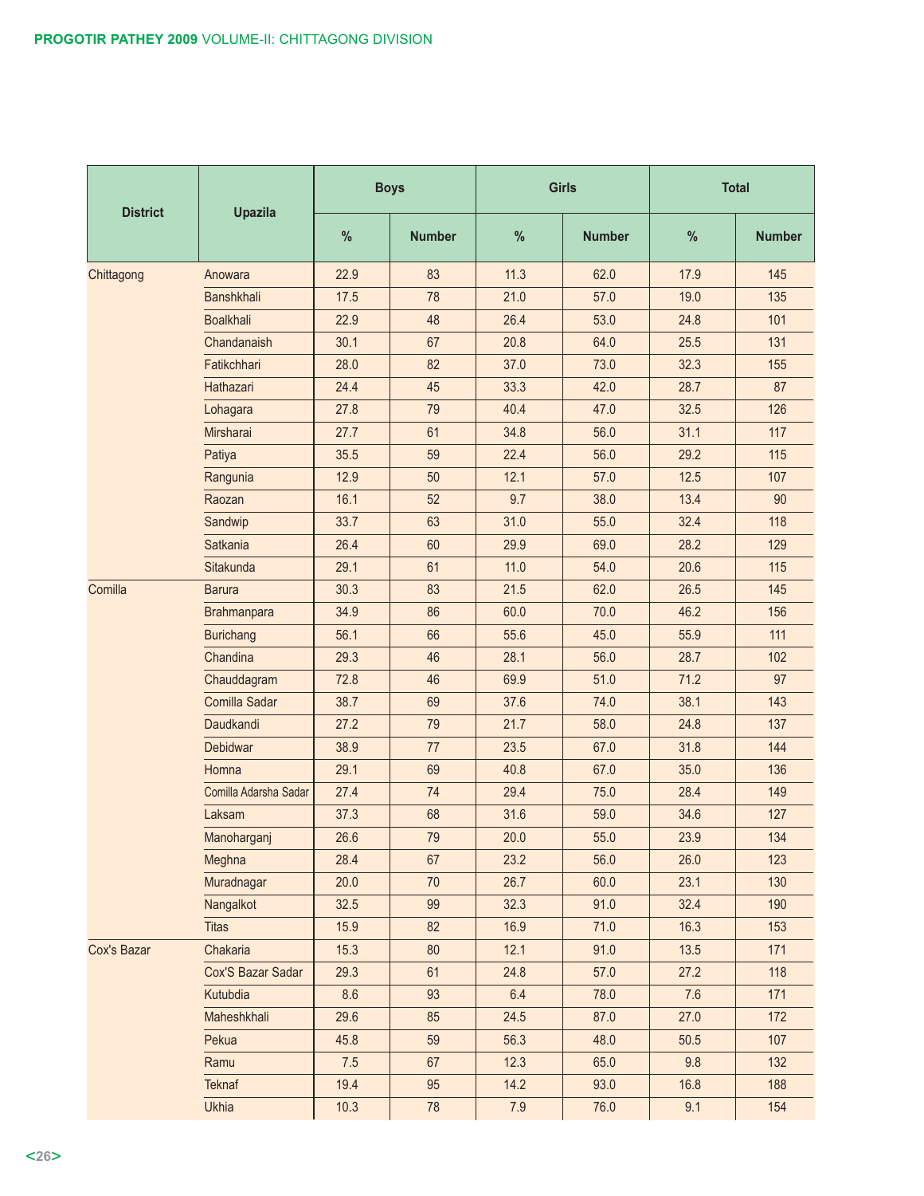| District | Upazila | Boys | | Girls | | Total | |
|---|---|---|---|---|---|---|---|
| | | % | Number | % | Number | % | Number |
| Chittagong | Anowara | 22.9 | 83 | 11.3 | 62.0 | 17.9 | 145 |
| | Banshkhali | 17.5 | 78 | 21.0 | 57.0 | 19.0 | 135 |
| | Boalkhali | 22.9 | 48 | 26.4 | 53.0 | 24.8 | 101 |
| | Chandanaish | 30.1 | 67 | 20.8 | 64.0 | 25.5 | 131 |
| | Fatikchhari | 28.0 | 82 | 37.0 | 73.0 | 32.3 | 155 |
| | Hathazari | 24.4 | 45 | 33.3 | 42.0 | 28.7 | 87 |
| | Lohagara | 27.8 | 79 | 40.4 | 47.0 | 32.5 | 126 |
| | Mirsharai | 27.7 | 61 | 34.8 | 56.0 | 31.1 | 117 |
| | Patiya | 35.5 | 59 | 22.4 | 56.0 | 29.2 | 115 |
| | Rangunia | 12.9 | 50 | 12.1 | 57.0 | 12.5 | 107 |
| | Raozan | 16.1 | 52 | 9.7 | 38.0 | 13.4 | 90 |
| | Sandwip | 33.7 | 63 | 31.0 | 55.0 | 32.4 | 118 |
| | Satkania | 26.4 | 60 | 29.9 | 69.0 | 28.2 | 129 |
| | Sitakunda | 29.1 | 61 | 11.0 | 54.0 | 20.6 | 115 |
| Comilla | Barura | 30.3 | 83 | 21.5 | 62.0 | 26.5 | 145 |
| | Brahmanpara | 34.9 | 86 | 60.0 | 70.0 | 46.2 | 156 |
| | Burichang | 56.1 | 66 | 55.6 | 45.0 | 55.9 | 111 |
| | Chandina | 29.3 | 46 | 28.1 | 56.0 | 28.7 | 102 |
| | Chauddagram | 72.8 | 46 | 69.9 | 51.0 | 71.2 | 97 |
| | Comilla Sadar | 38.7 | 69 | 37.6 | 74.0 | 38.1 | 143 |
| | Daudkandi | 27.2 | 79 | 21.7 | 58.0 | 24.8 | 137 |
| | Debidwar | 38.9 | 77 | 23.5 | 67.0 | 31.8 | 144 |
| | Homna | 29.1 | 69 | 40.8 | 67.0 | 35.0 | 136 |
| | Comilla Adarsha Sadar | 27.4 | 74 | 29.4 | 75.0 | 28.4 | 149 |
| | Laksam | 37.3 | 68 | 31.6 | 59.0 | 34.6 | 127 |
| | Manoharganj | 26.6 | 79 | 20.0 | 55.0 | 23.9 | 134 |
| | Meghna | 28.4 | 67 | 23.2 | 56.0 | 26.0 | 123 |
| | Muradnagar | 20.0 | 70 | 26.7 | 60.0 | 23.1 | 130 |
| | Nangalkot | 32.5 | 99 | 32.3 | 91.0 | 32.4 | 190 |
| | Titas | 15.9 | 82 | 16.9 | 71.0 | 16.3 | 153 |
| Cox's Bazar | Chakaria | 15.3 | 80 | 12.1 | 91.0 | 13.5 | 171 |
| | Cox'S Bazar Sadar | 29.3 | 61 | 24.8 | 57.0 | 27.2 | 118 |
| | Kutubdia | 8.6 | 93 | 6.4 | 78.0 | 7.6 | 171 |
| | Maheshkhali | 29.6 | 85 | 24.5 | 87.0 | 27.0 | 172 |
| | Pekua | 45.8 | 59 | 56.3 | 48.0 | 50.5 | 107 |
| | Ramu | 7.5 | 67 | 12.3 | 65.0 | 9.8 | 132 |
| | Teknaf | 19.4 | 95 | 14.2 | 93.0 | 16.8 | 188 |
| | Ukhia | 10.3 | 78 | 7.9 | 76.0 | 9.1 | 154 |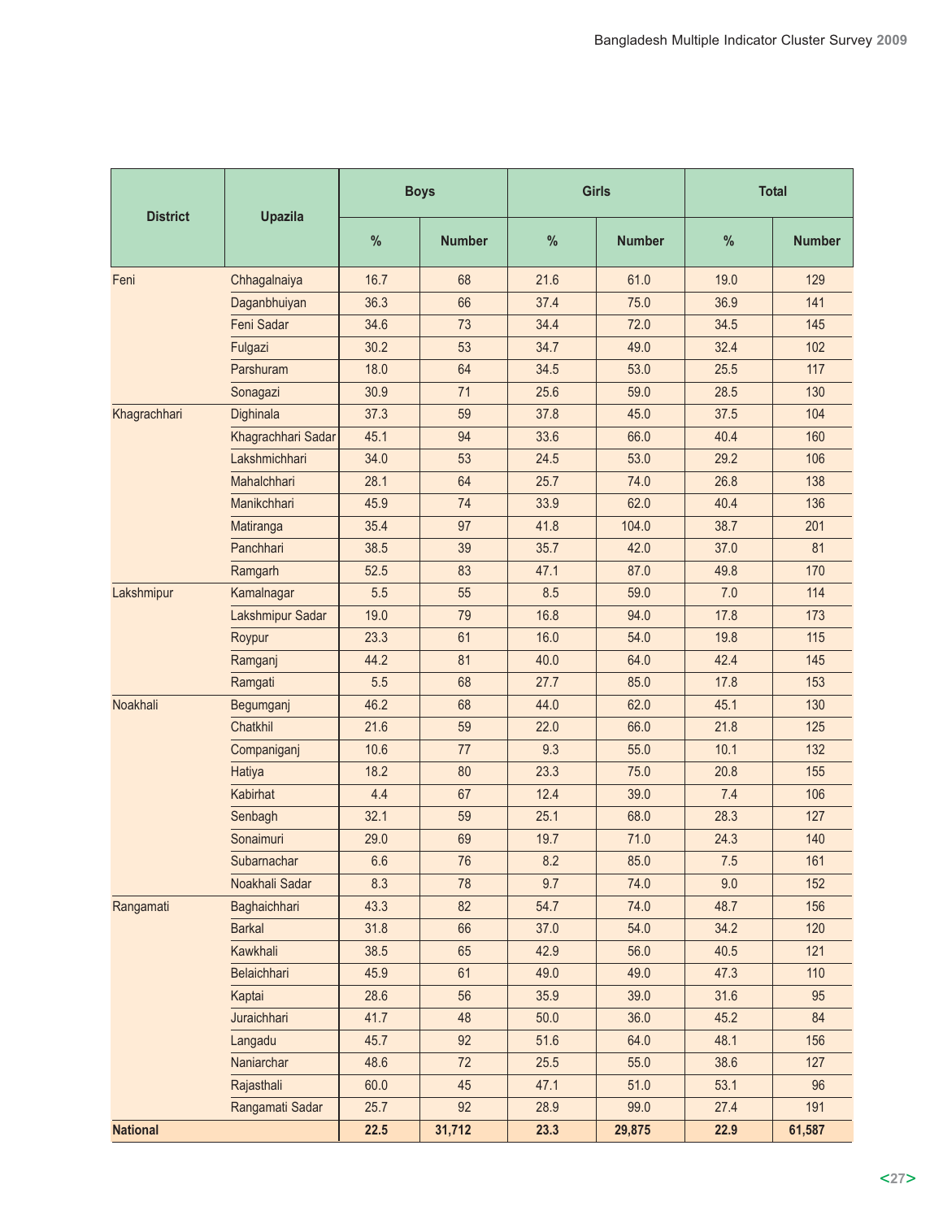| District | Upazila | Boys | | Girls | | Total | |
|---|---|---|---|---|---|---|---|
| | | % | Number | % | Number | % | Number |
| Feni | Chhagalnaiya | 16.7 | 68 | 21.6 | 61.0 | 19.0 | 129 |
| | Daganbhuiyan | 36.3 | 66 | 37.4 | 75.0 | 36.9 | 141 |
| | Feni Sadar | 34.6 | 73 | 34.4 | 72.0 | 34.5 | 145 |
| | Fulgazi | 30.2 | 53 | 34.7 | 49.0 | 32.4 | 102 |
| | Parshuram | 18.0 | 64 | 34.5 | 53.0 | 25.5 | 117 |
| | Sonagazi | 30.9 | 71 | 25.6 | 59.0 | 28.5 | 130 |
| Khagrachhari | Dighinala | 37.3 | 59 | 37.8 | 45.0 | 37.5 | 104 |
| | Khagrachhari Sadar | 45.1 | 94 | 33.6 | 66.0 | 40.4 | 160 |
| | Lakshmichhari | 34.0 | 53 | 24.5 | 53.0 | 29.2 | 106 |
| | Mahalchhari | 28.1 | 64 | 25.7 | 74.0 | 26.8 | 138 |
| | Manikchhari | 45.9 | 74 | 33.9 | 62.0 | 40.4 | 136 |
| | Matiranga | 35.4 | 97 | 41.8 | 104.0 | 38.7 | 201 |
| | Panchhari | 38.5 | 39 | 35.7 | 42.0 | 37.0 | 81 |
| | Ramgarh | 52.5 | 83 | 47.1 | 87.0 | 49.8 | 170 |
| Lakshmipur | Kamalnagar | 5.5 | 55 | 8.5 | 59.0 | 7.0 | 114 |
| | Lakshmipur Sadar | 19.0 | 79 | 16.8 | 94.0 | 17.8 | 173 |
| | Roypur | 23.3 | 61 | 16.0 | 54.0 | 19.8 | 115 |
| | Ramganj | 44.2 | 81 | 40.0 | 64.0 | 42.4 | 145 |
| | Ramgati | 5.5 | 68 | 27.7 | 85.0 | 17.8 | 153 |
| Noakhali | Begumganj | 46.2 | 68 | 44.0 | 62.0 | 45.1 | 130 |
| | Chatkhil | 21.6 | 59 | 22.0 | 66.0 | 21.8 | 125 |
| | Companiganj | 10.6 | 77 | 9.3 | 55.0 | 10.1 | 132 |
| | Hatiya | 18.2 | 80 | 23.3 | 75.0 | 20.8 | 155 |
| | Kabirhat | 4.4 | 67 | 12.4 | 39.0 | 7.4 | 106 |
| | Senbagh | 32.1 | 59 | 25.1 | 68.0 | 28.3 | 127 |
| | Sonaimuri | 29.0 | 69 | 19.7 | 71.0 | 24.3 | 140 |
| | Subarnachar | 6.6 | 76 | 8.2 | 85.0 | 7.5 | 161 |
| | Noakhali Sadar | 8.3 | 78 | 9.7 | 74.0 | 9.0 | 152 |
| Rangamati | Baghaichhari | 43.3 | 82 | 54.7 | 74.0 | 48.7 | 156 |
| | Barkal | 31.8 | 66 | 37.0 | 54.0 | 34.2 | 120 |
| | Kawkhali | 38.5 | 65 | 42.9 | 56.0 | 40.5 | 121 |
| | Belaichhari | 45.9 | 61 | 49.0 | 49.0 | 47.3 | 110 |
| | Kaptai | 28.6 | 56 | 35.9 | 39.0 | 31.6 | 95 |
| | Juraichhari | 41.7 | 48 | 50.0 | 36.0 | 45.2 | 84 |
| | Langadu | 45.7 | 92 | 51.6 | 64.0 | 48.1 | 156 |
| | Naniarchar | 48.6 | 72 | 25.5 | 55.0 | 38.6 | 127 |
| | Rajasthali | 60.0 | 45 | 47.1 | 51.0 | 53.1 | 96 |
| | Rangamati Sadar | 25.7 | 92 | 28.9 | 99.0 | 27.4 | 191 |
| **National** | | **22.5** | **31,712** | **23.3** | **29,875** | **22.9** | **61,587** |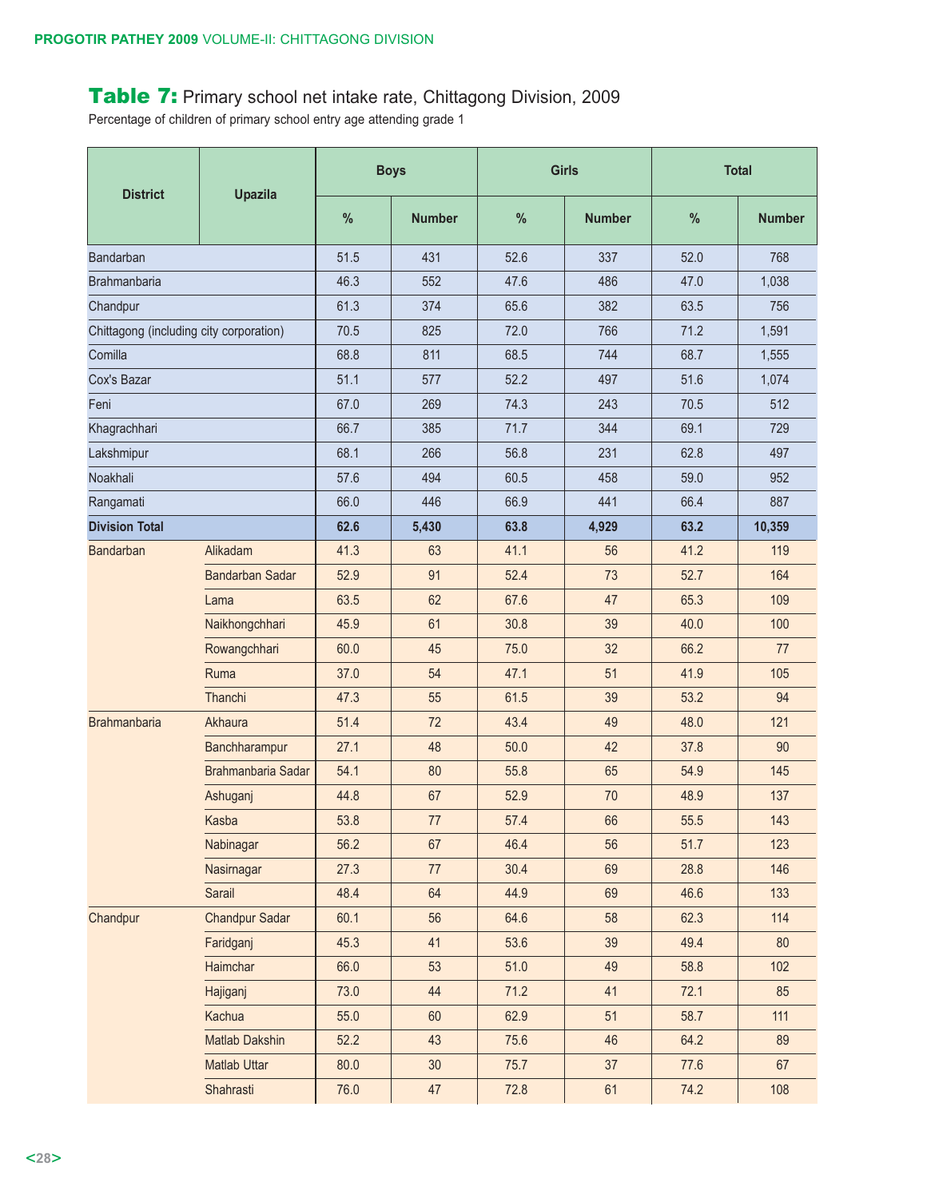## Table 7: Primary school net intake rate, Chittagong Division, 2009

Percentage of children of primary school entry age attending grade 1

| District | Upazila | Boys | | Girls | | Total | |
|---|---|---|---|---|---|---|---|
| | | % | Number | % | Number | % | Number |
| Bandarban | | 51.5 | 431 | 52.6 | 337 | 52.0 | 768 |
| Brahmanbaria | | 46.3 | 552 | 47.6 | 486 | 47.0 | 1,038 |
| Chandpur | | 61.3 | 374 | 65.6 | 382 | 63.5 | 756 |
| Chittagong (including city corporation) | | 70.5 | 825 | 72.0 | 766 | 71.2 | 1,591 |
| Comilla | | 68.8 | 811 | 68.5 | 744 | 68.7 | 1,555 |
| Cox's Bazar | | 51.1 | 577 | 52.2 | 497 | 51.6 | 1,074 |
| Feni | | 67.0 | 269 | 74.3 | 243 | 70.5 | 512 |
| Khagrachhari | | 66.7 | 385 | 71.7 | 344 | 69.1 | 729 |
| Lakshmipur | | 68.1 | 266 | 56.8 | 231 | 62.8 | 497 |
| Noakhali | | 57.6 | 494 | 60.5 | 458 | 59.0 | 952 |
| Rangamati | | 66.0 | 446 | 66.9 | 441 | 66.4 | 887 |
| **Division Total** | | **62.6** | **5,430** | **63.8** | **4,929** | **63.2** | **10,359** |
| Bandarban | Alikadam | 41.3 | 63 | 41.1 | 56 | 41.2 | 119 |
| | Bandarban Sadar | 52.9 | 91 | 52.4 | 73 | 52.7 | 164 |
| | Lama | 63.5 | 62 | 67.6 | 47 | 65.3 | 109 |
| | Naikhongchhari | 45.9 | 61 | 30.8 | 39 | 40.0 | 100 |
| | Rowangchhari | 60.0 | 45 | 75.0 | 32 | 66.2 | 77 |
| | Ruma | 37.0 | 54 | 47.1 | 51 | 41.9 | 105 |
| | Thanchi | 47.3 | 55 | 61.5 | 39 | 53.2 | 94 |
| Brahmanbaria | Akhaura | 51.4 | 72 | 43.4 | 49 | 48.0 | 121 |
| | Banchharampur | 27.1 | 48 | 50.0 | 42 | 37.8 | 90 |
| | Brahmanbaria Sadar | 54.1 | 80 | 55.8 | 65 | 54.9 | 145 |
| | Ashuganj | 44.8 | 67 | 52.9 | 70 | 48.9 | 137 |
| | Kasba | 53.8 | 77 | 57.4 | 66 | 55.5 | 143 |
| | Nabinagar | 56.2 | 67 | 46.4 | 56 | 51.7 | 123 |
| | Nasirnagar | 27.3 | 77 | 30.4 | 69 | 28.8 | 146 |
| | Sarail | 48.4 | 64 | 44.9 | 69 | 46.6 | 133 |
| Chandpur | Chandpur Sadar | 60.1 | 56 | 64.6 | 58 | 62.3 | 114 |
| | Faridganj | 45.3 | 41 | 53.6 | 39 | 49.4 | 80 |
| | Haimchar | 66.0 | 53 | 51.0 | 49 | 58.8 | 102 |
| | Hajiganj | 73.0 | 44 | 71.2 | 41 | 72.1 | 85 |
| | Kachua | 55.0 | 60 | 62.9 | 51 | 58.7 | 111 |
| | Matlab Dakshin | 52.2 | 43 | 75.6 | 46 | 64.2 | 89 |
| | Matlab Uttar | 80.0 | 30 | 75.7 | 37 | 77.6 | 67 |
| | Shahrasti | 76.0 | 47 | 72.8 | 61 | 74.2 | 108 |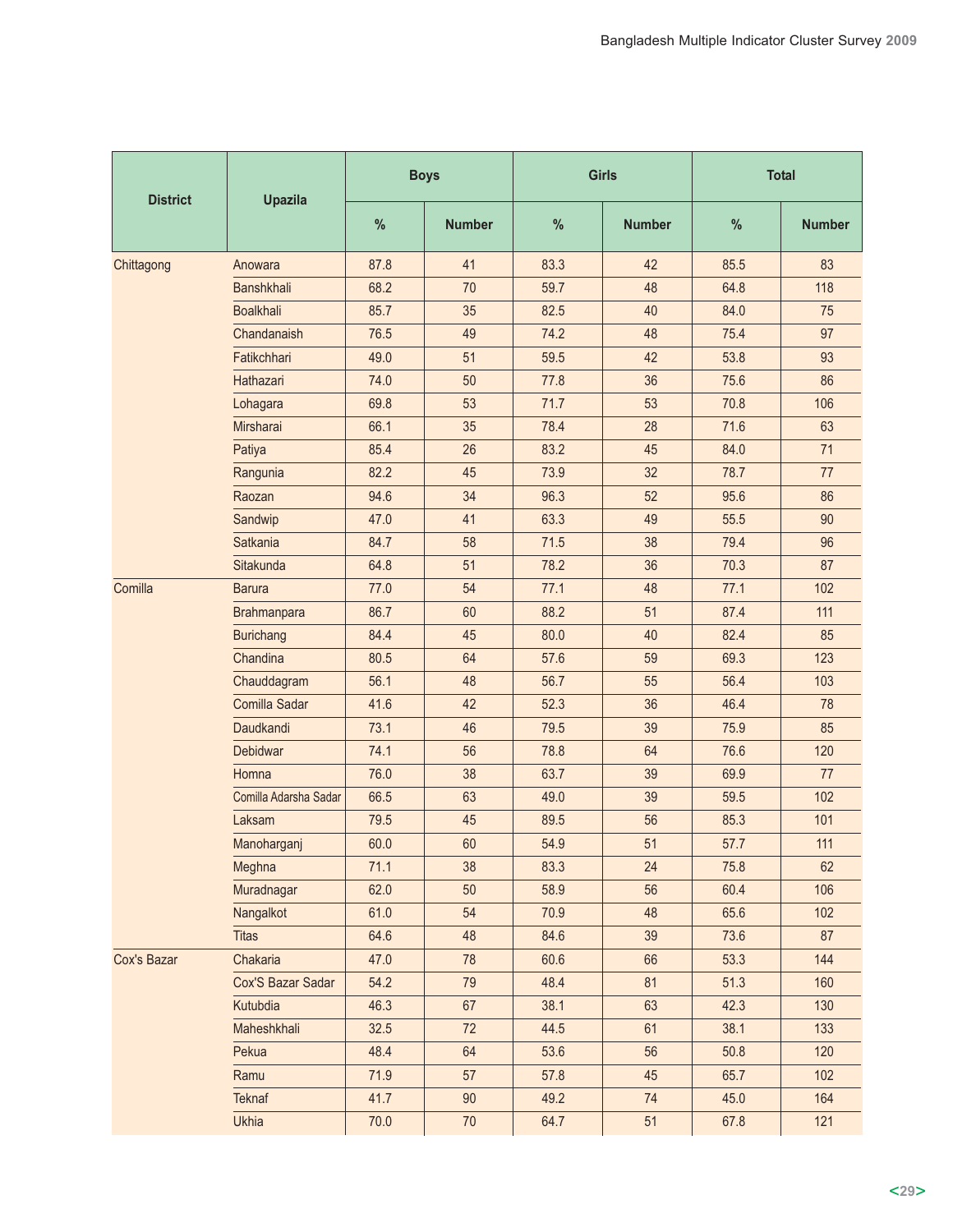| District | Upazila | Boys | | Girls | | Total | |
|---|---|---|---|---|---|---|---|
| | | % | Number | % | Number | % | Number |
| Chittagong | Anowara | 87.8 | 41 | 83.3 | 42 | 85.5 | 83 |
| | Banshkhali | 68.2 | 70 | 59.7 | 48 | 64.8 | 118 |
| | Boalkhali | 85.7 | 35 | 82.5 | 40 | 84.0 | 75 |
| | Chandanaish | 76.5 | 49 | 74.2 | 48 | 75.4 | 97 |
| | Fatikchhari | 49.0 | 51 | 59.5 | 42 | 53.8 | 93 |
| | Hathazari | 74.0 | 50 | 77.8 | 36 | 75.6 | 86 |
| | Lohagara | 69.8 | 53 | 71.7 | 53 | 70.8 | 106 |
| | Mirsharai | 66.1 | 35 | 78.4 | 28 | 71.6 | 63 |
| | Patiya | 85.4 | 26 | 83.2 | 45 | 84.0 | 71 |
| | Rangunia | 82.2 | 45 | 73.9 | 32 | 78.7 | 77 |
| | Raozan | 94.6 | 34 | 96.3 | 52 | 95.6 | 86 |
| | Sandwip | 47.0 | 41 | 63.3 | 49 | 55.5 | 90 |
| | Satkania | 84.7 | 58 | 71.5 | 38 | 79.4 | 96 |
| | Sitakunda | 64.8 | 51 | 78.2 | 36 | 70.3 | 87 |
| Comilla | Barura | 77.0 | 54 | 77.1 | 48 | 77.1 | 102 |
| | Brahmanpara | 86.7 | 60 | 88.2 | 51 | 87.4 | 111 |
| | Burichang | 84.4 | 45 | 80.0 | 40 | 82.4 | 85 |
| | Chandina | 80.5 | 64 | 57.6 | 59 | 69.3 | 123 |
| | Chauddagram | 56.1 | 48 | 56.7 | 55 | 56.4 | 103 |
| | Comilla Sadar | 41.6 | 42 | 52.3 | 36 | 46.4 | 78 |
| | Daudkandi | 73.1 | 46 | 79.5 | 39 | 75.9 | 85 |
| | Debidwar | 74.1 | 56 | 78.8 | 64 | 76.6 | 120 |
| | Homna | 76.0 | 38 | 63.7 | 39 | 69.9 | 77 |
| | Comilla Adarsha Sadar | 66.5 | 63 | 49.0 | 39 | 59.5 | 102 |
| | Laksam | 79.5 | 45 | 89.5 | 56 | 85.3 | 101 |
| | Manoharganj | 60.0 | 60 | 54.9 | 51 | 57.7 | 111 |
| | Meghna | 71.1 | 38 | 83.3 | 24 | 75.8 | 62 |
| | Muradnagar | 62.0 | 50 | 58.9 | 56 | 60.4 | 106 |
| | Nangalkot | 61.0 | 54 | 70.9 | 48 | 65.6 | 102 |
| | Titas | 64.6 | 48 | 84.6 | 39 | 73.6 | 87 |
| Cox's Bazar | Chakaria | 47.0 | 78 | 60.6 | 66 | 53.3 | 144 |
| | Cox'S Bazar Sadar | 54.2 | 79 | 48.4 | 81 | 51.3 | 160 |
| | Kutubdia | 46.3 | 67 | 38.1 | 63 | 42.3 | 130 |
| | Maheshkhali | 32.5 | 72 | 44.5 | 61 | 38.1 | 133 |
| | Pekua | 48.4 | 64 | 53.6 | 56 | 50.8 | 120 |
| | Ramu | 71.9 | 57 | 57.8 | 45 | 65.7 | 102 |
| | Teknaf | 41.7 | 90 | 49.2 | 74 | 45.0 | 164 |
| | Ukhia | 70.0 | 70 | 64.7 | 51 | 67.8 | 121 |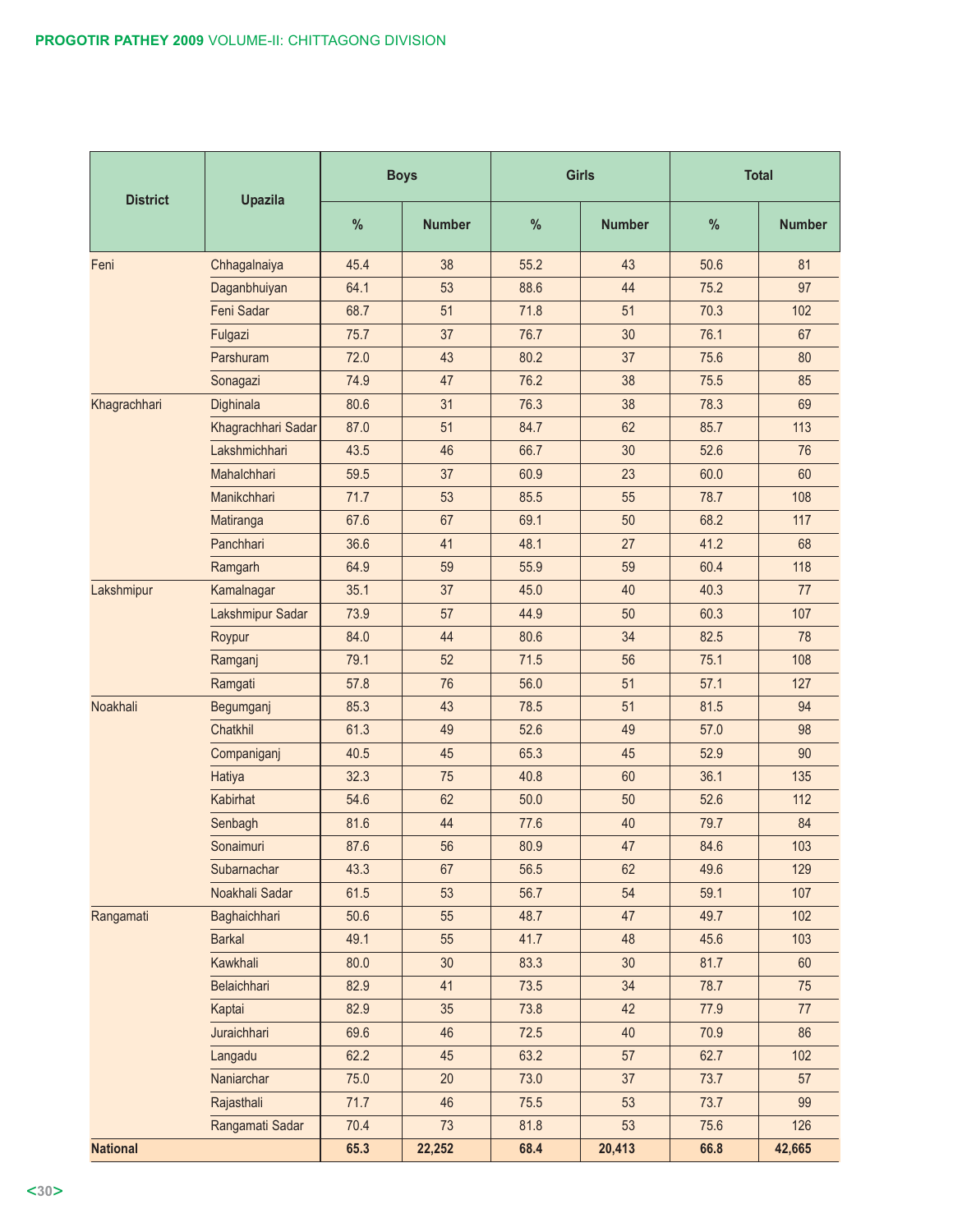| District | Upazila | Boys | | Girls | | Total | |
|---|---|---|---|---|---|---|---|
| | | % | Number | % | Number | % | Number |
| Feni | Chhagalnaiya | 45.4 | 38 | 55.2 | 43 | 50.6 | 81 |
| | Daganbhuiyan | 64.1 | 53 | 88.6 | 44 | 75.2 | 97 |
| | Feni Sadar | 68.7 | 51 | 71.8 | 51 | 70.3 | 102 |
| | Fulgazi | 75.7 | 37 | 76.7 | 30 | 76.1 | 67 |
| | Parshuram | 72.0 | 43 | 80.2 | 37 | 75.6 | 80 |
| | Sonagazi | 74.9 | 47 | 76.2 | 38 | 75.5 | 85 |
| Khagrachhari | Dighinala | 80.6 | 31 | 76.3 | 38 | 78.3 | 69 |
| | Khagrachhari Sadar | 87.0 | 51 | 84.7 | 62 | 85.7 | 113 |
| | Lakshmichhari | 43.5 | 46 | 66.7 | 30 | 52.6 | 76 |
| | Mahalchhari | 59.5 | 37 | 60.9 | 23 | 60.0 | 60 |
| | Manikchhari | 71.7 | 53 | 85.5 | 55 | 78.7 | 108 |
| | Matiranga | 67.6 | 67 | 69.1 | 50 | 68.2 | 117 |
| | Panchhari | 36.6 | 41 | 48.1 | 27 | 41.2 | 68 |
| | Ramgarh | 64.9 | 59 | 55.9 | 59 | 60.4 | 118 |
| Lakshmipur | Kamalnagar | 35.1 | 37 | 45.0 | 40 | 40.3 | 77 |
| | Lakshmipur Sadar | 73.9 | 57 | 44.9 | 50 | 60.3 | 107 |
| | Roypur | 84.0 | 44 | 80.6 | 34 | 82.5 | 78 |
| | Ramganj | 79.1 | 52 | 71.5 | 56 | 75.1 | 108 |
| | Ramgati | 57.8 | 76 | 56.0 | 51 | 57.1 | 127 |
| Noakhali | Begumganj | 85.3 | 43 | 78.5 | 51 | 81.5 | 94 |
| | Chatkhil | 61.3 | 49 | 52.6 | 49 | 57.0 | 98 |
| | Companiganj | 40.5 | 45 | 65.3 | 45 | 52.9 | 90 |
| | Hatiya | 32.3 | 75 | 40.8 | 60 | 36.1 | 135 |
| | Kabirhat | 54.6 | 62 | 50.0 | 50 | 52.6 | 112 |
| | Senbagh | 81.6 | 44 | 77.6 | 40 | 79.7 | 84 |
| | Sonaimuri | 87.6 | 56 | 80.9 | 47 | 84.6 | 103 |
| | Subarnachar | 43.3 | 67 | 56.5 | 62 | 49.6 | 129 |
| | Noakhali Sadar | 61.5 | 53 | 56.7 | 54 | 59.1 | 107 |
| Rangamati | Baghaichhari | 50.6 | 55 | 48.7 | 47 | 49.7 | 102 |
| | Barkal | 49.1 | 55 | 41.7 | 48 | 45.6 | 103 |
| | Kawkhali | 80.0 | 30 | 83.3 | 30 | 81.7 | 60 |
| | Belaichhari | 82.9 | 41 | 73.5 | 34 | 78.7 | 75 |
| | Kaptai | 82.9 | 35 | 73.8 | 42 | 77.9 | 77 |
| | Juraichhari | 69.6 | 46 | 72.5 | 40 | 70.9 | 86 |
| | Langadu | 62.2 | 45 | 63.2 | 57 | 62.7 | 102 |
| | Naniarchar | 75.0 | 20 | 73.0 | 37 | 73.7 | 57 |
| | Rajasthali | 71.7 | 46 | 75.5 | 53 | 73.7 | 99 |
| | Rangamati Sadar | 70.4 | 73 | 81.8 | 53 | 75.6 | 126 |
| **National** | | **65.3** | **22,252** | **68.4** | **20,413** | **66.8** | **42,665** |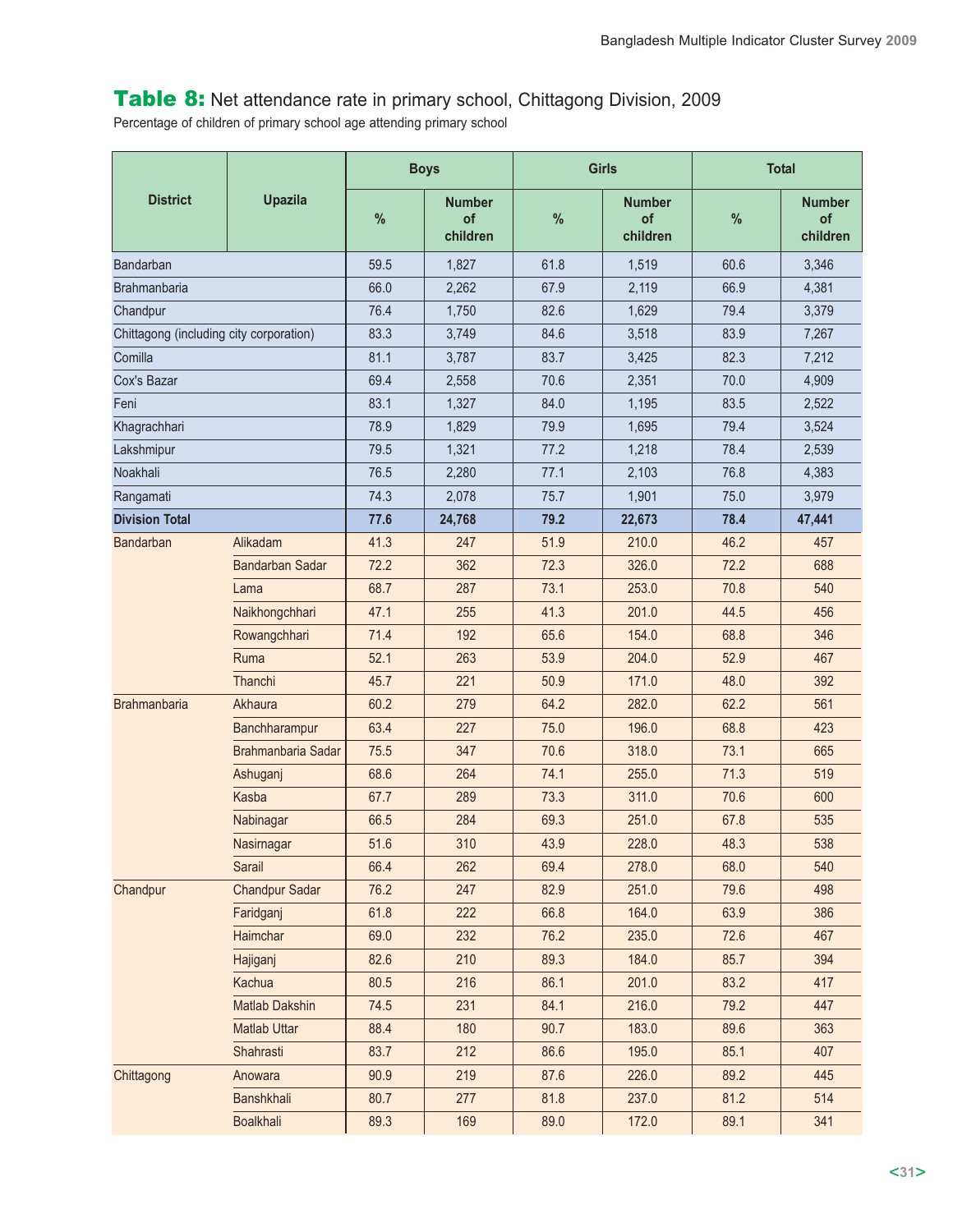## Table 8: Net attendance rate in primary school, Chittagong Division, 2009

Percentage of children of primary school age attending primary school

| District | Upazila | Boys | | Girls | | Total | |
|---|---|---|---|---|---|---|---|
| | | % | Number of children | % | Number of children | % | Number of children |
| Bandarban | | 59.5 | 1,827 | 61.8 | 1,519 | 60.6 | 3,346 |
| Brahmanbaria | | 66.0 | 2,262 | 67.9 | 2,119 | 66.9 | 4,381 |
| Chandpur | | 76.4 | 1,750 | 82.6 | 1,629 | 79.4 | 3,379 |
| Chittagong (including city corporation) | | 83.3 | 3,749 | 84.6 | 3,518 | 83.9 | 7,267 |
| Comilla | | 81.1 | 3,787 | 83.7 | 3,425 | 82.3 | 7,212 |
| Cox's Bazar | | 69.4 | 2,558 | 70.6 | 2,351 | 70.0 | 4,909 |
| Feni | | 83.1 | 1,327 | 84.0 | 1,195 | 83.5 | 2,522 |
| Khagrachhari | | 78.9 | 1,829 | 79.9 | 1,695 | 79.4 | 3,524 |
| Lakshmipur | | 79.5 | 1,321 | 77.2 | 1,218 | 78.4 | 2,539 |
| Noakhali | | 76.5 | 2,280 | 77.1 | 2,103 | 76.8 | 4,383 |
| Rangamati | | 74.3 | 2,078 | 75.7 | 1,901 | 75.0 | 3,979 |
| **Division Total** | | **77.6** | **24,768** | **79.2** | **22,673** | **78.4** | **47,441** |
| Bandarban | Alikadam | 41.3 | 247 | 51.9 | 210.0 | 46.2 | 457 |
| | Bandarban Sadar | 72.2 | 362 | 72.3 | 326.0 | 72.2 | 688 |
| | Lama | 68.7 | 287 | 73.1 | 253.0 | 70.8 | 540 |
| | Naikhongchhari | 47.1 | 255 | 41.3 | 201.0 | 44.5 | 456 |
| | Rowangchhari | 71.4 | 192 | 65.6 | 154.0 | 68.8 | 346 |
| | Ruma | 52.1 | 263 | 53.9 | 204.0 | 52.9 | 467 |
| | Thanchi | 45.7 | 221 | 50.9 | 171.0 | 48.0 | 392 |
| Brahmanbaria | Akhaura | 60.2 | 279 | 64.2 | 282.0 | 62.2 | 561 |
| | Banchharampur | 63.4 | 227 | 75.0 | 196.0 | 68.8 | 423 |
| | Brahmanbaria Sadar | 75.5 | 347 | 70.6 | 318.0 | 73.1 | 665 |
| | Ashuganj | 68.6 | 264 | 74.1 | 255.0 | 71.3 | 519 |
| | Kasba | 67.7 | 289 | 73.3 | 311.0 | 70.6 | 600 |
| | Nabinagar | 66.5 | 284 | 69.3 | 251.0 | 67.8 | 535 |
| | Nasirnagar | 51.6 | 310 | 43.9 | 228.0 | 48.3 | 538 |
| | Sarail | 66.4 | 262 | 69.4 | 278.0 | 68.0 | 540 |
| Chandpur | Chandpur Sadar | 76.2 | 247 | 82.9 | 251.0 | 79.6 | 498 |
| | Faridganj | 61.8 | 222 | 66.8 | 164.0 | 63.9 | 386 |
| | Haimchar | 69.0 | 232 | 76.2 | 235.0 | 72.6 | 467 |
| | Hajiganj | 82.6 | 210 | 89.3 | 184.0 | 85.7 | 394 |
| | Kachua | 80.5 | 216 | 86.1 | 201.0 | 83.2 | 417 |
| | Matlab Dakshin | 74.5 | 231 | 84.1 | 216.0 | 79.2 | 447 |
| | Matlab Uttar | 88.4 | 180 | 90.7 | 183.0 | 89.6 | 363 |
| | Shahrasti | 83.7 | 212 | 86.6 | 195.0 | 85.1 | 407 |
| Chittagong | Anowara | 90.9 | 219 | 87.6 | 226.0 | 89.2 | 445 |
| | Banshkhali | 80.7 | 277 | 81.8 | 237.0 | 81.2 | 514 |
| | Boalkhali | 89.3 | 169 | 89.0 | 172.0 | 89.1 | 341 |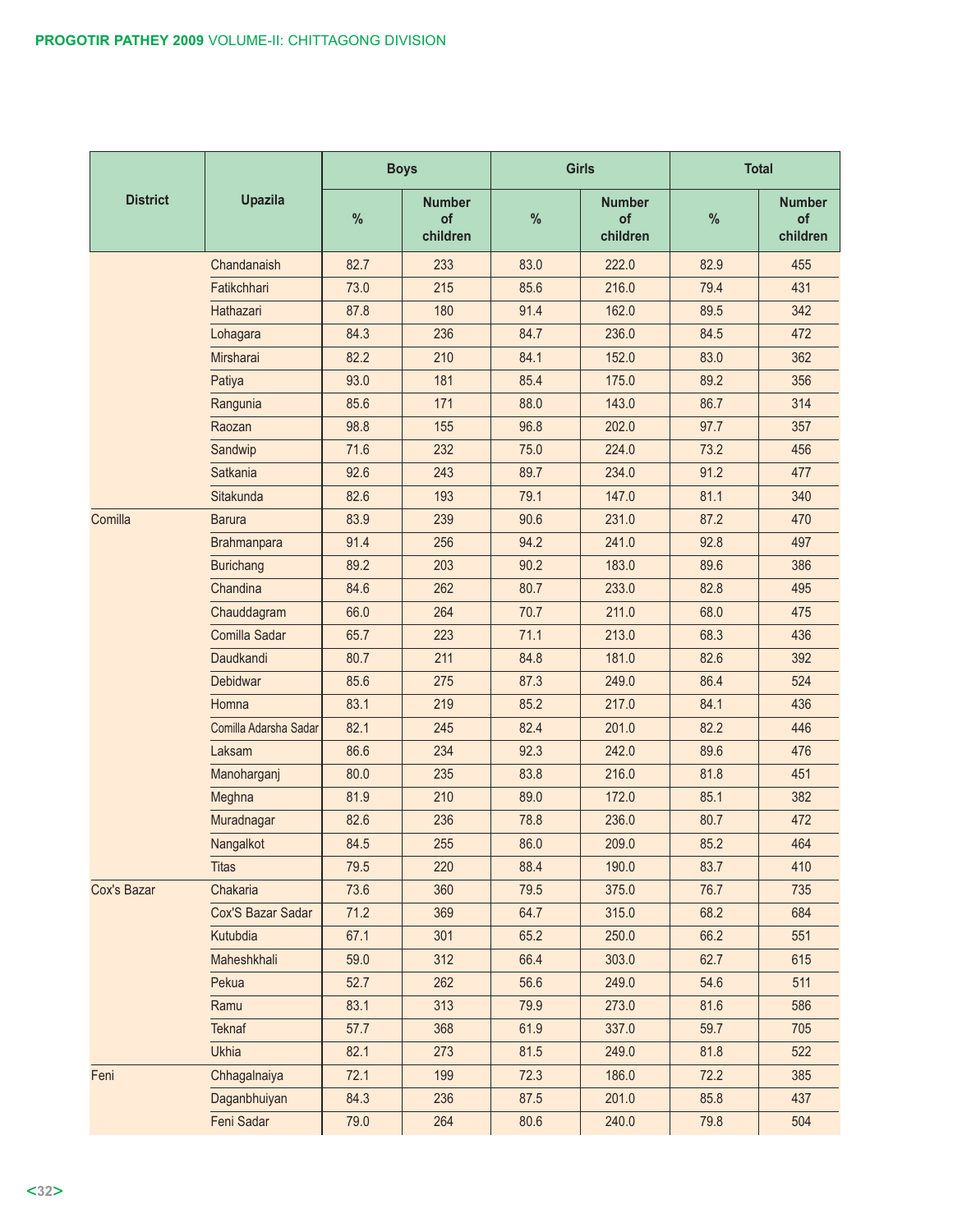| District | Upazila | Boys | | Girls | | Total | |
|---|---|---|---|---|---|---|---|
| | | % | Number of children | % | Number of children | % | Number of children |
| | Chandanaish | 82.7 | 233 | 83.0 | 222.0 | 82.9 | 455 |
| | Fatikchhari | 73.0 | 215 | 85.6 | 216.0 | 79.4 | 431 |
| | Hathazari | 87.8 | 180 | 91.4 | 162.0 | 89.5 | 342 |
| | Lohagara | 84.3 | 236 | 84.7 | 236.0 | 84.5 | 472 |
| | Mirsharai | 82.2 | 210 | 84.1 | 152.0 | 83.0 | 362 |
| | Patiya | 93.0 | 181 | 85.4 | 175.0 | 89.2 | 356 |
| | Rangunia | 85.6 | 171 | 88.0 | 143.0 | 86.7 | 314 |
| | Raozan | 98.8 | 155 | 96.8 | 202.0 | 97.7 | 357 |
| | Sandwip | 71.6 | 232 | 75.0 | 224.0 | 73.2 | 456 |
| | Satkania | 92.6 | 243 | 89.7 | 234.0 | 91.2 | 477 |
| | Sitakunda | 82.6 | 193 | 79.1 | 147.0 | 81.1 | 340 |
| Comilla | Barura | 83.9 | 239 | 90.6 | 231.0 | 87.2 | 470 |
| | Brahmanpara | 91.4 | 256 | 94.2 | 241.0 | 92.8 | 497 |
| | Burichang | 89.2 | 203 | 90.2 | 183.0 | 89.6 | 386 |
| | Chandina | 84.6 | 262 | 80.7 | 233.0 | 82.8 | 495 |
| | Chauddagram | 66.0 | 264 | 70.7 | 211.0 | 68.0 | 475 |
| | Comilla Sadar | 65.7 | 223 | 71.1 | 213.0 | 68.3 | 436 |
| | Daudkandi | 80.7 | 211 | 84.8 | 181.0 | 82.6 | 392 |
| | Debidwar | 85.6 | 275 | 87.3 | 249.0 | 86.4 | 524 |
| | Homna | 83.1 | 219 | 85.2 | 217.0 | 84.1 | 436 |
| | Comilla Adarsha Sadar | 82.1 | 245 | 82.4 | 201.0 | 82.2 | 446 |
| | Laksam | 86.6 | 234 | 92.3 | 242.0 | 89.6 | 476 |
| | Manoharganj | 80.0 | 235 | 83.8 | 216.0 | 81.8 | 451 |
| | Meghna | 81.9 | 210 | 89.0 | 172.0 | 85.1 | 382 |
| | Muradnagar | 82.6 | 236 | 78.8 | 236.0 | 80.7 | 472 |
| | Nangalkot | 84.5 | 255 | 86.0 | 209.0 | 85.2 | 464 |
| | Titas | 79.5 | 220 | 88.4 | 190.0 | 83.7 | 410 |
| Cox's Bazar | Chakaria | 73.6 | 360 | 79.5 | 375.0 | 76.7 | 735 |
| | Cox'S Bazar Sadar | 71.2 | 369 | 64.7 | 315.0 | 68.2 | 684 |
| | Kutubdia | 67.1 | 301 | 65.2 | 250.0 | 66.2 | 551 |
| | Maheshkhali | 59.0 | 312 | 66.4 | 303.0 | 62.7 | 615 |
| | Pekua | 52.7 | 262 | 56.6 | 249.0 | 54.6 | 511 |
| | Ramu | 83.1 | 313 | 79.9 | 273.0 | 81.6 | 586 |
| | Teknaf | 57.7 | 368 | 61.9 | 337.0 | 59.7 | 705 |
| | Ukhia | 82.1 | 273 | 81.5 | 249.0 | 81.8 | 522 |
| Feni | Chhagalnaiya | 72.1 | 199 | 72.3 | 186.0 | 72.2 | 385 |
| | Daganbhuiyan | 84.3 | 236 | 87.5 | 201.0 | 85.8 | 437 |
| | Feni Sadar | 79.0 | 264 | 80.6 | 240.0 | 79.8 | 504 |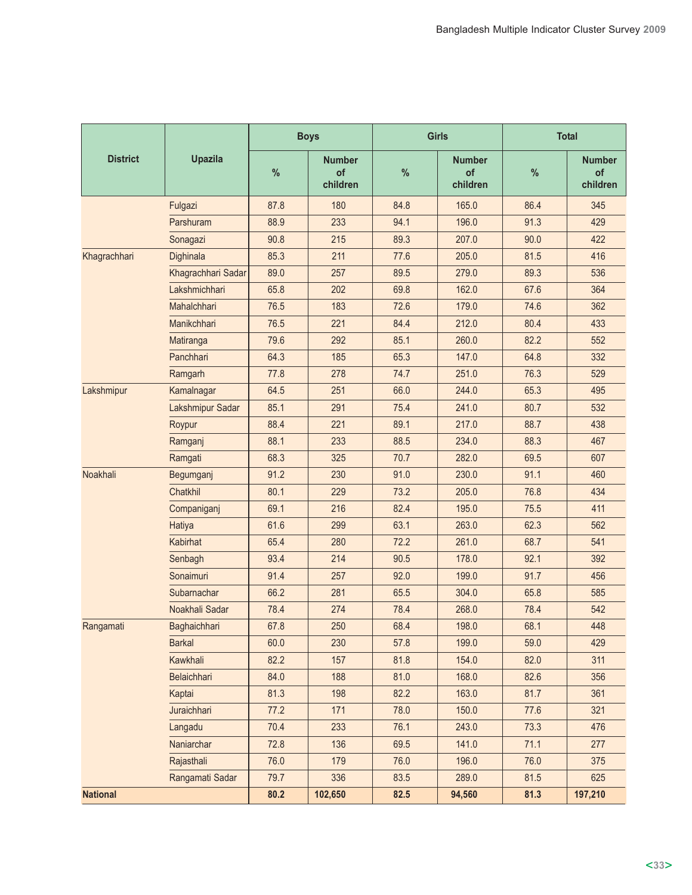| District | Upazila | Boys | | Girls | | Total | |
|---|---|---|---|---|---|---|---|
| | | % | Number of children | % | Number of children | % | Number of children |
| | Fulgazi | 87.8 | 180 | 84.8 | 165.0 | 86.4 | 345 |
| | Parshuram | 88.9 | 233 | 94.1 | 196.0 | 91.3 | 429 |
| | Sonagazi | 90.8 | 215 | 89.3 | 207.0 | 90.0 | 422 |
| Khagrachhari | Dighinala | 85.3 | 211 | 77.6 | 205.0 | 81.5 | 416 |
| | Khagrachhari Sadar | 89.0 | 257 | 89.5 | 279.0 | 89.3 | 536 |
| | Lakshmichhari | 65.8 | 202 | 69.8 | 162.0 | 67.6 | 364 |
| | Mahalchhari | 76.5 | 183 | 72.6 | 179.0 | 74.6 | 362 |
| | Manikchhari | 76.5 | 221 | 84.4 | 212.0 | 80.4 | 433 |
| | Matiranga | 79.6 | 292 | 85.1 | 260.0 | 82.2 | 552 |
| | Panchhari | 64.3 | 185 | 65.3 | 147.0 | 64.8 | 332 |
| | Ramgarh | 77.8 | 278 | 74.7 | 251.0 | 76.3 | 529 |
| Lakshmipur | Kamalnagar | 64.5 | 251 | 66.0 | 244.0 | 65.3 | 495 |
| | Lakshmipur Sadar | 85.1 | 291 | 75.4 | 241.0 | 80.7 | 532 |
| | Roypur | 88.4 | 221 | 89.1 | 217.0 | 88.7 | 438 |
| | Ramganj | 88.1 | 233 | 88.5 | 234.0 | 88.3 | 467 |
| | Ramgati | 68.3 | 325 | 70.7 | 282.0 | 69.5 | 607 |
| Noakhali | Begumganj | 91.2 | 230 | 91.0 | 230.0 | 91.1 | 460 |
| | Chatkhil | 80.1 | 229 | 73.2 | 205.0 | 76.8 | 434 |
| | Companiganj | 69.1 | 216 | 82.4 | 195.0 | 75.5 | 411 |
| | Hatiya | 61.6 | 299 | 63.1 | 263.0 | 62.3 | 562 |
| | Kabirhat | 65.4 | 280 | 72.2 | 261.0 | 68.7 | 541 |
| | Senbagh | 93.4 | 214 | 90.5 | 178.0 | 92.1 | 392 |
| | Sonaimuri | 91.4 | 257 | 92.0 | 199.0 | 91.7 | 456 |
| | Subarnachar | 66.2 | 281 | 65.5 | 304.0 | 65.8 | 585 |
| | Noakhali Sadar | 78.4 | 274 | 78.4 | 268.0 | 78.4 | 542 |
| Rangamati | Baghaichhari | 67.8 | 250 | 68.4 | 198.0 | 68.1 | 448 |
| | Barkal | 60.0 | 230 | 57.8 | 199.0 | 59.0 | 429 |
| | Kawkhali | 82.2 | 157 | 81.8 | 154.0 | 82.0 | 311 |
| | Belaichhari | 84.0 | 188 | 81.0 | 168.0 | 82.6 | 356 |
| | Kaptai | 81.3 | 198 | 82.2 | 163.0 | 81.7 | 361 |
| | Juraichhari | 77.2 | 171 | 78.0 | 150.0 | 77.6 | 321 |
| | Langadu | 70.4 | 233 | 76.1 | 243.0 | 73.3 | 476 |
| | Naniarchar | 72.8 | 136 | 69.5 | 141.0 | 71.1 | 277 |
| | Rajasthali | 76.0 | 179 | 76.0 | 196.0 | 76.0 | 375 |
| | Rangamati Sadar | 79.7 | 336 | 83.5 | 289.0 | 81.5 | 625 |
| **National** | | **80.2** | **102,650** | **82.5** | **94,560** | **81.3** | **197,210** |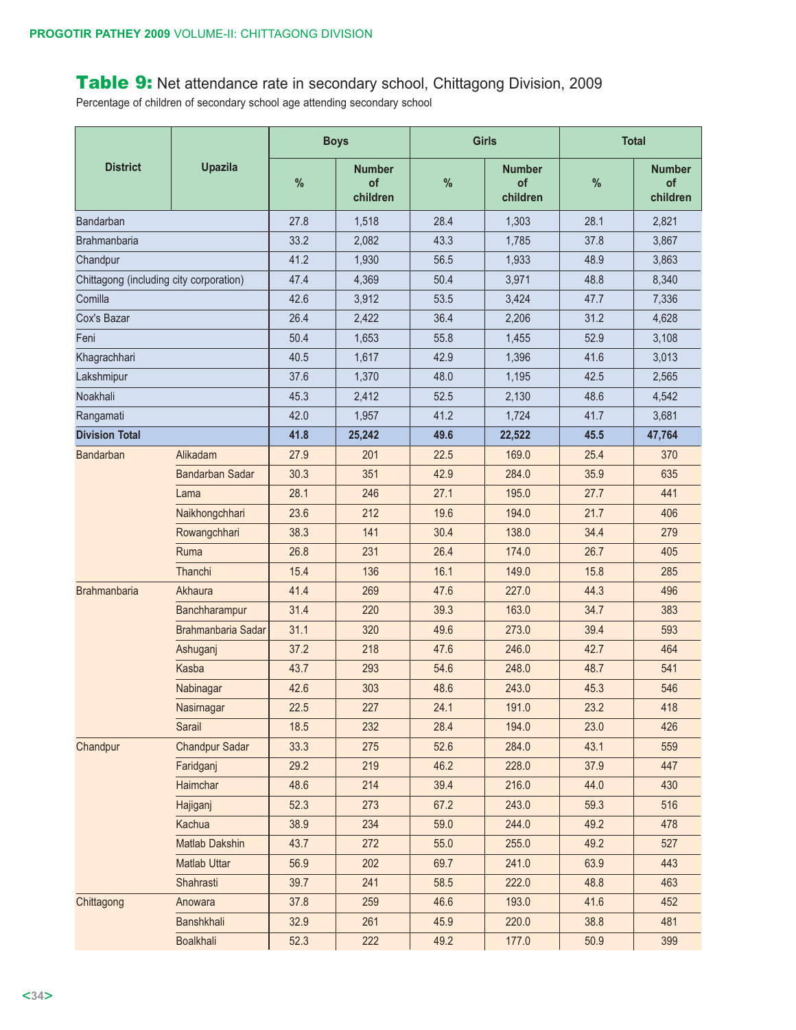## **Table 9:** Net attendance rate in secondary school, Chittagong Division, 2009

Percentage of children of secondary school age attending secondary school

| District | Upazila | Boys | | Girls | | Total | |
|---|---|---|---|---|---|---|---|
| | | % | Number of children | % | Number of children | % | Number of children |
| Bandarban | | 27.8 | 1,518 | 28.4 | 1,303 | 28.1 | 2,821 |
| Brahmanbaria | | 33.2 | 2,082 | 43.3 | 1,785 | 37.8 | 3,867 |
| Chandpur | | 41.2 | 1,930 | 56.5 | 1,933 | 48.9 | 3,863 |
| Chittagong (including city corporation) | | 47.4 | 4,369 | 50.4 | 3,971 | 48.8 | 8,340 |
| Comilla | | 42.6 | 3,912 | 53.5 | 3,424 | 47.7 | 7,336 |
| Cox's Bazar | | 26.4 | 2,422 | 36.4 | 2,206 | 31.2 | 4,628 |
| Feni | | 50.4 | 1,653 | 55.8 | 1,455 | 52.9 | 3,108 |
| Khagrachhari | | 40.5 | 1,617 | 42.9 | 1,396 | 41.6 | 3,013 |
| Lakshmipur | | 37.6 | 1,370 | 48.0 | 1,195 | 42.5 | 2,565 |
| Noakhali | | 45.3 | 2,412 | 52.5 | 2,130 | 48.6 | 4,542 |
| Rangamati | | 42.0 | 1,957 | 41.2 | 1,724 | 41.7 | 3,681 |
| **Division Total** | | **41.8** | **25,242** | **49.6** | **22,522** | **45.5** | **47,764** |
| Bandarban | Alikadam | 27.9 | 201 | 22.5 | 169.0 | 25.4 | 370 |
| | Bandarban Sadar | 30.3 | 351 | 42.9 | 284.0 | 35.9 | 635 |
| | Lama | 28.1 | 246 | 27.1 | 195.0 | 27.7 | 441 |
| | Naikhongchhari | 23.6 | 212 | 19.6 | 194.0 | 21.7 | 406 |
| | Rowangchhari | 38.3 | 141 | 30.4 | 138.0 | 34.4 | 279 |
| | Ruma | 26.8 | 231 | 26.4 | 174.0 | 26.7 | 405 |
| | Thanchi | 15.4 | 136 | 16.1 | 149.0 | 15.8 | 285 |
| Brahmanbaria | Akhaura | 41.4 | 269 | 47.6 | 227.0 | 44.3 | 496 |
| | Banchharampur | 31.4 | 220 | 39.3 | 163.0 | 34.7 | 383 |
| | Brahmanbaria Sadar | 31.1 | 320 | 49.6 | 273.0 | 39.4 | 593 |
| | Ashuganj | 37.2 | 218 | 47.6 | 246.0 | 42.7 | 464 |
| | Kasba | 43.7 | 293 | 54.6 | 248.0 | 48.7 | 541 |
| | Nabinagar | 42.6 | 303 | 48.6 | 243.0 | 45.3 | 546 |
| | Nasirnagar | 22.5 | 227 | 24.1 | 191.0 | 23.2 | 418 |
| | Sarail | 18.5 | 232 | 28.4 | 194.0 | 23.0 | 426 |
| Chandpur | Chandpur Sadar | 33.3 | 275 | 52.6 | 284.0 | 43.1 | 559 |
| | Faridganj | 29.2 | 219 | 46.2 | 228.0 | 37.9 | 447 |
| | Haimchar | 48.6 | 214 | 39.4 | 216.0 | 44.0 | 430 |
| | Hajiganj | 52.3 | 273 | 67.2 | 243.0 | 59.3 | 516 |
| | Kachua | 38.9 | 234 | 59.0 | 244.0 | 49.2 | 478 |
| | Matlab Dakshin | 43.7 | 272 | 55.0 | 255.0 | 49.2 | 527 |
| | Matlab Uttar | 56.9 | 202 | 69.7 | 241.0 | 63.9 | 443 |
| | Shahrasti | 39.7 | 241 | 58.5 | 222.0 | 48.8 | 463 |
| Chittagong | Anowara | 37.8 | 259 | 46.6 | 193.0 | 41.6 | 452 |
| | Banshkhali | 32.9 | 261 | 45.9 | 220.0 | 38.8 | 481 |
| | Boalkhali | 52.3 | 222 | 49.2 | 177.0 | 50.9 | 399 |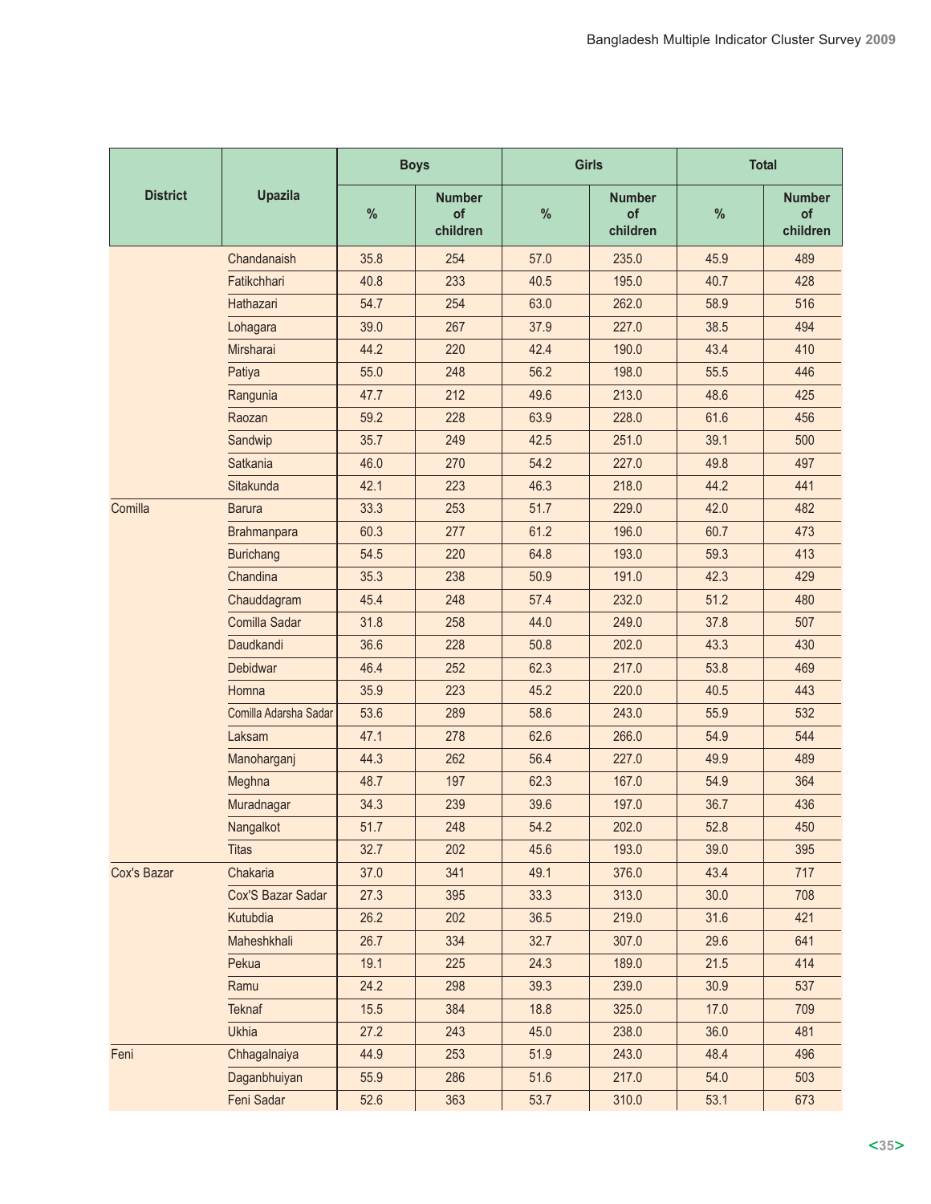| District | Upazila | Boys | | Girls | | Total | |
|---|---|---|---|---|---|---|---|
| | | % | Number of children | % | Number of children | % | Number of children |
| | Chandanaish | 35.8 | 254 | 57.0 | 235.0 | 45.9 | 489 |
| | Fatikchhari | 40.8 | 233 | 40.5 | 195.0 | 40.7 | 428 |
| | Hathazari | 54.7 | 254 | 63.0 | 262.0 | 58.9 | 516 |
| | Lohagara | 39.0 | 267 | 37.9 | 227.0 | 38.5 | 494 |
| | Mirsharai | 44.2 | 220 | 42.4 | 190.0 | 43.4 | 410 |
| | Patiya | 55.0 | 248 | 56.2 | 198.0 | 55.5 | 446 |
| | Rangunia | 47.7 | 212 | 49.6 | 213.0 | 48.6 | 425 |
| | Raozan | 59.2 | 228 | 63.9 | 228.0 | 61.6 | 456 |
| | Sandwip | 35.7 | 249 | 42.5 | 251.0 | 39.1 | 500 |
| | Satkania | 46.0 | 270 | 54.2 | 227.0 | 49.8 | 497 |
| | Sitakunda | 42.1 | 223 | 46.3 | 218.0 | 44.2 | 441 |
| Comilla | Barura | 33.3 | 253 | 51.7 | 229.0 | 42.0 | 482 |
| | Brahmanpara | 60.3 | 277 | 61.2 | 196.0 | 60.7 | 473 |
| | Burichang | 54.5 | 220 | 64.8 | 193.0 | 59.3 | 413 |
| | Chandina | 35.3 | 238 | 50.9 | 191.0 | 42.3 | 429 |
| | Chauddagram | 45.4 | 248 | 57.4 | 232.0 | 51.2 | 480 |
| | Comilla Sadar | 31.8 | 258 | 44.0 | 249.0 | 37.8 | 507 |
| | Daudkandi | 36.6 | 228 | 50.8 | 202.0 | 43.3 | 430 |
| | Debidwar | 46.4 | 252 | 62.3 | 217.0 | 53.8 | 469 |
| | Homna | 35.9 | 223 | 45.2 | 220.0 | 40.5 | 443 |
| | Comilla Adarsha Sadar | 53.6 | 289 | 58.6 | 243.0 | 55.9 | 532 |
| | Laksam | 47.1 | 278 | 62.6 | 266.0 | 54.9 | 544 |
| | Manoharganj | 44.3 | 262 | 56.4 | 227.0 | 49.9 | 489 |
| | Meghna | 48.7 | 197 | 62.3 | 167.0 | 54.9 | 364 |
| | Muradnagar | 34.3 | 239 | 39.6 | 197.0 | 36.7 | 436 |
| | Nangalkot | 51.7 | 248 | 54.2 | 202.0 | 52.8 | 450 |
| | Titas | 32.7 | 202 | 45.6 | 193.0 | 39.0 | 395 |
| Cox's Bazar | Chakaria | 37.0 | 341 | 49.1 | 376.0 | 43.4 | 717 |
| | Cox'S Bazar Sadar | 27.3 | 395 | 33.3 | 313.0 | 30.0 | 708 |
| | Kutubdia | 26.2 | 202 | 36.5 | 219.0 | 31.6 | 421 |
| | Maheshkhali | 26.7 | 334 | 32.7 | 307.0 | 29.6 | 641 |
| | Pekua | 19.1 | 225 | 24.3 | 189.0 | 21.5 | 414 |
| | Ramu | 24.2 | 298 | 39.3 | 239.0 | 30.9 | 537 |
| | Teknaf | 15.5 | 384 | 18.8 | 325.0 | 17.0 | 709 |
| | Ukhia | 27.2 | 243 | 45.0 | 238.0 | 36.0 | 481 |
| Feni | Chhagalnaiya | 44.9 | 253 | 51.9 | 243.0 | 48.4 | 496 |
| | Daganbhuiyan | 55.9 | 286 | 51.6 | 217.0 | 54.0 | 503 |
| | Feni Sadar | 52.6 | 363 | 53.7 | 310.0 | 53.1 | 673 |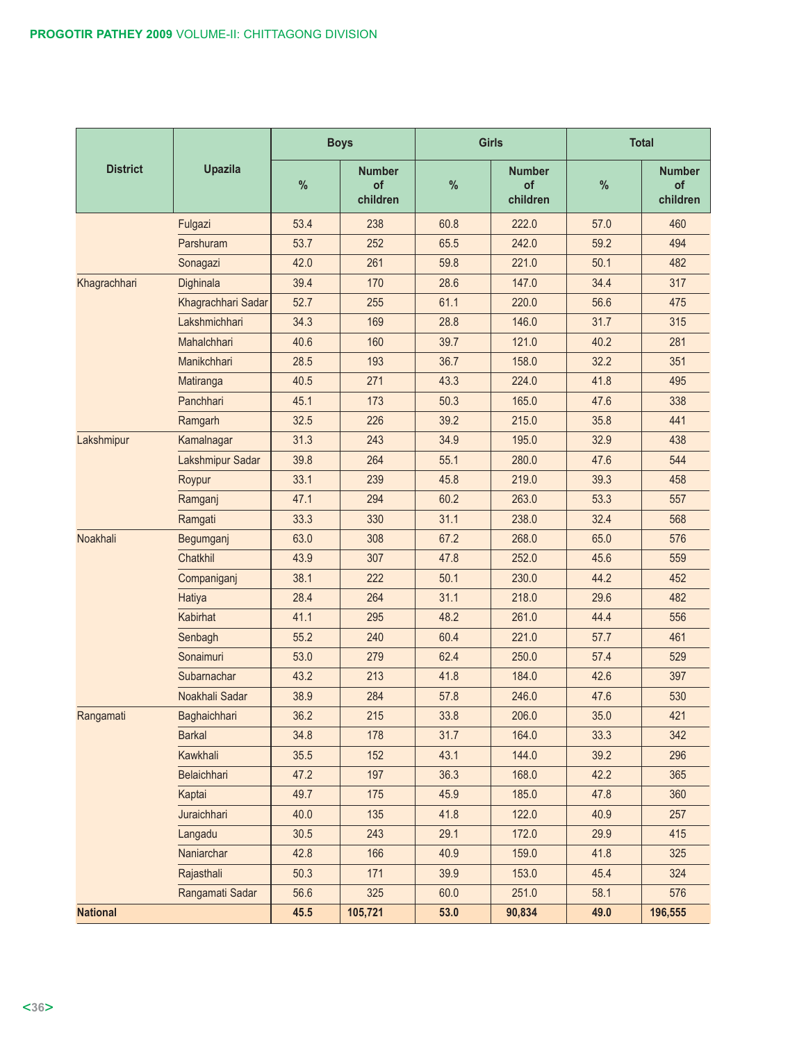| District | Upazila | Boys | | Girls | | Total | |
|---|---|---|---|---|---|---|---|
| | | % | Number of children | % | Number of children | % | Number of children |
| | Fulgazi | 53.4 | 238 | 60.8 | 222.0 | 57.0 | 460 |
| | Parshuram | 53.7 | 252 | 65.5 | 242.0 | 59.2 | 494 |
| | Sonagazi | 42.0 | 261 | 59.8 | 221.0 | 50.1 | 482 |
| Khagrachhari | Dighinala | 39.4 | 170 | 28.6 | 147.0 | 34.4 | 317 |
| | Khagrachhari Sadar | 52.7 | 255 | 61.1 | 220.0 | 56.6 | 475 |
| | Lakshmichhari | 34.3 | 169 | 28.8 | 146.0 | 31.7 | 315 |
| | Mahalchhari | 40.6 | 160 | 39.7 | 121.0 | 40.2 | 281 |
| | Manikchhari | 28.5 | 193 | 36.7 | 158.0 | 32.2 | 351 |
| | Matiranga | 40.5 | 271 | 43.3 | 224.0 | 41.8 | 495 |
| | Panchhari | 45.1 | 173 | 50.3 | 165.0 | 47.6 | 338 |
| | Ramgarh | 32.5 | 226 | 39.2 | 215.0 | 35.8 | 441 |
| Lakshmipur | Kamalnagar | 31.3 | 243 | 34.9 | 195.0 | 32.9 | 438 |
| | Lakshmipur Sadar | 39.8 | 264 | 55.1 | 280.0 | 47.6 | 544 |
| | Roypur | 33.1 | 239 | 45.8 | 219.0 | 39.3 | 458 |
| | Ramganj | 47.1 | 294 | 60.2 | 263.0 | 53.3 | 557 |
| | Ramgati | 33.3 | 330 | 31.1 | 238.0 | 32.4 | 568 |
| Noakhali | Begumganj | 63.0 | 308 | 67.2 | 268.0 | 65.0 | 576 |
| | Chatkhil | 43.9 | 307 | 47.8 | 252.0 | 45.6 | 559 |
| | Companiganj | 38.1 | 222 | 50.1 | 230.0 | 44.2 | 452 |
| | Hatiya | 28.4 | 264 | 31.1 | 218.0 | 29.6 | 482 |
| | Kabirhat | 41.1 | 295 | 48.2 | 261.0 | 44.4 | 556 |
| | Senbagh | 55.2 | 240 | 60.4 | 221.0 | 57.7 | 461 |
| | Sonaimuri | 53.0 | 279 | 62.4 | 250.0 | 57.4 | 529 |
| | Subarnachar | 43.2 | 213 | 41.8 | 184.0 | 42.6 | 397 |
| | Noakhali Sadar | 38.9 | 284 | 57.8 | 246.0 | 47.6 | 530 |
| Rangamati | Baghaichhari | 36.2 | 215 | 33.8 | 206.0 | 35.0 | 421 |
| | Barkal | 34.8 | 178 | 31.7 | 164.0 | 33.3 | 342 |
| | Kawkhali | 35.5 | 152 | 43.1 | 144.0 | 39.2 | 296 |
| | Belaichhari | 47.2 | 197 | 36.3 | 168.0 | 42.2 | 365 |
| | Kaptai | 49.7 | 175 | 45.9 | 185.0 | 47.8 | 360 |
| | Juraichhari | 40.0 | 135 | 41.8 | 122.0 | 40.9 | 257 |
| | Langadu | 30.5 | 243 | 29.1 | 172.0 | 29.9 | 415 |
| | Naniarchar | 42.8 | 166 | 40.9 | 159.0 | 41.8 | 325 |
| | Rajasthali | 50.3 | 171 | 39.9 | 153.0 | 45.4 | 324 |
| | Rangamati Sadar | 56.6 | 325 | 60.0 | 251.0 | 58.1 | 576 |
| **National** | | **45.5** | **105,721** | **53.0** | **90,834** | **49.0** | **196,555** |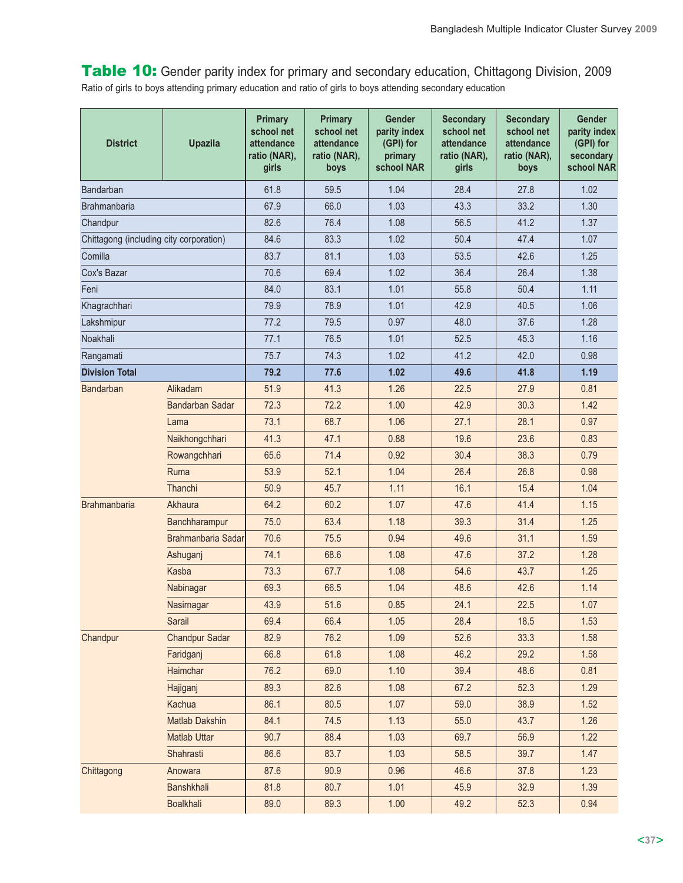## Table 10: Gender parity index for primary and secondary education, Chittagong Division, 2009

Ratio of girls to boys attending primary education and ratio of girls to boys attending secondary education

| District | Upazila | Primary school net attendance ratio (NAR), girls | Primary school net attendance ratio (NAR), boys | Gender parity index (GPI) for primary school NAR | Secondary school net attendance ratio (NAR), girls | Secondary school net attendance ratio (NAR), boys | Gender parity index (GPI) for secondary school NAR |
|---|---|---|---|---|---|---|---|
| Bandarban | | 61.8 | 59.5 | 1.04 | 28.4 | 27.8 | 1.02 |
| Brahmanbaria | | 67.9 | 66.0 | 1.03 | 43.3 | 33.2 | 1.30 |
| Chandpur | | 82.6 | 76.4 | 1.08 | 56.5 | 41.2 | 1.37 |
| Chittagong (including city corporation) | | 84.6 | 83.3 | 1.02 | 50.4 | 47.4 | 1.07 |
| Comilla | | 83.7 | 81.1 | 1.03 | 53.5 | 42.6 | 1.25 |
| Cox's Bazar | | 70.6 | 69.4 | 1.02 | 36.4 | 26.4 | 1.38 |
| Feni | | 84.0 | 83.1 | 1.01 | 55.8 | 50.4 | 1.11 |
| Khagrachhari | | 79.9 | 78.9 | 1.01 | 42.9 | 40.5 | 1.06 |
| Lakshmipur | | 77.2 | 79.5 | 0.97 | 48.0 | 37.6 | 1.28 |
| Noakhali | | 77.1 | 76.5 | 1.01 | 52.5 | 45.3 | 1.16 |
| Rangamati | | 75.7 | 74.3 | 1.02 | 41.2 | 42.0 | 0.98 |
| **Division Total** | | **79.2** | **77.6** | **1.02** | **49.6** | **41.8** | **1.19** |
| Bandarban | Alikadam | 51.9 | 41.3 | 1.26 | 22.5 | 27.9 | 0.81 |
| | Bandarban Sadar | 72.3 | 72.2 | 1.00 | 42.9 | 30.3 | 1.42 |
| | Lama | 73.1 | 68.7 | 1.06 | 27.1 | 28.1 | 0.97 |
| | Naikhongchhari | 41.3 | 47.1 | 0.88 | 19.6 | 23.6 | 0.83 |
| | Rowangchhari | 65.6 | 71.4 | 0.92 | 30.4 | 38.3 | 0.79 |
| | Ruma | 53.9 | 52.1 | 1.04 | 26.4 | 26.8 | 0.98 |
| | Thanchi | 50.9 | 45.7 | 1.11 | 16.1 | 15.4 | 1.04 |
| Brahmanbaria | Akhaura | 64.2 | 60.2 | 1.07 | 47.6 | 41.4 | 1.15 |
| | Banchharampur | 75.0 | 63.4 | 1.18 | 39.3 | 31.4 | 1.25 |
| | Brahmanbaria Sadar | 70.6 | 75.5 | 0.94 | 49.6 | 31.1 | 1.59 |
| | Ashuganj | 74.1 | 68.6 | 1.08 | 47.6 | 37.2 | 1.28 |
| | Kasba | 73.3 | 67.7 | 1.08 | 54.6 | 43.7 | 1.25 |
| | Nabinagar | 69.3 | 66.5 | 1.04 | 48.6 | 42.6 | 1.14 |
| | Nasirnagar | 43.9 | 51.6 | 0.85 | 24.1 | 22.5 | 1.07 |
| | Sarail | 69.4 | 66.4 | 1.05 | 28.4 | 18.5 | 1.53 |
| Chandpur | Chandpur Sadar | 82.9 | 76.2 | 1.09 | 52.6 | 33.3 | 1.58 |
| | Faridganj | 66.8 | 61.8 | 1.08 | 46.2 | 29.2 | 1.58 |
| | Haimchar | 76.2 | 69.0 | 1.10 | 39.4 | 48.6 | 0.81 |
| | Hajiganj | 89.3 | 82.6 | 1.08 | 67.2 | 52.3 | 1.29 |
| | Kachua | 86.1 | 80.5 | 1.07 | 59.0 | 38.9 | 1.52 |
| | Matlab Dakshin | 84.1 | 74.5 | 1.13 | 55.0 | 43.7 | 1.26 |
| | Matlab Uttar | 90.7 | 88.4 | 1.03 | 69.7 | 56.9 | 1.22 |
| | Shahrasti | 86.6 | 83.7 | 1.03 | 58.5 | 39.7 | 1.47 |
| Chittagong | Anowara | 87.6 | 90.9 | 0.96 | 46.6 | 37.8 | 1.23 |
| | Banshkhali | 81.8 | 80.7 | 1.01 | 45.9 | 32.9 | 1.39 |
| | Boalkhali | 89.0 | 89.3 | 1.00 | 49.2 | 52.3 | 0.94 |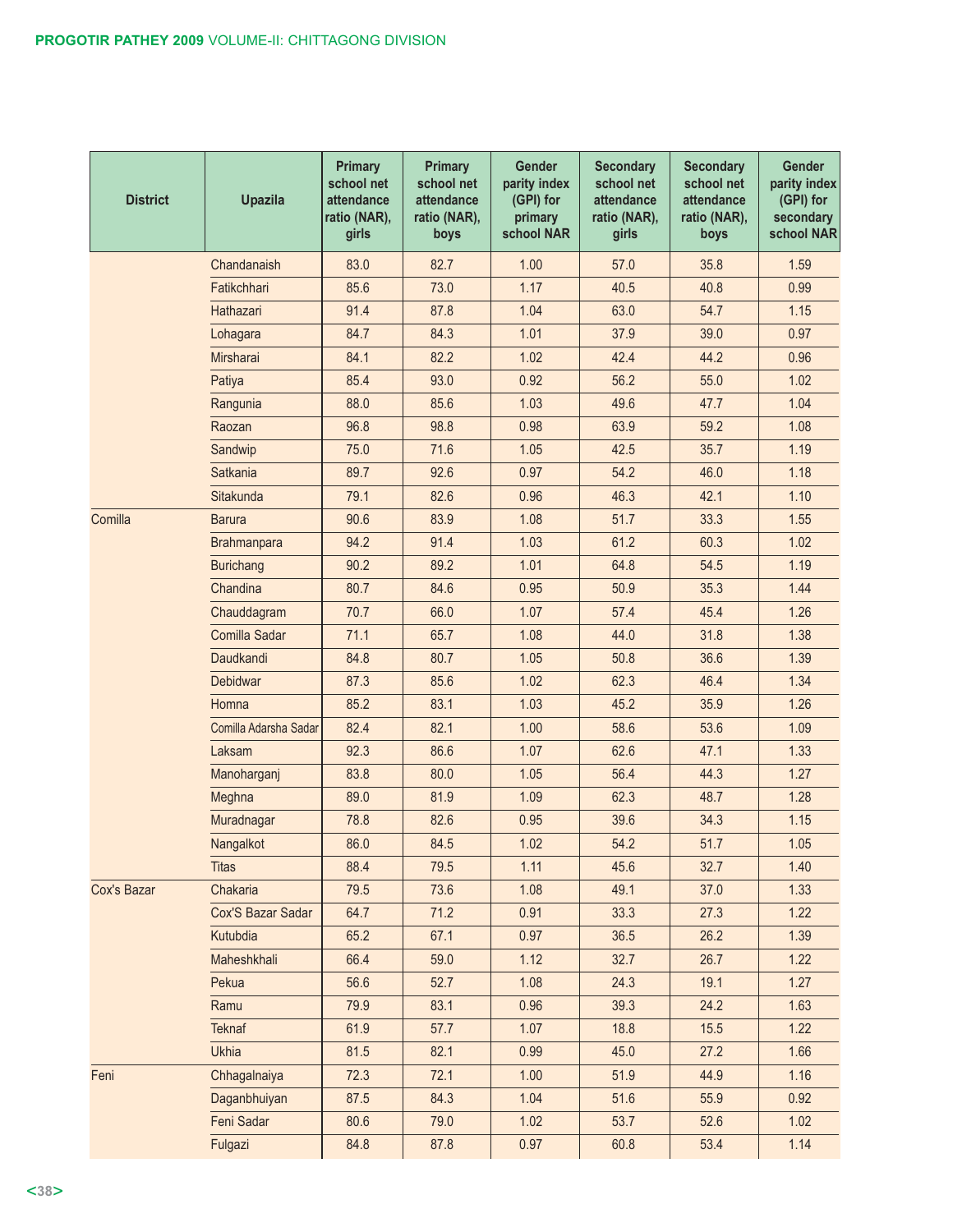| District | Upazila | Primary school net attendance ratio (NAR), girls | Primary school net attendance ratio (NAR), boys | Gender parity index (GPI) for primary school NAR | Secondary school net attendance ratio (NAR), girls | Secondary school net attendance ratio (NAR), boys | Gender parity index (GPI) for secondary school NAR |
|---|---|---|---|---|---|---|---|
| | Chandanaish | 83.0 | 82.7 | 1.00 | 57.0 | 35.8 | 1.59 |
| | Fatikchhari | 85.6 | 73.0 | 1.17 | 40.5 | 40.8 | 0.99 |
| | Hathazari | 91.4 | 87.8 | 1.04 | 63.0 | 54.7 | 1.15 |
| | Lohagara | 84.7 | 84.3 | 1.01 | 37.9 | 39.0 | 0.97 |
| | Mirsharai | 84.1 | 82.2 | 1.02 | 42.4 | 44.2 | 0.96 |
| | Patiya | 85.4 | 93.0 | 0.92 | 56.2 | 55.0 | 1.02 |
| | Rangunia | 88.0 | 85.6 | 1.03 | 49.6 | 47.7 | 1.04 |
| | Raozan | 96.8 | 98.8 | 0.98 | 63.9 | 59.2 | 1.08 |
| | Sandwip | 75.0 | 71.6 | 1.05 | 42.5 | 35.7 | 1.19 |
| | Satkania | 89.7 | 92.6 | 0.97 | 54.2 | 46.0 | 1.18 |
| | Sitakunda | 79.1 | 82.6 | 0.96 | 46.3 | 42.1 | 1.10 |
| Comilla | Barura | 90.6 | 83.9 | 1.08 | 51.7 | 33.3 | 1.55 |
| | Brahmanpara | 94.2 | 91.4 | 1.03 | 61.2 | 60.3 | 1.02 |
| | Burichang | 90.2 | 89.2 | 1.01 | 64.8 | 54.5 | 1.19 |
| | Chandina | 80.7 | 84.6 | 0.95 | 50.9 | 35.3 | 1.44 |
| | Chauddagram | 70.7 | 66.0 | 1.07 | 57.4 | 45.4 | 1.26 |
| | Comilla Sadar | 71.1 | 65.7 | 1.08 | 44.0 | 31.8 | 1.38 |
| | Daudkandi | 84.8 | 80.7 | 1.05 | 50.8 | 36.6 | 1.39 |
| | Debidwar | 87.3 | 85.6 | 1.02 | 62.3 | 46.4 | 1.34 |
| | Homna | 85.2 | 83.1 | 1.03 | 45.2 | 35.9 | 1.26 |
| | Comilla Adarsha Sadar | 82.4 | 82.1 | 1.00 | 58.6 | 53.6 | 1.09 |
| | Laksam | 92.3 | 86.6 | 1.07 | 62.6 | 47.1 | 1.33 |
| | Manoharganj | 83.8 | 80.0 | 1.05 | 56.4 | 44.3 | 1.27 |
| | Meghna | 89.0 | 81.9 | 1.09 | 62.3 | 48.7 | 1.28 |
| | Muradnagar | 78.8 | 82.6 | 0.95 | 39.6 | 34.3 | 1.15 |
| | Nangalkot | 86.0 | 84.5 | 1.02 | 54.2 | 51.7 | 1.05 |
| | Titas | 88.4 | 79.5 | 1.11 | 45.6 | 32.7 | 1.40 |
| Cox's Bazar | Chakaria | 79.5 | 73.6 | 1.08 | 49.1 | 37.0 | 1.33 |
| | Cox'S Bazar Sadar | 64.7 | 71.2 | 0.91 | 33.3 | 27.3 | 1.22 |
| | Kutubdia | 65.2 | 67.1 | 0.97 | 36.5 | 26.2 | 1.39 |
| | Maheshkhali | 66.4 | 59.0 | 1.12 | 32.7 | 26.7 | 1.22 |
| | Pekua | 56.6 | 52.7 | 1.08 | 24.3 | 19.1 | 1.27 |
| | Ramu | 79.9 | 83.1 | 0.96 | 39.3 | 24.2 | 1.63 |
| | Teknaf | 61.9 | 57.7 | 1.07 | 18.8 | 15.5 | 1.22 |
| | Ukhia | 81.5 | 82.1 | 0.99 | 45.0 | 27.2 | 1.66 |
| Feni | Chhagalnaiya | 72.3 | 72.1 | 1.00 | 51.9 | 44.9 | 1.16 |
| | Daganbhuiyan | 87.5 | 84.3 | 1.04 | 51.6 | 55.9 | 0.92 |
| | Feni Sadar | 80.6 | 79.0 | 1.02 | 53.7 | 52.6 | 1.02 |
| | Fulgazi | 84.8 | 87.8 | 0.97 | 60.8 | 53.4 | 1.14 |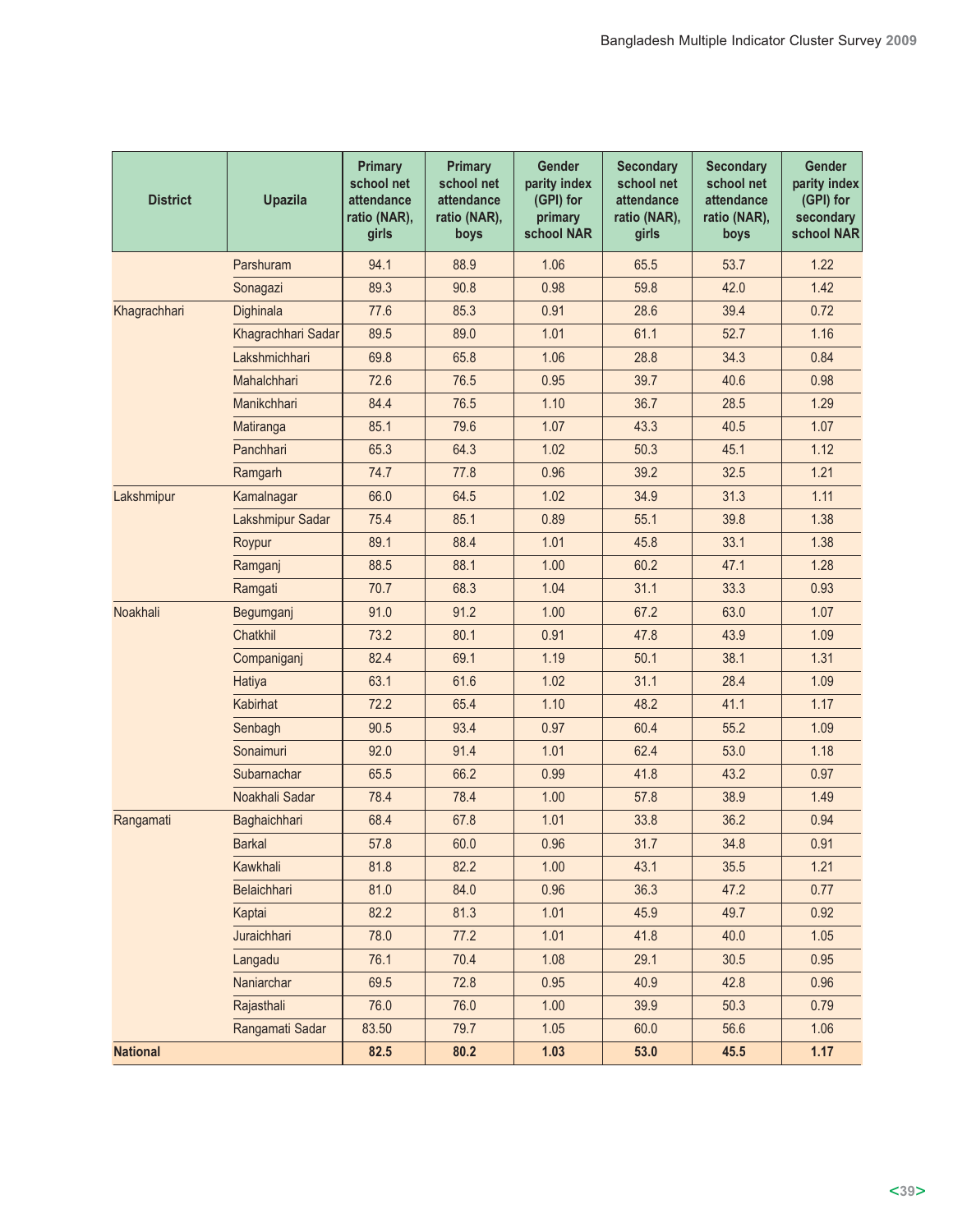| District | Upazila | Primary school net attendance ratio (NAR), girls | Primary school net attendance ratio (NAR), boys | Gender parity index (GPI) for primary school NAR | Secondary school net attendance ratio (NAR), girls | Secondary school net attendance ratio (NAR), boys | Gender parity index (GPI) for secondary school NAR |
|---|---|---|---|---|---|---|---|
| | Parshuram | 94.1 | 88.9 | 1.06 | 65.5 | 53.7 | 1.22 |
| | Sonagazi | 89.3 | 90.8 | 0.98 | 59.8 | 42.0 | 1.42 |
| Khagrachhari | Dighinala | 77.6 | 85.3 | 0.91 | 28.6 | 39.4 | 0.72 |
| | Khagrachhari Sadar | 89.5 | 89.0 | 1.01 | 61.1 | 52.7 | 1.16 |
| | Lakshmichhari | 69.8 | 65.8 | 1.06 | 28.8 | 34.3 | 0.84 |
| | Mahalchhari | 72.6 | 76.5 | 0.95 | 39.7 | 40.6 | 0.98 |
| | Manikchhari | 84.4 | 76.5 | 1.10 | 36.7 | 28.5 | 1.29 |
| | Matiranga | 85.1 | 79.6 | 1.07 | 43.3 | 40.5 | 1.07 |
| | Panchhari | 65.3 | 64.3 | 1.02 | 50.3 | 45.1 | 1.12 |
| | Ramgarh | 74.7 | 77.8 | 0.96 | 39.2 | 32.5 | 1.21 |
| Lakshmipur | Kamalnagar | 66.0 | 64.5 | 1.02 | 34.9 | 31.3 | 1.11 |
| | Lakshmipur Sadar | 75.4 | 85.1 | 0.89 | 55.1 | 39.8 | 1.38 |
| | Roypur | 89.1 | 88.4 | 1.01 | 45.8 | 33.1 | 1.38 |
| | Ramganj | 88.5 | 88.1 | 1.00 | 60.2 | 47.1 | 1.28 |
| | Ramgati | 70.7 | 68.3 | 1.04 | 31.1 | 33.3 | 0.93 |
| Noakhali | Begumganj | 91.0 | 91.2 | 1.00 | 67.2 | 63.0 | 1.07 |
| | Chatkhil | 73.2 | 80.1 | 0.91 | 47.8 | 43.9 | 1.09 |
| | Companiganj | 82.4 | 69.1 | 1.19 | 50.1 | 38.1 | 1.31 |
| | Hatiya | 63.1 | 61.6 | 1.02 | 31.1 | 28.4 | 1.09 |
| | Kabirhat | 72.2 | 65.4 | 1.10 | 48.2 | 41.1 | 1.17 |
| | Senbagh | 90.5 | 93.4 | 0.97 | 60.4 | 55.2 | 1.09 |
| | Sonaimuri | 92.0 | 91.4 | 1.01 | 62.4 | 53.0 | 1.18 |
| | Subarnachar | 65.5 | 66.2 | 0.99 | 41.8 | 43.2 | 0.97 |
| | Noakhali Sadar | 78.4 | 78.4 | 1.00 | 57.8 | 38.9 | 1.49 |
| Rangamati | Baghaichhari | 68.4 | 67.8 | 1.01 | 33.8 | 36.2 | 0.94 |
| | Barkal | 57.8 | 60.0 | 0.96 | 31.7 | 34.8 | 0.91 |
| | Kawkhali | 81.8 | 82.2 | 1.00 | 43.1 | 35.5 | 1.21 |
| | Belaichhari | 81.0 | 84.0 | 0.96 | 36.3 | 47.2 | 0.77 |
| | Kaptai | 82.2 | 81.3 | 1.01 | 45.9 | 49.7 | 0.92 |
| | Juraichhari | 78.0 | 77.2 | 1.01 | 41.8 | 40.0 | 1.05 |
| | Langadu | 76.1 | 70.4 | 1.08 | 29.1 | 30.5 | 0.95 |
| | Naniarchar | 69.5 | 72.8 | 0.95 | 40.9 | 42.8 | 0.96 |
| | Rajasthali | 76.0 | 76.0 | 1.00 | 39.9 | 50.3 | 0.79 |
| | Rangamati Sadar | 83.50 | 79.7 | 1.05 | 60.0 | 56.6 | 1.06 |
| **National** | | **82.5** | **80.2** | **1.03** | **53.0** | **45.5** | **1.17** |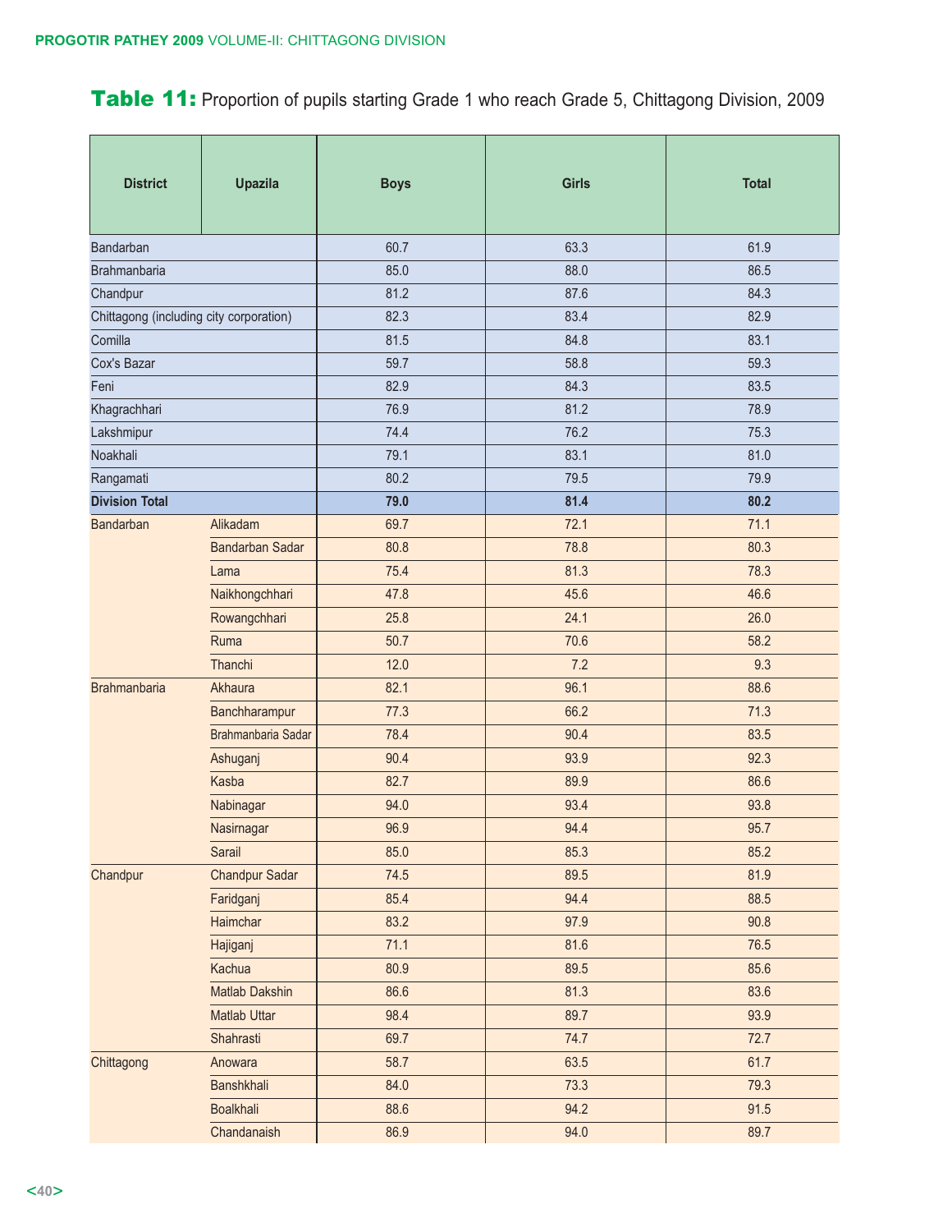## Table 11: Proportion of pupils starting Grade 1 who reach Grade 5, Chittagong Division, 2009

| District | Upazila | Boys | Girls | Total |
|---|---|---|---|---|
| Bandarban | | 60.7 | 63.3 | 61.9 |
| Brahmanbaria | | 85.0 | 88.0 | 86.5 |
| Chandpur | | 81.2 | 87.6 | 84.3 |
| Chittagong (including city corporation) | | 82.3 | 83.4 | 82.9 |
| Comilla | | 81.5 | 84.8 | 83.1 |
| Cox's Bazar | | 59.7 | 58.8 | 59.3 |
| Feni | | 82.9 | 84.3 | 83.5 |
| Khagrachhari | | 76.9 | 81.2 | 78.9 |
| Lakshmipur | | 74.4 | 76.2 | 75.3 |
| Noakhali | | 79.1 | 83.1 | 81.0 |
| Rangamati | | 80.2 | 79.5 | 79.9 |
| **Division Total** | | **79.0** | **81.4** | **80.2** |
| Bandarban | Alikadam | 69.7 | 72.1 | 71.1 |
| | Bandarban Sadar | 80.8 | 78.8 | 80.3 |
| | Lama | 75.4 | 81.3 | 78.3 |
| | Naikhongchhari | 47.8 | 45.6 | 46.6 |
| | Rowangchhari | 25.8 | 24.1 | 26.0 |
| | Ruma | 50.7 | 70.6 | 58.2 |
| | Thanchi | 12.0 | 7.2 | 9.3 |
| Brahmanbaria | Akhaura | 82.1 | 96.1 | 88.6 |
| | Banchharampur | 77.3 | 66.2 | 71.3 |
| | Brahmanbaria Sadar | 78.4 | 90.4 | 83.5 |
| | Ashuganj | 90.4 | 93.9 | 92.3 |
| | Kasba | 82.7 | 89.9 | 86.6 |
| | Nabinagar | 94.0 | 93.4 | 93.8 |
| | Nasirnagar | 96.9 | 94.4 | 95.7 |
| | Sarail | 85.0 | 85.3 | 85.2 |
| Chandpur | Chandpur Sadar | 74.5 | 89.5 | 81.9 |
| | Faridganj | 85.4 | 94.4 | 88.5 |
| | Haimchar | 83.2 | 97.9 | 90.8 |
| | Hajiganj | 71.1 | 81.6 | 76.5 |
| | Kachua | 80.9 | 89.5 | 85.6 |
| | Matlab Dakshin | 86.6 | 81.3 | 83.6 |
| | Matlab Uttar | 98.4 | 89.7 | 93.9 |
| | Shahrasti | 69.7 | 74.7 | 72.7 |
| Chittagong | Anowara | 58.7 | 63.5 | 61.7 |
| | Banshkhali | 84.0 | 73.3 | 79.3 |
| | Boalkhali | 88.6 | 94.2 | 91.5 |
| | Chandanaish | 86.9 | 94.0 | 89.7 |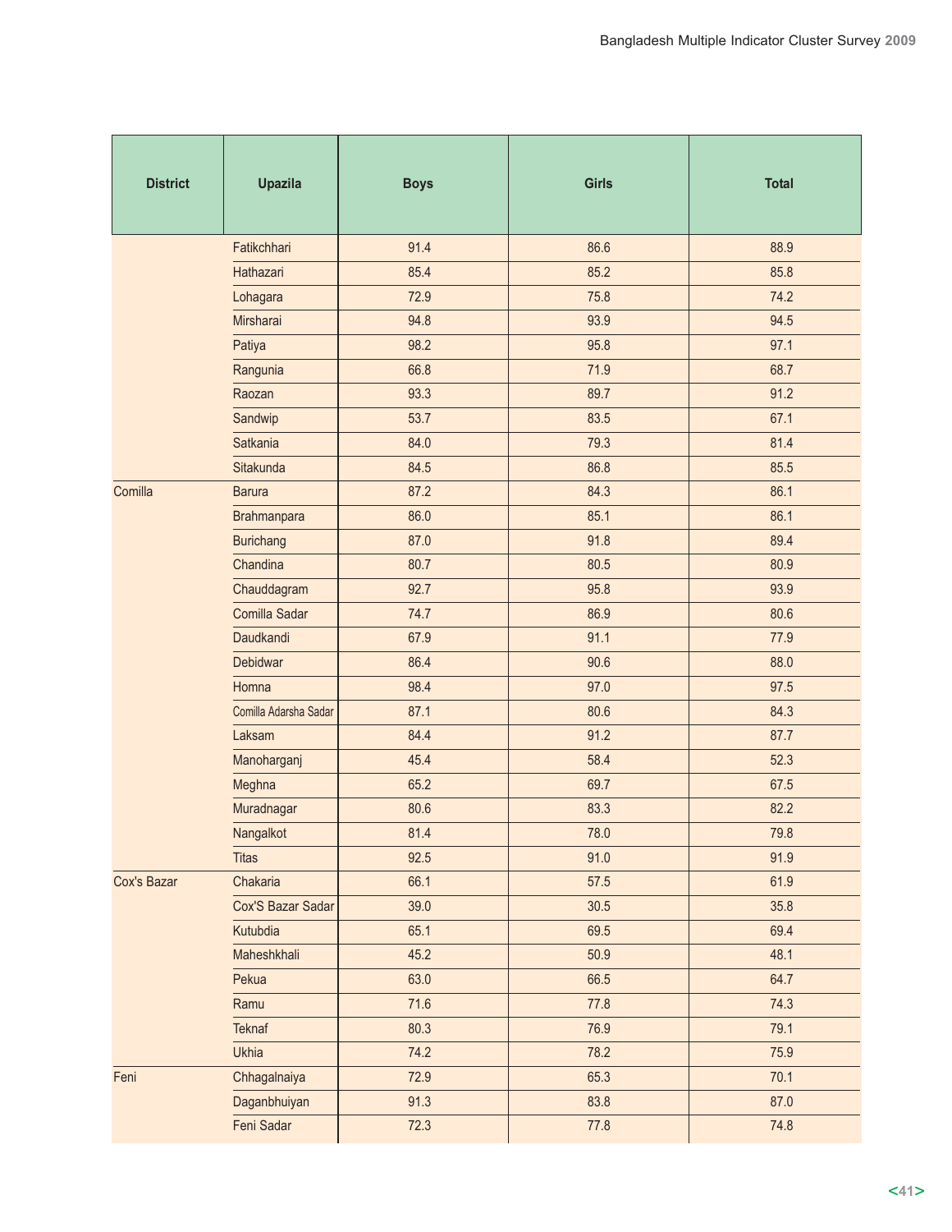| District | Upazila | Boys | Girls | Total |
|---|---|---|---|---|
| | Fatikchhari | 91.4 | 86.6 | 88.9 |
| | Hathazari | 85.4 | 85.2 | 85.8 |
| | Lohagara | 72.9 | 75.8 | 74.2 |
| | Mirsharai | 94.8 | 93.9 | 94.5 |
| | Patiya | 98.2 | 95.8 | 97.1 |
| | Rangunia | 66.8 | 71.9 | 68.7 |
| | Raozan | 93.3 | 89.7 | 91.2 |
| | Sandwip | 53.7 | 83.5 | 67.1 |
| | Satkania | 84.0 | 79.3 | 81.4 |
| | Sitakunda | 84.5 | 86.8 | 85.5 |
| Comilla | Barura | 87.2 | 84.3 | 86.1 |
| | Brahmanpara | 86.0 | 85.1 | 86.1 |
| | Burichang | 87.0 | 91.8 | 89.4 |
| | Chandina | 80.7 | 80.5 | 80.9 |
| | Chauddagram | 92.7 | 95.8 | 93.9 |
| | Comilla Sadar | 74.7 | 86.9 | 80.6 |
| | Daudkandi | 67.9 | 91.1 | 77.9 |
| | Debidwar | 86.4 | 90.6 | 88.0 |
| | Homna | 98.4 | 97.0 | 97.5 |
| | Comilla Adarsha Sadar | 87.1 | 80.6 | 84.3 |
| | Laksam | 84.4 | 91.2 | 87.7 |
| | Manoharganj | 45.4 | 58.4 | 52.3 |
| | Meghna | 65.2 | 69.7 | 67.5 |
| | Muradnagar | 80.6 | 83.3 | 82.2 |
| | Nangalkot | 81.4 | 78.0 | 79.8 |
| | Titas | 92.5 | 91.0 | 91.9 |
| Cox's Bazar | Chakaria | 66.1 | 57.5 | 61.9 |
| | Cox'S Bazar Sadar | 39.0 | 30.5 | 35.8 |
| | Kutubdia | 65.1 | 69.5 | 69.4 |
| | Maheshkhali | 45.2 | 50.9 | 48.1 |
| | Pekua | 63.0 | 66.5 | 64.7 |
| | Ramu | 71.6 | 77.8 | 74.3 |
| | Teknaf | 80.3 | 76.9 | 79.1 |
| | Ukhia | 74.2 | 78.2 | 75.9 |
| Feni | Chhagalnaiya | 72.9 | 65.3 | 70.1 |
| | Daganbhuiyan | 91.3 | 83.8 | 87.0 |
| | Feni Sadar | 72.3 | 77.8 | 74.8 |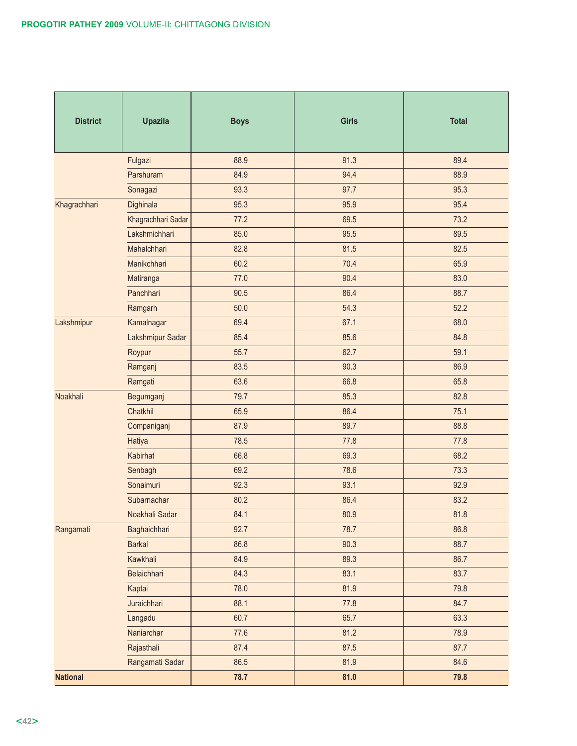| District | Upazila | Boys | Girls | Total |
|---|---|---|---|---|
| | Fulgazi | 88.9 | 91.3 | 89.4 |
| | Parshuram | 84.9 | 94.4 | 88.9 |
| | Sonagazi | 93.3 | 97.7 | 95.3 |
| Khagrachhari | Dighinala | 95.3 | 95.9 | 95.4 |
| | Khagrachhari Sadar | 77.2 | 69.5 | 73.2 |
| | Lakshmichhari | 85.0 | 95.5 | 89.5 |
| | Mahalchhari | 82.8 | 81.5 | 82.5 |
| | Manikchhari | 60.2 | 70.4 | 65.9 |
| | Matiranga | 77.0 | 90.4 | 83.0 |
| | Panchhari | 90.5 | 86.4 | 88.7 |
| | Ramgarh | 50.0 | 54.3 | 52.2 |
| Lakshmipur | Kamalnagar | 69.4 | 67.1 | 68.0 |
| | Lakshmipur Sadar | 85.4 | 85.6 | 84.8 |
| | Roypur | 55.7 | 62.7 | 59.1 |
| | Ramganj | 83.5 | 90.3 | 86.9 |
| | Ramgati | 63.6 | 66.8 | 65.8 |
| Noakhali | Begumganj | 79.7 | 85.3 | 82.8 |
| | Chatkhil | 65.9 | 86.4 | 75.1 |
| | Companiganj | 87.9 | 89.7 | 88.8 |
| | Hatiya | 78.5 | 77.8 | 77.8 |
| | Kabirhat | 66.8 | 69.3 | 68.2 |
| | Senbagh | 69.2 | 78.6 | 73.3 |
| | Sonaimuri | 92.3 | 93.1 | 92.9 |
| | Subarnachar | 80.2 | 86.4 | 83.2 |
| | Noakhali Sadar | 84.1 | 80.9 | 81.8 |
| Rangamati | Baghaichhari | 92.7 | 78.7 | 86.8 |
| | Barkal | 86.8 | 90.3 | 88.7 |
| | Kawkhali | 84.9 | 89.3 | 86.7 |
| | Belaichhari | 84.3 | 83.1 | 83.7 |
| | Kaptai | 78.0 | 81.9 | 79.8 |
| | Juraichhari | 88.1 | 77.8 | 84.7 |
| | Langadu | 60.7 | 65.7 | 63.3 |
| | Naniarchar | 77.6 | 81.2 | 78.9 |
| | Rajasthali | 87.4 | 87.5 | 87.7 |
| | Rangamati Sadar | 86.5 | 81.9 | 84.6 |
| **National** | | **78.7** | **81.0** | **79.8** |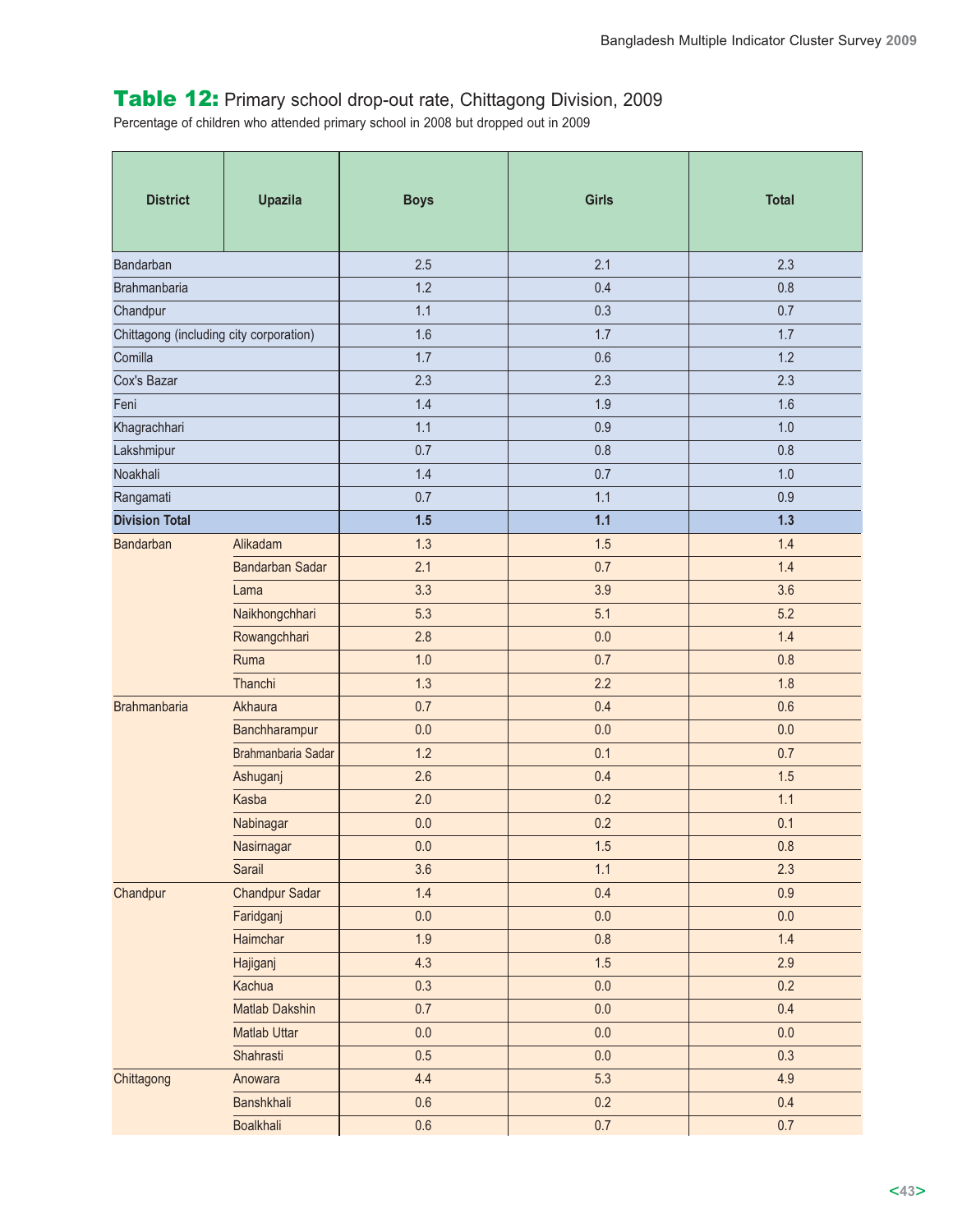# Table 12: Primary school drop-out rate, Chittagong Division, 2009

Percentage of children who attended primary school in 2008 but dropped out in 2009

| District | Upazila | Boys | Girls | Total |
|---|---|---|---|---|
| Bandarban | | 2.5 | 2.1 | 2.3 |
| Brahmanbaria | | 1.2 | 0.4 | 0.8 |
| Chandpur | | 1.1 | 0.3 | 0.7 |
| Chittagong (including city corporation) | | 1.6 | 1.7 | 1.7 |
| Comilla | | 1.7 | 0.6 | 1.2 |
| Cox's Bazar | | 2.3 | 2.3 | 2.3 |
| Feni | | 1.4 | 1.9 | 1.6 |
| Khagrachhari | | 1.1 | 0.9 | 1.0 |
| Lakshmipur | | 0.7 | 0.8 | 0.8 |
| Noakhali | | 1.4 | 0.7 | 1.0 |
| Rangamati | | 0.7 | 1.1 | 0.9 |
| **Division Total** | | **1.5** | **1.1** | **1.3** |
| Bandarban | Alikadam | 1.3 | 1.5 | 1.4 |
| | Bandarban Sadar | 2.1 | 0.7 | 1.4 |
| | Lama | 3.3 | 3.9 | 3.6 |
| | Naikhongchhari | 5.3 | 5.1 | 5.2 |
| | Rowangchhari | 2.8 | 0.0 | 1.4 |
| | Ruma | 1.0 | 0.7 | 0.8 |
| | Thanchi | 1.3 | 2.2 | 1.8 |
| Brahmanbaria | Akhaura | 0.7 | 0.4 | 0.6 |
| | Banchharampur | 0.0 | 0.0 | 0.0 |
| | Brahmanbaria Sadar | 1.2 | 0.1 | 0.7 |
| | Ashuganj | 2.6 | 0.4 | 1.5 |
| | Kasba | 2.0 | 0.2 | 1.1 |
| | Nabinagar | 0.0 | 0.2 | 0.1 |
| | Nasirnagar | 0.0 | 1.5 | 0.8 |
| | Sarail | 3.6 | 1.1 | 2.3 |
| Chandpur | Chandpur Sadar | 1.4 | 0.4 | 0.9 |
| | Faridganj | 0.0 | 0.0 | 0.0 |
| | Haimchar | 1.9 | 0.8 | 1.4 |
| | Hajiganj | 4.3 | 1.5 | 2.9 |
| | Kachua | 0.3 | 0.0 | 0.2 |
| | Matlab Dakshin | 0.7 | 0.0 | 0.4 |
| | Matlab Uttar | 0.0 | 0.0 | 0.0 |
| | Shahrasti | 0.5 | 0.0 | 0.3 |
| Chittagong | Anowara | 4.4 | 5.3 | 4.9 |
| | Banshkhali | 0.6 | 0.2 | 0.4 |
| | Boalkhali | 0.6 | 0.7 | 0.7 |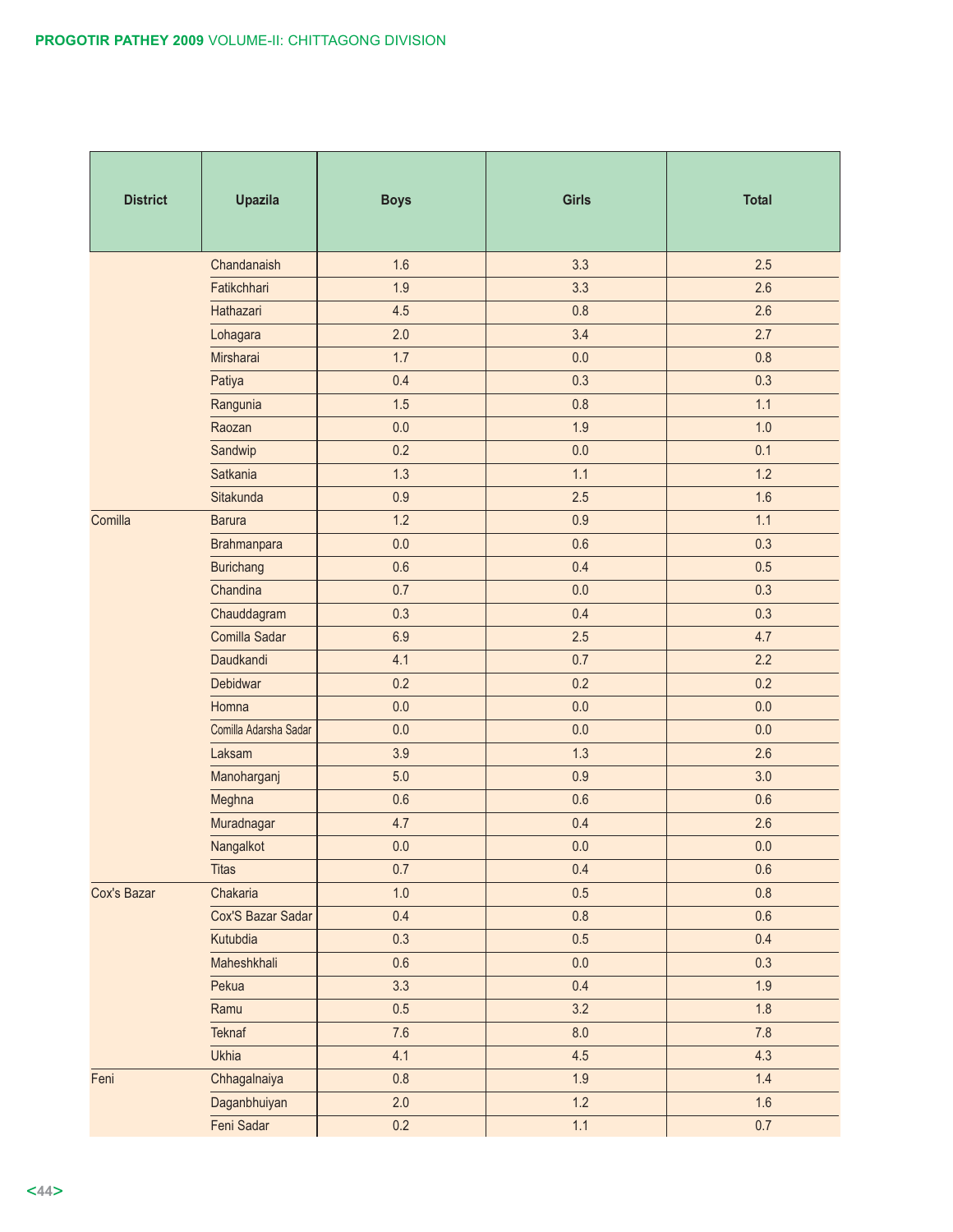| District | Upazila | Boys | Girls | Total |
|---|---|---|---|---|
| | Chandanaish | 1.6 | 3.3 | 2.5 |
| | Fatikchhari | 1.9 | 3.3 | 2.6 |
| | Hathazari | 4.5 | 0.8 | 2.6 |
| | Lohagara | 2.0 | 3.4 | 2.7 |
| | Mirsharai | 1.7 | 0.0 | 0.8 |
| | Patiya | 0.4 | 0.3 | 0.3 |
| | Rangunia | 1.5 | 0.8 | 1.1 |
| | Raozan | 0.0 | 1.9 | 1.0 |
| | Sandwip | 0.2 | 0.0 | 0.1 |
| | Satkania | 1.3 | 1.1 | 1.2 |
| | Sitakunda | 0.9 | 2.5 | 1.6 |
| Comilla | Barura | 1.2 | 0.9 | 1.1 |
| | Brahmanpara | 0.0 | 0.6 | 0.3 |
| | Burichang | 0.6 | 0.4 | 0.5 |
| | Chandina | 0.7 | 0.0 | 0.3 |
| | Chauddagram | 0.3 | 0.4 | 0.3 |
| | Comilla Sadar | 6.9 | 2.5 | 4.7 |
| | Daudkandi | 4.1 | 0.7 | 2.2 |
| | Debidwar | 0.2 | 0.2 | 0.2 |
| | Homna | 0.0 | 0.0 | 0.0 |
| | Comilla Adarsha Sadar | 0.0 | 0.0 | 0.0 |
| | Laksam | 3.9 | 1.3 | 2.6 |
| | Manoharganj | 5.0 | 0.9 | 3.0 |
| | Meghna | 0.6 | 0.6 | 0.6 |
| | Muradnagar | 4.7 | 0.4 | 2.6 |
| | Nangalkot | 0.0 | 0.0 | 0.0 |
| | Titas | 0.7 | 0.4 | 0.6 |
| Cox's Bazar | Chakaria | 1.0 | 0.5 | 0.8 |
| | Cox'S Bazar Sadar | 0.4 | 0.8 | 0.6 |
| | Kutubdia | 0.3 | 0.5 | 0.4 |
| | Maheshkhali | 0.6 | 0.0 | 0.3 |
| | Pekua | 3.3 | 0.4 | 1.9 |
| | Ramu | 0.5 | 3.2 | 1.8 |
| | Teknaf | 7.6 | 8.0 | 7.8 |
| | Ukhia | 4.1 | 4.5 | 4.3 |
| Feni | Chhagalnaiya | 0.8 | 1.9 | 1.4 |
| | Daganbhuiyan | 2.0 | 1.2 | 1.6 |
| | Feni Sadar | 0.2 | 1.1 | 0.7 |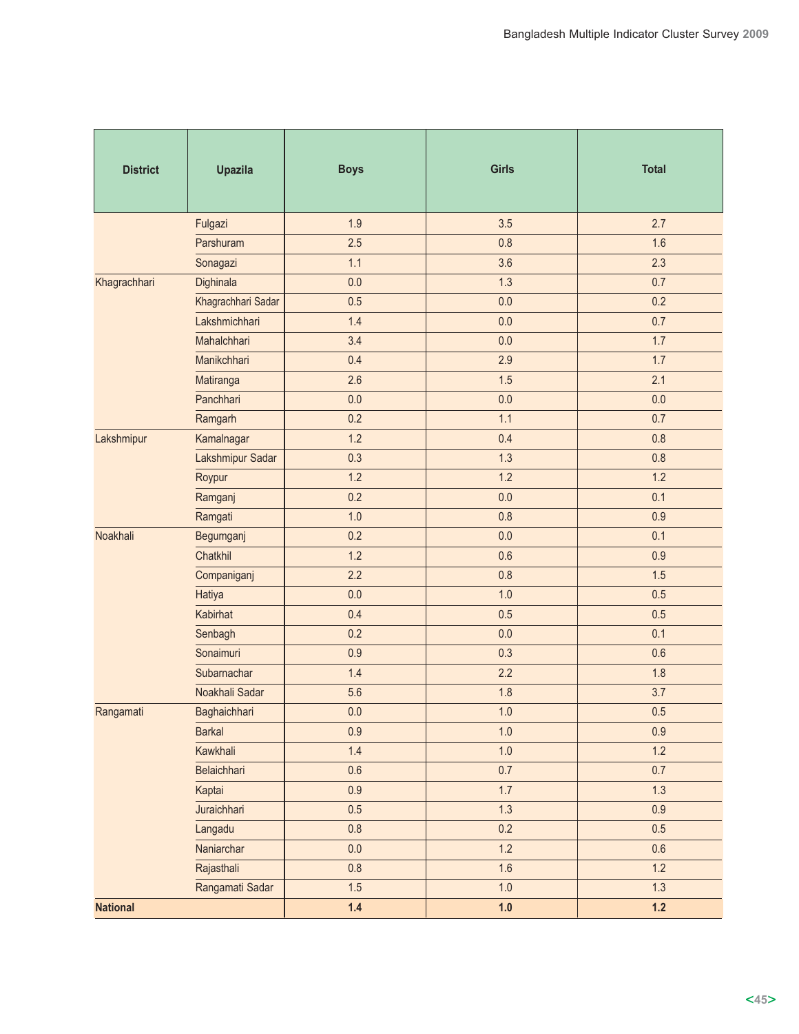| District | Upazila | Boys | Girls | Total |
|---|---|---|---|---|
| | Fulgazi | 1.9 | 3.5 | 2.7 |
| | Parshuram | 2.5 | 0.8 | 1.6 |
| | Sonagazi | 1.1 | 3.6 | 2.3 |
| Khagrachhari | Dighinala | 0.0 | 1.3 | 0.7 |
| | Khagrachhari Sadar | 0.5 | 0.0 | 0.2 |
| | Lakshmichhari | 1.4 | 0.0 | 0.7 |
| | Mahalchhari | 3.4 | 0.0 | 1.7 |
| | Manikchhari | 0.4 | 2.9 | 1.7 |
| | Matiranga | 2.6 | 1.5 | 2.1 |
| | Panchhari | 0.0 | 0.0 | 0.0 |
| | Ramgarh | 0.2 | 1.1 | 0.7 |
| Lakshmipur | Kamalnagar | 1.2 | 0.4 | 0.8 |
| | Lakshmipur Sadar | 0.3 | 1.3 | 0.8 |
| | Roypur | 1.2 | 1.2 | 1.2 |
| | Ramganj | 0.2 | 0.0 | 0.1 |
| | Ramgati | 1.0 | 0.8 | 0.9 |
| Noakhali | Begumganj | 0.2 | 0.0 | 0.1 |
| | Chatkhil | 1.2 | 0.6 | 0.9 |
| | Companiganj | 2.2 | 0.8 | 1.5 |
| | Hatiya | 0.0 | 1.0 | 0.5 |
| | Kabirhat | 0.4 | 0.5 | 0.5 |
| | Senbagh | 0.2 | 0.0 | 0.1 |
| | Sonaimuri | 0.9 | 0.3 | 0.6 |
| | Subarnachar | 1.4 | 2.2 | 1.8 |
| | Noakhali Sadar | 5.6 | 1.8 | 3.7 |
| Rangamati | Baghaichhari | 0.0 | 1.0 | 0.5 |
| | Barkal | 0.9 | 1.0 | 0.9 |
| | Kawkhali | 1.4 | 1.0 | 1.2 |
| | Belaichhari | 0.6 | 0.7 | 0.7 |
| | Kaptai | 0.9 | 1.7 | 1.3 |
| | Juraichhari | 0.5 | 1.3 | 0.9 |
| | Langadu | 0.8 | 0.2 | 0.5 |
| | Naniarchar | 0.0 | 1.2 | 0.6 |
| | Rajasthali | 0.8 | 1.6 | 1.2 |
| | Rangamati Sadar | 1.5 | 1.0 | 1.3 |
| **National** | | **1.4** | **1.0** | **1.2** |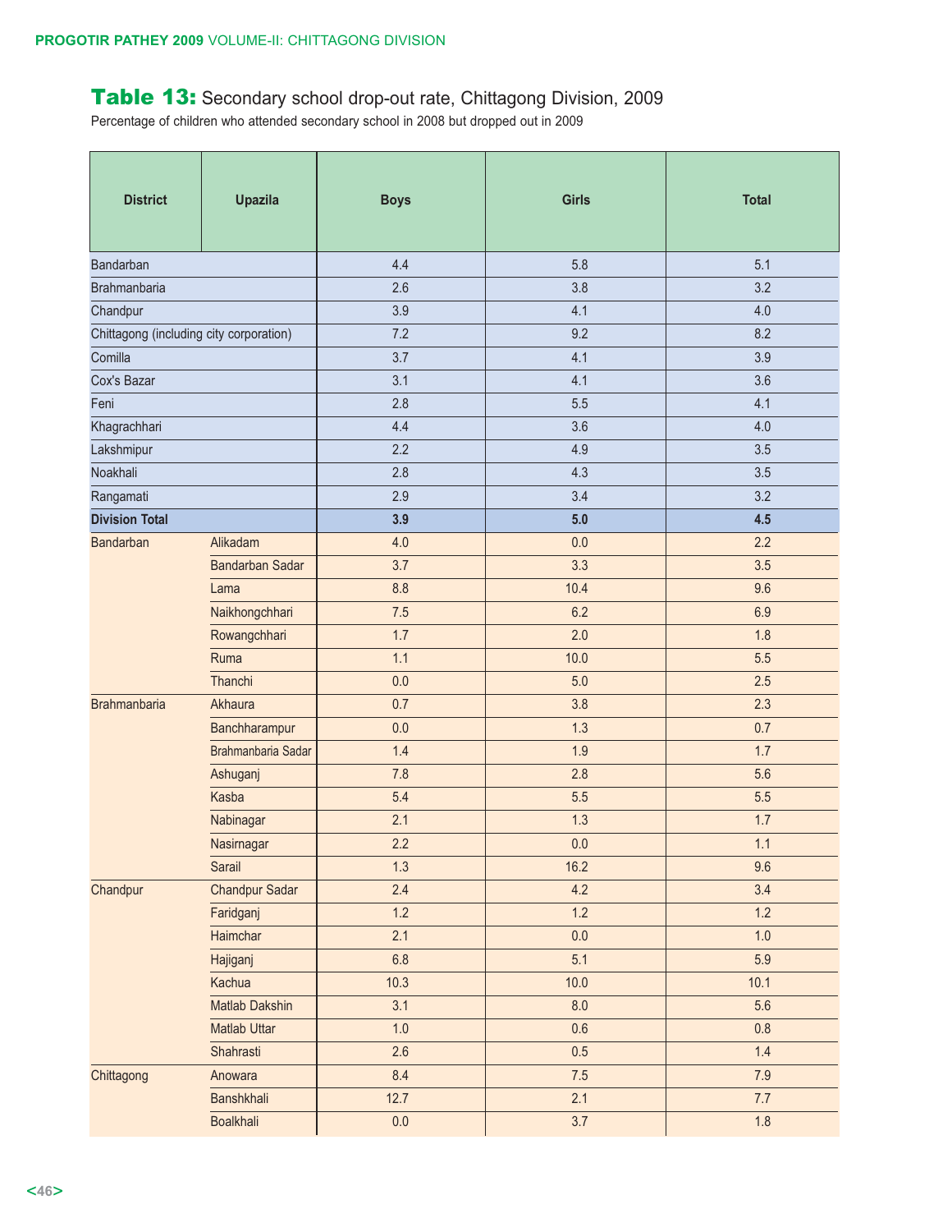## Table 13: Secondary school drop-out rate, Chittagong Division, 2009

Percentage of children who attended secondary school in 2008 but dropped out in 2009

| District | Upazila | Boys | Girls | Total |
|---|---|---|---|---|
| Bandarban | | 4.4 | 5.8 | 5.1 |
| Brahmanbaria | | 2.6 | 3.8 | 3.2 |
| Chandpur | | 3.9 | 4.1 | 4.0 |
| Chittagong (including city corporation) | | 7.2 | 9.2 | 8.2 |
| Comilla | | 3.7 | 4.1 | 3.9 |
| Cox's Bazar | | 3.1 | 4.1 | 3.6 |
| Feni | | 2.8 | 5.5 | 4.1 |
| Khagrachhari | | 4.4 | 3.6 | 4.0 |
| Lakshmipur | | 2.2 | 4.9 | 3.5 |
| Noakhali | | 2.8 | 4.3 | 3.5 |
| Rangamati | | 2.9 | 3.4 | 3.2 |
| **Division Total** | | **3.9** | **5.0** | **4.5** |
| Bandarban | Alikadam | 4.0 | 0.0 | 2.2 |
| | Bandarban Sadar | 3.7 | 3.3 | 3.5 |
| | Lama | 8.8 | 10.4 | 9.6 |
| | Naikhongchhari | 7.5 | 6.2 | 6.9 |
| | Rowangchhari | 1.7 | 2.0 | 1.8 |
| | Ruma | 1.1 | 10.0 | 5.5 |
| | Thanchi | 0.0 | 5.0 | 2.5 |
| Brahmanbaria | Akhaura | 0.7 | 3.8 | 2.3 |
| | Banchharampur | 0.0 | 1.3 | 0.7 |
| | Brahmanbaria Sadar | 1.4 | 1.9 | 1.7 |
| | Ashuganj | 7.8 | 2.8 | 5.6 |
| | Kasba | 5.4 | 5.5 | 5.5 |
| | Nabinagar | 2.1 | 1.3 | 1.7 |
| | Nasirnagar | 2.2 | 0.0 | 1.1 |
| | Sarail | 1.3 | 16.2 | 9.6 |
| Chandpur | Chandpur Sadar | 2.4 | 4.2 | 3.4 |
| | Faridganj | 1.2 | 1.2 | 1.2 |
| | Haimchar | 2.1 | 0.0 | 1.0 |
| | Hajiganj | 6.8 | 5.1 | 5.9 |
| | Kachua | 10.3 | 10.0 | 10.1 |
| | Matlab Dakshin | 3.1 | 8.0 | 5.6 |
| | Matlab Uttar | 1.0 | 0.6 | 0.8 |
| | Shahrasti | 2.6 | 0.5 | 1.4 |
| Chittagong | Anowara | 8.4 | 7.5 | 7.9 |
| | Banshkhali | 12.7 | 2.1 | 7.7 |
| | Boalkhali | 0.0 | 3.7 | 1.8 |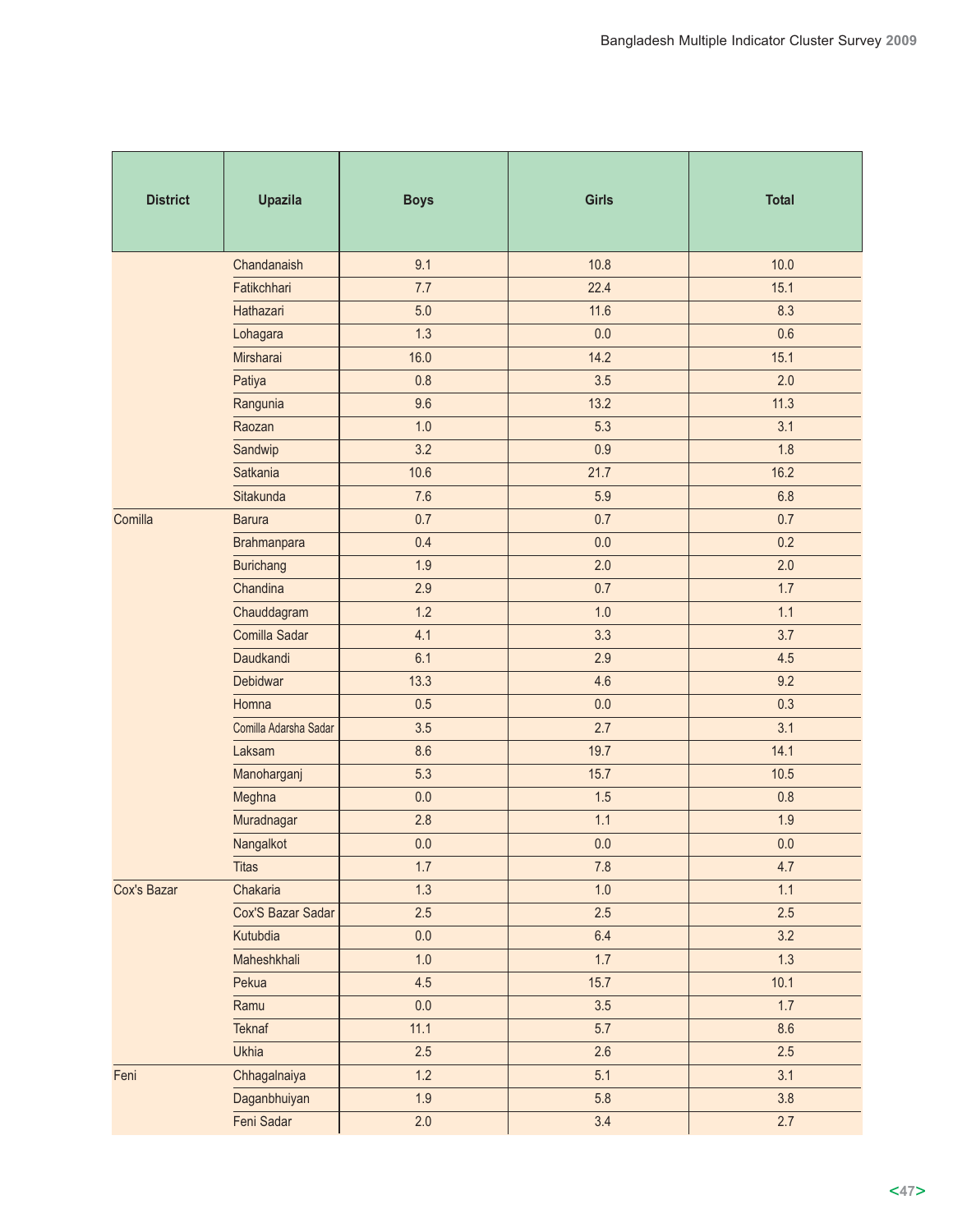| District | Upazila | Boys | Girls | Total |
|---|---|---|---|---|
| | Chandanaish | 9.1 | 10.8 | 10.0 |
| | Fatikchhari | 7.7 | 22.4 | 15.1 |
| | Hathazari | 5.0 | 11.6 | 8.3 |
| | Lohagara | 1.3 | 0.0 | 0.6 |
| | Mirsharai | 16.0 | 14.2 | 15.1 |
| | Patiya | 0.8 | 3.5 | 2.0 |
| | Rangunia | 9.6 | 13.2 | 11.3 |
| | Raozan | 1.0 | 5.3 | 3.1 |
| | Sandwip | 3.2 | 0.9 | 1.8 |
| | Satkania | 10.6 | 21.7 | 16.2 |
| | Sitakunda | 7.6 | 5.9 | 6.8 |
| Comilla | Barura | 0.7 | 0.7 | 0.7 |
| | Brahmanpara | 0.4 | 0.0 | 0.2 |
| | Burichang | 1.9 | 2.0 | 2.0 |
| | Chandina | 2.9 | 0.7 | 1.7 |
| | Chauddagram | 1.2 | 1.0 | 1.1 |
| | Comilla Sadar | 4.1 | 3.3 | 3.7 |
| | Daudkandi | 6.1 | 2.9 | 4.5 |
| | Debidwar | 13.3 | 4.6 | 9.2 |
| | Homna | 0.5 | 0.0 | 0.3 |
| | Comilla Adarsha Sadar | 3.5 | 2.7 | 3.1 |
| | Laksam | 8.6 | 19.7 | 14.1 |
| | Manoharganj | 5.3 | 15.7 | 10.5 |
| | Meghna | 0.0 | 1.5 | 0.8 |
| | Muradnagar | 2.8 | 1.1 | 1.9 |
| | Nangalkot | 0.0 | 0.0 | 0.0 |
| | Titas | 1.7 | 7.8 | 4.7 |
| Cox's Bazar | Chakaria | 1.3 | 1.0 | 1.1 |
| | Cox'S Bazar Sadar | 2.5 | 2.5 | 2.5 |
| | Kutubdia | 0.0 | 6.4 | 3.2 |
| | Maheshkhali | 1.0 | 1.7 | 1.3 |
| | Pekua | 4.5 | 15.7 | 10.1 |
| | Ramu | 0.0 | 3.5 | 1.7 |
| | Teknaf | 11.1 | 5.7 | 8.6 |
| | Ukhia | 2.5 | 2.6 | 2.5 |
| Feni | Chhagalnaiya | 1.2 | 5.1 | 3.1 |
| | Daganbhuiyan | 1.9 | 5.8 | 3.8 |
| | Feni Sadar | 2.0 | 3.4 | 2.7 |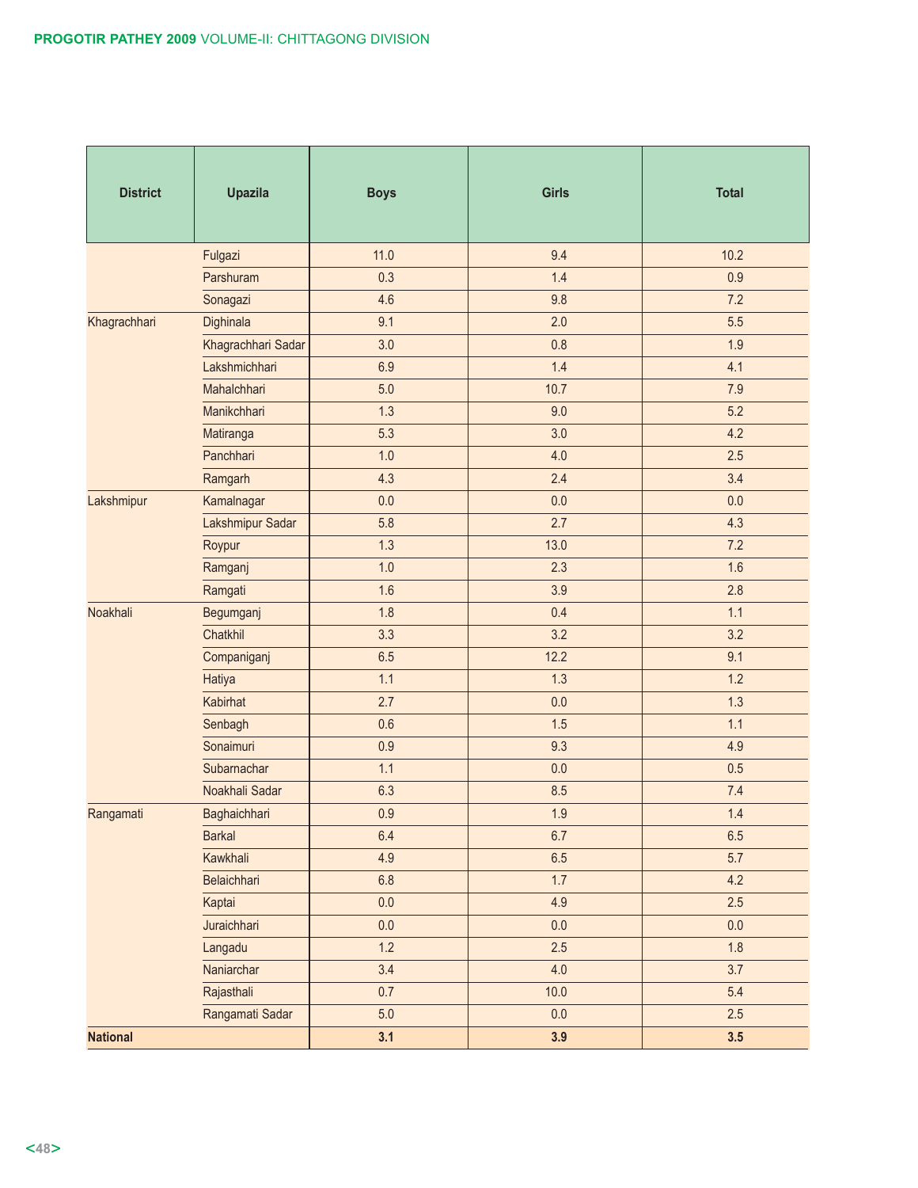| District | Upazila | Boys | Girls | Total |
|---|---|---|---|---|
| | Fulgazi | 11.0 | 9.4 | 10.2 |
| | Parshuram | 0.3 | 1.4 | 0.9 |
| | Sonagazi | 4.6 | 9.8 | 7.2 |
| Khagrachhari | Dighinala | 9.1 | 2.0 | 5.5 |
| | Khagrachhari Sadar | 3.0 | 0.8 | 1.9 |
| | Lakshmichhari | 6.9 | 1.4 | 4.1 |
| | Mahalchhari | 5.0 | 10.7 | 7.9 |
| | Manikchhari | 1.3 | 9.0 | 5.2 |
| | Matiranga | 5.3 | 3.0 | 4.2 |
| | Panchhari | 1.0 | 4.0 | 2.5 |
| | Ramgarh | 4.3 | 2.4 | 3.4 |
| Lakshmipur | Kamalnagar | 0.0 | 0.0 | 0.0 |
| | Lakshmipur Sadar | 5.8 | 2.7 | 4.3 |
| | Roypur | 1.3 | 13.0 | 7.2 |
| | Ramganj | 1.0 | 2.3 | 1.6 |
| | Ramgati | 1.6 | 3.9 | 2.8 |
| Noakhali | Begumganj | 1.8 | 0.4 | 1.1 |
| | Chatkhil | 3.3 | 3.2 | 3.2 |
| | Companiganj | 6.5 | 12.2 | 9.1 |
| | Hatiya | 1.1 | 1.3 | 1.2 |
| | Kabirhat | 2.7 | 0.0 | 1.3 |
| | Senbagh | 0.6 | 1.5 | 1.1 |
| | Sonaimuri | 0.9 | 9.3 | 4.9 |
| | Subarnachar | 1.1 | 0.0 | 0.5 |
| | Noakhali Sadar | 6.3 | 8.5 | 7.4 |
| Rangamati | Baghaichhari | 0.9 | 1.9 | 1.4 |
| | Barkal | 6.4 | 6.7 | 6.5 |
| | Kawkhali | 4.9 | 6.5 | 5.7 |
| | Belaichhari | 6.8 | 1.7 | 4.2 |
| | Kaptai | 0.0 | 4.9 | 2.5 |
| | Juraichhari | 0.0 | 0.0 | 0.0 |
| | Langadu | 1.2 | 2.5 | 1.8 |
| | Naniarchar | 3.4 | 4.0 | 3.7 |
| | Rajasthali | 0.7 | 10.0 | 5.4 |
| | Rangamati Sadar | 5.0 | 0.0 | 2.5 |
| **National** | | **3.1** | **3.9** | **3.5** |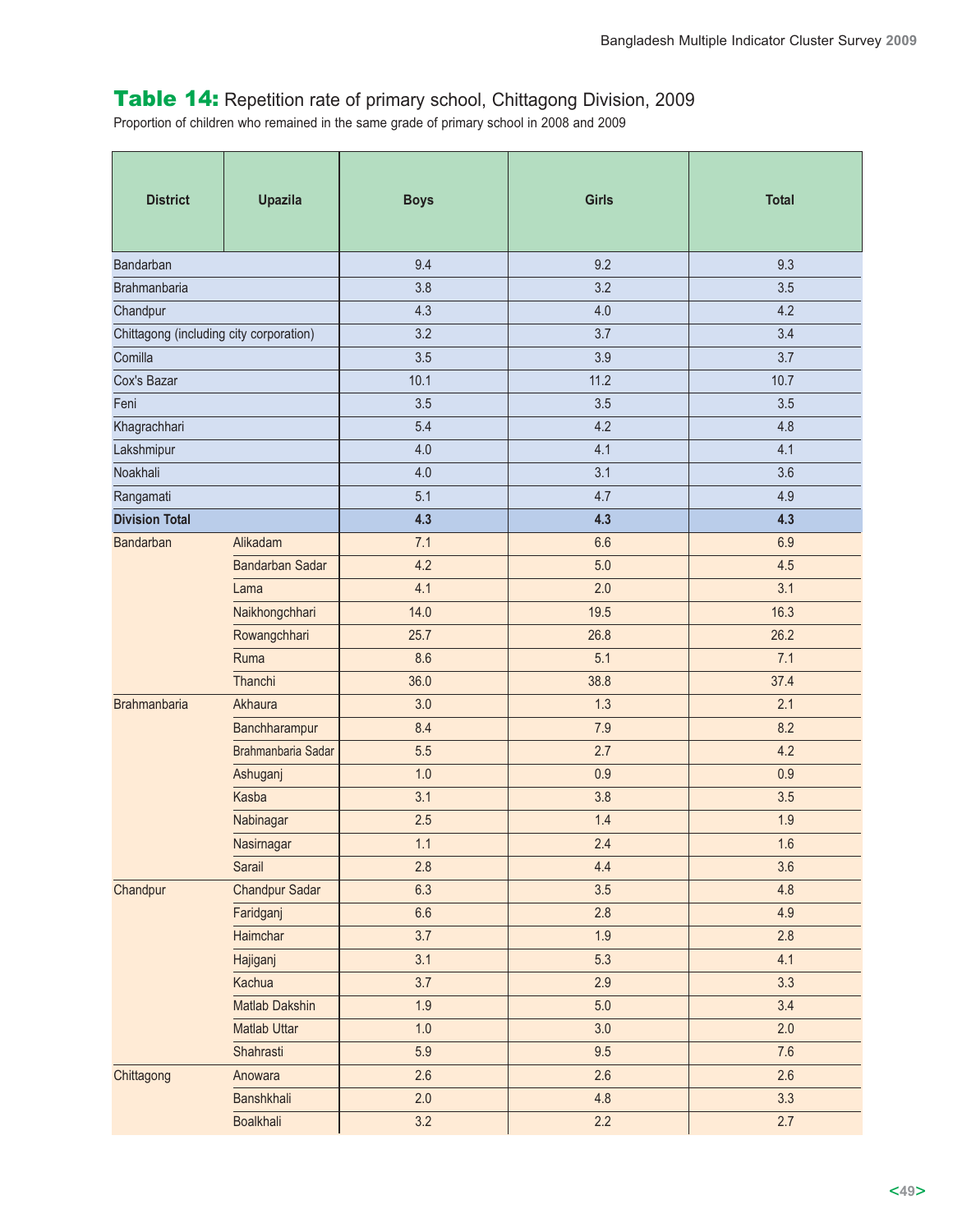## Table 14: Repetition rate of primary school, Chittagong Division, 2009

Proportion of children who remained in the same grade of primary school in 2008 and 2009

| District | Upazila | Boys | Girls | Total |
|---|---|---|---|---|
| Bandarban | | 9.4 | 9.2 | 9.3 |
| Brahmanbaria | | 3.8 | 3.2 | 3.5 |
| Chandpur | | 4.3 | 4.0 | 4.2 |
| Chittagong (including city corporation) | | 3.2 | 3.7 | 3.4 |
| Comilla | | 3.5 | 3.9 | 3.7 |
| Cox's Bazar | | 10.1 | 11.2 | 10.7 |
| Feni | | 3.5 | 3.5 | 3.5 |
| Khagrachhari | | 5.4 | 4.2 | 4.8 |
| Lakshmipur | | 4.0 | 4.1 | 4.1 |
| Noakhali | | 4.0 | 3.1 | 3.6 |
| Rangamati | | 5.1 | 4.7 | 4.9 |
| **Division Total** | | **4.3** | **4.3** | **4.3** |
| Bandarban | Alikadam | 7.1 | 6.6 | 6.9 |
| | Bandarban Sadar | 4.2 | 5.0 | 4.5 |
| | Lama | 4.1 | 2.0 | 3.1 |
| | Naikhongchhari | 14.0 | 19.5 | 16.3 |
| | Rowangchhari | 25.7 | 26.8 | 26.2 |
| | Ruma | 8.6 | 5.1 | 7.1 |
| | Thanchi | 36.0 | 38.8 | 37.4 |
| Brahmanbaria | Akhaura | 3.0 | 1.3 | 2.1 |
| | Banchharampur | 8.4 | 7.9 | 8.2 |
| | Brahmanbaria Sadar | 5.5 | 2.7 | 4.2 |
| | Ashuganj | 1.0 | 0.9 | 0.9 |
| | Kasba | 3.1 | 3.8 | 3.5 |
| | Nabinagar | 2.5 | 1.4 | 1.9 |
| | Nasirnagar | 1.1 | 2.4 | 1.6 |
| | Sarail | 2.8 | 4.4 | 3.6 |
| Chandpur | Chandpur Sadar | 6.3 | 3.5 | 4.8 |
| | Faridganj | 6.6 | 2.8 | 4.9 |
| | Haimchar | 3.7 | 1.9 | 2.8 |
| | Hajiganj | 3.1 | 5.3 | 4.1 |
| | Kachua | 3.7 | 2.9 | 3.3 |
| | Matlab Dakshin | 1.9 | 5.0 | 3.4 |
| | Matlab Uttar | 1.0 | 3.0 | 2.0 |
| | Shahrasti | 5.9 | 9.5 | 7.6 |
| Chittagong | Anowara | 2.6 | 2.6 | 2.6 |
| | Banshkhali | 2.0 | 4.8 | 3.3 |
| | Boalkhali | 3.2 | 2.2 | 2.7 |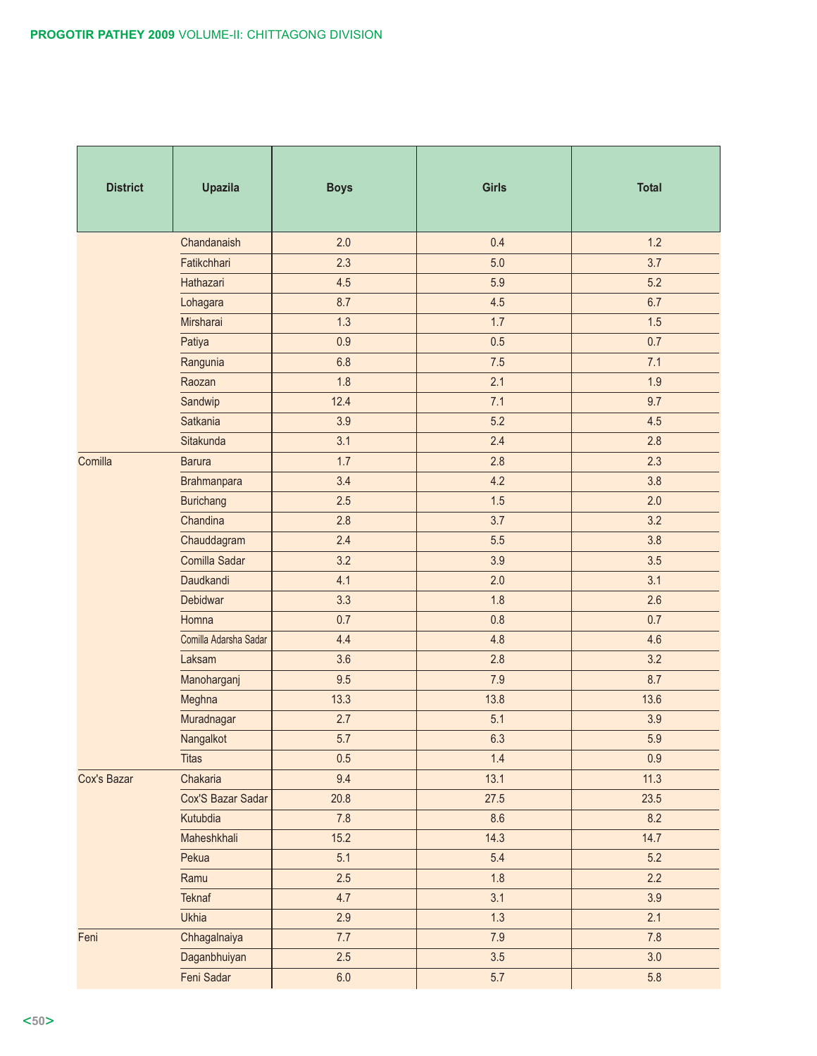| District | Upazila | Boys | Girls | Total |
|---|---|---|---|---|
| | Chandanaish | 2.0 | 0.4 | 1.2 |
| | Fatikchhari | 2.3 | 5.0 | 3.7 |
| | Hathazari | 4.5 | 5.9 | 5.2 |
| | Lohagara | 8.7 | 4.5 | 6.7 |
| | Mirsharai | 1.3 | 1.7 | 1.5 |
| | Patiya | 0.9 | 0.5 | 0.7 |
| | Rangunia | 6.8 | 7.5 | 7.1 |
| | Raozan | 1.8 | 2.1 | 1.9 |
| | Sandwip | 12.4 | 7.1 | 9.7 |
| | Satkania | 3.9 | 5.2 | 4.5 |
| | Sitakunda | 3.1 | 2.4 | 2.8 |
| Comilla | Barura | 1.7 | 2.8 | 2.3 |
| | Brahmanpara | 3.4 | 4.2 | 3.8 |
| | Burichang | 2.5 | 1.5 | 2.0 |
| | Chandina | 2.8 | 3.7 | 3.2 |
| | Chauddagram | 2.4 | 5.5 | 3.8 |
| | Comilla Sadar | 3.2 | 3.9 | 3.5 |
| | Daudkandi | 4.1 | 2.0 | 3.1 |
| | Debidwar | 3.3 | 1.8 | 2.6 |
| | Homna | 0.7 | 0.8 | 0.7 |
| | Comilla Adarsha Sadar | 4.4 | 4.8 | 4.6 |
| | Laksam | 3.6 | 2.8 | 3.2 |
| | Manoharganj | 9.5 | 7.9 | 8.7 |
| | Meghna | 13.3 | 13.8 | 13.6 |
| | Muradnagar | 2.7 | 5.1 | 3.9 |
| | Nangalkot | 5.7 | 6.3 | 5.9 |
| | Titas | 0.5 | 1.4 | 0.9 |
| Cox's Bazar | Chakaria | 9.4 | 13.1 | 11.3 |
| | Cox'S Bazar Sadar | 20.8 | 27.5 | 23.5 |
| | Kutubdia | 7.8 | 8.6 | 8.2 |
| | Maheshkhali | 15.2 | 14.3 | 14.7 |
| | Pekua | 5.1 | 5.4 | 5.2 |
| | Ramu | 2.5 | 1.8 | 2.2 |
| | Teknaf | 4.7 | 3.1 | 3.9 |
| | Ukhia | 2.9 | 1.3 | 2.1 |
| Feni | Chhagalnaiya | 7.7 | 7.9 | 7.8 |
| | Daganbhuiyan | 2.5 | 3.5 | 3.0 |
| | Feni Sadar | 6.0 | 5.7 | 5.8 |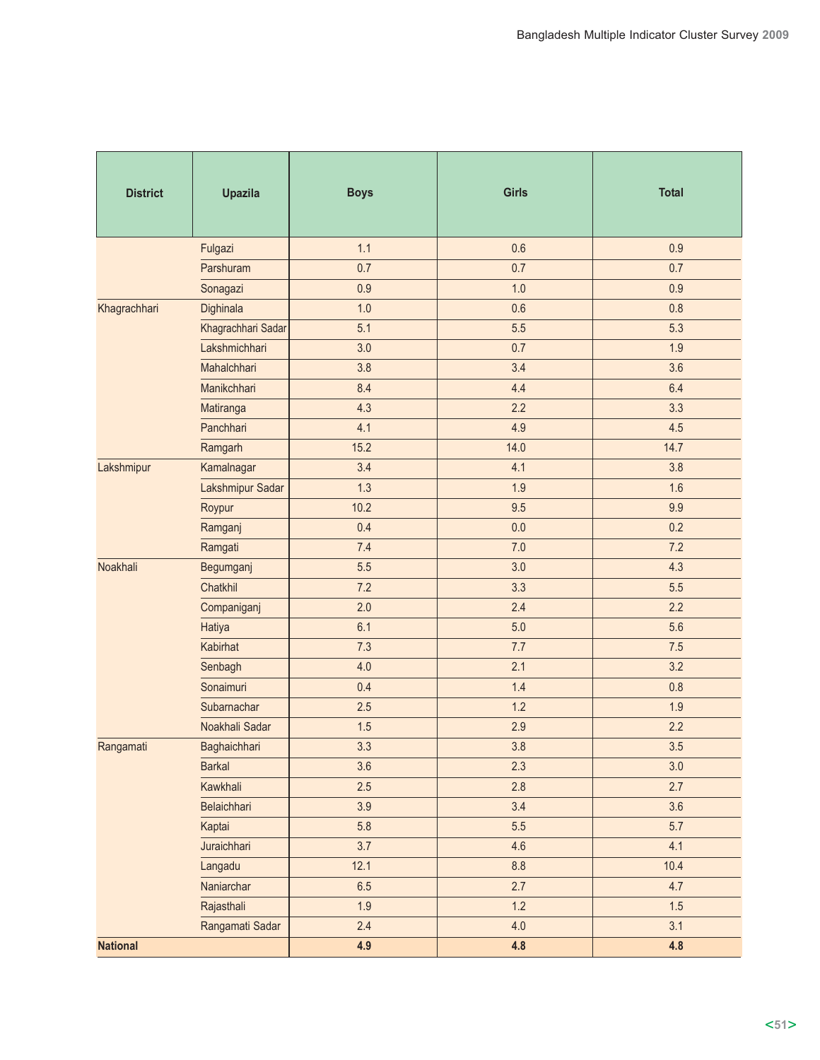| District | Upazila | Boys | Girls | Total |
|---|---|---|---|---|
| | Fulgazi | 1.1 | 0.6 | 0.9 |
| | Parshuram | 0.7 | 0.7 | 0.7 |
| | Sonagazi | 0.9 | 1.0 | 0.9 |
| Khagrachhari | Dighinala | 1.0 | 0.6 | 0.8 |
| | Khagrachhari Sadar | 5.1 | 5.5 | 5.3 |
| | Lakshmichhari | 3.0 | 0.7 | 1.9 |
| | Mahalchhari | 3.8 | 3.4 | 3.6 |
| | Manikchhari | 8.4 | 4.4 | 6.4 |
| | Matiranga | 4.3 | 2.2 | 3.3 |
| | Panchhari | 4.1 | 4.9 | 4.5 |
| | Ramgarh | 15.2 | 14.0 | 14.7 |
| Lakshmipur | Kamalnagar | 3.4 | 4.1 | 3.8 |
| | Lakshmipur Sadar | 1.3 | 1.9 | 1.6 |
| | Roypur | 10.2 | 9.5 | 9.9 |
| | Ramganj | 0.4 | 0.0 | 0.2 |
| | Ramgati | 7.4 | 7.0 | 7.2 |
| Noakhali | Begumganj | 5.5 | 3.0 | 4.3 |
| | Chatkhil | 7.2 | 3.3 | 5.5 |
| | Companiganj | 2.0 | 2.4 | 2.2 |
| | Hatiya | 6.1 | 5.0 | 5.6 |
| | Kabirhat | 7.3 | 7.7 | 7.5 |
| | Senbagh | 4.0 | 2.1 | 3.2 |
| | Sonaimuri | 0.4 | 1.4 | 0.8 |
| | Subarnachar | 2.5 | 1.2 | 1.9 |
| | Noakhali Sadar | 1.5 | 2.9 | 2.2 |
| Rangamati | Baghaichhari | 3.3 | 3.8 | 3.5 |
| | Barkal | 3.6 | 2.3 | 3.0 |
| | Kawkhali | 2.5 | 2.8 | 2.7 |
| | Belaichhari | 3.9 | 3.4 | 3.6 |
| | Kaptai | 5.8 | 5.5 | 5.7 |
| | Juraichhari | 3.7 | 4.6 | 4.1 |
| | Langadu | 12.1 | 8.8 | 10.4 |
| | Naniarchar | 6.5 | 2.7 | 4.7 |
| | Rajasthali | 1.9 | 1.2 | 1.5 |
| | Rangamati Sadar | 2.4 | 4.0 | 3.1 |
| **National** | | **4.9** | **4.8** | **4.8** |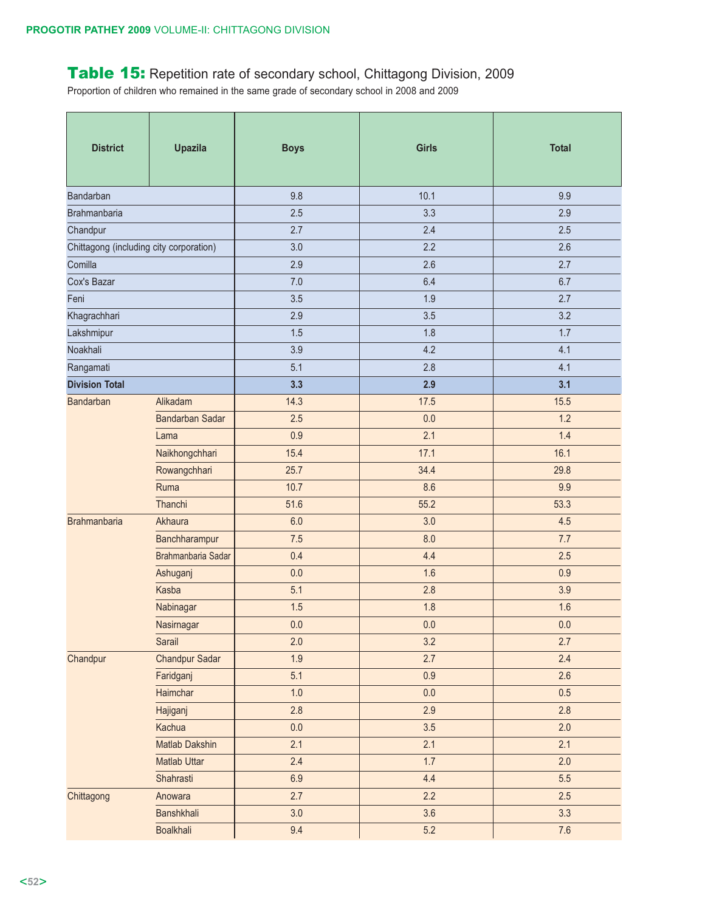## Table 15: Repetition rate of secondary school, Chittagong Division, 2009

Proportion of children who remained in the same grade of secondary school in 2008 and 2009

| District | Upazila | Boys | Girls | Total |
|---|---|---|---|---|
| Bandarban | | 9.8 | 10.1 | 9.9 |
| Brahmanbaria | | 2.5 | 3.3 | 2.9 |
| Chandpur | | 2.7 | 2.4 | 2.5 |
| Chittagong (including city corporation) | | 3.0 | 2.2 | 2.6 |
| Comilla | | 2.9 | 2.6 | 2.7 |
| Cox's Bazar | | 7.0 | 6.4 | 6.7 |
| Feni | | 3.5 | 1.9 | 2.7 |
| Khagrachhari | | 2.9 | 3.5 | 3.2 |
| Lakshmipur | | 1.5 | 1.8 | 1.7 |
| Noakhali | | 3.9 | 4.2 | 4.1 |
| Rangamati | | 5.1 | 2.8 | 4.1 |
| **Division Total** | | **3.3** | **2.9** | **3.1** |
| Bandarban | Alikadam | 14.3 | 17.5 | 15.5 |
| | Bandarban Sadar | 2.5 | 0.0 | 1.2 |
| | Lama | 0.9 | 2.1 | 1.4 |
| | Naikhongchhari | 15.4 | 17.1 | 16.1 |
| | Rowangchhari | 25.7 | 34.4 | 29.8 |
| | Ruma | 10.7 | 8.6 | 9.9 |
| | Thanchi | 51.6 | 55.2 | 53.3 |
| Brahmanbaria | Akhaura | 6.0 | 3.0 | 4.5 |
| | Banchharampur | 7.5 | 8.0 | 7.7 |
| | Brahmanbaria Sadar | 0.4 | 4.4 | 2.5 |
| | Ashuganj | 0.0 | 1.6 | 0.9 |
| | Kasba | 5.1 | 2.8 | 3.9 |
| | Nabinagar | 1.5 | 1.8 | 1.6 |
| | Nasirnagar | 0.0 | 0.0 | 0.0 |
| | Sarail | 2.0 | 3.2 | 2.7 |
| Chandpur | Chandpur Sadar | 1.9 | 2.7 | 2.4 |
| | Faridganj | 5.1 | 0.9 | 2.6 |
| | Haimchar | 1.0 | 0.0 | 0.5 |
| | Hajiganj | 2.8 | 2.9 | 2.8 |
| | Kachua | 0.0 | 3.5 | 2.0 |
| | Matlab Dakshin | 2.1 | 2.1 | 2.1 |
| | Matlab Uttar | 2.4 | 1.7 | 2.0 |
| | Shahrasti | 6.9 | 4.4 | 5.5 |
| Chittagong | Anowara | 2.7 | 2.2 | 2.5 |
| | Banshkhali | 3.0 | 3.6 | 3.3 |
| | Boalkhali | 9.4 | 5.2 | 7.6 |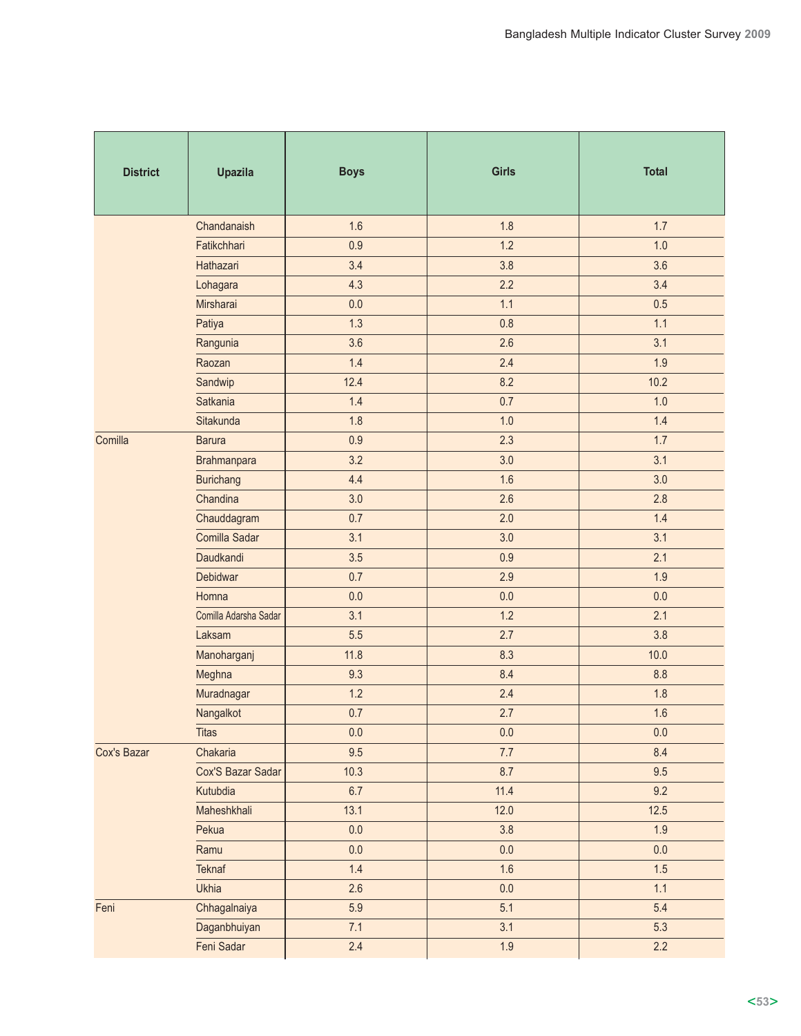| District | Upazila | Boys | Girls | Total |
|---|---|---|---|---|
| | Chandanaish | 1.6 | 1.8 | 1.7 |
| | Fatikchhari | 0.9 | 1.2 | 1.0 |
| | Hathazari | 3.4 | 3.8 | 3.6 |
| | Lohagara | 4.3 | 2.2 | 3.4 |
| | Mirsharai | 0.0 | 1.1 | 0.5 |
| | Patiya | 1.3 | 0.8 | 1.1 |
| | Rangunia | 3.6 | 2.6 | 3.1 |
| | Raozan | 1.4 | 2.4 | 1.9 |
| | Sandwip | 12.4 | 8.2 | 10.2 |
| | Satkania | 1.4 | 0.7 | 1.0 |
| | Sitakunda | 1.8 | 1.0 | 1.4 |
| Comilla | Barura | 0.9 | 2.3 | 1.7 |
| | Brahmanpara | 3.2 | 3.0 | 3.1 |
| | Burichang | 4.4 | 1.6 | 3.0 |
| | Chandina | 3.0 | 2.6 | 2.8 |
| | Chauddagram | 0.7 | 2.0 | 1.4 |
| | Comilla Sadar | 3.1 | 3.0 | 3.1 |
| | Daudkandi | 3.5 | 0.9 | 2.1 |
| | Debidwar | 0.7 | 2.9 | 1.9 |
| | Homna | 0.0 | 0.0 | 0.0 |
| | Comilla Adarsha Sadar | 3.1 | 1.2 | 2.1 |
| | Laksam | 5.5 | 2.7 | 3.8 |
| | Manoharganj | 11.8 | 8.3 | 10.0 |
| | Meghna | 9.3 | 8.4 | 8.8 |
| | Muradnagar | 1.2 | 2.4 | 1.8 |
| | Nangalkot | 0.7 | 2.7 | 1.6 |
| | Titas | 0.0 | 0.0 | 0.0 |
| Cox's Bazar | Chakaria | 9.5 | 7.7 | 8.4 |
| | Cox'S Bazar Sadar | 10.3 | 8.7 | 9.5 |
| | Kutubdia | 6.7 | 11.4 | 9.2 |
| | Maheshkhali | 13.1 | 12.0 | 12.5 |
| | Pekua | 0.0 | 3.8 | 1.9 |
| | Ramu | 0.0 | 0.0 | 0.0 |
| | Teknaf | 1.4 | 1.6 | 1.5 |
| | Ukhia | 2.6 | 0.0 | 1.1 |
| Feni | Chhagalnaiya | 5.9 | 5.1 | 5.4 |
| | Daganbhuiyan | 7.1 | 3.1 | 5.3 |
| | Feni Sadar | 2.4 | 1.9 | 2.2 |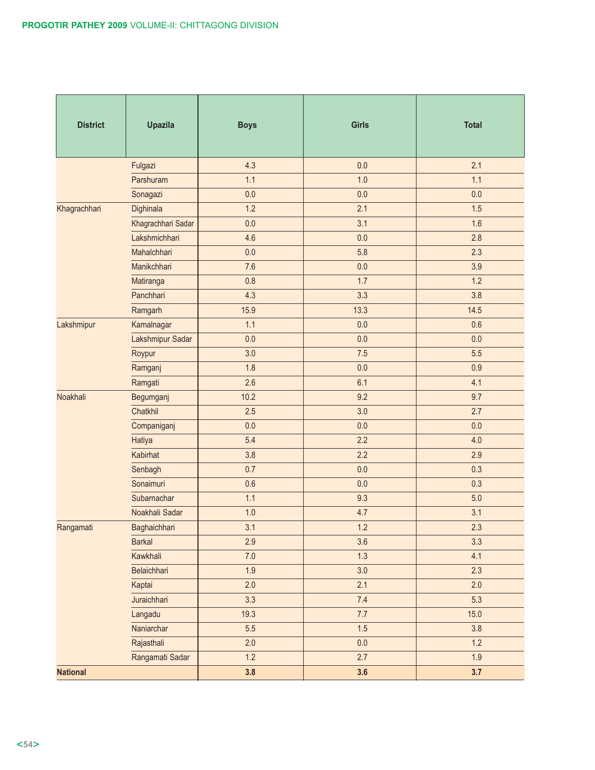| District | Upazila | Boys | Girls | Total |
|---|---|---|---|---|
| | Fulgazi | 4.3 | 0.0 | 2.1 |
| | Parshuram | 1.1 | 1.0 | 1.1 |
| | Sonagazi | 0.0 | 0.0 | 0.0 |
| Khagrachhari | Dighinala | 1.2 | 2.1 | 1.5 |
| | Khagrachhari Sadar | 0.0 | 3.1 | 1.6 |
| | Lakshmichhari | 4.6 | 0.0 | 2.8 |
| | Mahalchhari | 0.0 | 5.8 | 2.3 |
| | Manikchhari | 7.6 | 0.0 | 3.9 |
| | Matiranga | 0.8 | 1.7 | 1.2 |
| | Panchhari | 4.3 | 3.3 | 3.8 |
| | Ramgarh | 15.9 | 13.3 | 14.5 |
| Lakshmipur | Kamalnagar | 1.1 | 0.0 | 0.6 |
| | Lakshmipur Sadar | 0.0 | 0.0 | 0.0 |
| | Roypur | 3.0 | 7.5 | 5.5 |
| | Ramganj | 1.8 | 0.0 | 0.9 |
| | Ramgati | 2.6 | 6.1 | 4.1 |
| Noakhali | Begumganj | 10.2 | 9.2 | 9.7 |
| | Chatkhil | 2.5 | 3.0 | 2.7 |
| | Companiganj | 0.0 | 0.0 | 0.0 |
| | Hatiya | 5.4 | 2.2 | 4.0 |
| | Kabirhat | 3.8 | 2.2 | 2.9 |
| | Senbagh | 0.7 | 0.0 | 0.3 |
| | Sonaimuri | 0.6 | 0.0 | 0.3 |
| | Subarnachar | 1.1 | 9.3 | 5.0 |
| | Noakhali Sadar | 1.0 | 4.7 | 3.1 |
| Rangamati | Baghaichhari | 3.1 | 1.2 | 2.3 |
| | Barkal | 2.9 | 3.6 | 3.3 |
| | Kawkhali | 7.0 | 1.3 | 4.1 |
| | Belaichhari | 1.9 | 3.0 | 2.3 |
| | Kaptai | 2.0 | 2.1 | 2.0 |
| | Juraichhari | 3.3 | 7.4 | 5.3 |
| | Langadu | 19.3 | 7.7 | 15.0 |
| | Naniarchar | 5.5 | 1.5 | 3.8 |
| | Rajasthali | 2.0 | 0.0 | 1.2 |
| | Rangamati Sadar | 1.2 | 2.7 | 1.9 |
| **National** | | **3.8** | **3.6** | **3.7** |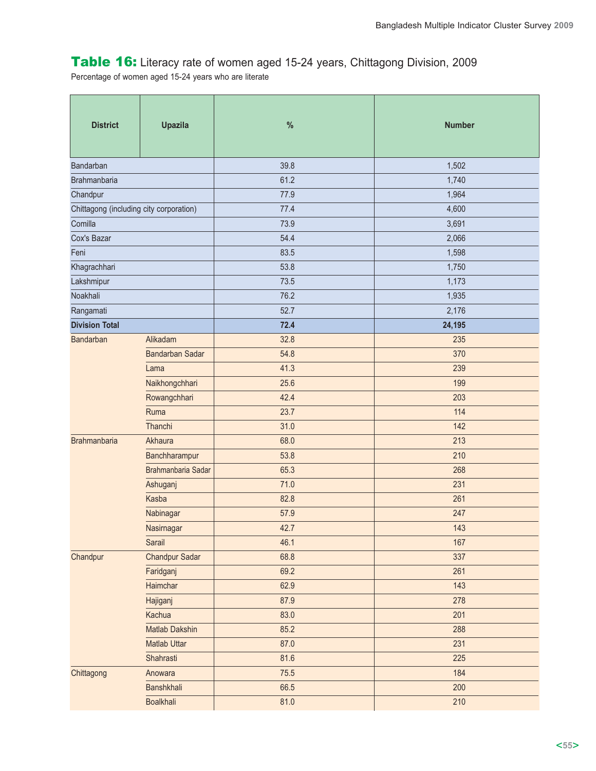## Table 16: Literacy rate of women aged 15-24 years, Chittagong Division, 2009

Percentage of women aged 15-24 years who are literate

| District | Upazila | % | Number |
|---|---|---|---|
| Bandarban | | 39.8 | 1,502 |
| Brahmanbaria | | 61.2 | 1,740 |
| Chandpur | | 77.9 | 1,964 |
| Chittagong (including city corporation) | | 77.4 | 4,600 |
| Comilla | | 73.9 | 3,691 |
| Cox's Bazar | | 54.4 | 2,066 |
| Feni | | 83.5 | 1,598 |
| Khagrachhari | | 53.8 | 1,750 |
| Lakshmipur | | 73.5 | 1,173 |
| Noakhali | | 76.2 | 1,935 |
| Rangamati | | 52.7 | 2,176 |
| **Division Total** | | **72.4** | **24,195** |
| Bandarban | Alikadam | 32.8 | 235 |
| | Bandarban Sadar | 54.8 | 370 |
| | Lama | 41.3 | 239 |
| | Naikhongchhari | 25.6 | 199 |
| | Rowangchhari | 42.4 | 203 |
| | Ruma | 23.7 | 114 |
| | Thanchi | 31.0 | 142 |
| Brahmanbaria | Akhaura | 68.0 | 213 |
| | Banchharampur | 53.8 | 210 |
| | Brahmanbaria Sadar | 65.3 | 268 |
| | Ashuganj | 71.0 | 231 |
| | Kasba | 82.8 | 261 |
| | Nabinagar | 57.9 | 247 |
| | Nasirnagar | 42.7 | 143 |
| | Sarail | 46.1 | 167 |
| Chandpur | Chandpur Sadar | 68.8 | 337 |
| | Faridganj | 69.2 | 261 |
| | Haimchar | 62.9 | 143 |
| | Hajiganj | 87.9 | 278 |
| | Kachua | 83.0 | 201 |
| | Matlab Dakshin | 85.2 | 288 |
| | Matlab Uttar | 87.0 | 231 |
| | Shahrasti | 81.6 | 225 |
| Chittagong | Anowara | 75.5 | 184 |
| | Banshkhali | 66.5 | 200 |
| | Boalkhali | 81.0 | 210 |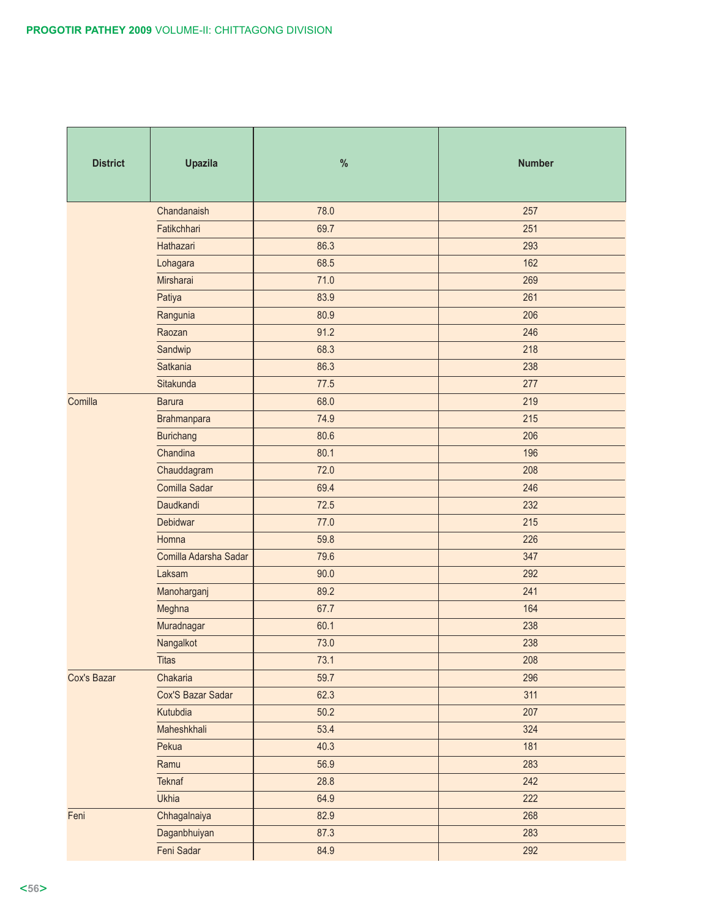| District | Upazila | % | Number |
|---|---|---|---|
| | Chandanaish | 78.0 | 257 |
| | Fatikchhari | 69.7 | 251 |
| | Hathazari | 86.3 | 293 |
| | Lohagara | 68.5 | 162 |
| | Mirsharai | 71.0 | 269 |
| | Patiya | 83.9 | 261 |
| | Rangunia | 80.9 | 206 |
| | Raozan | 91.2 | 246 |
| | Sandwip | 68.3 | 218 |
| | Satkania | 86.3 | 238 |
| | Sitakunda | 77.5 | 277 |
| Comilla | Barura | 68.0 | 219 |
| | Brahmanpara | 74.9 | 215 |
| | Burichang | 80.6 | 206 |
| | Chandina | 80.1 | 196 |
| | Chauddagram | 72.0 | 208 |
| | Comilla Sadar | 69.4 | 246 |
| | Daudkandi | 72.5 | 232 |
| | Debidwar | 77.0 | 215 |
| | Homna | 59.8 | 226 |
| | Comilla Adarsha Sadar | 79.6 | 347 |
| | Laksam | 90.0 | 292 |
| | Manoharganj | 89.2 | 241 |
| | Meghna | 67.7 | 164 |
| | Muradnagar | 60.1 | 238 |
| | Nangalkot | 73.0 | 238 |
| | Titas | 73.1 | 208 |
| Cox's Bazar | Chakaria | 59.7 | 296 |
| | Cox'S Bazar Sadar | 62.3 | 311 |
| | Kutubdia | 50.2 | 207 |
| | Maheshkhali | 53.4 | 324 |
| | Pekua | 40.3 | 181 |
| | Ramu | 56.9 | 283 |
| | Teknaf | 28.8 | 242 |
| | Ukhia | 64.9 | 222 |
| Feni | Chhagalnaiya | 82.9 | 268 |
| | Daganbhuiyan | 87.3 | 283 |
| | Feni Sadar | 84.9 | 292 |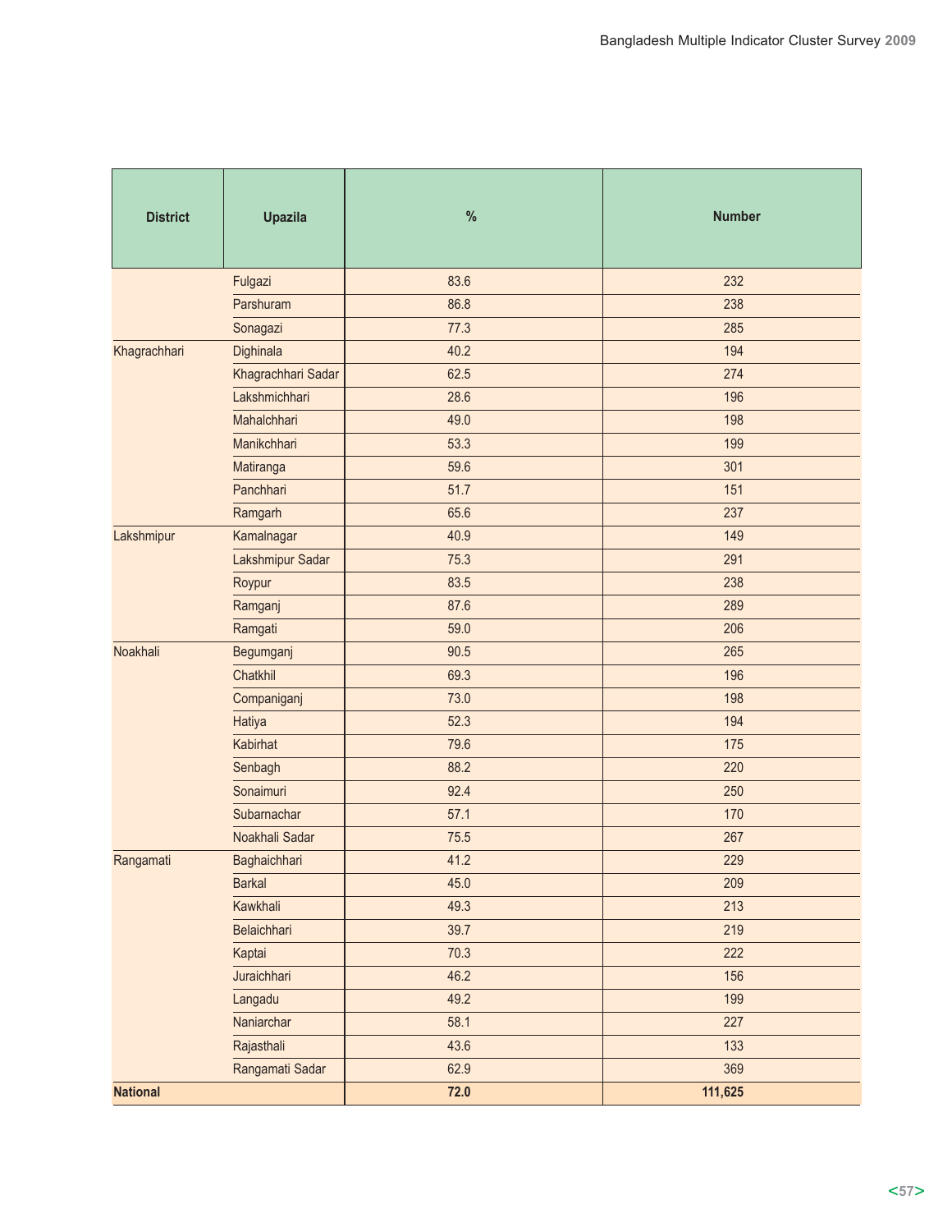| District | Upazila | % | Number |
|---|---|---|---|
| | Fulgazi | 83.6 | 232 |
| | Parshuram | 86.8 | 238 |
| | Sonagazi | 77.3 | 285 |
| Khagrachhari | Dighinala | 40.2 | 194 |
| | Khagrachhari Sadar | 62.5 | 274 |
| | Lakshmichhari | 28.6 | 196 |
| | Mahalchhari | 49.0 | 198 |
| | Manikchhari | 53.3 | 199 |
| | Matiranga | 59.6 | 301 |
| | Panchhari | 51.7 | 151 |
| | Ramgarh | 65.6 | 237 |
| Lakshmipur | Kamalnagar | 40.9 | 149 |
| | Lakshmipur Sadar | 75.3 | 291 |
| | Roypur | 83.5 | 238 |
| | Ramganj | 87.6 | 289 |
| | Ramgati | 59.0 | 206 |
| Noakhali | Begumganj | 90.5 | 265 |
| | Chatkhil | 69.3 | 196 |
| | Companiganj | 73.0 | 198 |
| | Hatiya | 52.3 | 194 |
| | Kabirhat | 79.6 | 175 |
| | Senbagh | 88.2 | 220 |
| | Sonaimuri | 92.4 | 250 |
| | Subarnachar | 57.1 | 170 |
| | Noakhali Sadar | 75.5 | 267 |
| Rangamati | Baghaichhari | 41.2 | 229 |
| | Barkal | 45.0 | 209 |
| | Kawkhali | 49.3 | 213 |
| | Belaichhari | 39.7 | 219 |
| | Kaptai | 70.3 | 222 |
| | Juraichhari | 46.2 | 156 |
| | Langadu | 49.2 | 199 |
| | Naniarchar | 58.1 | 227 |
| | Rajasthali | 43.6 | 133 |
| | Rangamati Sadar | 62.9 | 369 |
| **National** | | **72.0** | **111,625** |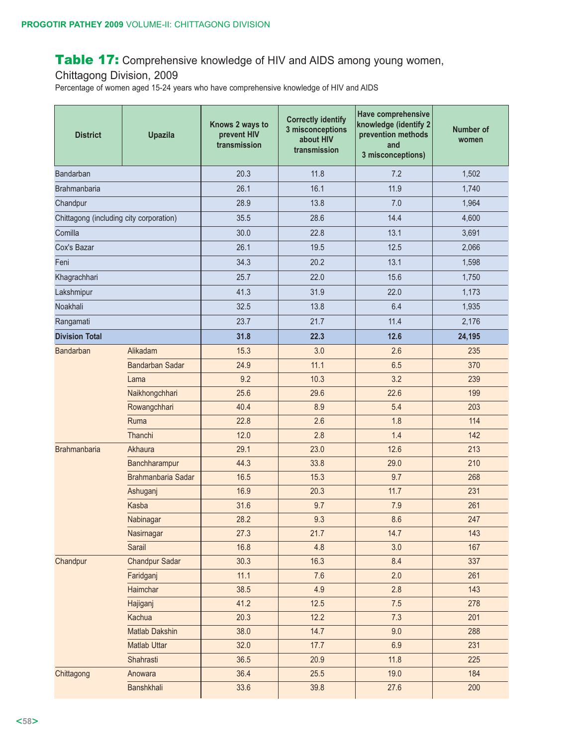## Table 17: Comprehensive knowledge of HIV and AIDS among young women, Chittagong Division, 2009

Percentage of women aged 15-24 years who have comprehensive knowledge of HIV and AIDS

| District | Upazila | Knows 2 ways to prevent HIV transmission | Correctly identify 3 misconceptions about HIV transmission | Have comprehensive knowledge (identify 2 prevention methods and 3 misconceptions) | Number of women |
|---|---|---|---|---|---|
| Bandarban | | 20.3 | 11.8 | 7.2 | 1,502 |
| Brahmanbaria | | 26.1 | 16.1 | 11.9 | 1,740 |
| Chandpur | | 28.9 | 13.8 | 7.0 | 1,964 |
| Chittagong (including city corporation) | | 35.5 | 28.6 | 14.4 | 4,600 |
| Comilla | | 30.0 | 22.8 | 13.1 | 3,691 |
| Cox's Bazar | | 26.1 | 19.5 | 12.5 | 2,066 |
| Feni | | 34.3 | 20.2 | 13.1 | 1,598 |
| Khagrachhari | | 25.7 | 22.0 | 15.6 | 1,750 |
| Lakshmipur | | 41.3 | 31.9 | 22.0 | 1,173 |
| Noakhali | | 32.5 | 13.8 | 6.4 | 1,935 |
| Rangamati | | 23.7 | 21.7 | 11.4 | 2,176 |
| **Division Total** | | **31.8** | **22.3** | **12.6** | **24,195** |
| Bandarban | Alikadam | 15.3 | 3.0 | 2.6 | 235 |
| | Bandarban Sadar | 24.9 | 11.1 | 6.5 | 370 |
| | Lama | 9.2 | 10.3 | 3.2 | 239 |
| | Naikhongchhari | 25.6 | 29.6 | 22.6 | 199 |
| | Rowangchhari | 40.4 | 8.9 | 5.4 | 203 |
| | Ruma | 22.8 | 2.6 | 1.8 | 114 |
| | Thanchi | 12.0 | 2.8 | 1.4 | 142 |
| Brahmanbaria | Akhaura | 29.1 | 23.0 | 12.6 | 213 |
| | Banchharampur | 44.3 | 33.8 | 29.0 | 210 |
| | Brahmanbaria Sadar | 16.5 | 15.3 | 9.7 | 268 |
| | Ashuganj | 16.9 | 20.3 | 11.7 | 231 |
| | Kasba | 31.6 | 9.7 | 7.9 | 261 |
| | Nabinagar | 28.2 | 9.3 | 8.6 | 247 |
| | Nasirnagar | 27.3 | 21.7 | 14.7 | 143 |
| | Sarail | 16.8 | 4.8 | 3.0 | 167 |
| Chandpur | Chandpur Sadar | 30.3 | 16.3 | 8.4 | 337 |
| | Faridganj | 11.1 | 7.6 | 2.0 | 261 |
| | Haimchar | 38.5 | 4.9 | 2.8 | 143 |
| | Hajiganj | 41.2 | 12.5 | 7.5 | 278 |
| | Kachua | 20.3 | 12.2 | 7.3 | 201 |
| | Matlab Dakshin | 38.0 | 14.7 | 9.0 | 288 |
| | Matlab Uttar | 32.0 | 17.7 | 6.9 | 231 |
| | Shahrasti | 36.5 | 20.9 | 11.8 | 225 |
| Chittagong | Anowara | 36.4 | 25.5 | 19.0 | 184 |
| | Banshkhali | 33.6 | 39.8 | 27.6 | 200 |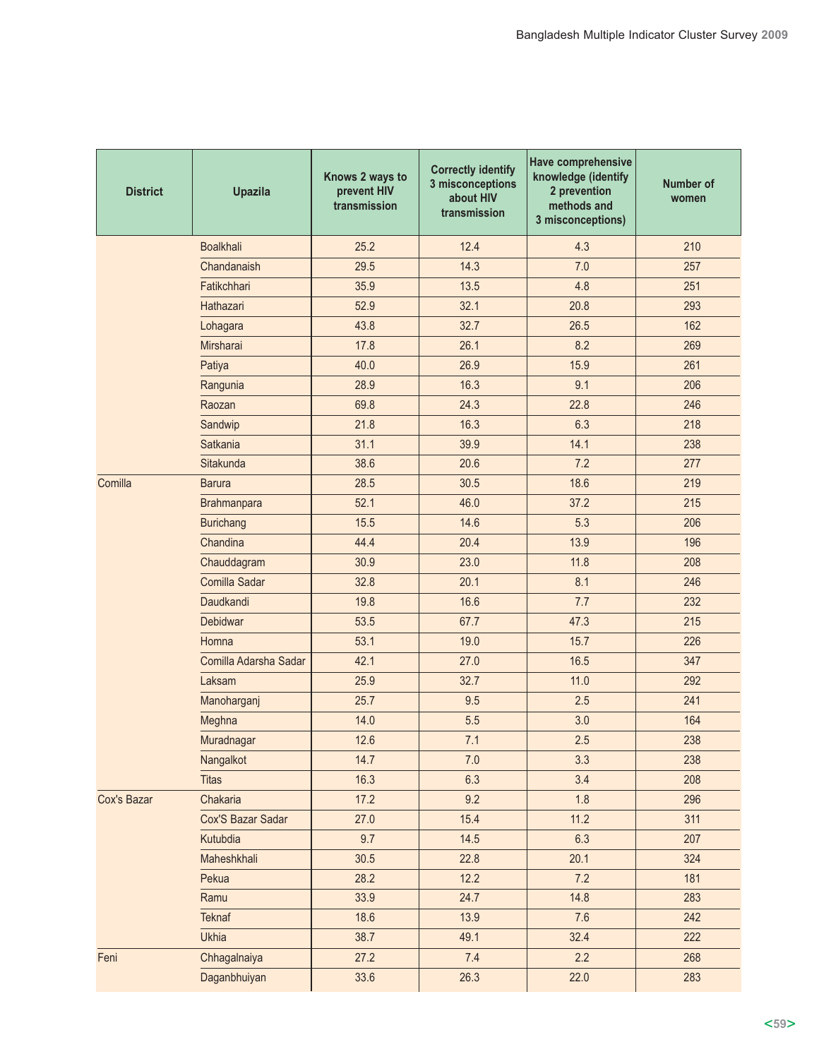| District | Upazila | Knows 2 ways to prevent HIV transmission | Correctly identify 3 misconceptions about HIV transmission | Have comprehensive knowledge (identify 2 prevention methods and 3 misconceptions) | Number of women |
|---|---|---|---|---|---|
| | Boalkhali | 25.2 | 12.4 | 4.3 | 210 |
| | Chandanaish | 29.5 | 14.3 | 7.0 | 257 |
| | Fatikchhari | 35.9 | 13.5 | 4.8 | 251 |
| | Hathazari | 52.9 | 32.1 | 20.8 | 293 |
| | Lohagara | 43.8 | 32.7 | 26.5 | 162 |
| | Mirsharai | 17.8 | 26.1 | 8.2 | 269 |
| | Patiya | 40.0 | 26.9 | 15.9 | 261 |
| | Rangunia | 28.9 | 16.3 | 9.1 | 206 |
| | Raozan | 69.8 | 24.3 | 22.8 | 246 |
| | Sandwip | 21.8 | 16.3 | 6.3 | 218 |
| | Satkania | 31.1 | 39.9 | 14.1 | 238 |
| | Sitakunda | 38.6 | 20.6 | 7.2 | 277 |
| Comilla | Barura | 28.5 | 30.5 | 18.6 | 219 |
| | Brahmanpara | 52.1 | 46.0 | 37.2 | 215 |
| | Burichang | 15.5 | 14.6 | 5.3 | 206 |
| | Chandina | 44.4 | 20.4 | 13.9 | 196 |
| | Chauddagram | 30.9 | 23.0 | 11.8 | 208 |
| | Comilla Sadar | 32.8 | 20.1 | 8.1 | 246 |
| | Daudkandi | 19.8 | 16.6 | 7.7 | 232 |
| | Debidwar | 53.5 | 67.7 | 47.3 | 215 |
| | Homna | 53.1 | 19.0 | 15.7 | 226 |
| | Comilla Adarsha Sadar | 42.1 | 27.0 | 16.5 | 347 |
| | Laksam | 25.9 | 32.7 | 11.0 | 292 |
| | Manoharganj | 25.7 | 9.5 | 2.5 | 241 |
| | Meghna | 14.0 | 5.5 | 3.0 | 164 |
| | Muradnagar | 12.6 | 7.1 | 2.5 | 238 |
| | Nangalkot | 14.7 | 7.0 | 3.3 | 238 |
| | Titas | 16.3 | 6.3 | 3.4 | 208 |
| Cox's Bazar | Chakaria | 17.2 | 9.2 | 1.8 | 296 |
| | Cox'S Bazar Sadar | 27.0 | 15.4 | 11.2 | 311 |
| | Kutubdia | 9.7 | 14.5 | 6.3 | 207 |
| | Maheshkhali | 30.5 | 22.8 | 20.1 | 324 |
| | Pekua | 28.2 | 12.2 | 7.2 | 181 |
| | Ramu | 33.9 | 24.7 | 14.8 | 283 |
| | Teknaf | 18.6 | 13.9 | 7.6 | 242 |
| | Ukhia | 38.7 | 49.1 | 32.4 | 222 |
| Feni | Chhagalnaiya | 27.2 | 7.4 | 2.2 | 268 |
| | Daganbhuiyan | 33.6 | 26.3 | 22.0 | 283 |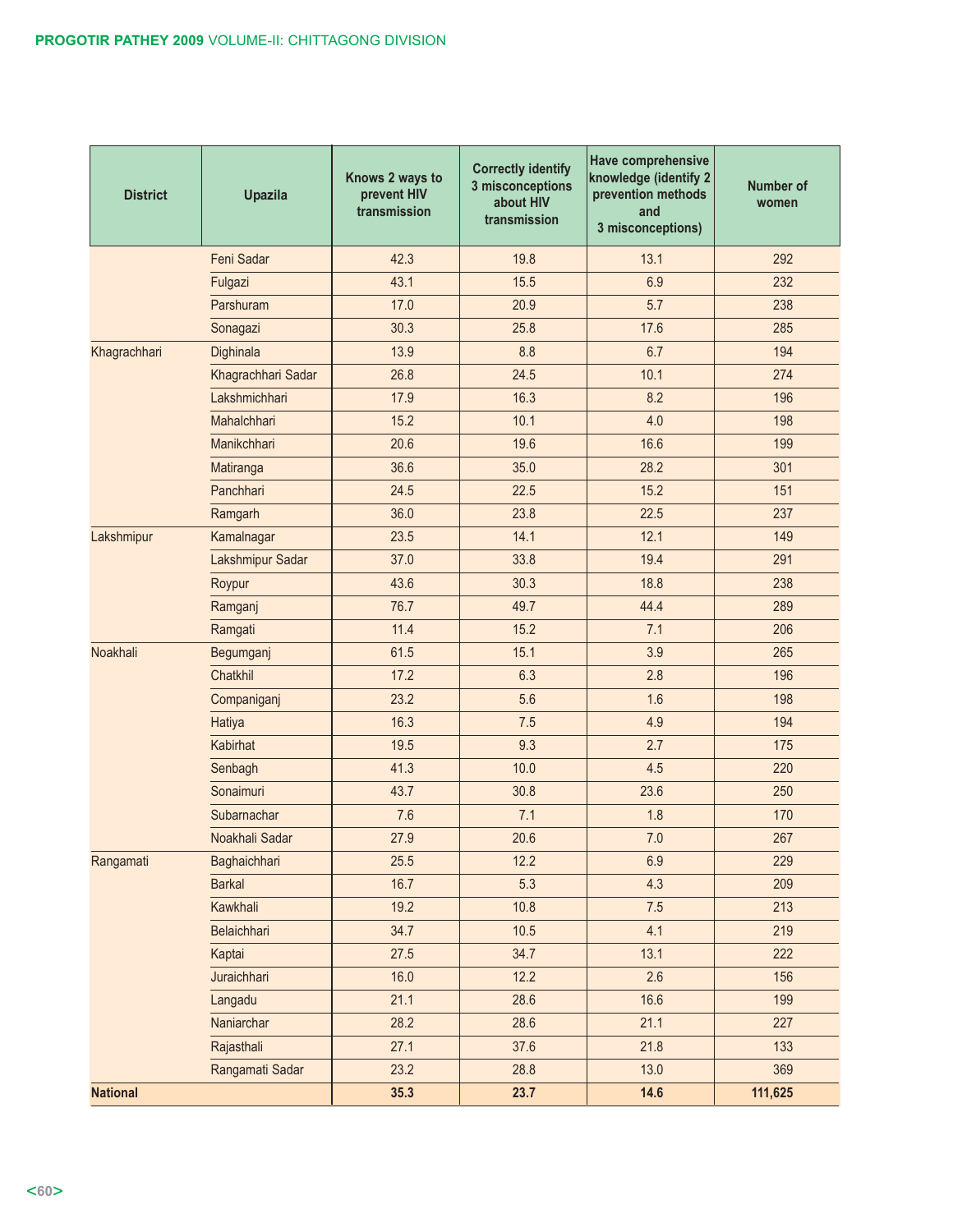| District | Upazila | Knows 2 ways to prevent HIV transmission | Correctly identify 3 misconceptions about HIV transmission | Have comprehensive knowledge (identify 2 prevention methods and 3 misconceptions) | Number of women |
|---|---|---|---|---|---|
| | Feni Sadar | 42.3 | 19.8 | 13.1 | 292 |
| | Fulgazi | 43.1 | 15.5 | 6.9 | 232 |
| | Parshuram | 17.0 | 20.9 | 5.7 | 238 |
| | Sonagazi | 30.3 | 25.8 | 17.6 | 285 |
| Khagrachhari | Dighinala | 13.9 | 8.8 | 6.7 | 194 |
| | Khagrachhari Sadar | 26.8 | 24.5 | 10.1 | 274 |
| | Lakshmichhari | 17.9 | 16.3 | 8.2 | 196 |
| | Mahalchhari | 15.2 | 10.1 | 4.0 | 198 |
| | Manikchhari | 20.6 | 19.6 | 16.6 | 199 |
| | Matiranga | 36.6 | 35.0 | 28.2 | 301 |
| | Panchhari | 24.5 | 22.5 | 15.2 | 151 |
| | Ramgarh | 36.0 | 23.8 | 22.5 | 237 |
| Lakshmipur | Kamalnagar | 23.5 | 14.1 | 12.1 | 149 |
| | Lakshmipur Sadar | 37.0 | 33.8 | 19.4 | 291 |
| | Roypur | 43.6 | 30.3 | 18.8 | 238 |
| | Ramganj | 76.7 | 49.7 | 44.4 | 289 |
| | Ramgati | 11.4 | 15.2 | 7.1 | 206 |
| Noakhali | Begumganj | 61.5 | 15.1 | 3.9 | 265 |
| | Chatkhil | 17.2 | 6.3 | 2.8 | 196 |
| | Companiganj | 23.2 | 5.6 | 1.6 | 198 |
| | Hatiya | 16.3 | 7.5 | 4.9 | 194 |
| | Kabirhat | 19.5 | 9.3 | 2.7 | 175 |
| | Senbagh | 41.3 | 10.0 | 4.5 | 220 |
| | Sonaimuri | 43.7 | 30.8 | 23.6 | 250 |
| | Subarnachar | 7.6 | 7.1 | 1.8 | 170 |
| | Noakhali Sadar | 27.9 | 20.6 | 7.0 | 267 |
| Rangamati | Baghaichhari | 25.5 | 12.2 | 6.9 | 229 |
| | Barkal | 16.7 | 5.3 | 4.3 | 209 |
| | Kawkhali | 19.2 | 10.8 | 7.5 | 213 |
| | Belaichhari | 34.7 | 10.5 | 4.1 | 219 |
| | Kaptai | 27.5 | 34.7 | 13.1 | 222 |
| | Juraichhari | 16.0 | 12.2 | 2.6 | 156 |
| | Langadu | 21.1 | 28.6 | 16.6 | 199 |
| | Naniarchar | 28.2 | 28.6 | 21.1 | 227 |
| | Rajasthali | 27.1 | 37.6 | 21.8 | 133 |
| | Rangamati Sadar | 23.2 | 28.8 | 13.0 | 369 |
| **National** | | **35.3** | **23.7** | **14.6** | **111,625** |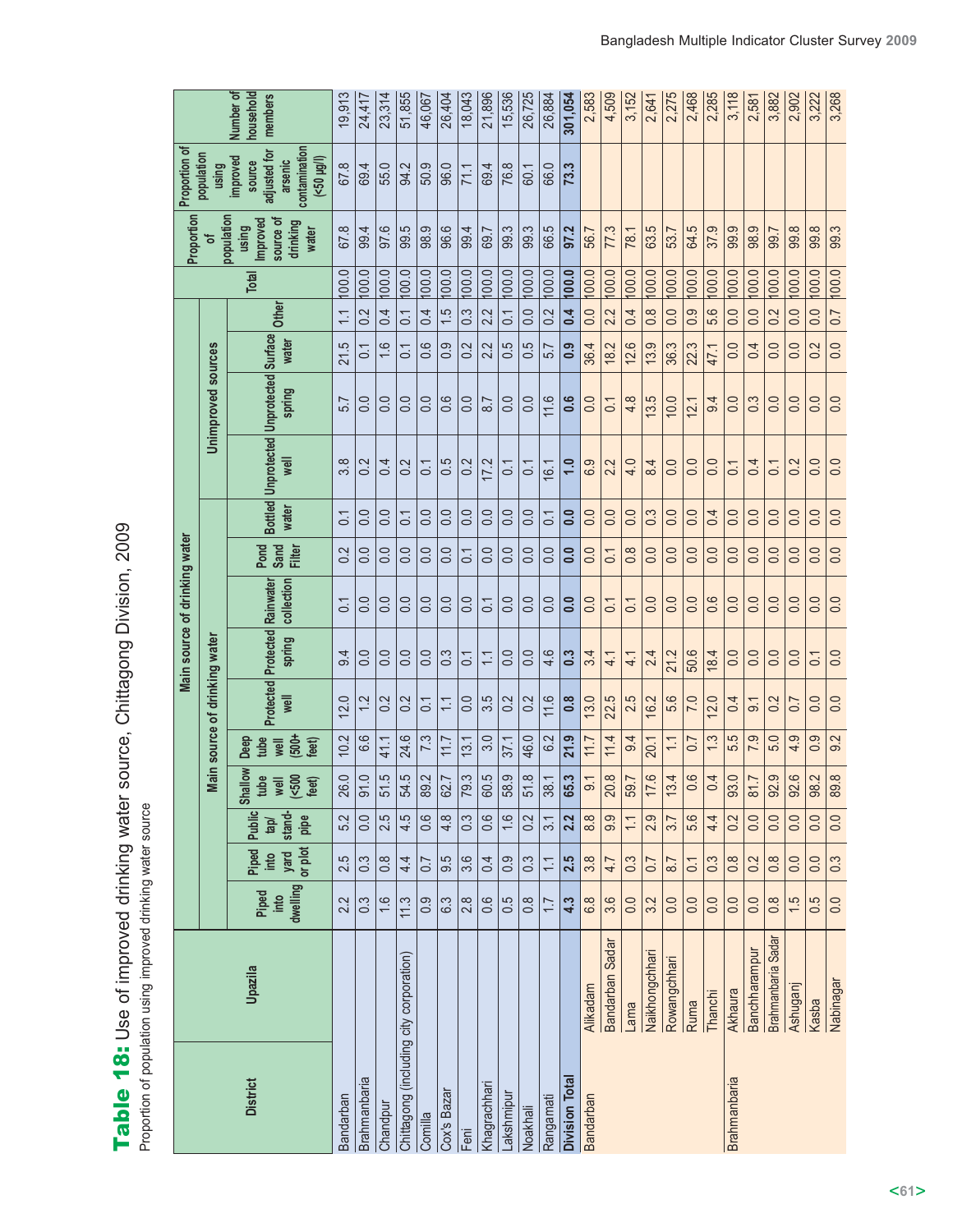# Table 18: Use of improved drinking water source, Chittagong Division, 2009

Proportion of population using improved drinking water source

| District | Upazila | Main source of drinking water | | | | | | | | | | | | | | | Proportion of population using improved source of drinking water | Proportion of population using improved source adjusted for arsenic contamination (<50 µg/l) | Number of household members |
|---|---|---|---|---|---|---|---|---|---|---|---|---|---|---|---|---|---|---|---|
| | | Main source of drinking water | | | | | | | | | | Unimproved sources | | | | Total | | | |
| | | Piped into dwelling | Piped into yard or plot | Public tap/ stand-pipe | Shallow tube well (<500 feet) | Deep tube well (500+ feet) | Protected well | Protected spring | Rainwater collection | Pond Sand Filter | Bottled water | Unprotected well | Unprotected spring | Surface water | Other | | | | |
| Bandarban | | 2.2 | 2.5 | 5.2 | 26.0 | 10.2 | 12.0 | 9.4 | 0.1 | 0.2 | 0.1 | 3.8 | 5.7 | 21.5 | 1.1 | 100.0 | 67.8 | 67.8 | 19,913 |
| Brahmanbaria | | 0.3 | 0.3 | 0.0 | 91.0 | 6.6 | 1.2 | 0.0 | 0.0 | 0.0 | 0.0 | 0.2 | 0.0 | 0.1 | 0.2 | 100.0 | 99.4 | 69.4 | 24,417 |
| Chandpur | | 1.6 | 0.8 | 2.5 | 51.5 | 41.1 | 0.2 | 0.0 | 0.0 | 0.0 | 0.0 | 0.4 | 0.0 | 1.6 | 0.4 | 100.0 | 97.6 | 55.0 | 23,314 |
| Chittagong (including city corporation) | | 11.3 | 4.4 | 4.5 | 54.5 | 24.6 | 0.2 | 0.0 | 0.0 | 0.0 | 0.1 | 0.2 | 0.0 | 0.1 | 0.1 | 100.0 | 99.5 | 94.2 | 51,855 |
| Comilla | | 0.9 | 0.7 | 0.6 | 89.2 | 7.3 | 0.1 | 0.0 | 0.0 | 0.0 | 0.0 | 0.1 | 0.0 | 0.6 | 0.4 | 100.0 | 98.9 | 50.9 | 46,067 |
| Cox's Bazar | | 6.3 | 9.5 | 4.8 | 62.7 | 11.7 | 1.1 | 0.3 | 0.0 | 0.0 | 0.0 | 0.5 | 0.6 | 0.9 | 1.5 | 100.0 | 96.6 | 96.0 | 26,404 |
| Feni | | 2.8 | 3.6 | 0.3 | 79.3 | 13.1 | 0.0 | 0.1 | 0.0 | 0.1 | 0.0 | 0.2 | 0.0 | 0.2 | 0.3 | 100.0 | 99.4 | 71.1 | 18,043 |
| Khagrachhari | | 0.6 | 0.4 | 0.6 | 60.5 | 3.0 | 3.5 | 1.1 | 0.1 | 0.0 | 0.0 | 17.2 | 8.7 | 2.2 | 2.2 | 100.0 | 69.7 | 69.4 | 21,896 |
| Lakshmipur | | 0.5 | 0.9 | 1.6 | 58.9 | 37.1 | 0.2 | 0.0 | 0.0 | 0.0 | 0.0 | 0.1 | 0.0 | 0.5 | 0.1 | 100.0 | 99.3 | 76.8 | 15,536 |
| Noakhali | | 0.8 | 0.3 | 0.2 | 51.8 | 46.0 | 0.2 | 0.0 | 0.0 | 0.0 | 0.0 | 0.1 | 0.0 | 0.5 | 0.2 | 100.0 | 99.3 | 60.1 | 26,725 |
| Rangamati | | 1.7 | 1.1 | 3.1 | 38.1 | 6.2 | 11.6 | 4.6 | 0.0 | 0.0 | 0.1 | 16.1 | 11.6 | 5.7 | 0.2 | 100.0 | 66.5 | 66.0 | 26,884 |
| **Division Total** | | **4.3** | **2.5** | **2.2** | **65.3** | **21.9** | **0.8** | **0.3** | **0.0** | **0.0** | **0.0** | **1.0** | **0.6** | **0.9** | **0.4** | **100.0** | **97.2** | **73.3** | **301,054** |
| Bandarban | Alikadam | 6.8 | 3.8 | 8.8 | 9.1 | 11.7 | 13.0 | 3.4 | 0.0 | 0.0 | 0.0 | 6.9 | 0.0 | 36.4 | 0.0 | 100.0 | 56.7 | | 2,583 |
| | Bandarban Sadar | 3.6 | 4.7 | 9.9 | 20.8 | 11.4 | 22.5 | 4.1 | 0.1 | 0.1 | 0.0 | 2.2 | 0.1 | 18.2 | 2.2 | 100.0 | 77.3 | | 4,509 |
| | Lama | 0.0 | 0.3 | 1.1 | 59.7 | 9.4 | 2.5 | 4.1 | 0.1 | 0.8 | 0.0 | 4.0 | 4.8 | 12.6 | 0.4 | 100.0 | 78.1 | | 3,152 |
| | Naikhongchhari | 3.2 | 0.7 | 2.9 | 17.6 | 20.1 | 16.2 | 2.4 | 0.0 | 0.0 | 0.3 | 8.4 | 13.5 | 13.9 | 0.8 | 100.0 | 63.5 | | 2,641 |
| | Rowangchhari | 0.0 | 8.7 | 3.7 | 13.4 | 1.1 | 5.6 | 21.2 | 0.0 | 0.0 | 0.0 | 0.0 | 10.0 | 36.3 | 0.0 | 100.0 | 53.7 | | 2,275 |
| | Ruma | 0.0 | 0.1 | 5.6 | 0.6 | 0.7 | 7.0 | 50.6 | 0.0 | 0.0 | 0.0 | 0.0 | 12.1 | 22.3 | 0.9 | 100.0 | 64.5 | | 2,468 |
| | Thanchi | 0.0 | 0.3 | 4.4 | 0.4 | 1.3 | 12.0 | 18.4 | 0.6 | 0.0 | 0.4 | 0.0 | 9.4 | 47.1 | 5.6 | 100.0 | 37.9 | | 2,285 |
| Brahmanbaria | Akhaura | 0.0 | 0.8 | 0.2 | 93.0 | 5.5 | 0.4 | 0.0 | 0.0 | 0.0 | 0.0 | 0.1 | 0.0 | 0.0 | 0.0 | 100.0 | 99.9 | | 3,118 |
| | Banchharampur | 0.0 | 0.2 | 0.0 | 81.7 | 7.9 | 9.1 | 0.0 | 0.0 | 0.0 | 0.0 | 0.4 | 0.3 | 0.4 | 0.0 | 100.0 | 98.9 | | 2,581 |
| | Brahmanbaria Sadar | 0.8 | 0.8 | 0.0 | 92.9 | 5.0 | 0.2 | 0.0 | 0.0 | 0.0 | 0.0 | 0.1 | 0.0 | 0.0 | 0.2 | 100.0 | 99.7 | | 3,882 |
| | Ashuganj | 1.5 | 0.0 | 0.0 | 92.6 | 4.9 | 0.7 | 0.0 | 0.0 | 0.0 | 0.0 | 0.2 | 0.0 | 0.0 | 0.0 | 100.0 | 99.8 | | 2,902 |
| | Kasba | 0.5 | 0.0 | 0.0 | 98.2 | 0.9 | 0.0 | 0.1 | 0.0 | 0.0 | 0.0 | 0.0 | 0.0 | 0.2 | 0.0 | 100.0 | 99.8 | | 3,222 |
| | Nabinagar | 0.0 | 0.3 | 0.0 | 89.8 | 9.2 | 0.0 | 0.0 | 0.0 | 0.0 | 0.0 | 0.0 | 0.0 | 0.0 | 0.7 | 100.0 | 99.3 | | 3,268 |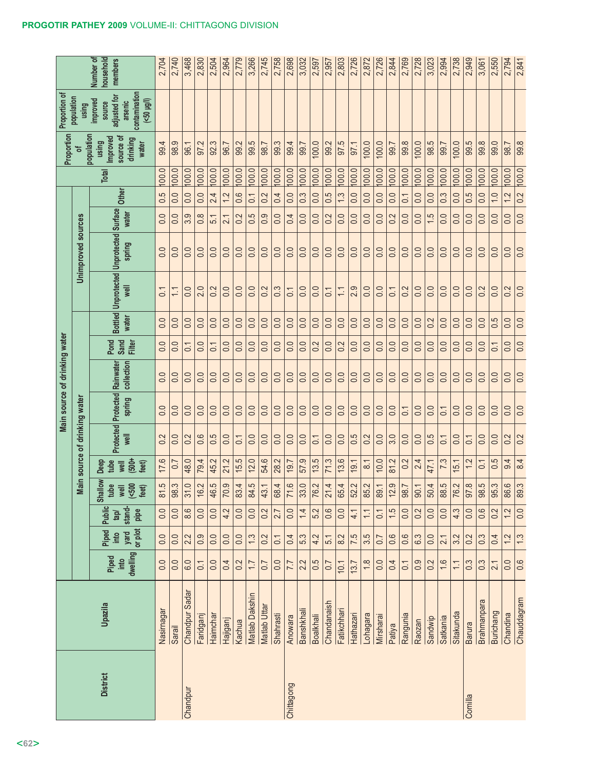| District | Upazila | Main source of drinking water | | | | | | | | | | | | | | | | Proportion of population using improved source of drinking water | Proportion of population using improved source adjusted for arsenic contamination (<50 µg/l) | Number of household members |
|---|---|---|---|---|---|---|---|---|---|---|---|---|---|---|---|---|---|---|---|---|
| | | Main source of drinking water | | | | | | | | | | Unimproved sources | | | | | | | | |
| | | Piped into dwelling | Piped into yard or plot | Public tap/ stand-pipe | Shallow tube well (<500 feet) | Deep tube well (500+ feet) | Protected well | Protected spring | Rainwater collection | Pond Sand Filter | Bottled water | Unprotected well | Unprotected spring | Surface water | Other | Total | | | | |
| | Nasirnagar | 0.0 | 0.0 | 0.0 | 81.5 | 17.6 | 0.2 | 0.0 | 0.0 | 0.0 | 0.0 | 0.1 | 0.0 | 0.0 | 0.5 | 100.0 | 99.4 | | 2,704 |
| | Sarail | 0.0 | 0.0 | 0.0 | 98.3 | 0.7 | 0.0 | 0.0 | 0.0 | 0.0 | 0.0 | 1.1 | 0.0 | 0.0 | 0.0 | 100.0 | 98.9 | | 2,740 |
| Chandpur | Chandpur Sadar | 6.0 | 2.2 | 8.6 | 31.0 | 48.0 | 0.2 | 0.0 | 0.0 | 0.1 | 0.0 | 0.0 | 0.0 | 3.9 | 0.0 | 100.0 | 96.1 | | 3,468 |
| | Faridganj | 0.1 | 0.9 | 0.0 | 16.2 | 79.4 | 0.6 | 0.0 | 0.0 | 0.0 | 0.0 | 2.0 | 0.0 | 0.8 | 0.0 | 100.0 | 97.2 | | 2,830 |
| | Haimchar | 0.0 | 0.0 | 0.0 | 46.5 | 45.2 | 0.5 | 0.0 | 0.0 | 0.1 | 0.0 | 0.2 | 0.0 | 5.1 | 2.4 | 100.0 | 92.3 | | 2,504 |
| | Hajiganj | 0.4 | 0.0 | 4.2 | 70.9 | 21.2 | 0.0 | 0.0 | 0.0 | 0.0 | 0.0 | 0.0 | 0.0 | 2.1 | 1.2 | 100.0 | 96.7 | | 2,964 |
| | Kachua | 0.2 | 0.0 | 0.0 | 83.4 | 15.5 | 0.1 | 0.0 | 0.0 | 0.0 | 0.0 | 0.0 | 0.0 | 0.2 | 0.6 | 100.0 | 99.2 | | 2,779 |
| | Matlab Dakshin | 1.7 | 1.3 | 0.0 | 84.5 | 12.0 | 0.0 | 0.0 | 0.0 | 0.0 | 0.0 | 0.0 | 0.0 | 0.5 | 0.1 | 100.0 | 99.5 | | 3,266 |
| | Matlab Uttar | 0.7 | 0.2 | 0.2 | 43.1 | 54.6 | 0.0 | 0.0 | 0.0 | 0.0 | 0.0 | 0.2 | 0.0 | 0.9 | 0.2 | 100.0 | 98.7 | | 2,745 |
| | Shahrasti | 0.0 | 0.1 | 2.7 | 68.4 | 28.2 | 0.0 | 0.0 | 0.0 | 0.0 | 0.0 | 0.3 | 0.0 | 0.0 | 0.4 | 100.0 | 99.3 | | 2,758 |
| Chittagong | Anowara | 7.7 | 0.4 | 0.0 | 71.6 | 19.7 | 0.0 | 0.0 | 0.0 | 0.0 | 0.0 | 0.1 | 0.0 | 0.4 | 0.0 | 100.0 | 99.4 | | 2,698 |
| | Banshkhali | 2.2 | 5.3 | 1.4 | 33.0 | 57.9 | 0.0 | 0.0 | 0.0 | 0.0 | 0.0 | 0.0 | 0.0 | 0.0 | 0.3 | 100.0 | 99.7 | | 3,032 |
| | Boalkhali | 0.5 | 4.2 | 5.2 | 76.2 | 13.5 | 0.1 | 0.0 | 0.0 | 0.2 | 0.0 | 0.0 | 0.0 | 0.0 | 0.0 | 100.0 | 100.0 | | 2,597 |
| | Chandanaish | 0.7 | 5.1 | 0.6 | 21.4 | 71.3 | 0.0 | 0.0 | 0.0 | 0.0 | 0.0 | 0.1 | 0.0 | 0.2 | 0.5 | 100.0 | 99.2 | | 2,957 |
| | Fatikchhari | 10.1 | 8.2 | 0.0 | 65.4 | 13.6 | 0.0 | 0.0 | 0.0 | 0.2 | 0.0 | 1.1 | 0.0 | 0.0 | 1.3 | 100.0 | 97.5 | | 2,803 |
| | Hathazari | 13.7 | 7.5 | 4.1 | 52.2 | 19.1 | 0.5 | 0.0 | 0.0 | 0.0 | 0.0 | 2.9 | 0.0 | 0.0 | 0.0 | 100.0 | 97.1 | | 2,726 |
| | Lohagara | 1.8 | 3.5 | 1.1 | 85.2 | 8.1 | 0.2 | 0.0 | 0.0 | 0.0 | 0.0 | 0.0 | 0.0 | 0.0 | 0.0 | 100.0 | 100.0 | | 2,872 |
| | Mirsharai | 0.0 | 0.7 | 0.1 | 89.1 | 10.0 | 0.0 | 0.0 | 0.0 | 0.0 | 0.0 | 0.0 | 0.0 | 0.0 | 0.0 | 100.0 | 100.0 | | 2,726 |
| | Patiya | 0.4 | 0.6 | 1.5 | 12.9 | 81.2 | 3.0 | 0.0 | 0.0 | 0.0 | 0.0 | 0.1 | 0.0 | 0.2 | 0.0 | 100.0 | 99.7 | | 2,844 |
| | Rangunia | 0.1 | 0.6 | 0.0 | 98.7 | 0.2 | 0.0 | 0.1 | 0.0 | 0.0 | 0.0 | 0.2 | 0.0 | 0.0 | 0.1 | 100.0 | 99.8 | | 2,769 |
| | Raozan | 0.9 | 6.3 | 0.2 | 90.1 | 2.4 | 0.0 | 0.0 | 0.0 | 0.0 | 0.0 | 0.0 | 0.0 | 0.0 | 0.0 | 100.0 | 100.0 | | 2,728 |
| | Sandwip | 0.2 | 0.0 | 0.0 | 50.4 | 47.1 | 0.5 | 0.0 | 0.0 | 0.0 | 0.2 | 0.0 | 0.0 | 1.5 | 0.0 | 100.0 | 98.5 | | 3,023 |
| | Satkania | 1.6 | 2.1 | 0.0 | 88.5 | 7.3 | 0.1 | 0.1 | 0.0 | 0.0 | 0.0 | 0.0 | 0.0 | 0.0 | 0.3 | 100.0 | 99.7 | | 2,994 |
| | Sitakunda | 1.1 | 3.2 | 4.3 | 76.2 | 15.1 | 0.0 | 0.0 | 0.0 | 0.0 | 0.0 | 0.0 | 0.0 | 0.0 | 0.0 | 100.0 | 100.0 | | 2,738 |
| Comilla | Barura | 0.3 | 0.2 | 0.0 | 97.8 | 1.2 | 0.1 | 0.0 | 0.0 | 0.0 | 0.0 | 0.0 | 0.0 | 0.0 | 0.5 | 100.0 | 99.5 | | 2,949 |
| | Brahmanpara | 0.3 | 0.3 | 0.6 | 98.5 | 0.1 | 0.0 | 0.0 | 0.0 | 0.0 | 0.0 | 0.2 | 0.0 | 0.0 | 0.0 | 100.0 | 99.8 | | 3,061 |
| | Burichang | 2.1 | 0.4 | 0.2 | 95.3 | 0.5 | 0.0 | 0.0 | 0.0 | 0.1 | 0.5 | 0.0 | 0.0 | 0.0 | 1.0 | 100.0 | 99.0 | | 2,550 |
| | Chandina | 0.0 | 1.2 | 1.2 | 86.6 | 9.4 | 0.2 | 0.0 | 0.0 | 0.0 | 0.0 | 0.2 | 0.0 | 0.0 | 1.2 | 100.0 | 98.7 | | 2,794 |
| | Chauddagram | 0.6 | 1.3 | 0.0 | 89.3 | 8.4 | 0.2 | 0.0 | 0.0 | 0.0 | 0.0 | 0.0 | 0.0 | 0.0 | 0.2 | 100.0 | 99.8 | | 2,841 |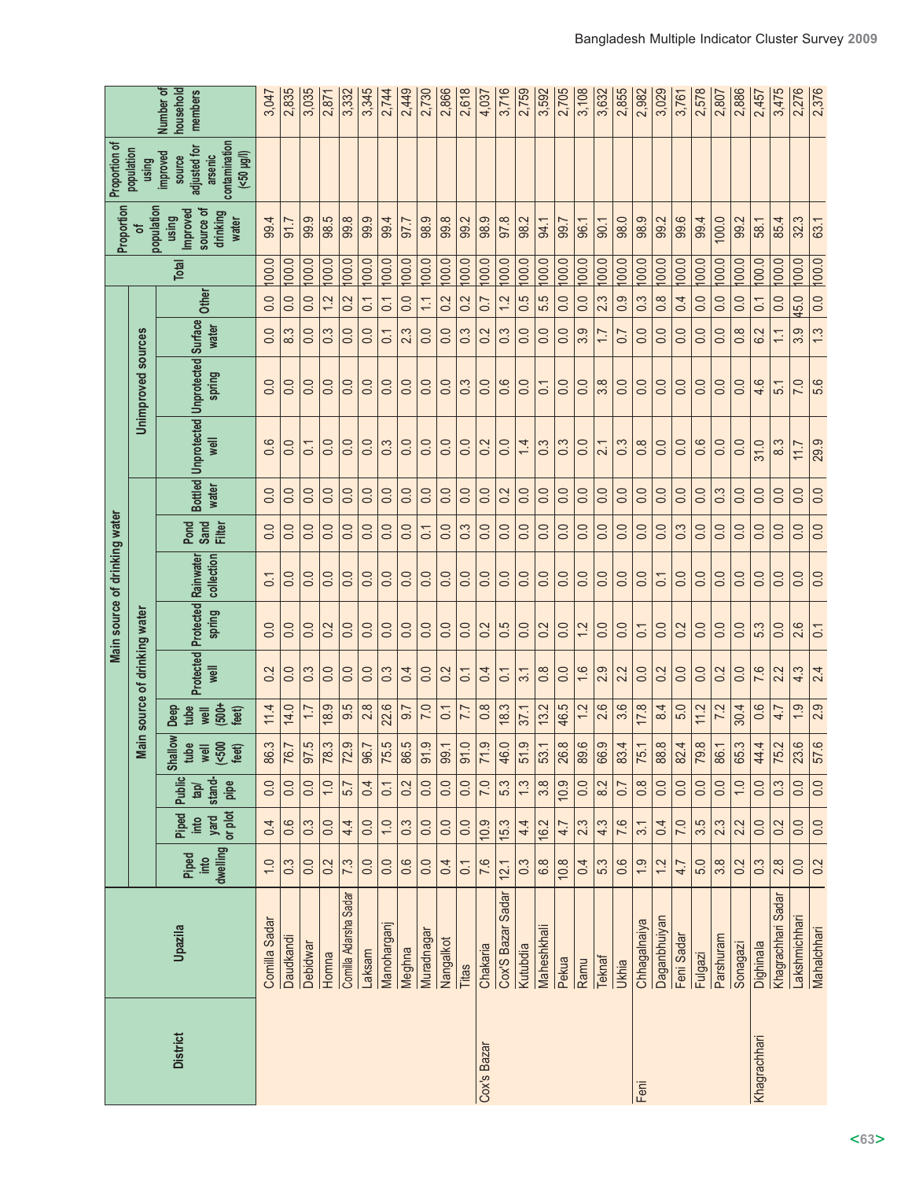| District | Upazila | Main source of drinking water | | | | | | | | | | | | | | | | Proportion of population using Improved source of drinking water | Proportion of population using improved source adjusted for arsenic contamination (<50 µg/l) | Number of household members |
|---|---|---|---|---|---|---|---|---|---|---|---|---|---|---|---|---|---|---|---|---|
| | | Main source of drinking water | | | | | | | | | | | Unimproved sources | | | | | | | |
| | | Piped into dwelling | Piped into yard or plot | Public tap/ stand-pipe | Shallow tube well (<500 feet) | Deep tube well (500+ feet) | Protected well | Protected spring | Rainwater collection | Pond Sand Filter | Bottled water | Unprotected well | Unprotected spring | Surface water | Other | Total | | | | |
| | Comilla Sadar | 1.0 | 0.4 | 0.0 | 86.3 | 11.4 | 0.2 | 0.0 | 0.1 | 0.0 | 0.0 | 0.6 | 0.0 | 0.0 | 0.0 | 100.0 | 99.4 | | 3,047 |
| | Daudkandi | 0.3 | 0.6 | 0.0 | 76.7 | 14.0 | 0.0 | 0.0 | 0.0 | 0.0 | 0.0 | 0.0 | 0.0 | 8.3 | 0.0 | 100.0 | 91.7 | | 2,835 |
| | Debidwar | 0.0 | 0.3 | 0.0 | 97.5 | 1.7 | 0.3 | 0.0 | 0.0 | 0.0 | 0.0 | 0.1 | 0.0 | 0.0 | 0.0 | 100.0 | 99.9 | | 3,035 |
| | Homna | 0.2 | 0.0 | 1.0 | 78.3 | 18.9 | 0.0 | 0.2 | 0.0 | 0.0 | 0.0 | 0.0 | 0.0 | 0.3 | 1.2 | 100.0 | 98.5 | | 2,871 |
| | Comilla Adarsha Sadar | 7.3 | 4.4 | 5.7 | 72.9 | 9.5 | 0.0 | 0.0 | 0.0 | 0.0 | 0.0 | 0.0 | 0.0 | 0.0 | 0.2 | 100.0 | 99.8 | | 3,332 |
| | Laksam | 0.0 | 0.0 | 0.4 | 96.7 | 2.8 | 0.0 | 0.0 | 0.0 | 0.0 | 0.0 | 0.0 | 0.0 | 0.0 | 0.1 | 100.0 | 99.9 | | 3,345 |
| | Manoharganj | 0.0 | 1.0 | 0.1 | 75.5 | 22.6 | 0.3 | 0.0 | 0.0 | 0.0 | 0.0 | 0.3 | 0.0 | 0.1 | 0.1 | 100.0 | 99.4 | | 2,744 |
| | Meghna | 0.6 | 0.3 | 0.2 | 86.5 | 9.7 | 0.4 | 0.0 | 0.0 | 0.0 | 0.0 | 0.0 | 0.0 | 2.3 | 0.0 | 100.0 | 97.7 | | 2,449 |
| | Muradnagar | 0.0 | 0.0 | 0.0 | 91.9 | 7.0 | 0.0 | 0.0 | 0.0 | 0.1 | 0.0 | 0.0 | 0.0 | 0.0 | 1.1 | 100.0 | 98.9 | | 2,730 |
| | Nangalkot | 0.4 | 0.0 | 0.0 | 99.1 | 0.1 | 0.2 | 0.0 | 0.0 | 0.0 | 0.0 | 0.0 | 0.0 | 0.0 | 0.2 | 100.0 | 99.8 | | 2,866 |
| | Titas | 0.1 | 0.0 | 0.0 | 91.0 | 7.7 | 0.1 | 0.0 | 0.0 | 0.3 | 0.0 | 0.0 | 0.3 | 0.3 | 0.2 | 100.0 | 99.2 | | 2,618 |
| Cox's Bazar | Chakaria | 7.6 | 10.9 | 7.0 | 71.9 | 0.8 | 0.4 | 0.2 | 0.0 | 0.0 | 0.0 | 0.2 | 0.0 | 0.2 | 0.7 | 100.0 | 98.9 | | 4,037 |
| | Cox'S Bazar Sadar | 12.1 | 15.3 | 5.3 | 46.0 | 18.3 | 0.1 | 0.5 | 0.0 | 0.0 | 0.2 | 0.0 | 0.6 | 0.3 | 1.2 | 100.0 | 97.8 | | 3,716 |
| | Kutubdia | 0.3 | 4.4 | 1.3 | 51.9 | 37.1 | 3.1 | 0.0 | 0.0 | 0.0 | 0.0 | 1.4 | 0.0 | 0.0 | 0.5 | 100.0 | 98.2 | | 2,759 |
| | Maheshkhali | 6.8 | 16.2 | 3.8 | 53.1 | 13.2 | 0.8 | 0.2 | 0.0 | 0.0 | 0.0 | 0.3 | 0.1 | 0.0 | 5.5 | 100.0 | 94.1 | | 3,592 |
| | Pekua | 10.8 | 4.7 | 10.9 | 26.8 | 46.5 | 0.0 | 0.0 | 0.0 | 0.0 | 0.0 | 0.3 | 0.0 | 0.0 | 0.0 | 100.0 | 99.7 | | 2,705 |
| | Ramu | 0.4 | 2.3 | 0.0 | 89.6 | 1.2 | 1.6 | 1.2 | 0.0 | 0.0 | 0.0 | 0.0 | 0.0 | 3.9 | 0.0 | 100.0 | 96.1 | | 3,108 |
| | Teknaf | 5.3 | 4.3 | 8.2 | 66.9 | 2.6 | 2.9 | 0.0 | 0.0 | 0.0 | 0.0 | 2.1 | 3.8 | 1.7 | 2.3 | 100.0 | 90.1 | | 3,632 |
| | Ukhia | 0.6 | 7.6 | 0.7 | 83.4 | 3.6 | 2.2 | 0.0 | 0.0 | 0.0 | 0.0 | 0.3 | 0.0 | 0.7 | 0.9 | 100.0 | 98.0 | | 2,855 |
| Feni | Chhagalnaiya | 1.9 | 3.1 | 0.8 | 75.1 | 17.8 | 0.0 | 0.1 | 0.0 | 0.0 | 0.0 | 0.8 | 0.0 | 0.0 | 0.3 | 100.0 | 98.9 | | 2,982 |
| | Daganbhuiyan | 1.2 | 0.4 | 0.0 | 88.8 | 8.4 | 0.2 | 0.0 | 0.1 | 0.0 | 0.0 | 0.0 | 0.0 | 0.0 | 0.8 | 100.0 | 99.2 | | 3,029 |
| | Feni Sadar | 4.7 | 7.0 | 0.0 | 82.4 | 5.0 | 0.0 | 0.2 | 0.0 | 0.3 | 0.0 | 0.0 | 0.0 | 0.0 | 0.4 | 100.0 | 99.6 | | 3,761 |
| | Fulgazi | 5.0 | 3.5 | 0.0 | 79.8 | 11.2 | 0.0 | 0.0 | 0.0 | 0.0 | 0.0 | 0.6 | 0.0 | 0.0 | 0.0 | 100.0 | 99.4 | | 2,578 |
| | Parshuram | 3.8 | 2.3 | 0.0 | 86.1 | 7.2 | 0.2 | 0.0 | 0.0 | 0.0 | 0.3 | 0.0 | 0.0 | 0.0 | 0.0 | 100.0 | 100.0 | | 2,807 |
| | Sonagazi | 0.2 | 2.2 | 1.0 | 65.3 | 30.4 | 0.0 | 0.0 | 0.0 | 0.0 | 0.0 | 0.0 | 0.0 | 0.8 | 0.0 | 100.0 | 99.2 | | 2,886 |
| Khagrachhari | Dighinala | 0.3 | 0.0 | 0.0 | 44.4 | 0.6 | 7.6 | 5.3 | 0.0 | 0.0 | 0.0 | 31.0 | 4.6 | 6.2 | 0.1 | 100.0 | 58.1 | | 2,457 |
| | Khagrachhari Sadar | 2.8 | 0.2 | 0.3 | 75.2 | 4.7 | 2.2 | 0.0 | 0.0 | 0.0 | 0.0 | 8.3 | 5.1 | 1.1 | 0.0 | 100.0 | 85.4 | | 3,475 |
| | Lakshmichhari | 0.0 | 0.0 | 0.0 | 23.6 | 1.9 | 4.3 | 2.6 | 0.0 | 0.0 | 0.0 | 11.7 | 7.0 | 3.9 | 45.0 | 100.0 | 32.3 | | 2,276 |
| | Mahalchhari | 0.2 | 0.0 | 0.0 | 57.6 | 2.9 | 2.4 | 0.1 | 0.0 | 0.0 | 0.0 | 29.9 | 5.6 | 1.3 | 0.0 | 100.0 | 63.1 | | 2,376 |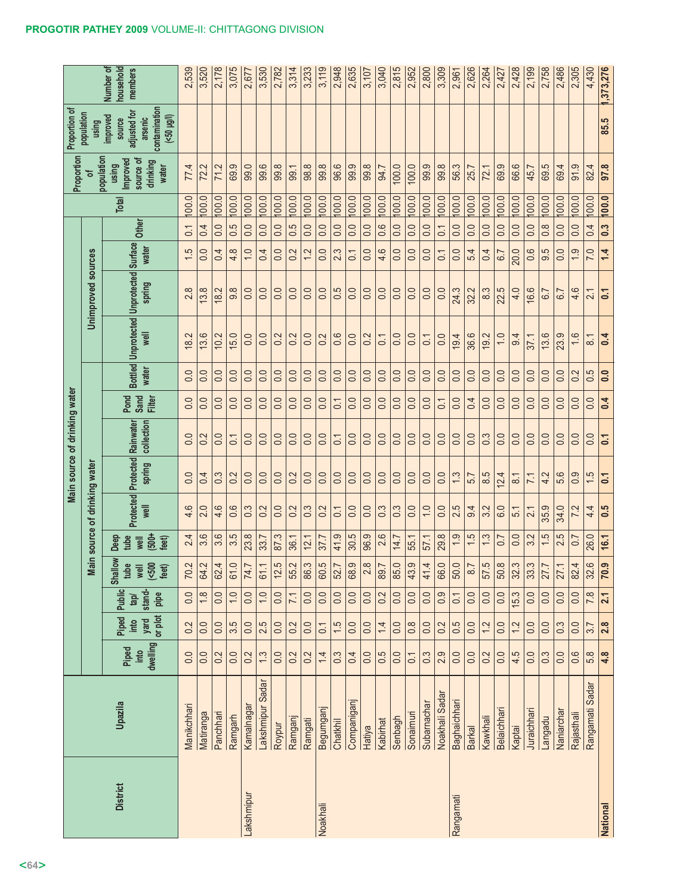| District | Upazila | Main source of drinking water | | | | | | | | | | | | | | | | Proportion of population using Improved source of drinking water | Proportion of population using improved source adjusted for arsenic contamination (<50 µg/l) | Number of household members |
|---|---|---|---|---|---|---|---|---|---|---|---|---|---|---|---|---|---|---|---|---|
| | | Main source of drinking water | | | | | | | | | | Unimproved sources | | | | | | | | |
| | | Piped into dwelling | Piped into yard or plot | Public tap/ stand-pipe | Shallow tube well (<500 feet) | Deep tube well (500+ feet) | Protected well | Protected spring | Rainwater collection | Pond Sand Filter | Bottled water | Unprotected well | Unprotected spring | Surface water | Other | Total | | | | |
| | Manikchhari | 0.0 | 0.2 | 0.0 | 70.2 | 2.4 | 4.6 | 0.0 | 0.0 | 0.0 | 0.0 | 18.2 | 2.8 | 1.5 | 0.1 | 100.0 | 77.4 | | 2,539 |
| | Matiranga | 0.0 | 0.0 | 1.8 | 64.2 | 3.6 | 2.0 | 0.4 | 0.2 | 0.0 | 0.0 | 13.6 | 13.8 | 0.0 | 0.4 | 100.0 | 72.2 | | 3,520 |
| | Panchhari | 0.2 | 0.0 | 0.0 | 62.4 | 3.6 | 4.6 | 0.3 | 0.0 | 0.0 | 0.0 | 10.2 | 18.2 | 0.4 | 0.0 | 100.0 | 71.2 | | 2,178 |
| | Ramgarh | 0.0 | 3.5 | 1.0 | 61.0 | 3.5 | 0.6 | 0.2 | 0.1 | 0.0 | 0.0 | 15.0 | 9.8 | 4.8 | 0.5 | 100.0 | 69.9 | | 3,075 |
| Lakshmipur | Kamalnagar | 0.2 | 0.0 | 0.0 | 74.7 | 23.8 | 0.3 | 0.0 | 0.0 | 0.0 | 0.0 | 0.0 | 0.0 | 1.0 | 0.0 | 100.0 | 99.0 | | 2,677 |
| | Lakshmipur Sadar | 1.3 | 2.5 | 1.0 | 61.1 | 33.7 | 0.2 | 0.0 | 0.0 | 0.0 | 0.0 | 0.0 | 0.0 | 0.4 | 0.0 | 100.0 | 99.6 | | 3,530 |
| | Roypur | 0.0 | 0.0 | 0.0 | 12.5 | 87.3 | 0.0 | 0.0 | 0.0 | 0.0 | 0.0 | 0.2 | 0.0 | 0.0 | 0.0 | 100.0 | 99.8 | | 2,782 |
| | Ramganj | 0.2 | 0.2 | 7.1 | 55.2 | 36.1 | 0.2 | 0.2 | 0.0 | 0.0 | 0.0 | 0.2 | 0.0 | 0.2 | 0.5 | 100.0 | 99.1 | | 3,314 |
| | Ramgati | 0.2 | 0.0 | 0.0 | 86.3 | 12.1 | 0.3 | 0.0 | 0.0 | 0.0 | 0.0 | 0.0 | 0.0 | 1.2 | 0.0 | 100.0 | 98.8 | | 3,233 |
| Noakhali | Begumganj | 1.4 | 0.1 | 0.0 | 60.5 | 37.7 | 0.2 | 0.0 | 0.0 | 0.0 | 0.0 | 0.2 | 0.0 | 0.0 | 0.0 | 100.0 | 99.8 | | 3,119 |
| | Chatkhil | 0.3 | 1.5 | 0.0 | 52.7 | 41.9 | 0.1 | 0.0 | 0.1 | 0.1 | 0.0 | 0.6 | 0.5 | 2.3 | 0.0 | 100.0 | 96.6 | | 2,948 |
| | Companiganj | 0.4 | 0.0 | 0.0 | 68.9 | 30.5 | 0.0 | 0.0 | 0.0 | 0.0 | 0.0 | 0.0 | 0.0 | 0.1 | 0.0 | 100.0 | 99.9 | | 2,635 |
| | Hatiya | 0.0 | 0.0 | 0.0 | 2.8 | 96.9 | 0.0 | 0.0 | 0.0 | 0.0 | 0.0 | 0.2 | 0.0 | 0.0 | 0.0 | 100.0 | 99.8 | | 3,107 |
| | Kabirhat | 0.5 | 1.4 | 0.2 | 89.7 | 2.6 | 0.3 | 0.0 | 0.0 | 0.0 | 0.0 | 0.1 | 0.0 | 4.6 | 0.6 | 100.0 | 94.7 | | 3,040 |
| | Senbagh | 0.0 | 0.0 | 0.0 | 85.0 | 14.7 | 0.3 | 0.0 | 0.0 | 0.0 | 0.0 | 0.0 | 0.0 | 0.0 | 0.0 | 100.0 | 100.0 | | 2,815 |
| | Sonaimuri | 0.1 | 0.8 | 0.0 | 43.9 | 55.1 | 0.0 | 0.0 | 0.0 | 0.0 | 0.0 | 0.0 | 0.0 | 0.0 | 0.0 | 100.0 | 100.0 | | 2,952 |
| | Subarnachar | 0.3 | 0.0 | 0.0 | 41.4 | 57.1 | 1.0 | 0.0 | 0.0 | 0.0 | 0.0 | 0.1 | 0.0 | 0.0 | 0.0 | 100.0 | 99.9 | | 2,800 |
| | Noakhali Sadar | 2.9 | 0.2 | 0.9 | 66.0 | 29.8 | 0.0 | 0.0 | 0.0 | 0.1 | 0.0 | 0.0 | 0.0 | 0.1 | 0.1 | 100.0 | 99.8 | | 3,309 |
| Rangamati | Baghaichhari | 0.0 | 0.5 | 0.1 | 50.0 | 1.9 | 2.5 | 1.3 | 0.0 | 0.0 | 0.0 | 19.4 | 24.3 | 0.0 | 0.0 | 100.0 | 56.3 | | 2,961 |
| | Barkal | 0.0 | 0.0 | 0.0 | 8.7 | 1.5 | 9.4 | 5.7 | 0.0 | 0.4 | 0.0 | 36.6 | 32.2 | 5.4 | 0.0 | 100.0 | 25.7 | | 2,626 |
| | Kawkhali | 0.2 | 1.2 | 0.0 | 57.5 | 1.3 | 3.2 | 8.5 | 0.3 | 0.0 | 0.0 | 19.2 | 8.3 | 0.4 | 0.0 | 100.0 | 72.1 | | 2,264 |
| | Belaichhari | 0.0 | 0.0 | 0.0 | 50.8 | 0.7 | 6.0 | 12.4 | 0.0 | 0.0 | 0.0 | 1.0 | 22.5 | 6.7 | 0.0 | 100.0 | 69.9 | | 2,427 |
| | Kaptai | 4.5 | 1.2 | 15.3 | 32.3 | 0.0 | 5.1 | 8.1 | 0.0 | 0.0 | 0.0 | 9.4 | 4.0 | 20.0 | 0.0 | 100.0 | 66.6 | | 2,428 |
| | Juraichhari | 0.0 | 0.0 | 0.0 | 33.3 | 3.2 | 2.1 | 7.1 | 0.0 | 0.0 | 0.0 | 37.1 | 16.6 | 0.6 | 0.0 | 100.0 | 45.7 | | 2,199 |
| | Langadu | 0.3 | 0.0 | 0.0 | 27.7 | 1.5 | 35.9 | 4.2 | 0.0 | 0.0 | 0.0 | 13.6 | 6.7 | 9.5 | 0.8 | 100.0 | 69.5 | | 2,758 |
| | Naniarchar | 0.0 | 0.3 | 0.0 | 27.1 | 2.5 | 34.0 | 5.6 | 0.0 | 0.0 | 0.0 | 23.9 | 6.7 | 0.0 | 0.0 | 100.0 | 69.4 | | 2,486 |
| | Rajasthali | 0.6 | 0.0 | 0.0 | 82.4 | 0.7 | 7.2 | 0.9 | 0.0 | 0.0 | 0.2 | 1.6 | 4.6 | 1.9 | 0.0 | 100.0 | 91.9 | | 2,305 |
| | Rangamati Sadar | 5.8 | 3.7 | 7.8 | 32.6 | 26.0 | 4.4 | 1.5 | 0.0 | 0.0 | 0.5 | 8.1 | 2.1 | 7.0 | 0.4 | 100.0 | 82.4 | | 4,430 |
| **National** | | **4.8** | **2.8** | **2.1** | **70.9** | **16.1** | **0.5** | **0.1** | **0.1** | **0.4** | **0.0** | **0.4** | **0.1** | **1.4** | **0.3** | **100.0** | **97.8** | **85.5** | **1,373,276** |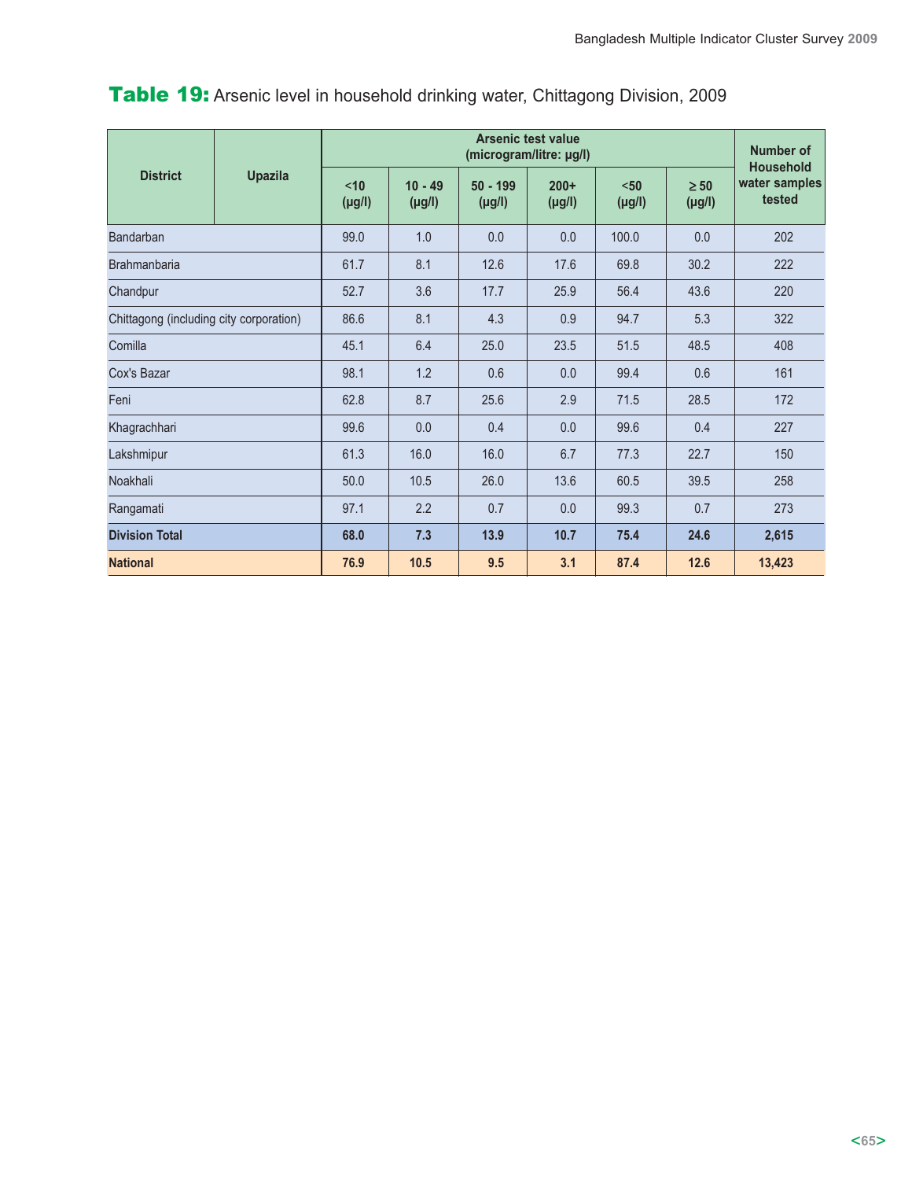## Table 19: Arsenic level in household drinking water, Chittagong Division, 2009

| District | Upazila | Arsenic test value (microgram/litre: µg/l) | | | | | | Number of Household water samples tested |
|---|---|---|---|---|---|---|---|---|
| | | <10 (µg/l) | 10 - 49 (µg/l) | 50 - 199 (µg/l) | 200+ (µg/l) | <50 (µg/l) | ≥ 50 (µg/l) | |
| Bandarban | | 99.0 | 1.0 | 0.0 | 0.0 | 100.0 | 0.0 | 202 |
| Brahmanbaria | | 61.7 | 8.1 | 12.6 | 17.6 | 69.8 | 30.2 | 222 |
| Chandpur | | 52.7 | 3.6 | 17.7 | 25.9 | 56.4 | 43.6 | 220 |
| Chittagong (including city corporation) | | 86.6 | 8.1 | 4.3 | 0.9 | 94.7 | 5.3 | 322 |
| Comilla | | 45.1 | 6.4 | 25.0 | 23.5 | 51.5 | 48.5 | 408 |
| Cox's Bazar | | 98.1 | 1.2 | 0.6 | 0.0 | 99.4 | 0.6 | 161 |
| Feni | | 62.8 | 8.7 | 25.6 | 2.9 | 71.5 | 28.5 | 172 |
| Khagrachhari | | 99.6 | 0.0 | 0.4 | 0.0 | 99.6 | 0.4 | 227 |
| Lakshmipur | | 61.3 | 16.0 | 16.0 | 6.7 | 77.3 | 22.7 | 150 |
| Noakhali | | 50.0 | 10.5 | 26.0 | 13.6 | 60.5 | 39.5 | 258 |
| Rangamati | | 97.1 | 2.2 | 0.7 | 0.0 | 99.3 | 0.7 | 273 |
| **Division Total** | | **68.0** | **7.3** | **13.9** | **10.7** | **75.4** | **24.6** | **2,615** |
| **National** | | **76.9** | **10.5** | **9.5** | **3.1** | **87.4** | **12.6** | **13,423** |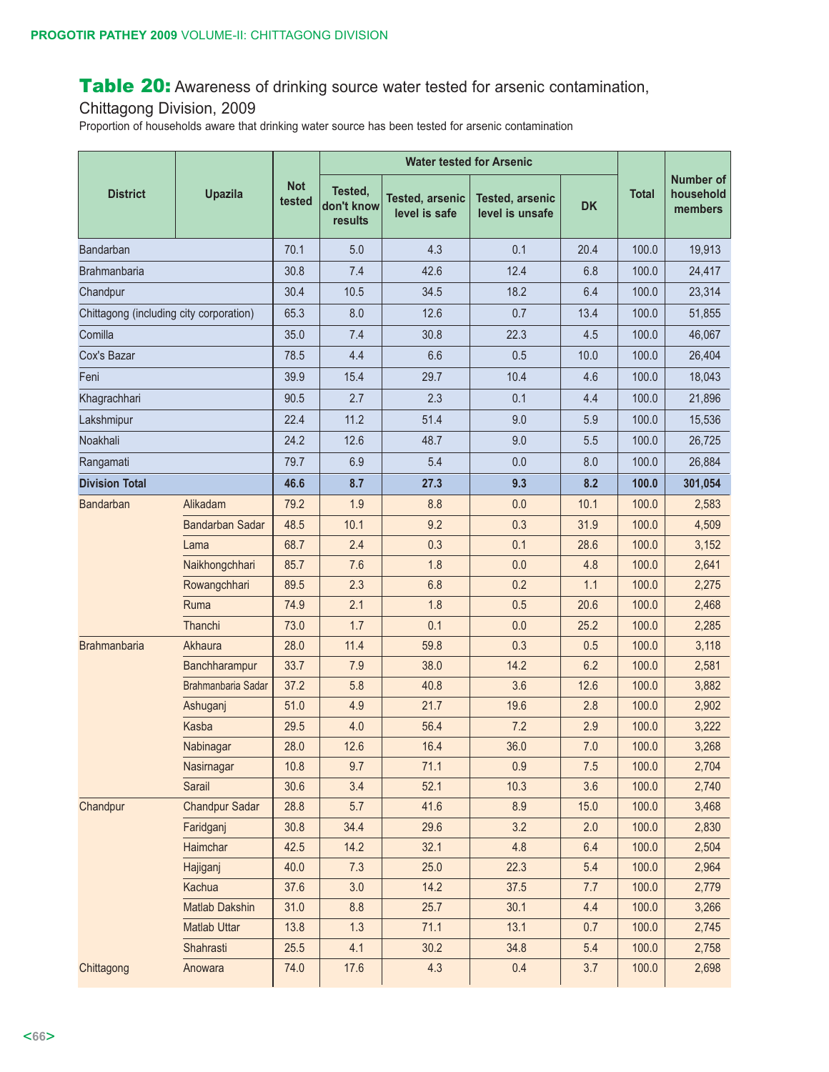## Table 20: Awareness of drinking source water tested for arsenic contamination, Chittagong Division, 2009

Proportion of households aware that drinking water source has been tested for arsenic contamination

| District | Upazila | Not tested | Water tested for Arsenic | | | | Total | Number of household members |
|---|---|---|---|---|---|---|---|---|
| | | | Tested, don't know results | Tested, arsenic level is safe | Tested, arsenic level is unsafe | DK | | |
| Bandarban | | 70.1 | 5.0 | 4.3 | 0.1 | 20.4 | 100.0 | 19,913 |
| Brahmanbaria | | 30.8 | 7.4 | 42.6 | 12.4 | 6.8 | 100.0 | 24,417 |
| Chandpur | | 30.4 | 10.5 | 34.5 | 18.2 | 6.4 | 100.0 | 23,314 |
| Chittagong (including city corporation) | | 65.3 | 8.0 | 12.6 | 0.7 | 13.4 | 100.0 | 51,855 |
| Comilla | | 35.0 | 7.4 | 30.8 | 22.3 | 4.5 | 100.0 | 46,067 |
| Cox's Bazar | | 78.5 | 4.4 | 6.6 | 0.5 | 10.0 | 100.0 | 26,404 |
| Feni | | 39.9 | 15.4 | 29.7 | 10.4 | 4.6 | 100.0 | 18,043 |
| Khagrachhari | | 90.5 | 2.7 | 2.3 | 0.1 | 4.4 | 100.0 | 21,896 |
| Lakshmipur | | 22.4 | 11.2 | 51.4 | 9.0 | 5.9 | 100.0 | 15,536 |
| Noakhali | | 24.2 | 12.6 | 48.7 | 9.0 | 5.5 | 100.0 | 26,725 |
| Rangamati | | 79.7 | 6.9 | 5.4 | 0.0 | 8.0 | 100.0 | 26,884 |
| **Division Total** | | **46.6** | **8.7** | **27.3** | **9.3** | **8.2** | **100.0** | **301,054** |
| Bandarban | Alikadam | 79.2 | 1.9 | 8.8 | 0.0 | 10.1 | 100.0 | 2,583 |
| | Bandarban Sadar | 48.5 | 10.1 | 9.2 | 0.3 | 31.9 | 100.0 | 4,509 |
| | Lama | 68.7 | 2.4 | 0.3 | 0.1 | 28.6 | 100.0 | 3,152 |
| | Naikhongchhari | 85.7 | 7.6 | 1.8 | 0.0 | 4.8 | 100.0 | 2,641 |
| | Rowangchhari | 89.5 | 2.3 | 6.8 | 0.2 | 1.1 | 100.0 | 2,275 |
| | Ruma | 74.9 | 2.1 | 1.8 | 0.5 | 20.6 | 100.0 | 2,468 |
| | Thanchi | 73.0 | 1.7 | 0.1 | 0.0 | 25.2 | 100.0 | 2,285 |
| Brahmanbaria | Akhaura | 28.0 | 11.4 | 59.8 | 0.3 | 0.5 | 100.0 | 3,118 |
| | Banchharampur | 33.7 | 7.9 | 38.0 | 14.2 | 6.2 | 100.0 | 2,581 |
| | Brahmanbaria Sadar | 37.2 | 5.8 | 40.8 | 3.6 | 12.6 | 100.0 | 3,882 |
| | Ashuganj | 51.0 | 4.9 | 21.7 | 19.6 | 2.8 | 100.0 | 2,902 |
| | Kasba | 29.5 | 4.0 | 56.4 | 7.2 | 2.9 | 100.0 | 3,222 |
| | Nabinagar | 28.0 | 12.6 | 16.4 | 36.0 | 7.0 | 100.0 | 3,268 |
| | Nasirnagar | 10.8 | 9.7 | 71.1 | 0.9 | 7.5 | 100.0 | 2,704 |
| | Sarail | 30.6 | 3.4 | 52.1 | 10.3 | 3.6 | 100.0 | 2,740 |
| Chandpur | Chandpur Sadar | 28.8 | 5.7 | 41.6 | 8.9 | 15.0 | 100.0 | 3,468 |
| | Faridganj | 30.8 | 34.4 | 29.6 | 3.2 | 2.0 | 100.0 | 2,830 |
| | Haimchar | 42.5 | 14.2 | 32.1 | 4.8 | 6.4 | 100.0 | 2,504 |
| | Hajiganj | 40.0 | 7.3 | 25.0 | 22.3 | 5.4 | 100.0 | 2,964 |
| | Kachua | 37.6 | 3.0 | 14.2 | 37.5 | 7.7 | 100.0 | 2,779 |
| | Matlab Dakshin | 31.0 | 8.8 | 25.7 | 30.1 | 4.4 | 100.0 | 3,266 |
| | Matlab Uttar | 13.8 | 1.3 | 71.1 | 13.1 | 0.7 | 100.0 | 2,745 |
| | Shahrasti | 25.5 | 4.1 | 30.2 | 34.8 | 5.4 | 100.0 | 2,758 |
| Chittagong | Anowara | 74.0 | 17.6 | 4.3 | 0.4 | 3.7 | 100.0 | 2,698 |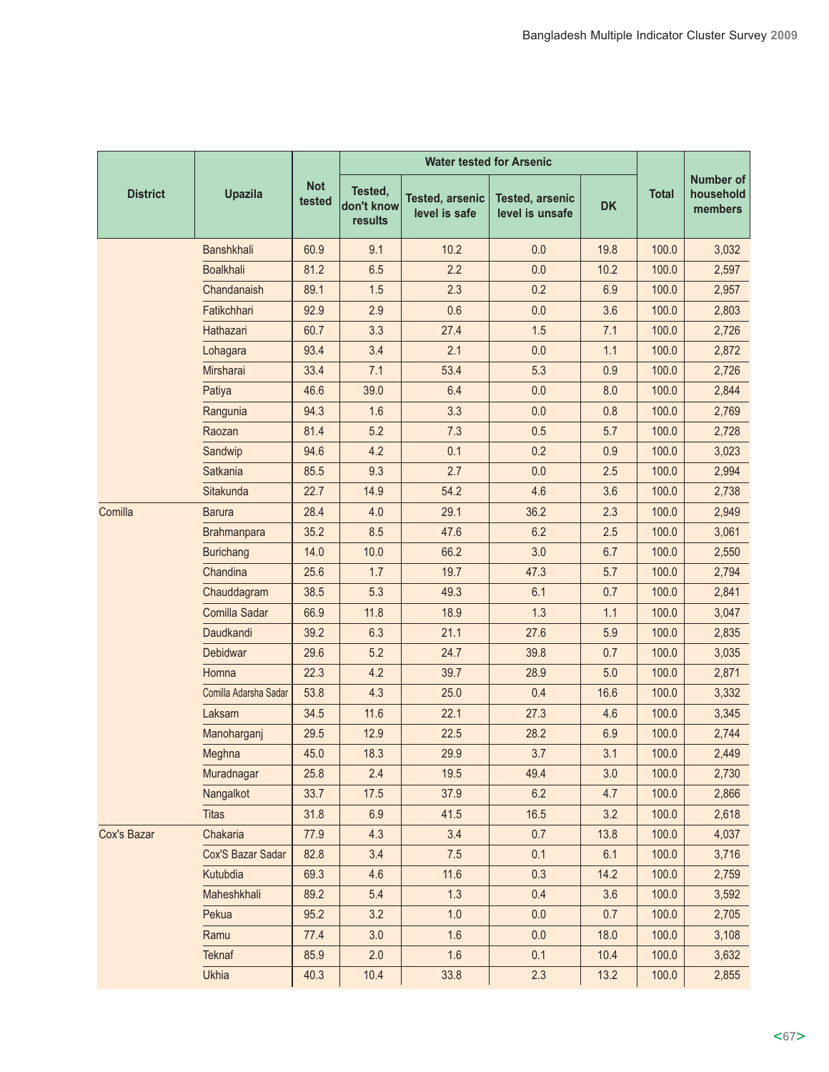| District | Upazila | Not tested | Water tested for Arsenic | | | | Total | Number of household members |
|---|---|---|---|---|---|---|---|---|
| | | | Tested, don't know results | Tested, arsenic level is safe | Tested, arsenic level is unsafe | DK | | |
| | Banshkhali | 60.9 | 9.1 | 10.2 | 0.0 | 19.8 | 100.0 | 3,032 |
| | Boalkhali | 81.2 | 6.5 | 2.2 | 0.0 | 10.2 | 100.0 | 2,597 |
| | Chandanaish | 89.1 | 1.5 | 2.3 | 0.2 | 6.9 | 100.0 | 2,957 |
| | Fatikchhari | 92.9 | 2.9 | 0.6 | 0.0 | 3.6 | 100.0 | 2,803 |
| | Hathazari | 60.7 | 3.3 | 27.4 | 1.5 | 7.1 | 100.0 | 2,726 |
| | Lohagara | 93.4 | 3.4 | 2.1 | 0.0 | 1.1 | 100.0 | 2,872 |
| | Mirsharai | 33.4 | 7.1 | 53.4 | 5.3 | 0.9 | 100.0 | 2,726 |
| | Patiya | 46.6 | 39.0 | 6.4 | 0.0 | 8.0 | 100.0 | 2,844 |
| | Rangunia | 94.3 | 1.6 | 3.3 | 0.0 | 0.8 | 100.0 | 2,769 |
| | Raozan | 81.4 | 5.2 | 7.3 | 0.5 | 5.7 | 100.0 | 2,728 |
| | Sandwip | 94.6 | 4.2 | 0.1 | 0.2 | 0.9 | 100.0 | 3,023 |
| | Satkania | 85.5 | 9.3 | 2.7 | 0.0 | 2.5 | 100.0 | 2,994 |
| | Sitakunda | 22.7 | 14.9 | 54.2 | 4.6 | 3.6 | 100.0 | 2,738 |
| Comilla | Barura | 28.4 | 4.0 | 29.1 | 36.2 | 2.3 | 100.0 | 2,949 |
| | Brahmanpara | 35.2 | 8.5 | 47.6 | 6.2 | 2.5 | 100.0 | 3,061 |
| | Burichang | 14.0 | 10.0 | 66.2 | 3.0 | 6.7 | 100.0 | 2,550 |
| | Chandina | 25.6 | 1.7 | 19.7 | 47.3 | 5.7 | 100.0 | 2,794 |
| | Chauddagram | 38.5 | 5.3 | 49.3 | 6.1 | 0.7 | 100.0 | 2,841 |
| | Comilla Sadar | 66.9 | 11.8 | 18.9 | 1.3 | 1.1 | 100.0 | 3,047 |
| | Daudkandi | 39.2 | 6.3 | 21.1 | 27.6 | 5.9 | 100.0 | 2,835 |
| | Debidwar | 29.6 | 5.2 | 24.7 | 39.8 | 0.7 | 100.0 | 3,035 |
| | Homna | 22.3 | 4.2 | 39.7 | 28.9 | 5.0 | 100.0 | 2,871 |
| | Comilla Adarsha Sadar | 53.8 | 4.3 | 25.0 | 0.4 | 16.6 | 100.0 | 3,332 |
| | Laksam | 34.5 | 11.6 | 22.1 | 27.3 | 4.6 | 100.0 | 3,345 |
| | Manoharganj | 29.5 | 12.9 | 22.5 | 28.2 | 6.9 | 100.0 | 2,744 |
| | Meghna | 45.0 | 18.3 | 29.9 | 3.7 | 3.1 | 100.0 | 2,449 |
| | Muradnagar | 25.8 | 2.4 | 19.5 | 49.4 | 3.0 | 100.0 | 2,730 |
| | Nangalkot | 33.7 | 17.5 | 37.9 | 6.2 | 4.7 | 100.0 | 2,866 |
| | Titas | 31.8 | 6.9 | 41.5 | 16.5 | 3.2 | 100.0 | 2,618 |
| Cox's Bazar | Chakaria | 77.9 | 4.3 | 3.4 | 0.7 | 13.8 | 100.0 | 4,037 |
| | Cox'S Bazar Sadar | 82.8 | 3.4 | 7.5 | 0.1 | 6.1 | 100.0 | 3,716 |
| | Kutubdia | 69.3 | 4.6 | 11.6 | 0.3 | 14.2 | 100.0 | 2,759 |
| | Maheshkhali | 89.2 | 5.4 | 1.3 | 0.4 | 3.6 | 100.0 | 3,592 |
| | Pekua | 95.2 | 3.2 | 1.0 | 0.0 | 0.7 | 100.0 | 2,705 |
| | Ramu | 77.4 | 3.0 | 1.6 | 0.0 | 18.0 | 100.0 | 3,108 |
| | Teknaf | 85.9 | 2.0 | 1.6 | 0.1 | 10.4 | 100.0 | 3,632 |
| | Ukhia | 40.3 | 10.4 | 33.8 | 2.3 | 13.2 | 100.0 | 2,855 |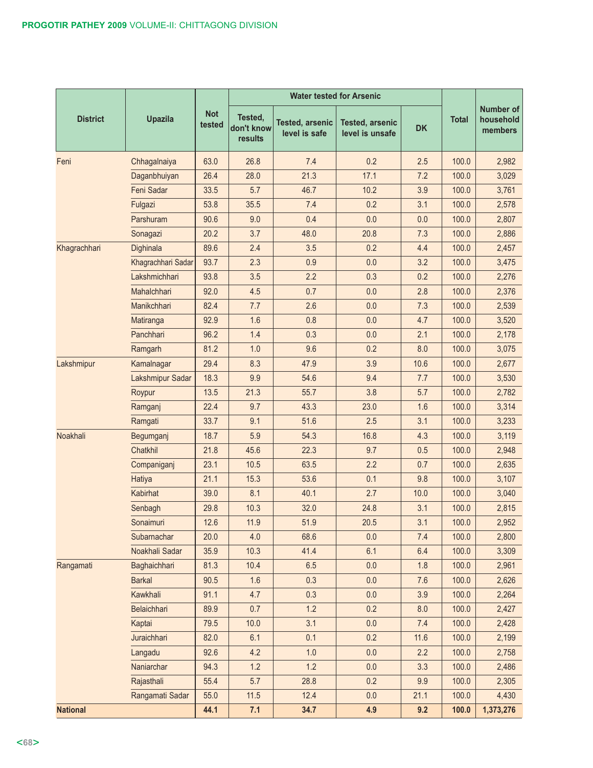| District | Upazila | Not tested | Water tested for Arsenic | | | | Total | Number of household members |
|---|---|---|---|---|---|---|---|---|
| | | | Tested, don't know results | Tested, arsenic level is safe | Tested, arsenic level is unsafe | DK | | |
| Feni | Chhagalnaiya | 63.0 | 26.8 | 7.4 | 0.2 | 2.5 | 100.0 | 2,982 |
| | Daganbhuiyan | 26.4 | 28.0 | 21.3 | 17.1 | 7.2 | 100.0 | 3,029 |
| | Feni Sadar | 33.5 | 5.7 | 46.7 | 10.2 | 3.9 | 100.0 | 3,761 |
| | Fulgazi | 53.8 | 35.5 | 7.4 | 0.2 | 3.1 | 100.0 | 2,578 |
| | Parshuram | 90.6 | 9.0 | 0.4 | 0.0 | 0.0 | 100.0 | 2,807 |
| | Sonagazi | 20.2 | 3.7 | 48.0 | 20.8 | 7.3 | 100.0 | 2,886 |
| Khagrachhari | Dighinala | 89.6 | 2.4 | 3.5 | 0.2 | 4.4 | 100.0 | 2,457 |
| | Khagrachhari Sadar | 93.7 | 2.3 | 0.9 | 0.0 | 3.2 | 100.0 | 3,475 |
| | Lakshmichhari | 93.8 | 3.5 | 2.2 | 0.3 | 0.2 | 100.0 | 2,276 |
| | Mahalchhari | 92.0 | 4.5 | 0.7 | 0.0 | 2.8 | 100.0 | 2,376 |
| | Manikchhari | 82.4 | 7.7 | 2.6 | 0.0 | 7.3 | 100.0 | 2,539 |
| | Matiranga | 92.9 | 1.6 | 0.8 | 0.0 | 4.7 | 100.0 | 3,520 |
| | Panchhari | 96.2 | 1.4 | 0.3 | 0.0 | 2.1 | 100.0 | 2,178 |
| | Ramgarh | 81.2 | 1.0 | 9.6 | 0.2 | 8.0 | 100.0 | 3,075 |
| Lakshmipur | Kamalnagar | 29.4 | 8.3 | 47.9 | 3.9 | 10.6 | 100.0 | 2,677 |
| | Lakshmipur Sadar | 18.3 | 9.9 | 54.6 | 9.4 | 7.7 | 100.0 | 3,530 |
| | Roypur | 13.5 | 21.3 | 55.7 | 3.8 | 5.7 | 100.0 | 2,782 |
| | Ramganj | 22.4 | 9.7 | 43.3 | 23.0 | 1.6 | 100.0 | 3,314 |
| | Ramgati | 33.7 | 9.1 | 51.6 | 2.5 | 3.1 | 100.0 | 3,233 |
| Noakhali | Begumganj | 18.7 | 5.9 | 54.3 | 16.8 | 4.3 | 100.0 | 3,119 |
| | Chatkhil | 21.8 | 45.6 | 22.3 | 9.7 | 0.5 | 100.0 | 2,948 |
| | Companiganj | 23.1 | 10.5 | 63.5 | 2.2 | 0.7 | 100.0 | 2,635 |
| | Hatiya | 21.1 | 15.3 | 53.6 | 0.1 | 9.8 | 100.0 | 3,107 |
| | Kabirhat | 39.0 | 8.1 | 40.1 | 2.7 | 10.0 | 100.0 | 3,040 |
| | Senbagh | 29.8 | 10.3 | 32.0 | 24.8 | 3.1 | 100.0 | 2,815 |
| | Sonaimuri | 12.6 | 11.9 | 51.9 | 20.5 | 3.1 | 100.0 | 2,952 |
| | Subarnachar | 20.0 | 4.0 | 68.6 | 0.0 | 7.4 | 100.0 | 2,800 |
| | Noakhali Sadar | 35.9 | 10.3 | 41.4 | 6.1 | 6.4 | 100.0 | 3,309 |
| Rangamati | Baghaichhari | 81.3 | 10.4 | 6.5 | 0.0 | 1.8 | 100.0 | 2,961 |
| | Barkal | 90.5 | 1.6 | 0.3 | 0.0 | 7.6 | 100.0 | 2,626 |
| | Kawkhali | 91.1 | 4.7 | 0.3 | 0.0 | 3.9 | 100.0 | 2,264 |
| | Belaichhari | 89.9 | 0.7 | 1.2 | 0.2 | 8.0 | 100.0 | 2,427 |
| | Kaptai | 79.5 | 10.0 | 3.1 | 0.0 | 7.4 | 100.0 | 2,428 |
| | Juraichhari | 82.0 | 6.1 | 0.1 | 0.2 | 11.6 | 100.0 | 2,199 |
| | Langadu | 92.6 | 4.2 | 1.0 | 0.0 | 2.2 | 100.0 | 2,758 |
| | Naniarchar | 94.3 | 1.2 | 1.2 | 0.0 | 3.3 | 100.0 | 2,486 |
| | Rajasthali | 55.4 | 5.7 | 28.8 | 0.2 | 9.9 | 100.0 | 2,305 |
| | Rangamati Sadar | 55.0 | 11.5 | 12.4 | 0.0 | 21.1 | 100.0 | 4,430 |
| **National** | | **44.1** | **7.1** | **34.7** | **4.9** | **9.2** | **100.0** | **1,373,276** |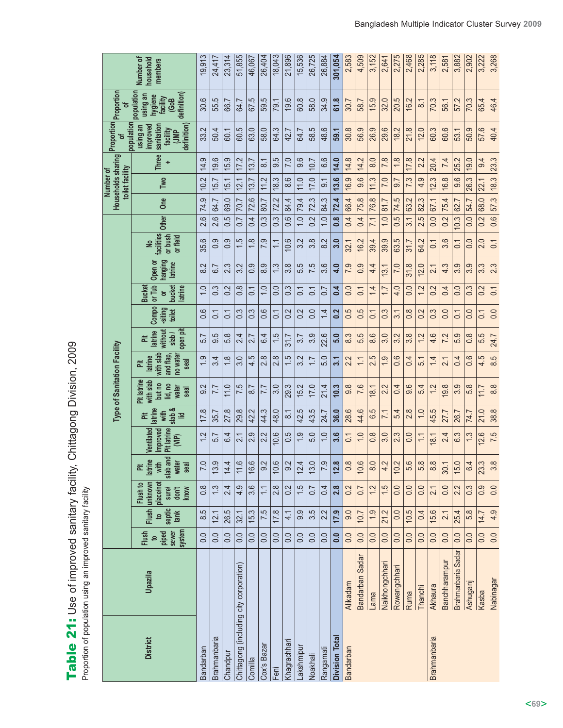# Table 21: Use of improved sanitary facility, Chittagong Division, 2009

Proportion of population using an improved sanitary facility

| District | Upazila | Type of Sanitation Facility | | | | | | | | | | | | | | Number of Households sharing toilet facility | | | Proportion of population using an improved sanitation facility (JMP definition) | Proportion of population using an hygiene facility (GoB definition) | Number of household members |
|---|---|---|---|---|---|---|---|---|---|---|---|---|---|---|---|---|---|---|---|---|---|
| | | Flush to piped sewer system | Flush to septic tank | Flush to unknown place/not sure/ don't know | Pit latrine with slab and water seal | Ventilated Improved Pit latrine (VIP) | Pit latrine with slab & lid | Pit latrine with slab but no lid, no water seal | Pit latrine with slab and flap, no water seal | Pit latrine without slab / open pit | Compo-siting toilet | Bucket or Tub or bucket latrine | Open or hanging latrine | No facilities or bush or field | Other | One | Two | Three + | | | |
| Bandarban | | 0.0 | 8.5 | 0.8 | 7.0 | 1.2 | 17.8 | 9.2 | 1.9 | 5.7 | 0.6 | 1.0 | 8.2 | 35.6 | 2.6 | 74.9 | 10.2 | 14.9 | 33.2 | 30.6 | 19,913 |
| Brahmanbaria | | 0.0 | 12.1 | 1.3 | 13.9 | 5.7 | 35.7 | 7.7 | 3.4 | 9.5 | 0.1 | 0.3 | 6.7 | 0.9 | 2.6 | 64.7 | 15.7 | 19.6 | 50.4 | 55.5 | 24,417 |
| Chandpur | | 0.0 | 26.5 | 2.4 | 14.4 | 6.4 | 27.8 | 11.0 | 1.8 | 5.8 | 0.1 | 0.2 | 2.3 | 0.9 | 0.5 | 69.0 | 15.1 | 15.9 | 60.1 | 66.7 | 23,314 |
| Chittagong (including city corporation) | | 0.0 | 32.1 | 4.9 | 11.6 | 2.1 | 29.8 | 7.5 | 3.0 | 2.4 | 0.3 | 0.8 | 3.2 | 1.5 | 0.7 | 70.7 | 12.1 | 17.2 | 60.5 | 64.7 | 51,855 |
| Comilla | | 0.0 | 15.3 | 3.6 | 16.6 | 2.9 | 42.2 | 8.7 | 4.5 | 2.7 | 0.3 | 0.1 | 0.9 | 1.8 | 0.4 | 72.6 | 13.7 | 13.7 | 63.0 | 67.5 | 46,067 |
| Cox's Bazar | | 0.0 | 7.5 | 1.1 | 9.2 | 2.2 | 44.3 | 7.7 | 2.8 | 6.4 | 0.6 | 1.0 | 8.9 | 7.9 | 0.3 | 80.7 | 11.2 | 8.1 | 58.0 | 59.5 | 26,404 |
| Feni | | 0.0 | 17.8 | 2.8 | 10.6 | 10.6 | 48.0 | 3.0 | 2.8 | 1.5 | 0.1 | 0.0 | 1.3 | 1.1 | 0.3 | 72.2 | 18.3 | 9.5 | 64.3 | 79.1 | 18,043 |
| Khagrachhari | | 0.0 | 4.1 | 0.2 | 9.2 | 0.5 | 8.1 | 29.3 | 1.5 | 31.7 | 0.2 | 0.3 | 3.8 | 10.6 | 0.6 | 84.4 | 8.6 | 7.0 | 42.7 | 19.6 | 21,896 |
| Lakshmipur | | 0.0 | 9.9 | 1.5 | 12.4 | 1.9 | 42.5 | 15.2 | 3.2 | 3.7 | 0.2 | 0.1 | 5.5 | 3.2 | 1.0 | 79.4 | 11.0 | 9.6 | 64.7 | 60.8 | 15,536 |
| Noakhali | | 0.0 | 3.5 | 0.7 | 13.0 | 5.0 | 43.5 | 17.0 | 1.7 | 3.9 | 0.0 | 0.1 | 7.5 | 3.8 | 0.2 | 72.3 | 17.0 | 10.7 | 58.5 | 58.0 | 26,725 |
| Rangamati | | 0.0 | 2.2 | 0.4 | 7.9 | 1.0 | 24.7 | 21.4 | 5.0 | 22.6 | 1.4 | 0.7 | 3.6 | 8.2 | 1.0 | 84.3 | 9.1 | 6.6 | 48.6 | 34.9 | 26,884 |
| **Division Total** | | **0.0** | **17.9** | **2.8** | **12.8** | **3.6** | **36.0** | **10.3** | **3.1** | **5.0** | **0.2** | **0.4** | **4.0** | **3.0** | **0.8** | **72.4** | **13.6** | **14.0** | **59.1** | **61.8** | **301,054** |
| Bandarban | Alikadam | 0.0 | 9.0 | 0.2 | 0.8 | 0.1 | 28.6 | 9.8 | 2.2 | 8.3 | 0.5 | 0.0 | 7.9 | 32.1 | 0.4 | 66.4 | 16.9 | 14.8 | 30.8 | 30.7 | 2,583 |
| | Bandarban Sadar | 0.0 | 10.7 | 0.7 | 10.6 | 1.0 | 44.6 | 7.6 | 1.1 | 5.5 | 0.5 | 0.1 | 0.9 | 16.2 | 0.4 | 75.8 | 9.6 | 14.2 | 56.9 | 58.7 | 4,509 |
| | Lama | 0.0 | 1.9 | 1.2 | 8.0 | 0.8 | 6.5 | 18.1 | 2.5 | 8.6 | 0.1 | 1.4 | 4.4 | 39.4 | 7.1 | 76.8 | 11.3 | 8.0 | 26.9 | 15.9 | 3,152 |
| | Naikhongchhari | 0.0 | 21.2 | 1.5 | 4.2 | 3.0 | 7.1 | 2.2 | 1.9 | 3.0 | 0.3 | 1.7 | 13.1 | 39.9 | 1.0 | 81.7 | 7.0 | 7.8 | 29.6 | 32.0 | 2,641 |
| | Rowangchhari | 0.0 | 0.0 | 0.0 | 10.2 | 2.3 | 5.4 | 0.4 | 0.6 | 3.2 | 3.1 | 4.0 | 7.0 | 63.5 | 0.5 | 74.5 | 9.7 | 1.8 | 18.2 | 20.5 | 2,275 |
| | Ruma | 0.0 | 10.5 | 0.0 | 5.6 | 0.0 | 2.8 | 9.6 | 0.4 | 3.8 | 0.8 | 0.0 | 31.8 | 31.7 | 3.1 | 63.2 | 7.3 | 17.8 | 21.8 | 16.2 | 2,468 |
| | Thanchi | 0.0 | 0.4 | 0.0 | 5.8 | 1.1 | 1.0 | 5.4 | 5.1 | 1.2 | 0.2 | 1.2 | 12.0 | 64.2 | 2.5 | 82.3 | 4.9 | 2.2 | 12.0 | 8.1 | 2,285 |
| Brahmanbaria | Akhaura | 0.0 | 15.6 | 2.1 | 8.8 | 18.1 | 45.5 | 1.2 | 1.4 | 4.6 | 0.3 | 0.2 | 2.1 | 0.1 | 0.0 | 67.1 | 12.3 | 20.4 | 60.3 | 70.3 | 3,118 |
| | Banchharampur | 0.0 | 2.1 | 0.0 | 30.1 | 2.4 | 27.7 | 19.8 | 2.1 | 7.2 | 0.0 | 0.4 | 4.3 | 3.6 | 0.2 | 75.4 | 16.8 | 7.4 | 60.6 | 56.1 | 2,581 |
| | Brahmanbaria Sadar | 0.0 | 25.4 | 2.2 | 15.0 | 6.3 | 26.7 | 3.9 | 0.4 | 5.9 | 0.1 | 0.0 | 3.9 | 0.1 | 10.3 | 62.7 | 9.6 | 25.2 | 53.1 | 57.2 | 3,882 |
| | Ashuganj | 0.0 | 5.8 | 0.3 | 6.4 | 1.3 | 74.7 | 5.8 | 0.6 | 0.8 | 0.0 | 0.3 | 3.9 | 0.0 | 0.0 | 54.7 | 26.3 | 19.0 | 50.9 | 70.3 | 2,902 |
| | Kasba | 0.0 | 14.7 | 0.9 | 23.3 | 12.6 | 21.0 | 11.7 | 4.5 | 5.5 | 0.1 | 0.2 | 3.3 | 2.0 | 0.2 | 68.0 | 22.1 | 9.4 | 57.6 | 65.4 | 3,222 |
| | Nabinagar | 0.0 | 4.9 | 0.0 | 3.8 | 7.5 | 38.8 | 8.8 | 8.5 | 24.7 | 0.0 | 0.1 | 2.3 | 0.1 | 0.6 | 57.3 | 18.3 | 23.3 | 40.4 | 46.4 | 3,268 |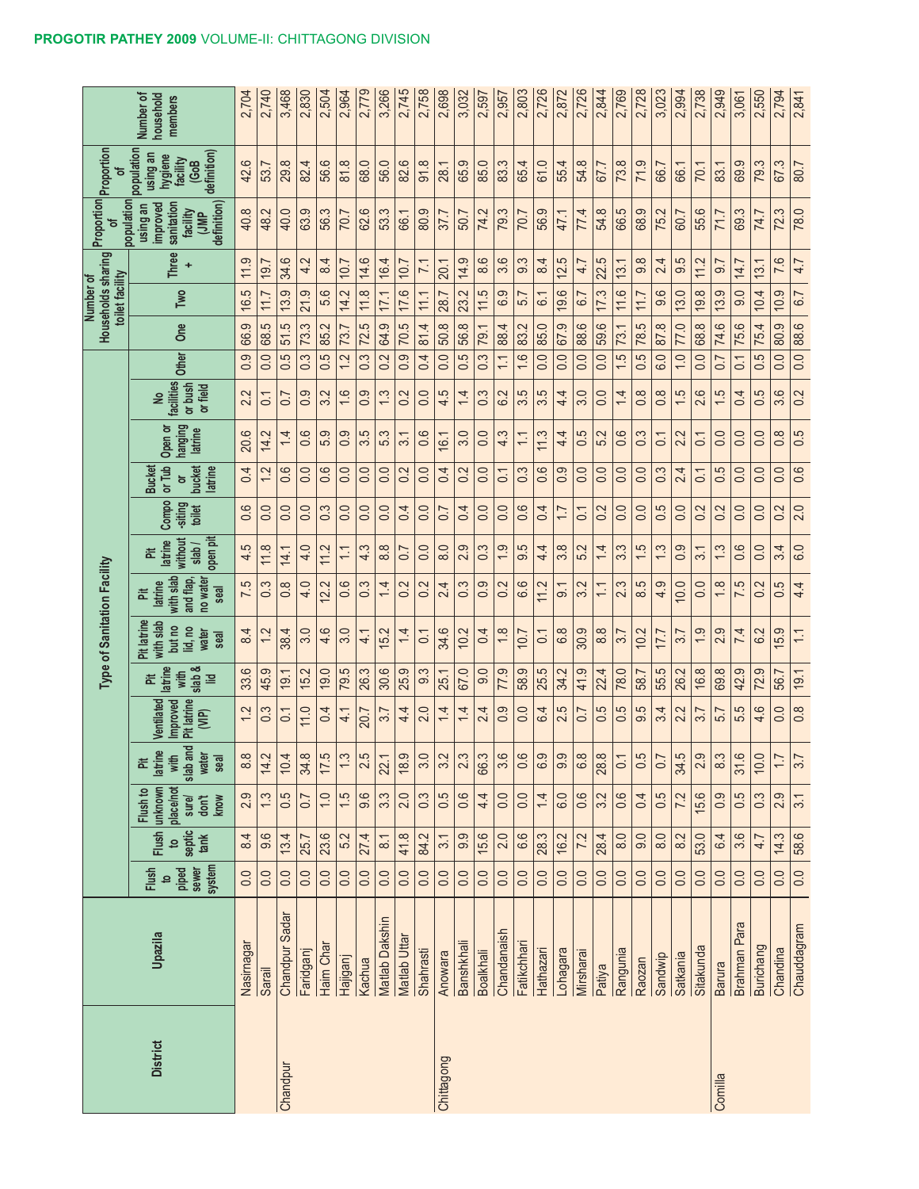PROGOTIR PATHEY 2009 VOLUME-II: CHITTAGONG DIVISION

| District | Upazila | Type of Sanitation Facility | | | | | | | | | | | | | | Number of Households sharing toilet facility | | | Proportion of population using an improved sanitation facility (JMP definition) | Proportion of population using an hygiene facility (GoB definition) | Number of household members |
|---|---|---|---|---|---|---|---|---|---|---|---|---|---|---|---|---|---|---|---|---|---|
| | | Flush to piped sewer system | Flush to septic tank | Flush to unknown place/not sure/ don't know | Pit latrine with slab and water seal | Ventilated Improved Pit latrine (VIP) | Pit latrine with slab & lid | Pit latrine with slab but no lid, no water seal | Pit latrine with slab and flap, no water seal | Pit latrine without slab / open pit | Compo-siting toilet | Bucket or Tub or bucket latrine | Open or hanging latrine | No facilities or bush or field | Other | One | Two | Three + | | | |
| | Nasirnagar | 0.0 | 8.4 | 2.9 | 8.8 | 1.2 | 33.6 | 8.4 | 7.5 | 4.5 | 0.6 | 0.4 | 20.6 | 2.2 | 0.9 | 66.9 | 16.5 | 11.9 | 40.8 | 42.6 | 2,704 |
| | Sarail | 0.0 | 9.6 | 1.3 | 14.2 | 0.3 | 45.9 | 1.2 | 0.3 | 11.8 | 0.0 | 1.2 | 14.2 | 0.1 | 0.0 | 68.5 | 11.7 | 19.7 | 48.2 | 53.7 | 2,740 |
| Chandpur | Chandpur Sadar | 0.0 | 13.4 | 0.5 | 10.4 | 0.1 | 19.1 | 38.4 | 0.8 | 14.1 | 0.0 | 0.6 | 1.4 | 0.7 | 0.5 | 51.5 | 13.9 | 34.6 | 40.0 | 29.8 | 3,468 |
| | Faridganj | 0.0 | 25.7 | 0.7 | 34.8 | 11.0 | 15.2 | 3.0 | 4.0 | 4.0 | 0.0 | 0.0 | 0.6 | 0.9 | 0.3 | 73.3 | 21.9 | 4.2 | 63.9 | 82.4 | 2,830 |
| | Haim Char | 0.0 | 23.6 | 1.0 | 17.5 | 0.4 | 19.0 | 4.6 | 12.2 | 11.2 | 0.3 | 0.6 | 5.9 | 3.2 | 0.5 | 85.2 | 5.6 | 8.4 | 56.3 | 56.6 | 2,504 |
| | Hajiganj | 0.0 | 5.2 | 1.5 | 1.3 | 4.1 | 79.5 | 3.0 | 0.6 | 1.1 | 0.0 | 0.0 | 0.9 | 1.6 | 1.2 | 73.7 | 14.2 | 10.7 | 70.7 | 81.8 | 2,964 |
| | Kachua | 0.0 | 27.4 | 9.6 | 2.5 | 20.7 | 26.3 | 4.1 | 0.3 | 4.3 | 0.0 | 0.0 | 3.5 | 0.9 | 0.3 | 72.5 | 11.8 | 14.6 | 62.6 | 68.0 | 2,779 |
| | Matlab Dakshin | 0.0 | 8.1 | 3.3 | 22.1 | 3.7 | 30.6 | 15.2 | 1.4 | 8.8 | 0.0 | 0.0 | 5.3 | 1.3 | 0.2 | 64.9 | 17.1 | 16.4 | 53.3 | 56.0 | 3,266 |
| | Matlab Uttar | 0.0 | 41.8 | 2.0 | 18.9 | 4.4 | 25.9 | 1.4 | 0.2 | 0.7 | 0.4 | 0.2 | 3.1 | 0.2 | 0.9 | 70.5 | 17.6 | 10.7 | 66.1 | 82.6 | 2,745 |
| | Shahrasti | 0.0 | 84.2 | 0.3 | 3.0 | 2.0 | 9.3 | 0.1 | 0.2 | 0.0 | 0.0 | 0.0 | 0.6 | 0.0 | 0.4 | 81.4 | 11.1 | 7.1 | 80.9 | 91.8 | 2,758 |
| Chittagong | Anowara | 0.0 | 3.1 | 0.5 | 3.2 | 1.4 | 25.1 | 34.6 | 2.4 | 8.0 | 0.7 | 0.4 | 16.1 | 4.5 | 0.0 | 50.8 | 28.7 | 20.1 | 37.7 | 28.1 | 2,698 |
| | Banshkhali | 0.0 | 9.9 | 0.6 | 2.3 | 1.4 | 67.0 | 10.2 | 0.3 | 2.9 | 0.4 | 0.2 | 3.0 | 1.4 | 0.5 | 56.8 | 23.2 | 14.9 | 50.7 | 65.9 | 3,032 |
| | Boalkhali | 0.0 | 15.6 | 4.4 | 66.3 | 2.4 | 9.0 | 0.4 | 0.9 | 0.3 | 0.0 | 0.0 | 0.0 | 0.3 | 0.3 | 79.1 | 11.5 | 8.6 | 74.2 | 85.0 | 2,597 |
| | Chandanaish | 0.0 | 2.0 | 0.0 | 3.6 | 0.9 | 77.9 | 1.8 | 0.2 | 1.9 | 0.0 | 0.1 | 4.3 | 6.2 | 1.1 | 88.4 | 6.9 | 3.6 | 79.3 | 83.3 | 2,957 |
| | Fatikchhari | 0.0 | 6.6 | 0.0 | 0.6 | 0.0 | 58.9 | 10.7 | 6.6 | 9.5 | 0.6 | 0.3 | 1.1 | 3.5 | 1.6 | 83.2 | 5.7 | 9.3 | 70.7 | 65.4 | 2,803 |
| | Hathazari | 0.0 | 28.3 | 1.4 | 6.9 | 6.4 | 25.5 | 0.1 | 11.2 | 4.4 | 0.4 | 0.6 | 11.3 | 3.5 | 0.0 | 85.0 | 6.1 | 8.4 | 56.9 | 61.0 | 2,726 |
| | Lohagara | 0.0 | 16.2 | 6.0 | 9.9 | 2.5 | 34.2 | 6.8 | 9.1 | 3.8 | 1.7 | 0.9 | 4.4 | 4.4 | 0.0 | 67.9 | 19.6 | 12.5 | 47.1 | 55.4 | 2,872 |
| | Mirsharai | 0.0 | 7.2 | 0.6 | 6.8 | 0.7 | 41.9 | 30.9 | 3.2 | 5.2 | 0.1 | 0.0 | 0.5 | 3.0 | 0.0 | 88.6 | 6.7 | 4.7 | 77.4 | 54.8 | 2,726 |
| | Patiya | 0.0 | 28.4 | 3.2 | 28.8 | 0.5 | 22.4 | 8.8 | 1.1 | 1.4 | 0.2 | 0.0 | 5.2 | 0.0 | 0.0 | 59.6 | 17.3 | 22.5 | 54.8 | 67.7 | 2,844 |
| | Rangunia | 0.0 | 8.0 | 0.6 | 0.1 | 0.5 | 78.0 | 3.7 | 2.3 | 3.3 | 0.0 | 0.0 | 0.6 | 1.4 | 1.5 | 73.1 | 11.6 | 13.1 | 66.5 | 73.8 | 2,769 |
| | Raozan | 0.0 | 9.0 | 0.4 | 0.5 | 9.5 | 58.7 | 10.2 | 8.5 | 1.5 | 0.0 | 0.0 | 0.3 | 0.8 | 0.5 | 78.5 | 11.7 | 9.8 | 68.9 | 71.9 | 2,728 |
| | Sandwip | 0.0 | 8.0 | 0.5 | 0.7 | 3.4 | 55.5 | 17.7 | 4.9 | 1.3 | 0.5 | 0.3 | 0.1 | 0.8 | 6.0 | 87.8 | 9.6 | 2.4 | 75.2 | 66.7 | 3,023 |
| | Satkania | 0.0 | 8.2 | 7.2 | 34.5 | 2.2 | 26.2 | 3.7 | 10.0 | 0.9 | 0.0 | 2.4 | 2.2 | 1.5 | 1.0 | 77.0 | 13.0 | 9.5 | 60.7 | 66.1 | 2,994 |
| | Sitakunda | 0.0 | 53.0 | 15.6 | 2.9 | 3.7 | 16.8 | 1.9 | 0.0 | 3.1 | 0.2 | 0.1 | 0.1 | 2.6 | 0.0 | 68.8 | 19.8 | 11.2 | 55.6 | 70.1 | 2,738 |
| Comilla | Barura | 0.0 | 6.4 | 0.9 | 8.3 | 5.7 | 69.8 | 2.9 | 1.8 | 1.3 | 0.2 | 0.5 | 0.0 | 1.5 | 0.7 | 74.6 | 13.9 | 9.7 | 71.7 | 83.1 | 2,949 |
| | Brahman Para | 0.0 | 3.6 | 0.5 | 31.6 | 5.5 | 42.9 | 7.4 | 7.5 | 0.6 | 0.0 | 0.0 | 0.0 | 0.4 | 0.1 | 75.6 | 9.0 | 14.7 | 69.3 | 69.9 | 3,061 |
| | Burichang | 0.0 | 4.7 | 0.3 | 10.0 | 4.6 | 72.9 | 6.2 | 0.2 | 0.0 | 0.0 | 0.0 | 0.0 | 0.5 | 0.5 | 75.4 | 10.4 | 13.1 | 74.7 | 79.3 | 2,550 |
| | Chandina | 0.0 | 14.3 | 2.9 | 1.7 | 0.0 | 56.7 | 15.9 | 0.5 | 3.4 | 0.2 | 0.0 | 0.8 | 3.6 | 0.0 | 80.9 | 10.9 | 7.6 | 72.3 | 67.3 | 2,794 |
| | Chauddagram | 0.0 | 58.6 | 3.1 | 3.7 | 0.8 | 19.1 | 1.1 | 4.4 | 6.0 | 2.0 | 0.6 | 0.5 | 0.2 | 0.0 | 88.6 | 6.7 | 4.7 | 78.0 | 80.7 | 2,841 |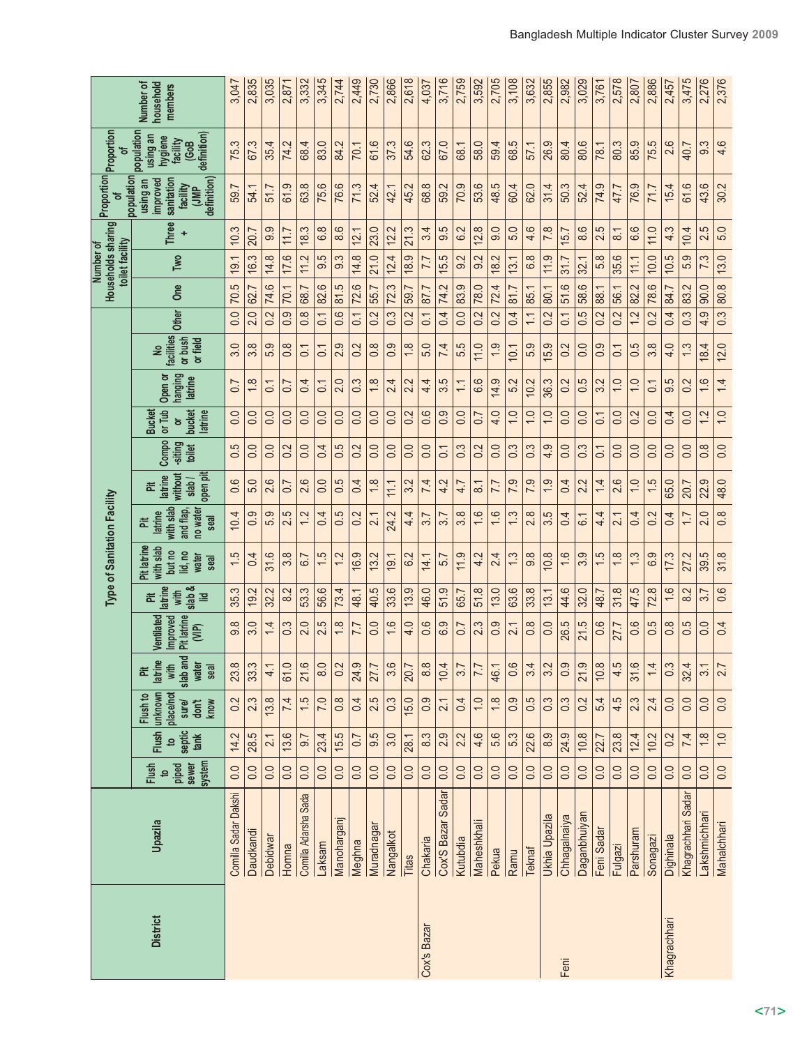| District | Upazila | Type of Sanitation Facility | | | | | | | | | | | | | | | Number of Households sharing toilet facility | | | Proportion of population using an improved sanitation facility (JMP definition) | Proportion of population using an hygiene facility (GoB definition) | Number of household members |
|---|---|---|---|---|---|---|---|---|---|---|---|---|---|---|---|---|---|---|---|---|---|---|
| | | Flush to piped sewer system | Flush to septic tank | Flush to unknown place/not sure/ don't know | Pit latrine with slab and water seal | Ventilated Improved Pit latrine (VIP) | Pit latrine with slab & lid | Pit latrine with slab but no lid, no water seal | Pit latrine with slab and flap, no water seal | Pit latrine without slab / open pit | Compo -siting toilet | Bucket or Tub or bucket latrine | Open or hanging latrine | No facilities or bush or field | Other | One | Two | Three + | | | |
| | Comilla Sadar Dakshi | 0.0 | 14.2 | 0.2 | 23.8 | 9.8 | 35.3 | 1.5 | 10.4 | 0.6 | 0.5 | 0.0 | 0.7 | 3.0 | 0.0 | 70.5 | 19.1 | 10.3 | 59.7 | 75.3 | 3,047 |
| | Daudkandi | 0.0 | 28.5 | 2.3 | 33.3 | 3.0 | 19.2 | 0.4 | 0.9 | 5.0 | 0.0 | 0.0 | 1.8 | 3.8 | 2.0 | 62.7 | 16.3 | 20.7 | 54.1 | 67.3 | 2,835 |
| | Debidwar | 0.0 | 2.1 | 13.8 | 4.1 | 1.4 | 32.2 | 31.6 | 5.9 | 2.6 | 0.0 | 0.0 | 0.1 | 5.9 | 0.2 | 74.6 | 14.8 | 9.9 | 51.7 | 35.4 | 3,035 |
| | Homna | 0.0 | 13.6 | 7.4 | 61.0 | 0.3 | 8.2 | 3.8 | 2.5 | 0.7 | 0.2 | 0.0 | 0.7 | 0.8 | 0.9 | 70.1 | 17.6 | 11.7 | 61.9 | 74.2 | 2,871 |
| | Comilla Adarsha Sada | 0.0 | 9.7 | 1.5 | 21.6 | 2.0 | 53.3 | 6.7 | 1.2 | 2.6 | 0.0 | 0.0 | 0.4 | 0.1 | 0.8 | 68.7 | 11.2 | 18.3 | 63.8 | 68.4 | 3,332 |
| | Laksam | 0.0 | 23.4 | 7.0 | 8.0 | 2.5 | 56.6 | 1.5 | 0.4 | 0.0 | 0.4 | 0.0 | 0.1 | 0.1 | 0.1 | 82.6 | 9.5 | 6.8 | 75.6 | 83.0 | 3,345 |
| | Manohargani | 0.0 | 15.5 | 0.8 | 0.2 | 1.8 | 73.4 | 1.2 | 0.5 | 0.5 | 0.5 | 0.0 | 2.0 | 2.9 | 0.6 | 81.5 | 9.3 | 8.6 | 76.6 | 84.2 | 2,744 |
| | Meghna | 0.0 | 0.7 | 0.4 | 24.9 | 7.7 | 48.1 | 16.9 | 0.2 | 0.4 | 0.2 | 0.0 | 0.3 | 0.2 | 0.1 | 72.6 | 14.8 | 12.1 | 71.3 | 70.1 | 2,449 |
| | Muradnagar | 0.0 | 9.5 | 2.5 | 27.7 | 0.0 | 40.5 | 13.2 | 2.1 | 1.8 | 0.0 | 0.0 | 1.8 | 0.8 | 0.2 | 55.7 | 21.0 | 23.0 | 52.4 | 61.6 | 2,730 |
| | Nangalkot | 0.0 | 3.0 | 0.3 | 3.6 | 1.6 | 33.6 | 19.1 | 24.2 | 11.1 | 0.0 | 0.0 | 2.4 | 0.9 | 0.3 | 72.3 | 12.4 | 12.2 | 42.1 | 37.3 | 2,866 |
| | Titas | 0.0 | 28.1 | 15.0 | 20.7 | 4.0 | 13.9 | 6.2 | 4.4 | 3.2 | 0.0 | 0.2 | 2.2 | 1.8 | 0.2 | 59.7 | 18.9 | 21.3 | 45.2 | 54.6 | 2,618 |
| Cox's Bazar | Chakaria | 0.0 | 8.3 | 0.9 | 8.8 | 0.6 | 46.0 | 14.1 | 3.7 | 7.4 | 0.0 | 0.6 | 4.4 | 5.0 | 0.1 | 87.7 | 7.7 | 3.4 | 68.8 | 62.3 | 4,037 |
| | Cox'S Bazar Sadar | 0.0 | 2.9 | 2.1 | 10.4 | 6.9 | 51.9 | 5.7 | 3.7 | 4.2 | 0.1 | 0.9 | 3.5 | 7.4 | 0.4 | 74.2 | 15.5 | 9.5 | 59.2 | 67.0 | 3,716 |
| | Kutubdia | 0.0 | 2.2 | 0.4 | 3.7 | 0.7 | 65.7 | 11.9 | 3.8 | 4.7 | 0.3 | 0.0 | 1.1 | 5.5 | 0.0 | 83.9 | 9.2 | 6.2 | 70.9 | 68.1 | 2,759 |
| | Maheshkhali | 0.0 | 4.6 | 1.0 | 7.7 | 2.3 | 51.8 | 4.2 | 1.6 | 8.1 | 0.2 | 0.7 | 6.6 | 11.0 | 0.2 | 78.0 | 9.2 | 12.8 | 53.6 | 58.0 | 3,592 |
| | Pekua | 0.0 | 5.6 | 1.8 | 46.1 | 0.9 | 13.0 | 2.4 | 1.6 | 7.7 | 0.0 | 4.0 | 14.9 | 1.9 | 0.2 | 72.4 | 18.2 | 9.0 | 48.5 | 59.4 | 2,705 |
| | Ramu | 0.0 | 5.3 | 0.9 | 0.6 | 2.1 | 63.6 | 1.3 | 1.3 | 7.9 | 0.3 | 1.0 | 5.2 | 10.1 | 0.4 | 81.7 | 13.1 | 5.0 | 60.4 | 68.5 | 3,108 |
| | Teknaf | 0.0 | 22.6 | 0.5 | 3.4 | 0.8 | 33.8 | 9.8 | 2.8 | 7.9 | 0.3 | 1.0 | 10.2 | 5.9 | 1.1 | 85.1 | 6.8 | 4.6 | 62.0 | 57.1 | 3,632 |
| | Ukhia Upazila | 0.0 | 8.9 | 0.3 | 3.2 | 0.0 | 13.1 | 10.8 | 3.5 | 1.9 | 4.9 | 1.0 | 36.3 | 15.9 | 0.2 | 80.1 | 11.9 | 7.8 | 31.4 | 26.9 | 2,855 |
| Feni | Chhagalnaiya | 0.0 | 24.9 | 0.3 | 0.9 | 26.5 | 44.6 | 1.6 | 0.4 | 0.4 | 0.0 | 0.0 | 0.2 | 0.2 | 0.1 | 51.6 | 31.7 | 15.7 | 50.3 | 80.4 | 2,982 |
| | Daganbhuiyan | 0.0 | 10.8 | 0.2 | 21.9 | 21.5 | 32.0 | 3.9 | 6.1 | 2.2 | 0.3 | 0.0 | 0.5 | 0.0 | 0.5 | 58.6 | 32.1 | 8.6 | 52.4 | 80.6 | 3,029 |
| | Feni Sadar | 0.0 | 22.7 | 5.4 | 10.8 | 0.6 | 48.7 | 1.5 | 4.4 | 1.4 | 0.1 | 0.1 | 3.2 | 0.9 | 0.2 | 88.1 | 5.8 | 2.5 | 74.9 | 78.1 | 3,761 |
| | Fulgazi | 0.0 | 23.8 | 4.5 | 4.5 | 27.7 | 31.8 | 1.8 | 2.1 | 2.6 | 0.0 | 0.0 | 1.0 | 0.1 | 0.2 | 56.1 | 35.6 | 8.1 | 47.7 | 80.3 | 2,578 |
| | Parshuram | 0.0 | 12.4 | 2.3 | 31.6 | 0.6 | 47.5 | 1.3 | 0.4 | 1.0 | 0.0 | 0.2 | 1.0 | 0.5 | 1.2 | 82.2 | 11.1 | 6.6 | 76.9 | 85.9 | 2,807 |
| | Sonagazi | 0.0 | 10.2 | 2.4 | 1.4 | 0.5 | 72.8 | 6.9 | 0.2 | 1.5 | 0.0 | 0.0 | 0.1 | 3.8 | 0.2 | 78.6 | 10.0 | 11.0 | 71.7 | 75.5 | 2,886 |
| Khagrachhari | Dighinala | 0.0 | 0.2 | 0.0 | 0.3 | 0.8 | 1.6 | 17.3 | 0.4 | 65.0 | 0.0 | 0.4 | 9.5 | 4.0 | 0.4 | 84.7 | 10.5 | 4.3 | 15.4 | 2.6 | 2,457 |
| | Khagrachhari Sadar | 0.0 | 7.4 | 0.0 | 32.4 | 0.5 | 8.2 | 27.2 | 1.7 | 20.7 | 0.0 | 0.0 | 0.2 | 1.3 | 0.3 | 83.2 | 5.9 | 10.4 | 61.6 | 40.7 | 3,475 |
| | Lakshmichhari | 0.0 | 1.8 | 0.0 | 3.1 | 0.0 | 3.7 | 39.5 | 2.0 | 22.9 | 0.8 | 1.2 | 1.6 | 18.4 | 4.9 | 90.0 | 7.3 | 2.5 | 43.6 | 9.3 | 2,276 |
| | Mahalchhari | 0.0 | 1.0 | 0.0 | 2.7 | 0.4 | 0.6 | 31.8 | 0.8 | 48.0 | 0.0 | 1.0 | 1.4 | 12.0 | 0.3 | 80.8 | 13.0 | 5.0 | 30.2 | 4.6 | 2,376 |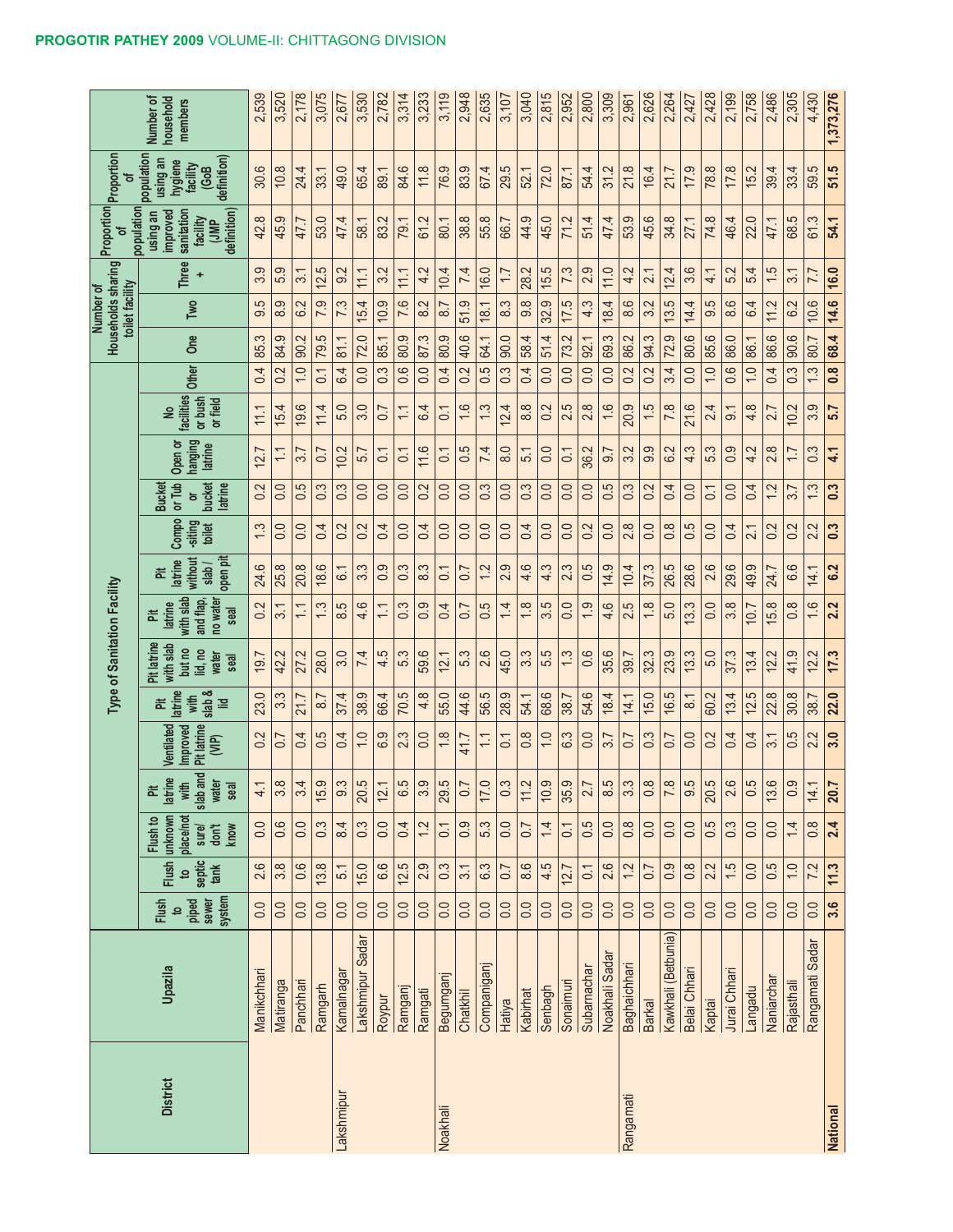PROGOTIR PATHEY 2009 VOLUME-II: CHITTAGONG DIVISION

| District | Upazila | Type of Sanitation Facility | | | | | | | | | | | | | | Number of Households sharing toilet facility | | | Proportion of population using an improved sanitation facility (JMP definition) | Proportion of population using an hygiene facility (GoB definition) | Number of household members |
|---|---|---|---|---|---|---|---|---|---|---|---|---|---|---|---|---|---|---|---|---|---|
| | | Flush to piped sewer system | Flush to septic tank | Flush to unknown place/not sure/ don't know | Pit latrine with slab and water seal | Ventilated Improved Pit latrine (VIP) | Pit latrine with slab & lid | Pit latrine with slab but no lid, no water seal | Pit latrine with slab and flap, no water seal | Pit latrine without slab / open pit | Compo-siting toilet | Bucket or Tub or bucket latrine | Open or hanging latrine | No facilities or bush or field | Other | One | Two | Three + | | | |
| | Manikchhari | 0.0 | 2.6 | 0.0 | 4.1 | 0.2 | 23.0 | 19.7 | 0.2 | 24.6 | 1.3 | 0.2 | 12.7 | 11.1 | 0.4 | 85.3 | 9.5 | 3.9 | 42.8 | 30.6 | 2,539 |
| | Matiranga | 0.0 | 3.8 | 0.6 | 3.8 | 0.7 | 3.3 | 42.2 | 3.1 | 25.8 | 0.0 | 0.0 | 1.1 | 15.4 | 0.2 | 84.9 | 8.9 | 5.9 | 45.9 | 10.8 | 3,520 |
| | Panchhari | 0.0 | 0.6 | 0.0 | 3.4 | 0.4 | 21.7 | 27.2 | 1.1 | 20.8 | 0.0 | 0.5 | 3.7 | 19.6 | 1.0 | 90.2 | 6.2 | 3.1 | 47.7 | 24.4 | 2,178 |
| | Ramgarh | 0.0 | 13.8 | 0.3 | 15.9 | 0.5 | 8.7 | 28.0 | 1.3 | 18.6 | 0.4 | 0.3 | 0.7 | 11.4 | 0.1 | 79.5 | 7.9 | 12.5 | 53.0 | 33.1 | 3,075 |
| Lakshmipur | Kamalnagar | 0.0 | 5.1 | 8.4 | 9.3 | 0.4 | 37.4 | 3.0 | 8.5 | 6.1 | 0.2 | 0.3 | 10.2 | 5.0 | 6.4 | 81.1 | 7.3 | 9.2 | 47.4 | 49.0 | 2,677 |
| | Lakshmipur Sadar | 0.0 | 15.0 | 0.3 | 20.5 | 1.0 | 38.9 | 7.4 | 4.6 | 3.3 | 0.2 | 0.0 | 5.7 | 3.0 | 0.0 | 72.0 | 15.4 | 11.1 | 58.1 | 65.4 | 3,530 |
| | Roypur | 0.0 | 6.6 | 0.0 | 12.1 | 6.9 | 66.4 | 4.5 | 1.1 | 0.9 | 0.4 | 0.0 | 0.1 | 0.7 | 0.3 | 85.1 | 10.9 | 3.2 | 83.2 | 89.1 | 2,782 |
| | Ramganj | 0.0 | 12.5 | 0.4 | 6.5 | 2.3 | 70.5 | 5.3 | 0.3 | 0.3 | 0.0 | 0.0 | 0.1 | 1.1 | 0.6 | 80.9 | 7.6 | 11.1 | 79.1 | 84.6 | 3,314 |
| | Ramgati | 0.0 | 2.9 | 1.2 | 3.9 | 0.0 | 4.8 | 59.6 | 0.9 | 8.3 | 0.4 | 0.2 | 11.6 | 6.4 | 0.0 | 87.3 | 8.2 | 4.2 | 61.2 | 11.8 | 3,233 |
| Noakhali | Begumganj | 0.0 | 0.3 | 0.1 | 29.5 | 1.8 | 55.0 | 12.1 | 0.4 | 0.1 | 0.0 | 0.0 | 0.1 | 0.1 | 0.4 | 80.9 | 8.7 | 10.4 | 80.1 | 76.9 | 3,119 |
| | Chatkhil | 0.0 | 3.1 | 0.9 | 0.7 | 41.7 | 44.6 | 5.3 | 0.7 | 0.7 | 0.0 | 0.0 | 0.5 | 1.6 | 0.2 | 40.6 | 51.9 | 7.4 | 38.8 | 83.9 | 2,948 |
| | Companiganj | 0.0 | 6.3 | 5.3 | 17.0 | 1.1 | 56.5 | 2.6 | 0.5 | 1.2 | 0.0 | 0.3 | 7.4 | 1.3 | 0.5 | 64.1 | 18.1 | 16.0 | 55.8 | 67.4 | 2,635 |
| | Hatiya | 0.0 | 0.7 | 0.0 | 0.3 | 0.1 | 28.9 | 45.0 | 1.4 | 2.9 | 0.0 | 0.0 | 8.0 | 12.4 | 0.3 | 90.0 | 8.3 | 1.7 | 66.7 | 29.5 | 3,107 |
| | Kabirhat | 0.0 | 8.6 | 0.7 | 11.2 | 0.8 | 54.1 | 3.3 | 1.8 | 4.6 | 0.4 | 0.3 | 5.1 | 8.8 | 0.4 | 58.4 | 9.8 | 28.2 | 44.9 | 52.1 | 3,040 |
| | Senbagh | 0.0 | 4.5 | 1.4 | 10.9 | 1.0 | 68.6 | 5.5 | 3.5 | 4.3 | 0.0 | 0.0 | 0.0 | 0.2 | 0.0 | 51.4 | 32.9 | 15.5 | 45.0 | 72.0 | 2,815 |
| | Sonaimuri | 0.0 | 12.7 | 0.1 | 35.9 | 6.3 | 38.7 | 1.3 | 0.0 | 2.3 | 0.0 | 0.0 | 0.1 | 2.5 | 0.0 | 73.2 | 17.5 | 7.3 | 71.2 | 87.1 | 2,952 |
| | Subarnachar | 0.0 | 0.1 | 0.5 | 2.7 | 0.0 | 54.6 | 0.6 | 1.9 | 0.5 | 0.2 | 0.0 | 36.2 | 2.8 | 0.0 | 92.1 | 4.3 | 2.9 | 51.4 | 54.4 | 2,800 |
| | Noakhali Sadar | 0.0 | 2.6 | 0.0 | 8.5 | 3.7 | 18.4 | 35.6 | 4.6 | 14.9 | 0.0 | 0.5 | 9.7 | 1.6 | 0.0 | 69.3 | 18.4 | 11.0 | 47.4 | 31.2 | 3,309 |
| Rangamati | Baghaichhari | 0.0 | 1.2 | 0.8 | 3.3 | 0.7 | 14.1 | 39.7 | 2.5 | 10.4 | 2.8 | 0.3 | 3.2 | 20.9 | 0.2 | 86.2 | 8.6 | 4.2 | 53.9 | 21.8 | 2,961 |
| | Barkal | 0.0 | 0.7 | 0.0 | 0.8 | 0.3 | 15.0 | 32.3 | 1.8 | 37.3 | 0.0 | 0.2 | 9.9 | 1.5 | 0.2 | 94.3 | 3.2 | 2.1 | 45.6 | 16.4 | 2,626 |
| | Kawkhali (Betbunia) | 0.0 | 0.9 | 0.0 | 7.8 | 0.7 | 16.5 | 23.9 | 5.0 | 26.5 | 0.8 | 0.4 | 6.2 | 7.8 | 3.4 | 72.9 | 13.5 | 12.4 | 34.8 | 21.7 | 2,264 |
| | Belai Chhari | 0.0 | 0.8 | 0.0 | 9.5 | 0.0 | 8.1 | 13.3 | 13.3 | 28.6 | 0.5 | 0.0 | 4.3 | 21.6 | 0.0 | 80.6 | 14.4 | 3.6 | 27.1 | 17.9 | 2,427 |
| | Kaptai | 0.0 | 2.2 | 0.5 | 20.5 | 0.2 | 60.2 | 5.0 | 0.0 | 2.6 | 0.0 | 0.1 | 5.3 | 2.4 | 1.0 | 85.6 | 9.5 | 4.1 | 74.8 | 78.8 | 2,428 |
| | Jurai Chhari | 0.0 | 1.5 | 0.3 | 2.6 | 0.4 | 13.4 | 37.3 | 3.8 | 29.6 | 0.4 | 0.0 | 0.9 | 9.1 | 0.6 | 86.0 | 8.6 | 5.2 | 46.4 | 17.8 | 2,199 |
| | Langadu | 0.0 | 0.0 | 0.0 | 0.5 | 0.4 | 12.5 | 13.4 | 10.7 | 49.9 | 2.1 | 0.4 | 4.2 | 4.8 | 1.0 | 86.1 | 6.4 | 5.4 | 22.0 | 15.2 | 2,758 |
| | Naniarchar | 0.0 | 0.5 | 0.0 | 13.6 | 3.1 | 22.8 | 12.2 | 15.8 | 24.7 | 0.2 | 1.2 | 2.8 | 2.7 | 0.4 | 86.6 | 11.2 | 1.5 | 47.1 | 39.4 | 2,486 |
| | Rajasthali | 0.0 | 1.0 | 1.4 | 0.9 | 0.5 | 30.8 | 41.9 | 0.8 | 6.6 | 0.2 | 3.7 | 1.7 | 10.2 | 0.3 | 90.6 | 6.2 | 3.1 | 68.5 | 33.4 | 2,305 |
| | Rangamati Sadar | 0.0 | 7.2 | 0.8 | 14.1 | 2.2 | 38.7 | 12.2 | 1.6 | 14.1 | 2.2 | 1.3 | 0.3 | 3.9 | 1.3 | 80.7 | 10.6 | 7.7 | 61.3 | 59.5 | 4,430 |
| **National** | | **3.6** | **11.3** | **2.4** | **20.7** | **3.0** | **22.0** | **17.3** | **2.2** | **6.2** | **0.3** | **0.3** | **4.1** | **5.7** | **0.8** | **68.4** | **14.6** | **16.0** | **54.1** | **51.5** | **1,373,276** |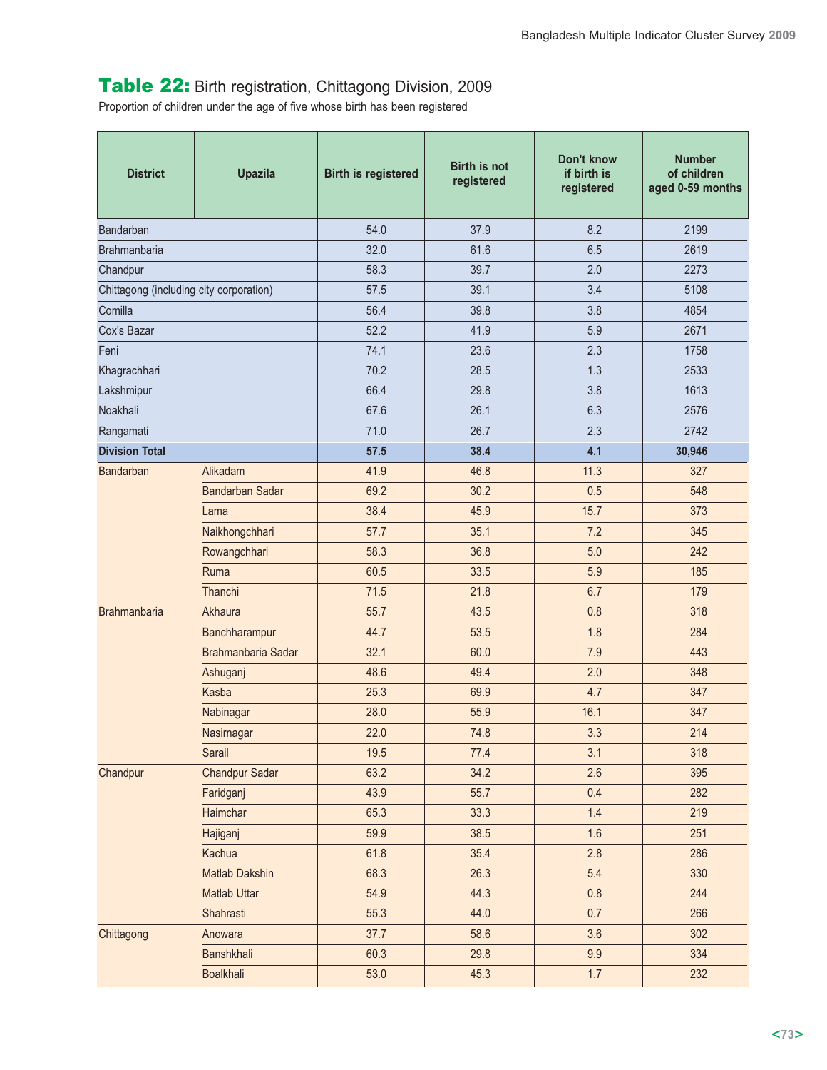## Table 22: Birth registration, Chittagong Division, 2009

Proportion of children under the age of five whose birth has been registered

| District | Upazila | Birth is registered | Birth is not registered | Don't know if birth is registered | Number of children aged 0-59 months |
|---|---|---|---|---|---|
| Bandarban | | 54.0 | 37.9 | 8.2 | 2199 |
| Brahmanbaria | | 32.0 | 61.6 | 6.5 | 2619 |
| Chandpur | | 58.3 | 39.7 | 2.0 | 2273 |
| Chittagong (including city corporation) | | 57.5 | 39.1 | 3.4 | 5108 |
| Comilla | | 56.4 | 39.8 | 3.8 | 4854 |
| Cox's Bazar | | 52.2 | 41.9 | 5.9 | 2671 |
| Feni | | 74.1 | 23.6 | 2.3 | 1758 |
| Khagrachhari | | 70.2 | 28.5 | 1.3 | 2533 |
| Lakshmipur | | 66.4 | 29.8 | 3.8 | 1613 |
| Noakhali | | 67.6 | 26.1 | 6.3 | 2576 |
| Rangamati | | 71.0 | 26.7 | 2.3 | 2742 |
| **Division Total** | | **57.5** | **38.4** | **4.1** | **30,946** |
| Bandarban | Alikadam | 41.9 | 46.8 | 11.3 | 327 |
| | Bandarban Sadar | 69.2 | 30.2 | 0.5 | 548 |
| | Lama | 38.4 | 45.9 | 15.7 | 373 |
| | Naikhongchhari | 57.7 | 35.1 | 7.2 | 345 |
| | Rowangchhari | 58.3 | 36.8 | 5.0 | 242 |
| | Ruma | 60.5 | 33.5 | 5.9 | 185 |
| | Thanchi | 71.5 | 21.8 | 6.7 | 179 |
| Brahmanbaria | Akhaura | 55.7 | 43.5 | 0.8 | 318 |
| | Banchharampur | 44.7 | 53.5 | 1.8 | 284 |
| | Brahmanbaria Sadar | 32.1 | 60.0 | 7.9 | 443 |
| | Ashuganj | 48.6 | 49.4 | 2.0 | 348 |
| | Kasba | 25.3 | 69.9 | 4.7 | 347 |
| | Nabinagar | 28.0 | 55.9 | 16.1 | 347 |
| | Nasirnagar | 22.0 | 74.8 | 3.3 | 214 |
| | Sarail | 19.5 | 77.4 | 3.1 | 318 |
| Chandpur | Chandpur Sadar | 63.2 | 34.2 | 2.6 | 395 |
| | Faridganj | 43.9 | 55.7 | 0.4 | 282 |
| | Haimchar | 65.3 | 33.3 | 1.4 | 219 |
| | Hajiganj | 59.9 | 38.5 | 1.6 | 251 |
| | Kachua | 61.8 | 35.4 | 2.8 | 286 |
| | Matlab Dakshin | 68.3 | 26.3 | 5.4 | 330 |
| | Matlab Uttar | 54.9 | 44.3 | 0.8 | 244 |
| | Shahrasti | 55.3 | 44.0 | 0.7 | 266 |
| Chittagong | Anowara | 37.7 | 58.6 | 3.6 | 302 |
| | Banshkhali | 60.3 | 29.8 | 9.9 | 334 |
| | Boalkhali | 53.0 | 45.3 | 1.7 | 232 |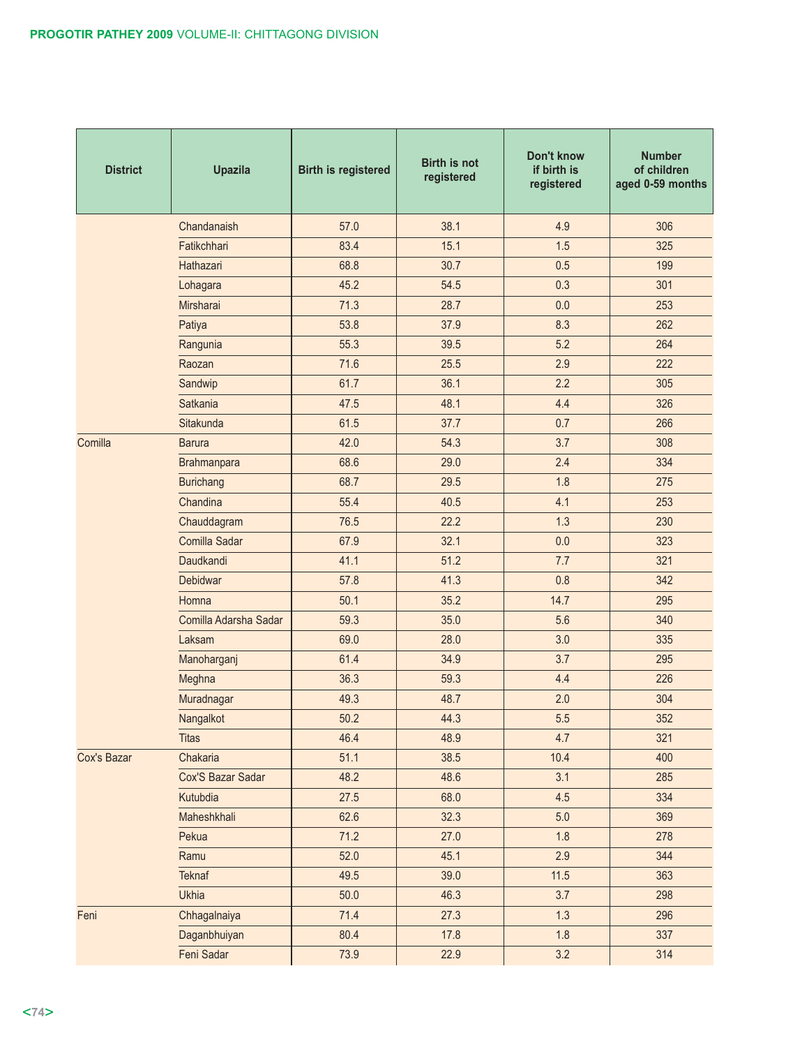| District | Upazila | Birth is registered | Birth is not registered | Don't know if birth is registered | Number of children aged 0-59 months |
|---|---|---|---|---|---|
| | Chandanaish | 57.0 | 38.1 | 4.9 | 306 |
| | Fatikchhari | 83.4 | 15.1 | 1.5 | 325 |
| | Hathazari | 68.8 | 30.7 | 0.5 | 199 |
| | Lohagara | 45.2 | 54.5 | 0.3 | 301 |
| | Mirsharai | 71.3 | 28.7 | 0.0 | 253 |
| | Patiya | 53.8 | 37.9 | 8.3 | 262 |
| | Rangunia | 55.3 | 39.5 | 5.2 | 264 |
| | Raozan | 71.6 | 25.5 | 2.9 | 222 |
| | Sandwip | 61.7 | 36.1 | 2.2 | 305 |
| | Satkania | 47.5 | 48.1 | 4.4 | 326 |
| | Sitakunda | 61.5 | 37.7 | 0.7 | 266 |
| Comilla | Barura | 42.0 | 54.3 | 3.7 | 308 |
| | Brahmanpara | 68.6 | 29.0 | 2.4 | 334 |
| | Burichang | 68.7 | 29.5 | 1.8 | 275 |
| | Chandina | 55.4 | 40.5 | 4.1 | 253 |
| | Chauddagram | 76.5 | 22.2 | 1.3 | 230 |
| | Comilla Sadar | 67.9 | 32.1 | 0.0 | 323 |
| | Daudkandi | 41.1 | 51.2 | 7.7 | 321 |
| | Debidwar | 57.8 | 41.3 | 0.8 | 342 |
| | Homna | 50.1 | 35.2 | 14.7 | 295 |
| | Comilla Adarsha Sadar | 59.3 | 35.0 | 5.6 | 340 |
| | Laksam | 69.0 | 28.0 | 3.0 | 335 |
| | Manoharganj | 61.4 | 34.9 | 3.7 | 295 |
| | Meghna | 36.3 | 59.3 | 4.4 | 226 |
| | Muradnagar | 49.3 | 48.7 | 2.0 | 304 |
| | Nangalkot | 50.2 | 44.3 | 5.5 | 352 |
| | Titas | 46.4 | 48.9 | 4.7 | 321 |
| Cox's Bazar | Chakaria | 51.1 | 38.5 | 10.4 | 400 |
| | Cox'S Bazar Sadar | 48.2 | 48.6 | 3.1 | 285 |
| | Kutubdia | 27.5 | 68.0 | 4.5 | 334 |
| | Maheshkhali | 62.6 | 32.3 | 5.0 | 369 |
| | Pekua | 71.2 | 27.0 | 1.8 | 278 |
| | Ramu | 52.0 | 45.1 | 2.9 | 344 |
| | Teknaf | 49.5 | 39.0 | 11.5 | 363 |
| | Ukhia | 50.0 | 46.3 | 3.7 | 298 |
| Feni | Chhagalnaiya | 71.4 | 27.3 | 1.3 | 296 |
| | Daganbhuiyan | 80.4 | 17.8 | 1.8 | 337 |
| | Feni Sadar | 73.9 | 22.9 | 3.2 | 314 |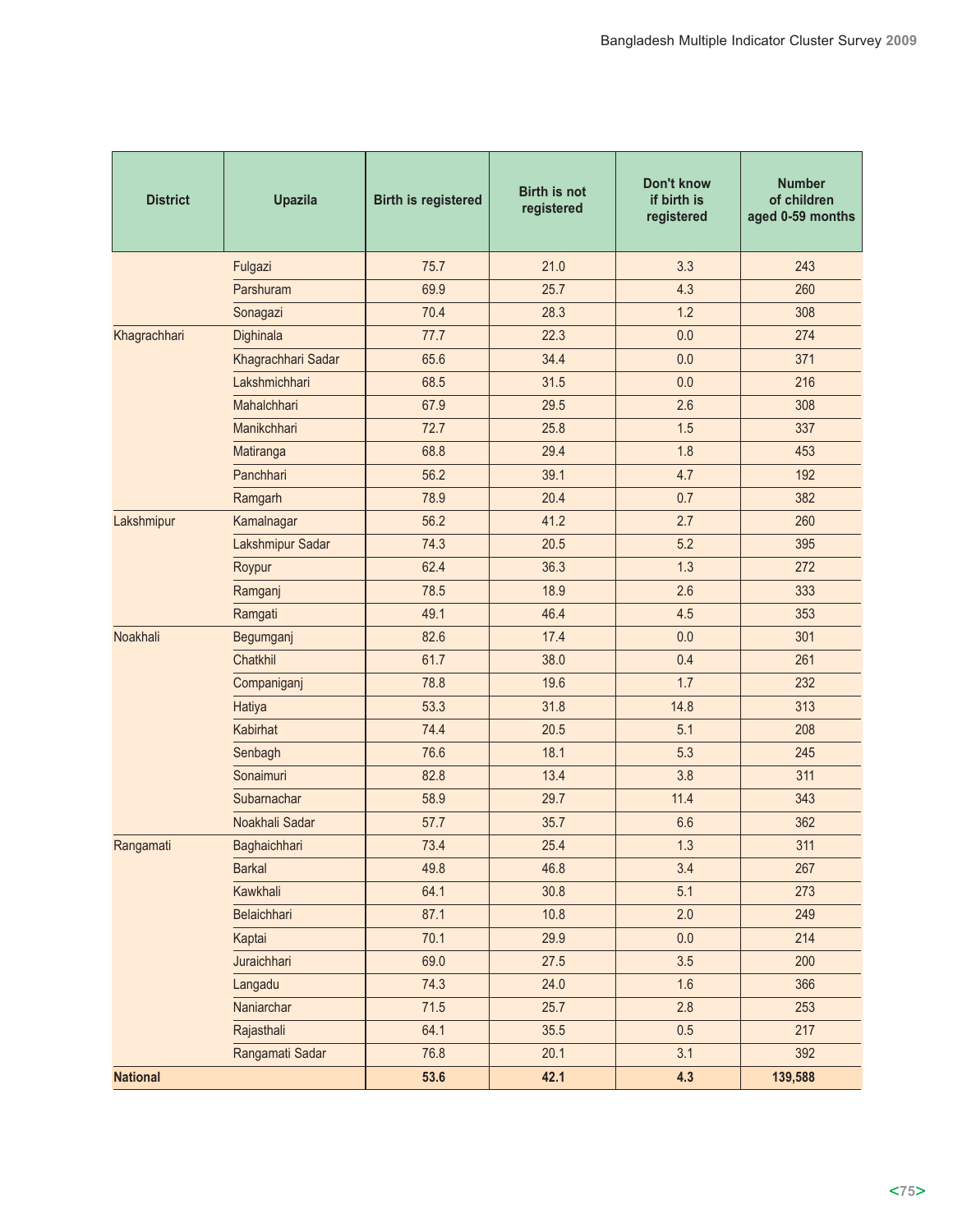| District | Upazila | Birth is registered | Birth is not registered | Don't know if birth is registered | Number of children aged 0-59 months |
|---|---|---|---|---|---|
| | Fulgazi | 75.7 | 21.0 | 3.3 | 243 |
| | Parshuram | 69.9 | 25.7 | 4.3 | 260 |
| | Sonagazi | 70.4 | 28.3 | 1.2 | 308 |
| Khagrachhari | Dighinala | 77.7 | 22.3 | 0.0 | 274 |
| | Khagrachhari Sadar | 65.6 | 34.4 | 0.0 | 371 |
| | Lakshmichhari | 68.5 | 31.5 | 0.0 | 216 |
| | Mahalchhari | 67.9 | 29.5 | 2.6 | 308 |
| | Manikchhari | 72.7 | 25.8 | 1.5 | 337 |
| | Matiranga | 68.8 | 29.4 | 1.8 | 453 |
| | Panchhari | 56.2 | 39.1 | 4.7 | 192 |
| | Ramgarh | 78.9 | 20.4 | 0.7 | 382 |
| Lakshmipur | Kamalnagar | 56.2 | 41.2 | 2.7 | 260 |
| | Lakshmipur Sadar | 74.3 | 20.5 | 5.2 | 395 |
| | Roypur | 62.4 | 36.3 | 1.3 | 272 |
| | Ramganj | 78.5 | 18.9 | 2.6 | 333 |
| | Ramgati | 49.1 | 46.4 | 4.5 | 353 |
| Noakhali | Begumganj | 82.6 | 17.4 | 0.0 | 301 |
| | Chatkhil | 61.7 | 38.0 | 0.4 | 261 |
| | Companiganj | 78.8 | 19.6 | 1.7 | 232 |
| | Hatiya | 53.3 | 31.8 | 14.8 | 313 |
| | Kabirhat | 74.4 | 20.5 | 5.1 | 208 |
| | Senbagh | 76.6 | 18.1 | 5.3 | 245 |
| | Sonaimuri | 82.8 | 13.4 | 3.8 | 311 |
| | Subarnachar | 58.9 | 29.7 | 11.4 | 343 |
| | Noakhali Sadar | 57.7 | 35.7 | 6.6 | 362 |
| Rangamati | Baghaichhari | 73.4 | 25.4 | 1.3 | 311 |
| | Barkal | 49.8 | 46.8 | 3.4 | 267 |
| | Kawkhali | 64.1 | 30.8 | 5.1 | 273 |
| | Belaichhari | 87.1 | 10.8 | 2.0 | 249 |
| | Kaptai | 70.1 | 29.9 | 0.0 | 214 |
| | Juraichhari | 69.0 | 27.5 | 3.5 | 200 |
| | Langadu | 74.3 | 24.0 | 1.6 | 366 |
| | Naniarchar | 71.5 | 25.7 | 2.8 | 253 |
| | Rajasthali | 64.1 | 35.5 | 0.5 | 217 |
| | Rangamati Sadar | 76.8 | 20.1 | 3.1 | 392 |
| **National** | | **53.6** | **42.1** | **4.3** | **139,588** |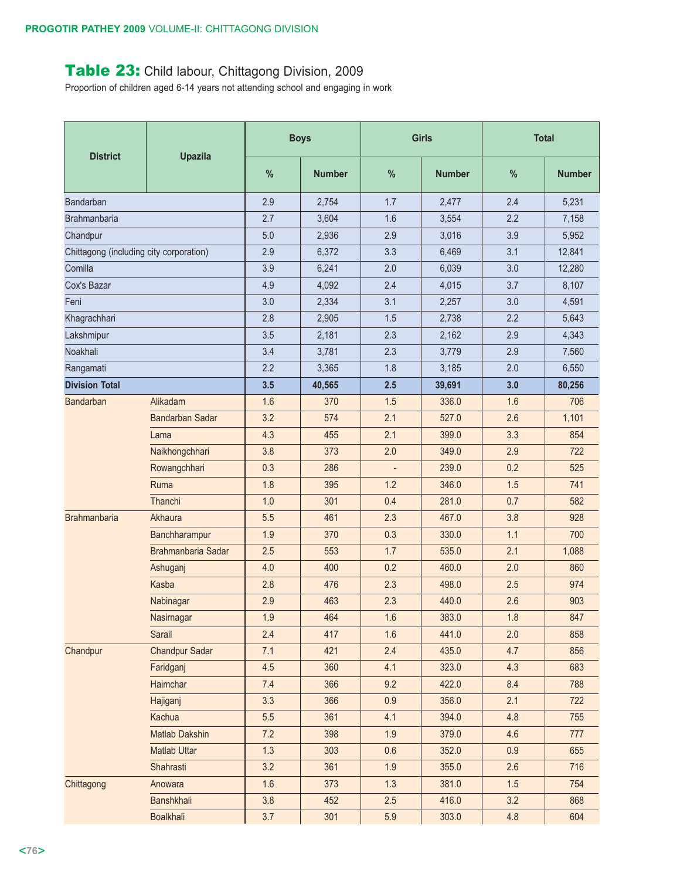## Table 23: Child labour, Chittagong Division, 2009

Proportion of children aged 6-14 years not attending school and engaging in work

| District | Upazila | Boys | | Girls | | Total | |
|---|---|---|---|---|---|---|---|
| | | % | Number | % | Number | % | Number |
| Bandarban | | 2.9 | 2,754 | 1.7 | 2,477 | 2.4 | 5,231 |
| Brahmanbaria | | 2.7 | 3,604 | 1.6 | 3,554 | 2.2 | 7,158 |
| Chandpur | | 5.0 | 2,936 | 2.9 | 3,016 | 3.9 | 5,952 |
| Chittagong (including city corporation) | | 2.9 | 6,372 | 3.3 | 6,469 | 3.1 | 12,841 |
| Comilla | | 3.9 | 6,241 | 2.0 | 6,039 | 3.0 | 12,280 |
| Cox's Bazar | | 4.9 | 4,092 | 2.4 | 4,015 | 3.7 | 8,107 |
| Feni | | 3.0 | 2,334 | 3.1 | 2,257 | 3.0 | 4,591 |
| Khagrachhari | | 2.8 | 2,905 | 1.5 | 2,738 | 2.2 | 5,643 |
| Lakshmipur | | 3.5 | 2,181 | 2.3 | 2,162 | 2.9 | 4,343 |
| Noakhali | | 3.4 | 3,781 | 2.3 | 3,779 | 2.9 | 7,560 |
| Rangamati | | 2.2 | 3,365 | 1.8 | 3,185 | 2.0 | 6,550 |
| **Division Total** | | **3.5** | **40,565** | **2.5** | **39,691** | **3.0** | **80,256** |
| Bandarban | Alikadam | 1.6 | 370 | 1.5 | 336.0 | 1.6 | 706 |
| | Bandarban Sadar | 3.2 | 574 | 2.1 | 527.0 | 2.6 | 1,101 |
| | Lama | 4.3 | 455 | 2.1 | 399.0 | 3.3 | 854 |
| | Naikhongchhari | 3.8 | 373 | 2.0 | 349.0 | 2.9 | 722 |
| | Rowangchhari | 0.3 | 286 | - | 239.0 | 0.2 | 525 |
| | Ruma | 1.8 | 395 | 1.2 | 346.0 | 1.5 | 741 |
| | Thanchi | 1.0 | 301 | 0.4 | 281.0 | 0.7 | 582 |
| Brahmanbaria | Akhaura | 5.5 | 461 | 2.3 | 467.0 | 3.8 | 928 |
| | Banchharampur | 1.9 | 370 | 0.3 | 330.0 | 1.1 | 700 |
| | Brahmanbaria Sadar | 2.5 | 553 | 1.7 | 535.0 | 2.1 | 1,088 |
| | Ashuganj | 4.0 | 400 | 0.2 | 460.0 | 2.0 | 860 |
| | Kasba | 2.8 | 476 | 2.3 | 498.0 | 2.5 | 974 |
| | Nabinagar | 2.9 | 463 | 2.3 | 440.0 | 2.6 | 903 |
| | Nasirnagar | 1.9 | 464 | 1.6 | 383.0 | 1.8 | 847 |
| | Sarail | 2.4 | 417 | 1.6 | 441.0 | 2.0 | 858 |
| Chandpur | Chandpur Sadar | 7.1 | 421 | 2.4 | 435.0 | 4.7 | 856 |
| | Faridganj | 4.5 | 360 | 4.1 | 323.0 | 4.3 | 683 |
| | Haimchar | 7.4 | 366 | 9.2 | 422.0 | 8.4 | 788 |
| | Hajiganj | 3.3 | 366 | 0.9 | 356.0 | 2.1 | 722 |
| | Kachua | 5.5 | 361 | 4.1 | 394.0 | 4.8 | 755 |
| | Matlab Dakshin | 7.2 | 398 | 1.9 | 379.0 | 4.6 | 777 |
| | Matlab Uttar | 1.3 | 303 | 0.6 | 352.0 | 0.9 | 655 |
| | Shahrasti | 3.2 | 361 | 1.9 | 355.0 | 2.6 | 716 |
| Chittagong | Anowara | 1.6 | 373 | 1.3 | 381.0 | 1.5 | 754 |
| | Banshkhali | 3.8 | 452 | 2.5 | 416.0 | 3.2 | 868 |
| | Boalkhali | 3.7 | 301 | 5.9 | 303.0 | 4.8 | 604 |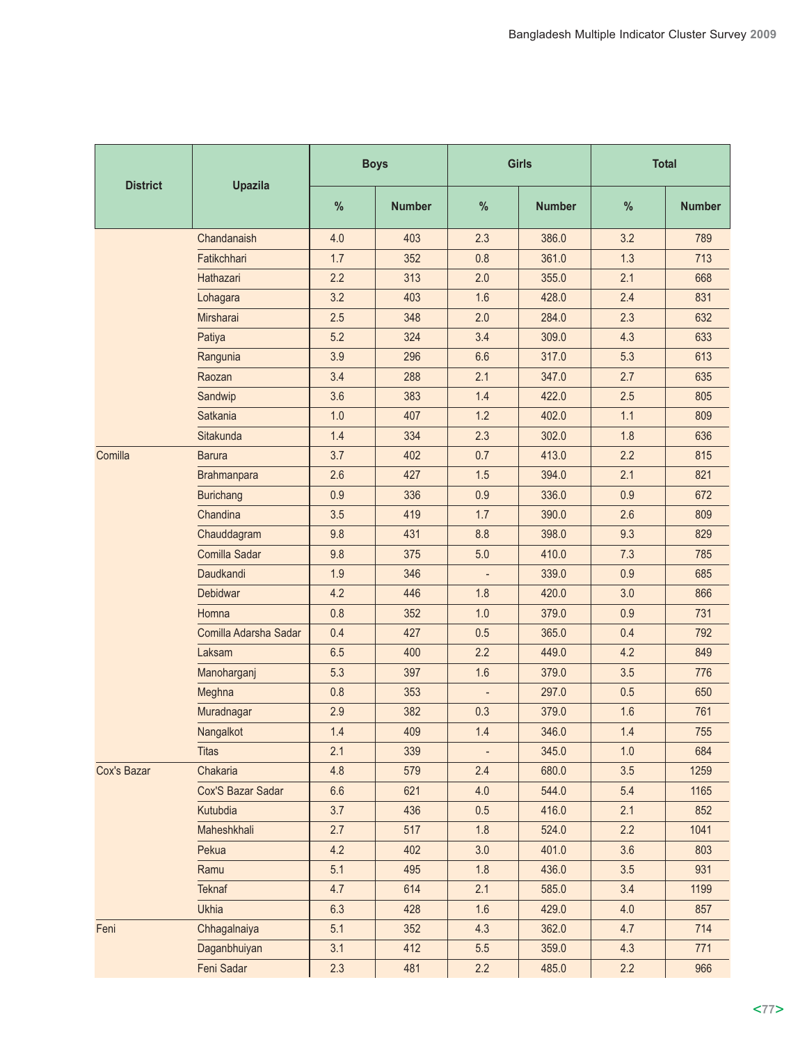| District | Upazila | Boys | | Girls | | Total | |
|---|---|---|---|---|---|---|---|
| | | % | Number | % | Number | % | Number |
| | Chandanaish | 4.0 | 403 | 2.3 | 386.0 | 3.2 | 789 |
| | Fatikchhari | 1.7 | 352 | 0.8 | 361.0 | 1.3 | 713 |
| | Hathazari | 2.2 | 313 | 2.0 | 355.0 | 2.1 | 668 |
| | Lohagara | 3.2 | 403 | 1.6 | 428.0 | 2.4 | 831 |
| | Mirsharai | 2.5 | 348 | 2.0 | 284.0 | 2.3 | 632 |
| | Patiya | 5.2 | 324 | 3.4 | 309.0 | 4.3 | 633 |
| | Rangunia | 3.9 | 296 | 6.6 | 317.0 | 5.3 | 613 |
| | Raozan | 3.4 | 288 | 2.1 | 347.0 | 2.7 | 635 |
| | Sandwip | 3.6 | 383 | 1.4 | 422.0 | 2.5 | 805 |
| | Satkania | 1.0 | 407 | 1.2 | 402.0 | 1.1 | 809 |
| | Sitakunda | 1.4 | 334 | 2.3 | 302.0 | 1.8 | 636 |
| Comilla | Barura | 3.7 | 402 | 0.7 | 413.0 | 2.2 | 815 |
| | Brahmanpara | 2.6 | 427 | 1.5 | 394.0 | 2.1 | 821 |
| | Burichang | 0.9 | 336 | 0.9 | 336.0 | 0.9 | 672 |
| | Chandina | 3.5 | 419 | 1.7 | 390.0 | 2.6 | 809 |
| | Chauddagram | 9.8 | 431 | 8.8 | 398.0 | 9.3 | 829 |
| | Comilla Sadar | 9.8 | 375 | 5.0 | 410.0 | 7.3 | 785 |
| | Daudkandi | 1.9 | 346 | - | 339.0 | 0.9 | 685 |
| | Debidwar | 4.2 | 446 | 1.8 | 420.0 | 3.0 | 866 |
| | Homna | 0.8 | 352 | 1.0 | 379.0 | 0.9 | 731 |
| | Comilla Adarsha Sadar | 0.4 | 427 | 0.5 | 365.0 | 0.4 | 792 |
| | Laksam | 6.5 | 400 | 2.2 | 449.0 | 4.2 | 849 |
| | Manoharganj | 5.3 | 397 | 1.6 | 379.0 | 3.5 | 776 |
| | Meghna | 0.8 | 353 | - | 297.0 | 0.5 | 650 |
| | Muradnagar | 2.9 | 382 | 0.3 | 379.0 | 1.6 | 761 |
| | Nangalkot | 1.4 | 409 | 1.4 | 346.0 | 1.4 | 755 |
| | Titas | 2.1 | 339 | - | 345.0 | 1.0 | 684 |
| Cox's Bazar | Chakaria | 4.8 | 579 | 2.4 | 680.0 | 3.5 | 1259 |
| | Cox'S Bazar Sadar | 6.6 | 621 | 4.0 | 544.0 | 5.4 | 1165 |
| | Kutubdia | 3.7 | 436 | 0.5 | 416.0 | 2.1 | 852 |
| | Maheshkhali | 2.7 | 517 | 1.8 | 524.0 | 2.2 | 1041 |
| | Pekua | 4.2 | 402 | 3.0 | 401.0 | 3.6 | 803 |
| | Ramu | 5.1 | 495 | 1.8 | 436.0 | 3.5 | 931 |
| | Teknaf | 4.7 | 614 | 2.1 | 585.0 | 3.4 | 1199 |
| | Ukhia | 6.3 | 428 | 1.6 | 429.0 | 4.0 | 857 |
| Feni | Chhagalnaiya | 5.1 | 352 | 4.3 | 362.0 | 4.7 | 714 |
| | Daganbhuiyan | 3.1 | 412 | 5.5 | 359.0 | 4.3 | 771 |
| | Feni Sadar | 2.3 | 481 | 2.2 | 485.0 | 2.2 | 966 |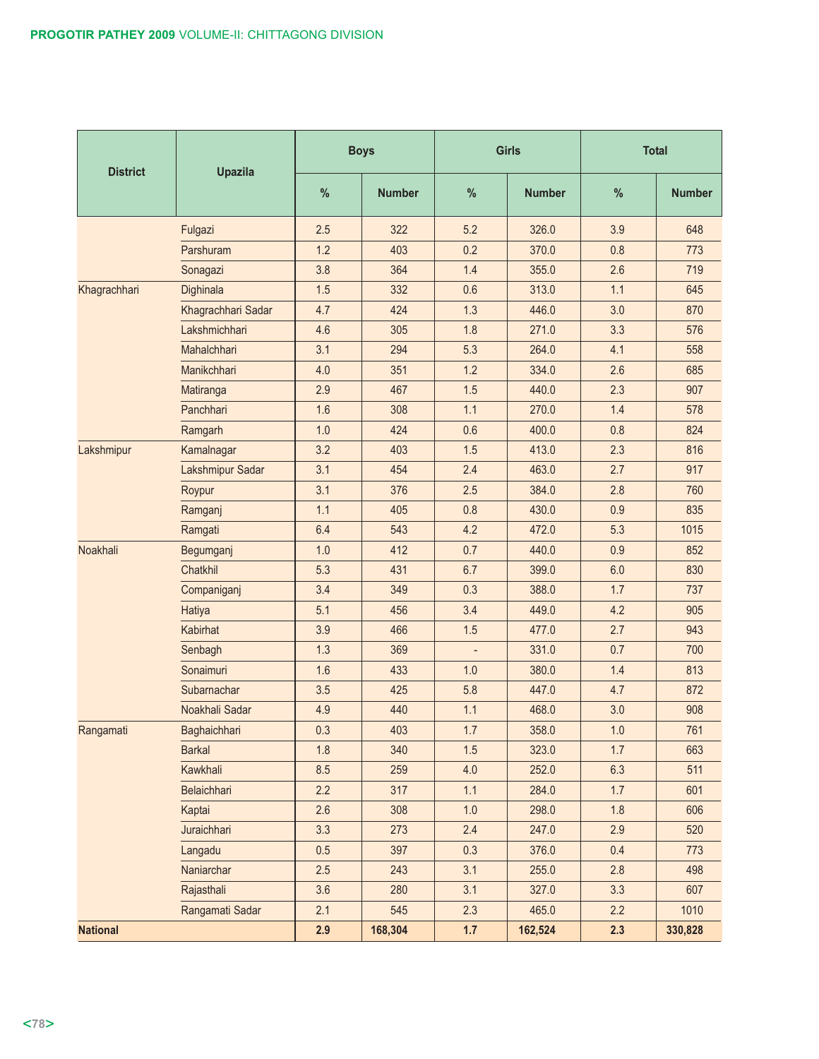| District | Upazila | Boys | | Girls | | Total | |
|---|---|---|---|---|---|---|---|
| | | % | Number | % | Number | % | Number |
| | Fulgazi | 2.5 | 322 | 5.2 | 326.0 | 3.9 | 648 |
| | Parshuram | 1.2 | 403 | 0.2 | 370.0 | 0.8 | 773 |
| | Sonagazi | 3.8 | 364 | 1.4 | 355.0 | 2.6 | 719 |
| Khagrachhari | Dighinala | 1.5 | 332 | 0.6 | 313.0 | 1.1 | 645 |
| | Khagrachhari Sadar | 4.7 | 424 | 1.3 | 446.0 | 3.0 | 870 |
| | Lakshmichhari | 4.6 | 305 | 1.8 | 271.0 | 3.3 | 576 |
| | Mahalchhari | 3.1 | 294 | 5.3 | 264.0 | 4.1 | 558 |
| | Manikchhari | 4.0 | 351 | 1.2 | 334.0 | 2.6 | 685 |
| | Matiranga | 2.9 | 467 | 1.5 | 440.0 | 2.3 | 907 |
| | Panchhari | 1.6 | 308 | 1.1 | 270.0 | 1.4 | 578 |
| | Ramgarh | 1.0 | 424 | 0.6 | 400.0 | 0.8 | 824 |
| Lakshmipur | Kamalnagar | 3.2 | 403 | 1.5 | 413.0 | 2.3 | 816 |
| | Lakshmipur Sadar | 3.1 | 454 | 2.4 | 463.0 | 2.7 | 917 |
| | Roypur | 3.1 | 376 | 2.5 | 384.0 | 2.8 | 760 |
| | Ramganj | 1.1 | 405 | 0.8 | 430.0 | 0.9 | 835 |
| | Ramgati | 6.4 | 543 | 4.2 | 472.0 | 5.3 | 1015 |
| Noakhali | Begumganj | 1.0 | 412 | 0.7 | 440.0 | 0.9 | 852 |
| | Chatkhil | 5.3 | 431 | 6.7 | 399.0 | 6.0 | 830 |
| | Companiganj | 3.4 | 349 | 0.3 | 388.0 | 1.7 | 737 |
| | Hatiya | 5.1 | 456 | 3.4 | 449.0 | 4.2 | 905 |
| | Kabirhat | 3.9 | 466 | 1.5 | 477.0 | 2.7 | 943 |
| | Senbagh | 1.3 | 369 | - | 331.0 | 0.7 | 700 |
| | Sonaimuri | 1.6 | 433 | 1.0 | 380.0 | 1.4 | 813 |
| | Subarnachar | 3.5 | 425 | 5.8 | 447.0 | 4.7 | 872 |
| | Noakhali Sadar | 4.9 | 440 | 1.1 | 468.0 | 3.0 | 908 |
| Rangamati | Baghaichhari | 0.3 | 403 | 1.7 | 358.0 | 1.0 | 761 |
| | Barkal | 1.8 | 340 | 1.5 | 323.0 | 1.7 | 663 |
| | Kawkhali | 8.5 | 259 | 4.0 | 252.0 | 6.3 | 511 |
| | Belaichhari | 2.2 | 317 | 1.1 | 284.0 | 1.7 | 601 |
| | Kaptai | 2.6 | 308 | 1.0 | 298.0 | 1.8 | 606 |
| | Juraichhari | 3.3 | 273 | 2.4 | 247.0 | 2.9 | 520 |
| | Langadu | 0.5 | 397 | 0.3 | 376.0 | 0.4 | 773 |
| | Naniarchar | 2.5 | 243 | 3.1 | 255.0 | 2.8 | 498 |
| | Rajasthali | 3.6 | 280 | 3.1 | 327.0 | 3.3 | 607 |
| | Rangamati Sadar | 2.1 | 545 | 2.3 | 465.0 | 2.2 | 1010 |
| **National** | | **2.9** | **168,304** | **1.7** | **162,524** | **2.3** | **330,828** |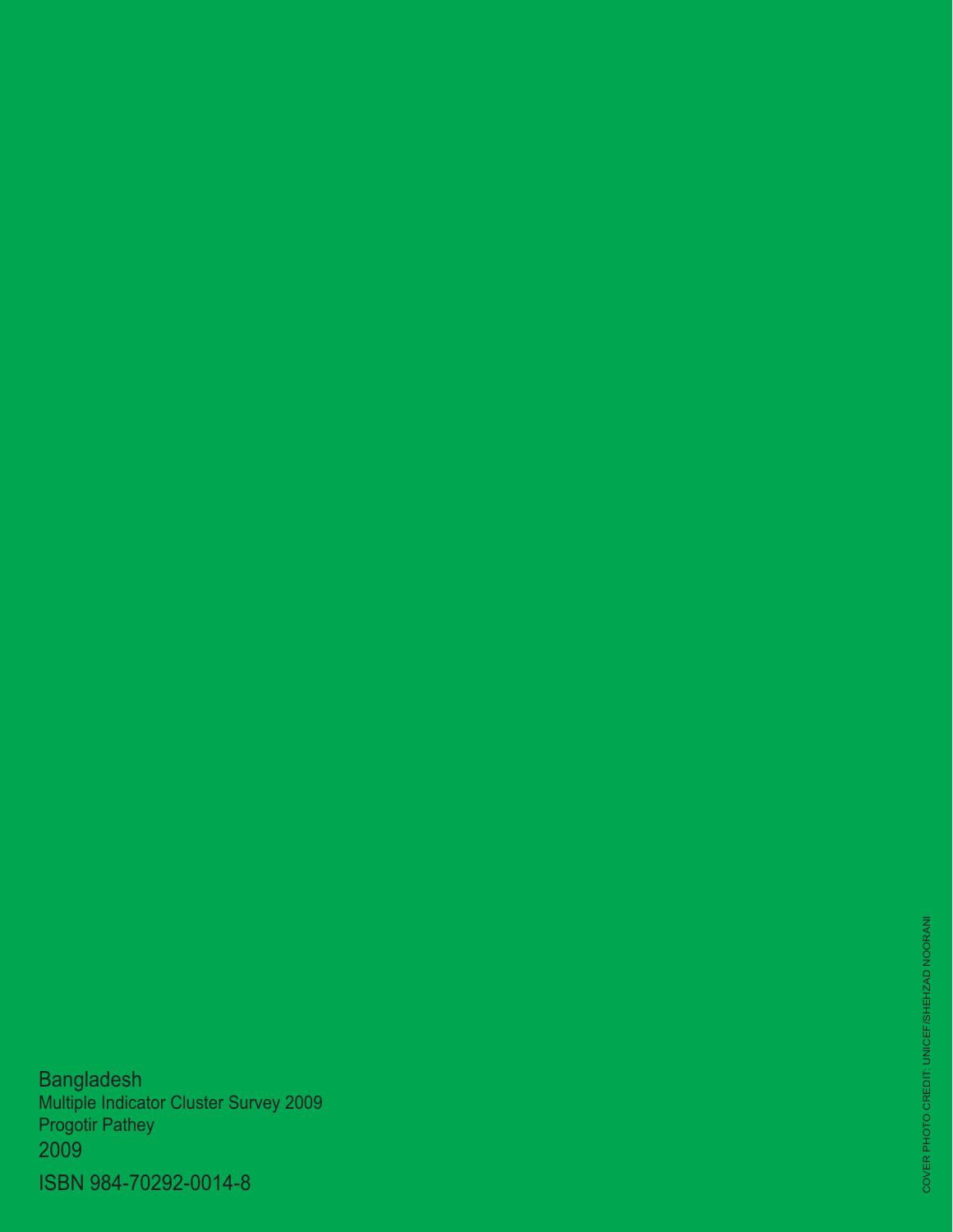Bangladesh
Multiple Indicator Cluster Survey 2009
Progotir Pathey
2009
ISBN 984-70292-0014-8

COVER PHOTO CREDIT: UNICEF/SHEHZAD NOORANI